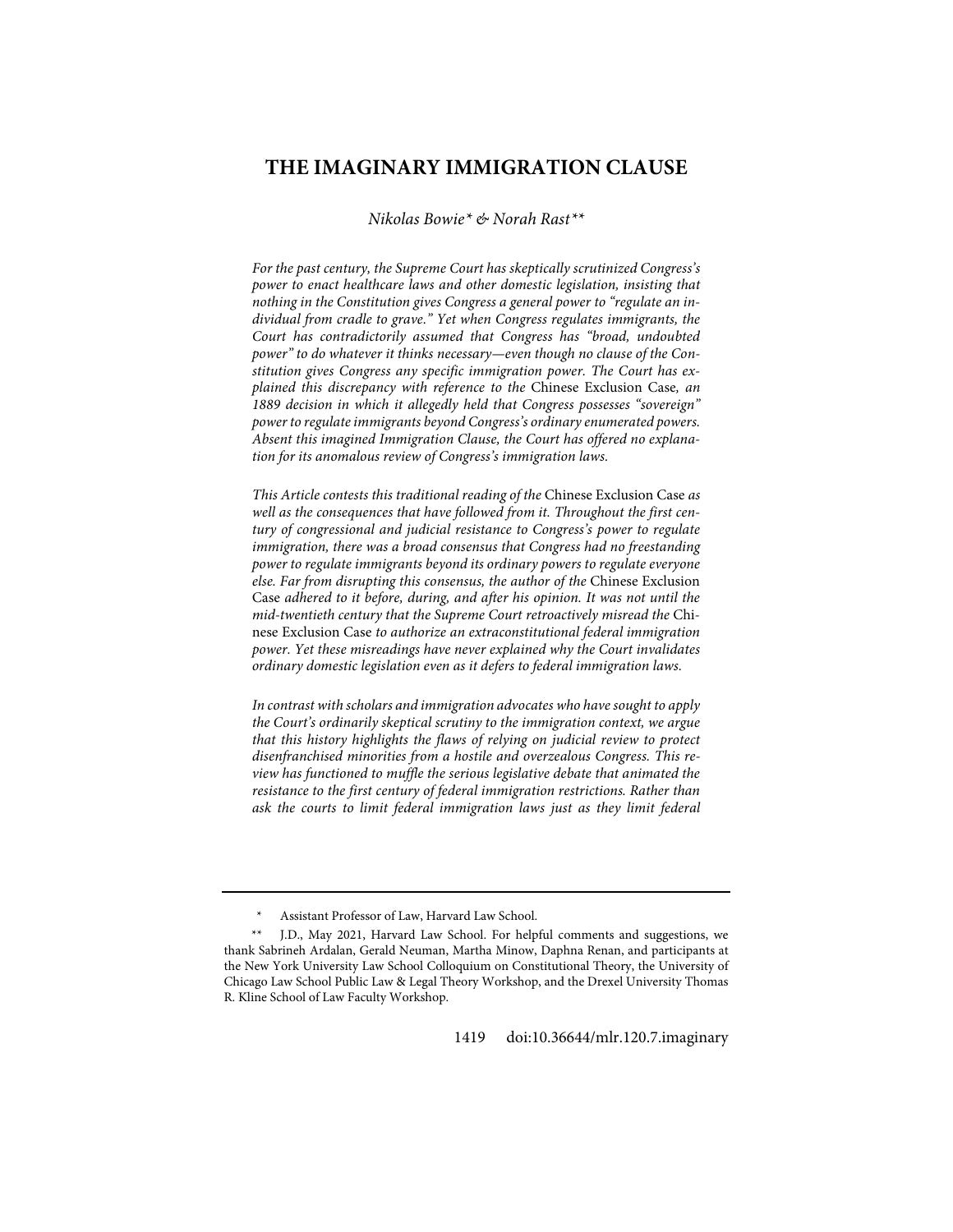# THE IMAGINARY IMMIGRATION CLAUSE

*Nikolas Bowie\* & Norah Rast\*\**

*For the past century, the Supreme Court has skeptically scrutinized Congress's power to enact healthcare laws and other domestic legislation, insisting that nothing in the Constitution gives Congress a general power to "regulate an individual from cradle to grave." Yet when Congress regulates immigrants, the Court has contradictorily assumed that Congress has "broad, undoubted power" to do whatever it thinks necessary—even though no clause of the Constitution gives Congress any specific immigration power. The Court has explained this discrepancy with reference to the* Chinese Exclusion Case*, an 1889 decision in which it allegedly held that Congress possesses "sovereign" power to regulate immigrants beyond Congress's ordinary enumerated powers. Absent this imagined Immigration Clause, the Court has offered no explanation for its anomalous review of Congress's immigration laws.*

*This Article contests this traditional reading of the* Chinese Exclusion Case *as well as the consequences that have followed from it. Throughout the first century of congressional and judicial resistance to Congress's power to regulate immigration, there was a broad consensus that Congress had no freestanding power to regulate immigrants beyond its ordinary powers to regulate everyone else. Far from disrupting this consensus, the author of the* Chinese Exclusion Case *adhered to it before, during, and after his opinion. It was not until the mid-twentieth century that the Supreme Court retroactively misread the* Chinese Exclusion Case *to authorize an extraconstitutional federal immigration power. Yet these misreadings have never explained why the Court invalidates ordinary domestic legislation even as it defers to federal immigration laws.*

*In contrast with scholars and immigration advocates who have sought to apply the Court's ordinarily skeptical scrutiny to the immigration context, we argue that this history highlights the flaws of relying on judicial review to protect disenfranchised minorities from a hostile and overzealous Congress. This review has functioned to muffle the serious legislative debate that animated the resistance to the first century of federal immigration restrictions. Rather than ask the courts to limit federal immigration laws just as they limit federal*

---

\* Assistant Professor of Law, Harvard Law School.

\*\* J.D., May 2021, Harvard Law School. For helpful comments and suggestions, we thank Sabrineh Ardalan, Gerald Neuman, Martha Minow, Daphna Renan, and participants at the New York University Law School Colloquium on Constitutional Theory, the University of Chicago Law School Public Law & Legal Theory Workshop, and the Drexel University Thomas R. Kline School of Law Faculty Workshop.

doi:10.36644/mlr.120.7.imaginary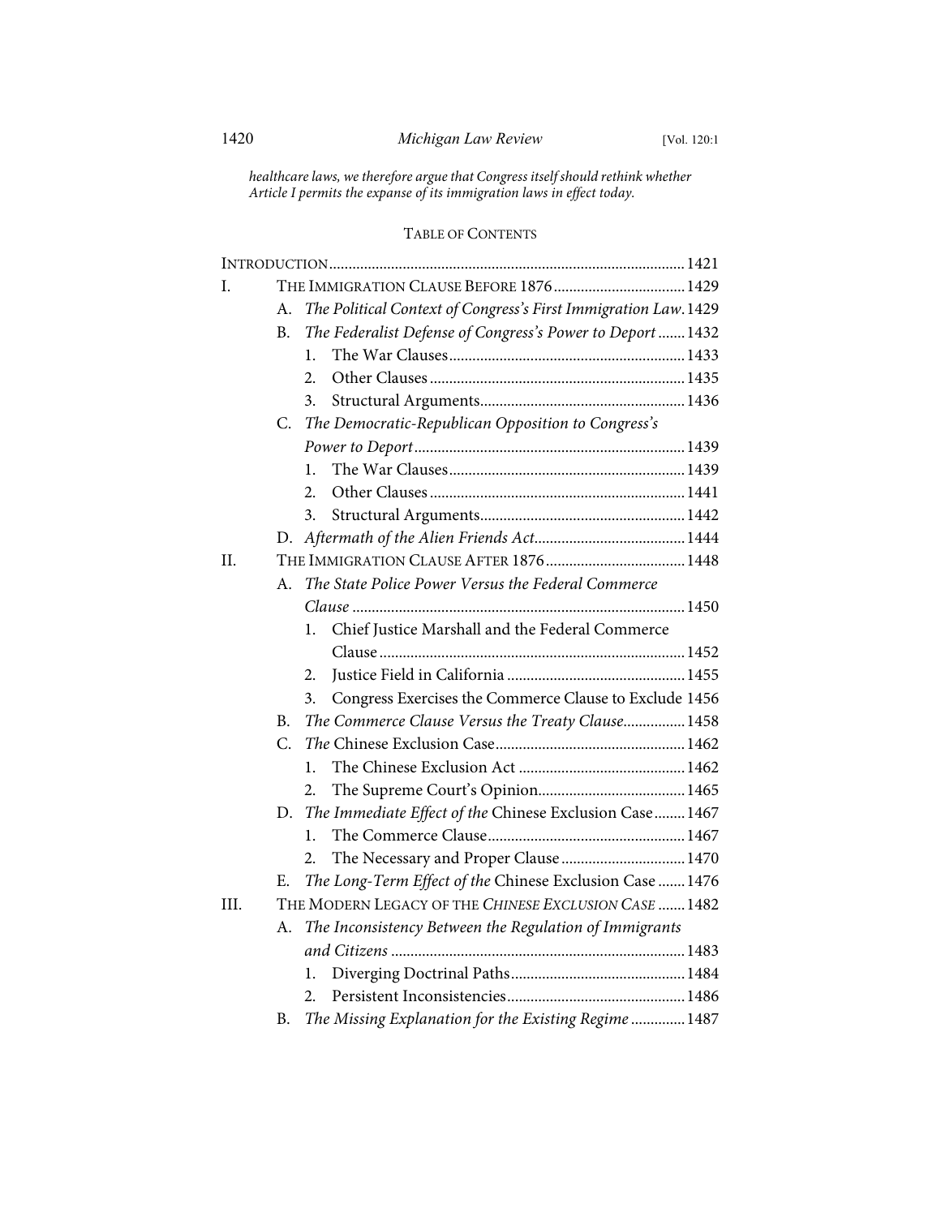*healthcare laws, we therefore argue that Congress itself should rethink whether Article I permits the expanse of its immigration laws in effect today.*

## TABLE OF CONTENTS

INTRODUCTION ... 1421

I. THE IMMIGRATION CLAUSE BEFORE 1876 ... 1429
- A. *The Political Context of Congress's First Immigration Law* ... 1429
- B. *The Federalist Defense of Congress's Power to Deport* ... 1432
  1. The War Clauses ... 1433
  2. Other Clauses ... 1435
  3. Structural Arguments ... 1436
- C. *The Democratic-Republican Opposition to Congress's Power to Deport* ... 1439
  1. The War Clauses ... 1439
  2. Other Clauses ... 1441
  3. Structural Arguments ... 1442
- D. *Aftermath of the Alien Friends Act* ... 1444

II. THE IMMIGRATION CLAUSE AFTER 1876 ... 1448
- A. *The State Police Power Versus the Federal Commerce Clause* ... 1450
  1. Chief Justice Marshall and the Federal Commerce Clause ... 1452
  2. Justice Field in California ... 1455
  3. Congress Exercises the Commerce Clause to Exclude ... 1456
- B. *The Commerce Clause Versus the Treaty Clause* ... 1458
- C. *The* Chinese Exclusion Case ... 1462
  1. The Chinese Exclusion Act ... 1462
  2. The Supreme Court's Opinion ... 1465
- D. *The Immediate Effect of the* Chinese Exclusion Case ... 1467
  1. The Commerce Clause ... 1467
  2. The Necessary and Proper Clause ... 1470
- E. *The Long-Term Effect of the* Chinese Exclusion Case ... 1476

III. THE MODERN LEGACY OF THE *CHINESE EXCLUSION CASE* ... 1482
- A. *The Inconsistency Between the Regulation of Immigrants and Citizens* ... 1483
  1. Diverging Doctrinal Paths ... 1484
  2. Persistent Inconsistencies ... 1486
- B. *The Missing Explanation for the Existing Regime* ... 1487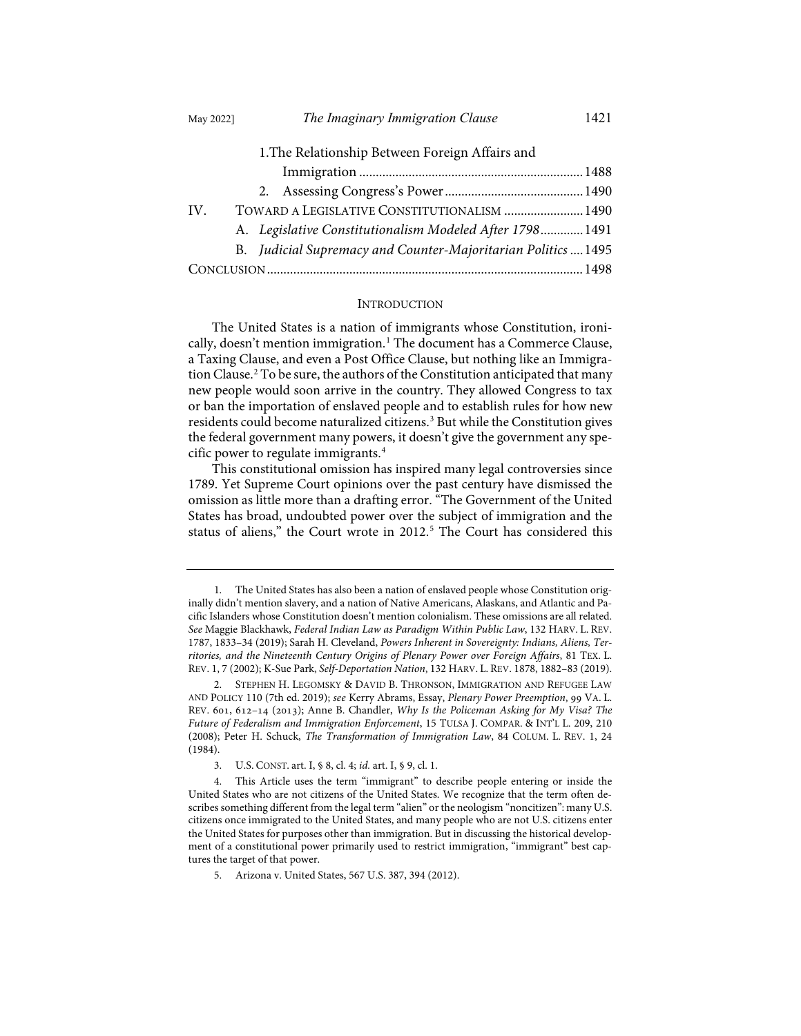1. The Relationship Between Foreign Affairs and Immigration ... 1488
2. Assessing Congress's Power ... 1490

IV. TOWARD A LEGISLATIVE CONSTITUTIONALISM ... 1490
- A. *Legislative Constitutionalism Modeled After 1798* ... 1491
- B. *Judicial Supremacy and Counter-Majoritarian Politics* ... 1495

CONCLUSION ... 1498

## INTRODUCTION

The United States is a nation of immigrants whose Constitution, ironically, doesn't mention immigration.[1] The document has a Commerce Clause, a Taxing Clause, and even a Post Office Clause, but nothing like an Immigration Clause.[2] To be sure, the authors of the Constitution anticipated that many new people would soon arrive in the country. They allowed Congress to tax or ban the importation of enslaved people and to establish rules for how new residents could become naturalized citizens.[3] But while the Constitution gives the federal government many powers, it doesn't give the government any specific power to regulate immigrants.[4]

This constitutional omission has inspired many legal controversies since 1789. Yet Supreme Court opinions over the past century have dismissed the omission as little more than a drafting error. "The Government of the United States has broad, undoubted power over the subject of immigration and the status of aliens," the Court wrote in 2012.[5] The Court has considered this

---

1. The United States has also been a nation of enslaved people whose Constitution originally didn't mention slavery, and a nation of Native Americans, Alaskans, and Atlantic and Pacific Islanders whose Constitution doesn't mention colonialism. These omissions are all related. *See* Maggie Blackhawk, *Federal Indian Law as Paradigm Within Public Law*, 132 HARV. L. REV. 1787, 1833–34 (2019); Sarah H. Cleveland, *Powers Inherent in Sovereignty: Indians, Aliens, Territories, and the Nineteenth Century Origins of Plenary Power over Foreign Affairs*, 81 TEX. L. REV. 1, 7 (2002); K-Sue Park, *Self-Deportation Nation*, 132 HARV. L. REV. 1878, 1882–83 (2019).

2. STEPHEN H. LEGOMSKY & DAVID B. THRONSON, IMMIGRATION AND REFUGEE LAW AND POLICY 110 (7th ed. 2019); *see* Kerry Abrams, Essay, *Plenary Power Preemption*, 99 VA. L. REV. 601, 612–14 (2013); Anne B. Chandler, *Why Is the Policeman Asking for My Visa? The Future of Federalism and Immigration Enforcement*, 15 TULSA J. COMPAR. & INT'L L. 209, 210 (2008); Peter H. Schuck, *The Transformation of Immigration Law*, 84 COLUM. L. REV. 1, 24 (1984).

3. U.S. CONST. art. I, § 8, cl. 4; *id.* art. I, § 9, cl. 1.

4. This Article uses the term "immigrant" to describe people entering or inside the United States who are not citizens of the United States. We recognize that the term often describes something different from the legal term "alien" or the neologism "noncitizen": many U.S. citizens once immigrated to the United States, and many people who are not U.S. citizens enter the United States for purposes other than immigration. But in discussing the historical development of a constitutional power primarily used to restrict immigration, "immigrant" best captures the target of that power.

5. Arizona v. United States, 567 U.S. 387, 394 (2012).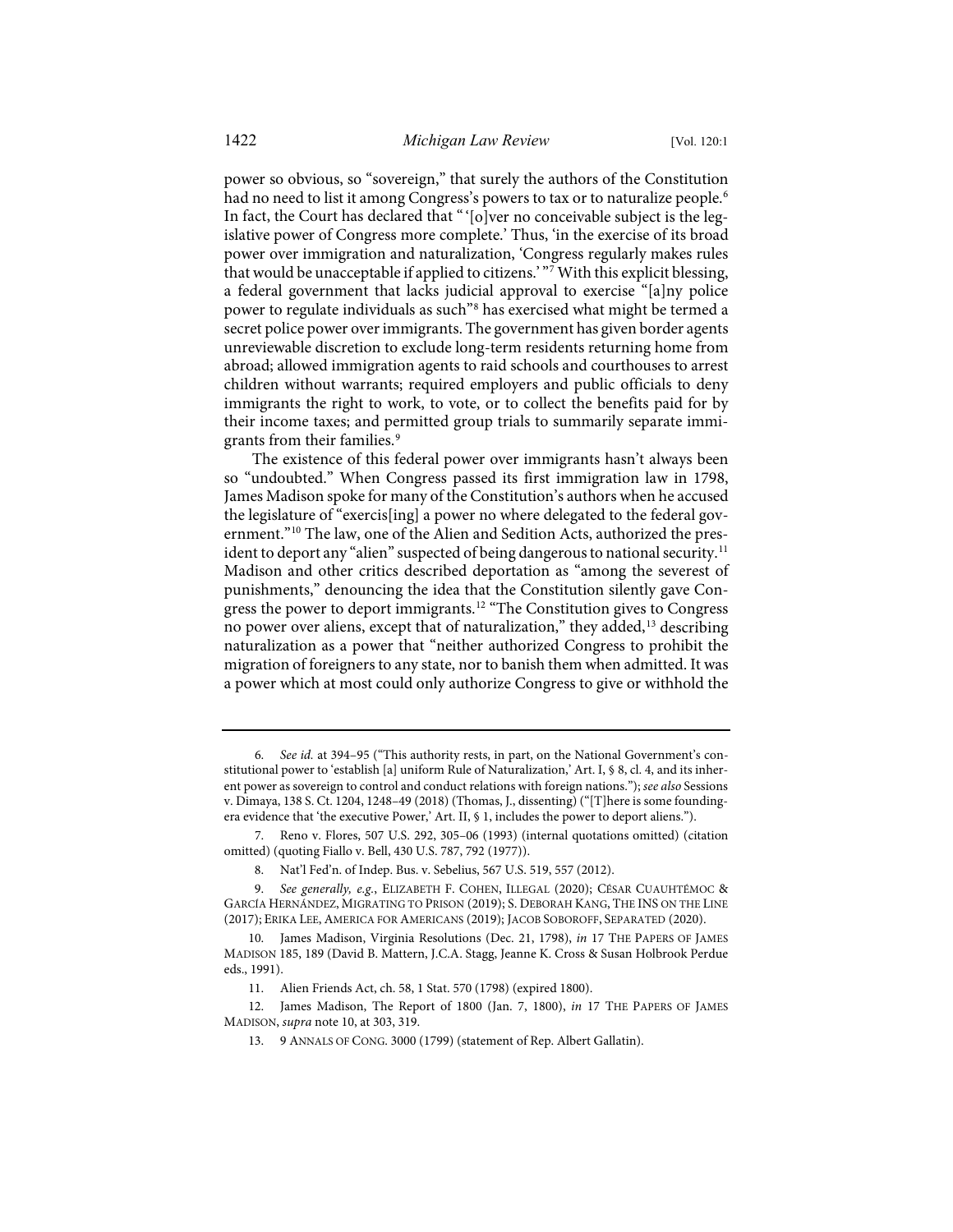power so obvious, so "sovereign," that surely the authors of the Constitution had no need to list it among Congress's powers to tax or to naturalize people.[6] In fact, the Court has declared that "'[o]ver no conceivable subject is the legislative power of Congress more complete.' Thus, 'in the exercise of its broad power over immigration and naturalization, 'Congress regularly makes rules that would be unacceptable if applied to citizens.'"[7] With this explicit blessing, a federal government that lacks judicial approval to exercise "[a]ny police power to regulate individuals as such"[8] has exercised what might be termed a secret police power over immigrants. The government has given border agents unreviewable discretion to exclude long-term residents returning home from abroad; allowed immigration agents to raid schools and courthouses to arrest children without warrants; required employers and public officials to deny immigrants the right to work, to vote, or to collect the benefits paid for by their income taxes; and permitted group trials to summarily separate immigrants from their families.[9]

The existence of this federal power over immigrants hasn't always been so "undoubted." When Congress passed its first immigration law in 1798, James Madison spoke for many of the Constitution's authors when he accused the legislature of "exercis[ing] a power no where delegated to the federal government."[10] The law, one of the Alien and Sedition Acts, authorized the president to deport any "alien" suspected of being dangerous to national security.[11] Madison and other critics described deportation as "among the severest of punishments," denouncing the idea that the Constitution silently gave Congress the power to deport immigrants.[12] "The Constitution gives to Congress no power over aliens, except that of naturalization," they added,[13] describing naturalization as a power that "neither authorized Congress to prohibit the migration of foreigners to any state, nor to banish them when admitted. It was a power which at most could only authorize Congress to give or withhold the

---

6. *See id.* at 394–95 ("This authority rests, in part, on the National Government's constitutional power to 'establish [a] uniform Rule of Naturalization,' Art. I, § 8, cl. 4, and its inherent power as sovereign to control and conduct relations with foreign nations."); *see also* Sessions v. Dimaya, 138 S. Ct. 1204, 1248–49 (2018) (Thomas, J., dissenting) ("[T]here is some founding-era evidence that 'the executive Power,' Art. II, § 1, includes the power to deport aliens.").

7. Reno v. Flores, 507 U.S. 292, 305–06 (1993) (internal quotations omitted) (citation omitted) (quoting Fiallo v. Bell, 430 U.S. 787, 792 (1977)).

8. Nat'l Fed'n. of Indep. Bus. v. Sebelius, 567 U.S. 519, 557 (2012).

9. *See generally, e.g.*, ELIZABETH F. COHEN, ILLEGAL (2020); CÉSAR CUAUHTÉMOC & GARCÍA HERNÁNDEZ, MIGRATING TO PRISON (2019); S. DEBORAH KANG, THE INS ON THE LINE (2017); ERIKA LEE, AMERICA FOR AMERICANS (2019); JACOB SOBOROFF, SEPARATED (2020).

10. James Madison, Virginia Resolutions (Dec. 21, 1798), *in* 17 THE PAPERS OF JAMES MADISON 185, 189 (David B. Mattern, J.C.A. Stagg, Jeanne K. Cross & Susan Holbrook Perdue eds., 1991).

11. Alien Friends Act, ch. 58, 1 Stat. 570 (1798) (expired 1800).

12. James Madison, The Report of 1800 (Jan. 7, 1800), *in* 17 THE PAPERS OF JAMES MADISON, *supra* note 10, at 303, 319.

13. 9 ANNALS OF CONG. 3000 (1799) (statement of Rep. Albert Gallatin).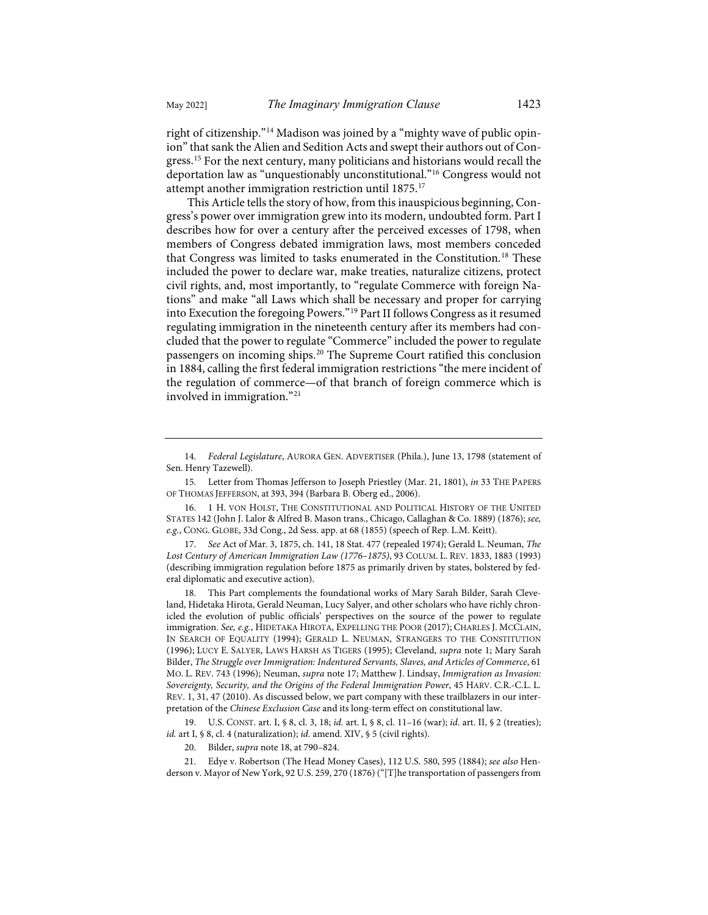right of citizenship."[14] Madison was joined by a "mighty wave of public opinion" that sank the Alien and Sedition Acts and swept their authors out of Congress.[15] For the next century, many politicians and historians would recall the deportation law as "unquestionably unconstitutional."[16] Congress would not attempt another immigration restriction until 1875.[17]

This Article tells the story of how, from this inauspicious beginning, Congress's power over immigration grew into its modern, undoubted form. Part I describes how for over a century after the perceived excesses of 1798, when members of Congress debated immigration laws, most members conceded that Congress was limited to tasks enumerated in the Constitution.[18] These included the power to declare war, make treaties, naturalize citizens, protect civil rights, and, most importantly, to "regulate Commerce with foreign Nations" and make "all Laws which shall be necessary and proper for carrying into Execution the foregoing Powers."[19] Part II follows Congress as it resumed regulating immigration in the nineteenth century after its members had concluded that the power to regulate "Commerce" included the power to regulate passengers on incoming ships.[20] The Supreme Court ratified this conclusion in 1884, calling the first federal immigration restrictions "the mere incident of the regulation of commerce—of that branch of foreign commerce which is involved in immigration."[21]

---

14. *Federal Legislature*, AURORA GEN. ADVERTISER (Phila.), June 13, 1798 (statement of Sen. Henry Tazewell).

15. Letter from Thomas Jefferson to Joseph Priestley (Mar. 21, 1801), *in* 33 THE PAPERS OF THOMAS JEFFERSON, at 393, 394 (Barbara B. Oberg ed., 2006).

16. 1 H. VON HOLST, THE CONSTITUTIONAL AND POLITICAL HISTORY OF THE UNITED STATES 142 (John J. Lalor & Alfred B. Mason trans., Chicago, Callaghan & Co. 1889) (1876); *see, e.g.*, CONG. GLOBE, 33d Cong., 2d Sess. app. at 68 (1855) (speech of Rep. L.M. Keitt).

17. *See* Act of Mar. 3, 1875, ch. 141, 18 Stat. 477 (repealed 1974); Gerald L. Neuman, *The Lost Century of American Immigration Law (1776–1875)*, 93 COLUM. L. REV. 1833, 1883 (1993) (describing immigration regulation before 1875 as primarily driven by states, bolstered by federal diplomatic and executive action).

18. This Part complements the foundational works of Mary Sarah Bilder, Sarah Cleveland, Hidetaka Hirota, Gerald Neuman, Lucy Salyer, and other scholars who have richly chronicled the evolution of public officials' perspectives on the source of the power to regulate immigration. *See, e.g.*, HIDETAKA HIROTA, EXPELLING THE POOR (2017); CHARLES J. MCCLAIN, IN SEARCH OF EQUALITY (1994); GERALD L. NEUMAN, STRANGERS TO THE CONSTITUTION (1996); LUCY E. SALYER, LAWS HARSH AS TIGERS (1995); Cleveland, *supra* note 1; Mary Sarah Bilder, *The Struggle over Immigration: Indentured Servants, Slaves, and Articles of Commerce*, 61 MO. L. REV. 743 (1996); Neuman, *supra* note 17; Matthew J. Lindsay, *Immigration as Invasion: Sovereignty, Security, and the Origins of the Federal Immigration Power*, 45 HARV. C.R.-C.L. L. REV. 1, 31, 47 (2010). As discussed below, we part company with these trailblazers in our interpretation of the *Chinese Exclusion Case* and its long-term effect on constitutional law.

19. U.S. CONST. art. I, § 8, cl. 3, 18; *id.* art. I, § 8, cl. 11–16 (war); *id.* art. II, § 2 (treaties); *id.* art I, § 8, cl. 4 (naturalization); *id.* amend. XIV, § 5 (civil rights).

20. Bilder, *supra* note 18, at 790–824.

21. Edye v. Robertson (The Head Money Cases), 112 U.S. 580, 595 (1884); *see also* Henderson v. Mayor of New York, 92 U.S. 259, 270 (1876) ("[T]he transportation of passengers from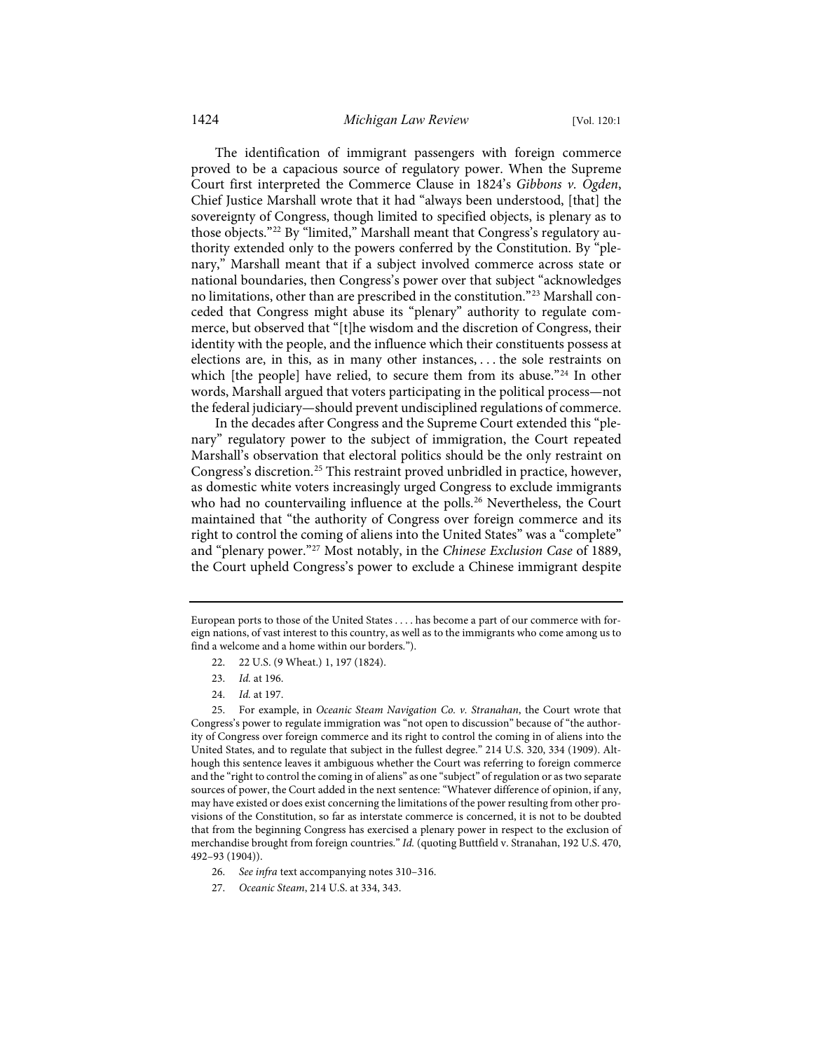The identification of immigrant passengers with foreign commerce proved to be a capacious source of regulatory power. When the Supreme Court first interpreted the Commerce Clause in 1824's *Gibbons v. Ogden*, Chief Justice Marshall wrote that it had "always been understood, [that] the sovereignty of Congress, though limited to specified objects, is plenary as to those objects."[22] By "limited," Marshall meant that Congress's regulatory authority extended only to the powers conferred by the Constitution. By "plenary," Marshall meant that if a subject involved commerce across state or national boundaries, then Congress's power over that subject "acknowledges no limitations, other than are prescribed in the constitution."[23] Marshall conceded that Congress might abuse its "plenary" authority to regulate commerce, but observed that "[t]he wisdom and the discretion of Congress, their identity with the people, and the influence which their constituents possess at elections are, in this, as in many other instances, . . . the sole restraints on which [the people] have relied, to secure them from its abuse."[24] In other words, Marshall argued that voters participating in the political process—not the federal judiciary—should prevent undisciplined regulations of commerce.

In the decades after Congress and the Supreme Court extended this "plenary" regulatory power to the subject of immigration, the Court repeated Marshall's observation that electoral politics should be the only restraint on Congress's discretion.[25] This restraint proved unbridled in practice, however, as domestic white voters increasingly urged Congress to exclude immigrants who had no countervailing influence at the polls.[26] Nevertheless, the Court maintained that "the authority of Congress over foreign commerce and its right to control the coming of aliens into the United States" was a "complete" and "plenary power."[27] Most notably, in the *Chinese Exclusion Case* of 1889, the Court upheld Congress's power to exclude a Chinese immigrant despite

---

European ports to those of the United States . . . . has become a part of our commerce with foreign nations, of vast interest to this country, as well as to the immigrants who come among us to find a welcome and a home within our borders.").

22. 22 U.S. (9 Wheat.) 1, 197 (1824).

23. *Id.* at 196.

24. *Id.* at 197.

25. For example, in *Oceanic Steam Navigation Co. v. Stranahan*, the Court wrote that Congress's power to regulate immigration was "not open to discussion" because of "the authority of Congress over foreign commerce and its right to control the coming in of aliens into the United States, and to regulate that subject in the fullest degree." 214 U.S. 320, 334 (1909). Although this sentence leaves it ambiguous whether the Court was referring to foreign commerce and the "right to control the coming in of aliens" as one "subject" of regulation or as two separate sources of power, the Court added in the next sentence: "Whatever difference of opinion, if any, may have existed or does exist concerning the limitations of the power resulting from other provisions of the Constitution, so far as interstate commerce is concerned, it is not to be doubted that from the beginning Congress has exercised a plenary power in respect to the exclusion of merchandise brought from foreign countries." *Id.* (quoting Buttfield v. Stranahan, 192 U.S. 470, 492–93 (1904)).

26. *See infra* text accompanying notes 310–316.

27. *Oceanic Steam*, 214 U.S. at 334, 343.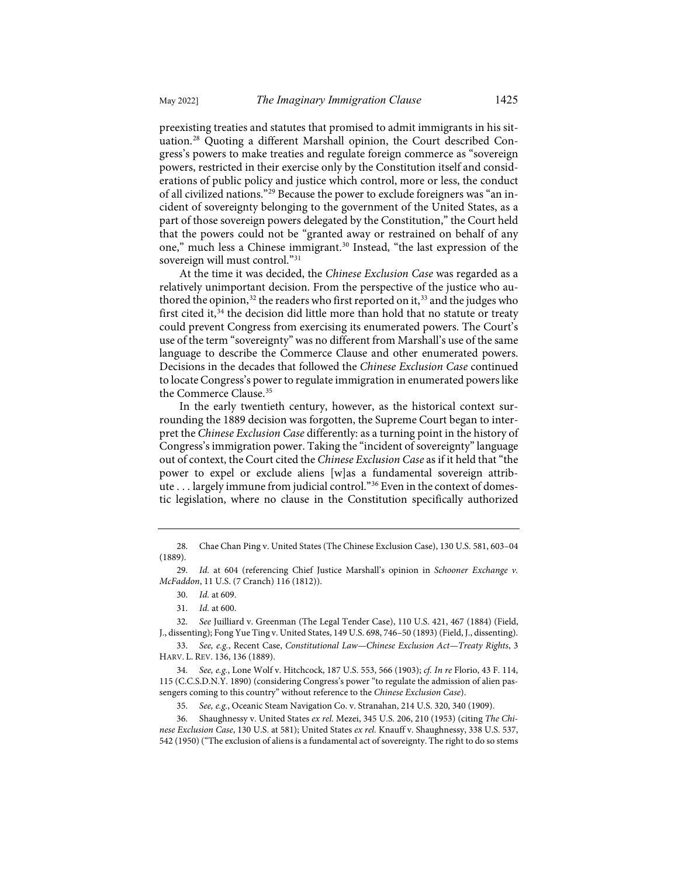preexisting treaties and statutes that promised to admit immigrants in his situation.[28] Quoting a different Marshall opinion, the Court described Congress's powers to make treaties and regulate foreign commerce as "sovereign powers, restricted in their exercise only by the Constitution itself and considerations of public policy and justice which control, more or less, the conduct of all civilized nations."[29] Because the power to exclude foreigners was "an incident of sovereignty belonging to the government of the United States, as a part of those sovereign powers delegated by the Constitution," the Court held that the powers could not be "granted away or restrained on behalf of any one," much less a Chinese immigrant.[30] Instead, "the last expression of the sovereign will must control."[31]

At the time it was decided, the *Chinese Exclusion Case* was regarded as a relatively unimportant decision. From the perspective of the justice who authored the opinion,[32] the readers who first reported on it,[33] and the judges who first cited it,[34] the decision did little more than hold that no statute or treaty could prevent Congress from exercising its enumerated powers. The Court's use of the term "sovereignty" was no different from Marshall's use of the same language to describe the Commerce Clause and other enumerated powers. Decisions in the decades that followed the *Chinese Exclusion Case* continued to locate Congress's power to regulate immigration in enumerated powers like the Commerce Clause.[35]

In the early twentieth century, however, as the historical context surrounding the 1889 decision was forgotten, the Supreme Court began to interpret the *Chinese Exclusion Case* differently: as a turning point in the history of Congress's immigration power. Taking the "incident of sovereignty" language out of context, the Court cited the *Chinese Exclusion Case* as if it held that "the power to expel or exclude aliens [w]as a fundamental sovereign attribute . . . largely immune from judicial control."[36] Even in the context of domestic legislation, where no clause in the Constitution specifically authorized

---

28. Chae Chan Ping v. United States (The Chinese Exclusion Case), 130 U.S. 581, 603–04 (1889).

29. *Id.* at 604 (referencing Chief Justice Marshall's opinion in *Schooner Exchange v. McFaddon*, 11 U.S. (7 Cranch) 116 (1812)).

30. *Id.* at 609.

31. *Id.* at 600.

32. *See* Juilliard v. Greenman (The Legal Tender Case), 110 U.S. 421, 467 (1884) (Field, J., dissenting); Fong Yue Ting v. United States, 149 U.S. 698, 746–50 (1893) (Field, J., dissenting).

33. *See, e.g.*, Recent Case, *Constitutional Law—Chinese Exclusion Act—Treaty Rights*, 3 HARV. L. REV. 136, 136 (1889).

34. *See, e.g.*, Lone Wolf v. Hitchcock, 187 U.S. 553, 566 (1903); *cf. In re* Florio, 43 F. 114, 115 (C.C.S.D.N.Y. 1890) (considering Congress's power "to regulate the admission of alien passengers coming to this country" without reference to the *Chinese Exclusion Case*).

35. *See, e.g.*, Oceanic Steam Navigation Co. v. Stranahan, 214 U.S. 320, 340 (1909).

36. Shaughnessy v. United States *ex rel.* Mezei, 345 U.S. 206, 210 (1953) (citing *The Chinese Exclusion Case*, 130 U.S. at 581); United States *ex rel.* Knauff v. Shaughnessy, 338 U.S. 537, 542 (1950) ("The exclusion of aliens is a fundamental act of sovereignty. The right to do so stems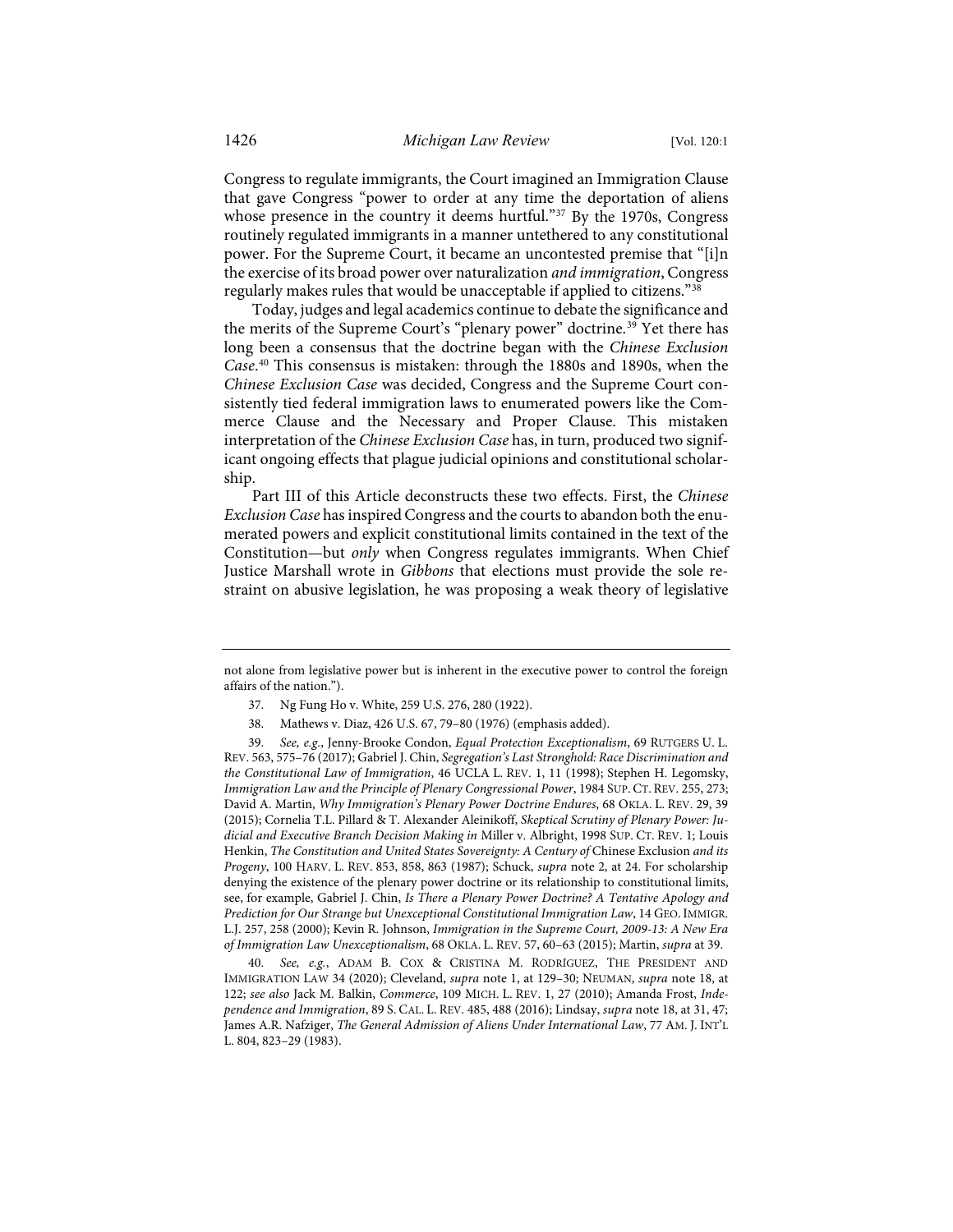Congress to regulate immigrants, the Court imagined an Immigration Clause that gave Congress "power to order at any time the deportation of aliens whose presence in the country it deems hurtful."[37] By the 1970s, Congress routinely regulated immigrants in a manner untethered to any constitutional power. For the Supreme Court, it became an uncontested premise that "[i]n the exercise of its broad power over naturalization *and immigration*, Congress regularly makes rules that would be unacceptable if applied to citizens."[38]

Today, judges and legal academics continue to debate the significance and the merits of the Supreme Court's "plenary power" doctrine.[39] Yet there has long been a consensus that the doctrine began with the *Chinese Exclusion Case*.[40] This consensus is mistaken: through the 1880s and 1890s, when the *Chinese Exclusion Case* was decided, Congress and the Supreme Court consistently tied federal immigration laws to enumerated powers like the Commerce Clause and the Necessary and Proper Clause. This mistaken interpretation of the *Chinese Exclusion Case* has, in turn, produced two significant ongoing effects that plague judicial opinions and constitutional scholarship.

Part III of this Article deconstructs these two effects. First, the *Chinese Exclusion Case* has inspired Congress and the courts to abandon both the enumerated powers and explicit constitutional limits contained in the text of the Constitution—but *only* when Congress regulates immigrants. When Chief Justice Marshall wrote in *Gibbons* that elections must provide the sole restraint on abusive legislation, he was proposing a weak theory of legislative

---

not alone from legislative power but is inherent in the executive power to control the foreign affairs of the nation.").

37. Ng Fung Ho v. White, 259 U.S. 276, 280 (1922).

38. Mathews v. Diaz, 426 U.S. 67, 79–80 (1976) (emphasis added).

39. *See, e.g.*, Jenny-Brooke Condon, *Equal Protection Exceptionalism*, 69 RUTGERS U. L. REV. 563, 575–76 (2017); Gabriel J. Chin, *Segregation's Last Stronghold: Race Discrimination and the Constitutional Law of Immigration*, 46 UCLA L. REV. 1, 11 (1998); Stephen H. Legomsky, *Immigration Law and the Principle of Plenary Congressional Power*, 1984 SUP. CT. REV. 255, 273; David A. Martin, *Why Immigration's Plenary Power Doctrine Endures*, 68 OKLA. L. REV. 29, 39 (2015); Cornelia T.L. Pillard & T. Alexander Aleinikoff, *Skeptical Scrutiny of Plenary Power: Judicial and Executive Branch Decision Making in* Miller v. Albright, 1998 SUP. CT. REV. 1; Louis Henkin, *The Constitution and United States Sovereignty: A Century of* Chinese Exclusion *and its Progeny*, 100 HARV. L. REV. 853, 858, 863 (1987); Schuck, *supra* note 2, at 24. For scholarship denying the existence of the plenary power doctrine or its relationship to constitutional limits, see, for example, Gabriel J. Chin, *Is There a Plenary Power Doctrine? A Tentative Apology and Prediction for Our Strange but Unexceptional Constitutional Immigration Law*, 14 GEO. IMMIGR. L.J. 257, 258 (2000); Kevin R. Johnson, *Immigration in the Supreme Court, 2009-13: A New Era of Immigration Law Unexceptionalism*, 68 OKLA. L. REV. 57, 60–63 (2015); Martin, *supra* at 39.

40. *See, e.g.*, ADAM B. COX & CRISTINA M. RODRÍGUEZ, THE PRESIDENT AND IMMIGRATION LAW 34 (2020); Cleveland, *supra* note 1, at 129–30; NEUMAN, *supra* note 18, at 122; *see also* Jack M. Balkin, *Commerce*, 109 MICH. L. REV. 1, 27 (2010); Amanda Frost, *Independence and Immigration*, 89 S. CAL. L. REV. 485, 488 (2016); Lindsay, *supra* note 18, at 31, 47; James A.R. Nafziger, *The General Admission of Aliens Under International Law*, 77 AM. J. INT'L L. 804, 823–29 (1983).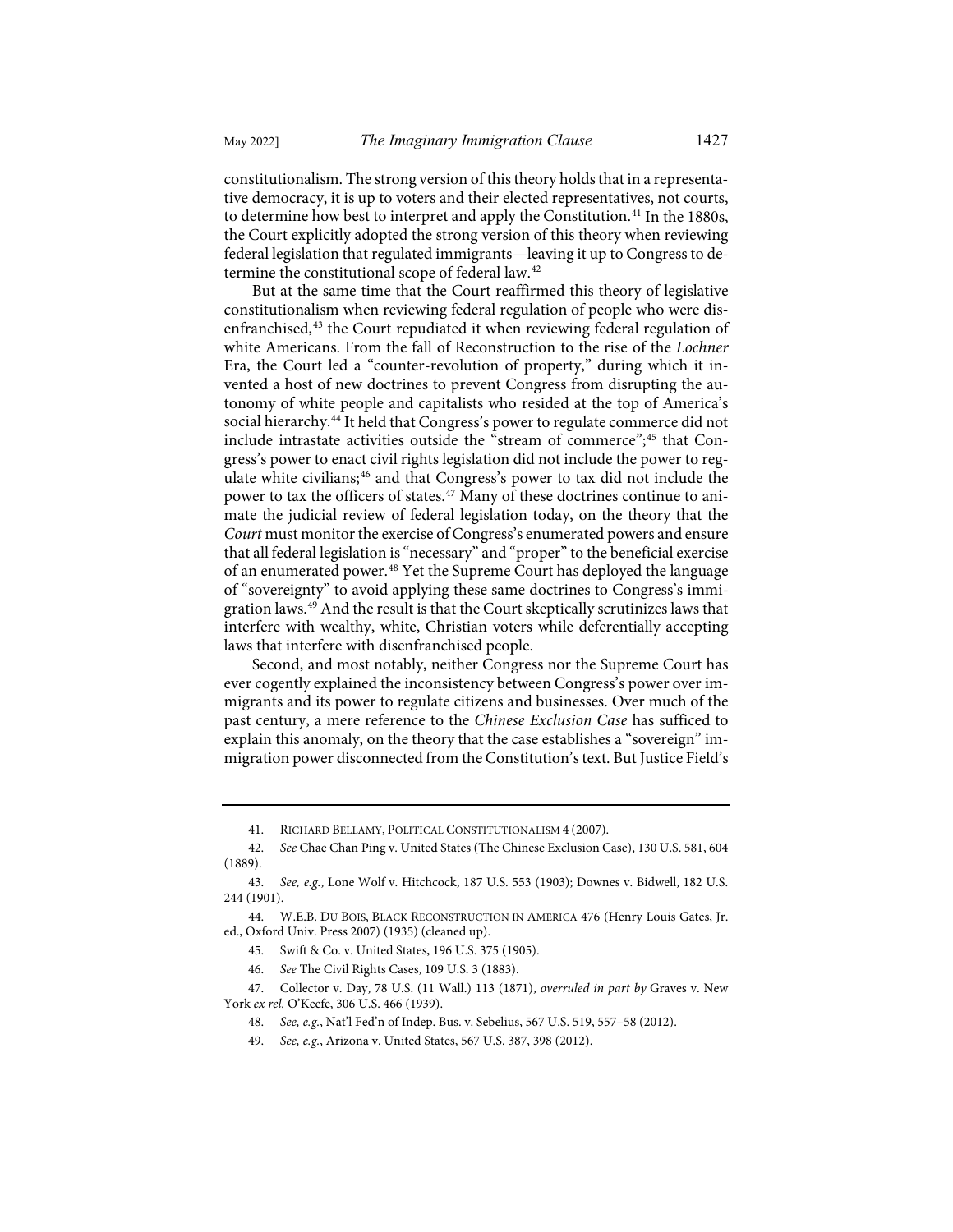constitutionalism. The strong version of this theory holds that in a representative democracy, it is up to voters and their elected representatives, not courts, to determine how best to interpret and apply the Constitution.[41] In the 1880s, the Court explicitly adopted the strong version of this theory when reviewing federal legislation that regulated immigrants—leaving it up to Congress to determine the constitutional scope of federal law.[42]

But at the same time that the Court reaffirmed this theory of legislative constitutionalism when reviewing federal regulation of people who were disenfranchised,[43] the Court repudiated it when reviewing federal regulation of white Americans. From the fall of Reconstruction to the rise of the *Lochner* Era, the Court led a "counter-revolution of property," during which it invented a host of new doctrines to prevent Congress from disrupting the autonomy of white people and capitalists who resided at the top of America's social hierarchy.[44] It held that Congress's power to regulate commerce did not include intrastate activities outside the "stream of commerce";[45] that Congress's power to enact civil rights legislation did not include the power to regulate white civilians;[46] and that Congress's power to tax did not include the power to tax the officers of states.[47] Many of these doctrines continue to animate the judicial review of federal legislation today, on the theory that the *Court* must monitor the exercise of Congress's enumerated powers and ensure that all federal legislation is "necessary" and "proper" to the beneficial exercise of an enumerated power.[48] Yet the Supreme Court has deployed the language of "sovereignty" to avoid applying these same doctrines to Congress's immigration laws.[49] And the result is that the Court skeptically scrutinizes laws that interfere with wealthy, white, Christian voters while deferentially accepting laws that interfere with disenfranchised people.

Second, and most notably, neither Congress nor the Supreme Court has ever cogently explained the inconsistency between Congress's power over immigrants and its power to regulate citizens and businesses. Over much of the past century, a mere reference to the *Chinese Exclusion Case* has sufficed to explain this anomaly, on the theory that the case establishes a "sovereign" immigration power disconnected from the Constitution's text. But Justice Field's

---

41. Richard Bellamy, Political Constitutionalism 4 (2007).

42. *See* Chae Chan Ping v. United States (The Chinese Exclusion Case), 130 U.S. 581, 604 (1889).

43. *See, e.g.*, Lone Wolf v. Hitchcock, 187 U.S. 553 (1903); Downes v. Bidwell, 182 U.S. 244 (1901).

44. W.E.B. Du Bois, Black Reconstruction in America 476 (Henry Louis Gates, Jr. ed., Oxford Univ. Press 2007) (1935) (cleaned up).

45. Swift & Co. v. United States, 196 U.S. 375 (1905).

46. *See* The Civil Rights Cases, 109 U.S. 3 (1883).

47. Collector v. Day, 78 U.S. (11 Wall.) 113 (1871), *overruled in part by* Graves v. New York *ex rel.* O'Keefe, 306 U.S. 466 (1939).

48. *See, e.g.*, Nat'l Fed'n of Indep. Bus. v. Sebelius, 567 U.S. 519, 557–58 (2012).

49. *See, e.g.*, Arizona v. United States, 567 U.S. 387, 398 (2012).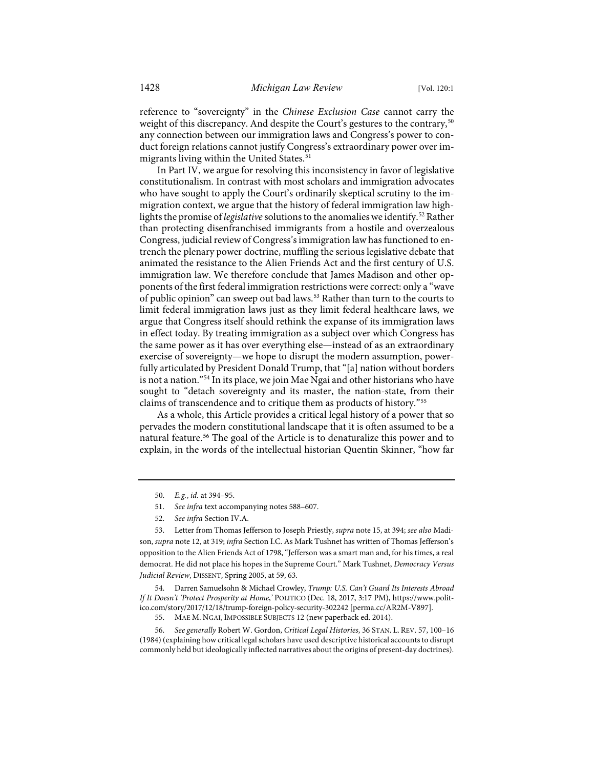reference to "sovereignty" in the *Chinese Exclusion Case* cannot carry the weight of this discrepancy. And despite the Court's gestures to the contrary,[50] any connection between our immigration laws and Congress's power to conduct foreign relations cannot justify Congress's extraordinary power over immigrants living within the United States.[51]

In Part IV, we argue for resolving this inconsistency in favor of legislative constitutionalism. In contrast with most scholars and immigration advocates who have sought to apply the Court's ordinarily skeptical scrutiny to the immigration context, we argue that the history of federal immigration law highlights the promise of *legislative* solutions to the anomalies we identify.[52] Rather than protecting disenfranchised immigrants from a hostile and overzealous Congress, judicial review of Congress's immigration law has functioned to entrench the plenary power doctrine, muffling the serious legislative debate that animated the resistance to the Alien Friends Act and the first century of U.S. immigration law. We therefore conclude that James Madison and other opponents of the first federal immigration restrictions were correct: only a "wave of public opinion" can sweep out bad laws.[53] Rather than turn to the courts to limit federal immigration laws just as they limit federal healthcare laws, we argue that Congress itself should rethink the expanse of its immigration laws in effect today. By treating immigration as a subject over which Congress has the same power as it has over everything else—instead of as an extraordinary exercise of sovereignty—we hope to disrupt the modern assumption, powerfully articulated by President Donald Trump, that "[a] nation without borders is not a nation."[54] In its place, we join Mae Ngai and other historians who have sought to "detach sovereignty and its master, the nation-state, from their claims of transcendence and to critique them as products of history."[55]

As a whole, this Article provides a critical legal history of a power that so pervades the modern constitutional landscape that it is often assumed to be a natural feature.[56] The goal of the Article is to denaturalize this power and to explain, in the words of the intellectual historian Quentin Skinner, "how far

---

50. *E.g.*, *id.* at 394–95.

51. *See infra* text accompanying notes 588–607.

52. *See infra* Section IV.A.

53. Letter from Thomas Jefferson to Joseph Priestly, *supra* note 15, at 394; *see also* Madison, *supra* note 12, at 319; *infra* Section I.C. As Mark Tushnet has written of Thomas Jefferson's opposition to the Alien Friends Act of 1798, "Jefferson was a smart man and, for his times, a real democrat. He did not place his hopes in the Supreme Court." Mark Tushnet, *Democracy Versus Judicial Review*, DISSENT, Spring 2005, at 59, 63.

54. Darren Samuelsohn & Michael Crowley, *Trump: U.S. Can't Guard Its Interests Abroad If It Doesn't 'Protect Prosperity at Home*,*'* POLITICO (Dec. 18, 2017, 3:17 PM), https://www.politico.com/story/2017/12/18/trump-foreign-policy-security-302242 [perma.cc/AR2M-V897].

55. MAE M. NGAI, IMPOSSIBLE SUBJECTS 12 (new paperback ed. 2014).

56. *See generally* Robert W. Gordon, *Critical Legal Histories*, 36 STAN. L. REV. 57, 100–16 (1984) (explaining how critical legal scholars have used descriptive historical accounts to disrupt commonly held but ideologically inflected narratives about the origins of present-day doctrines).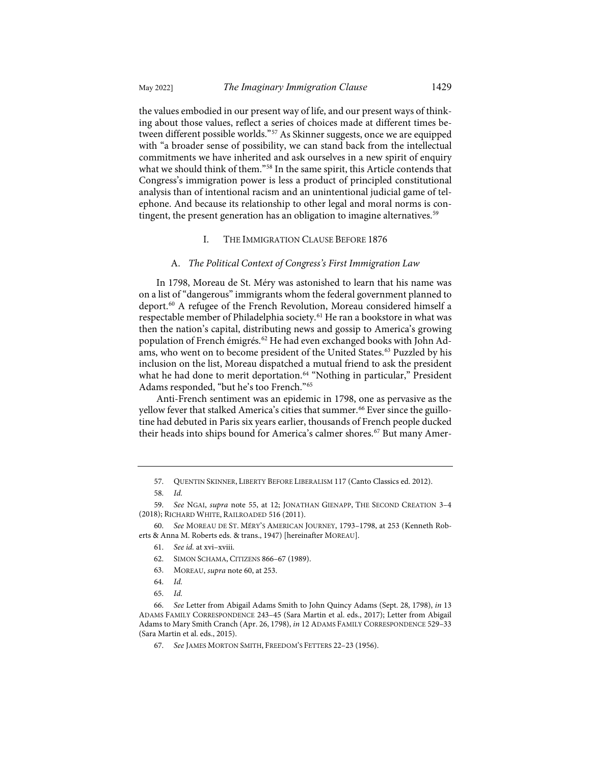the values embodied in our present way of life, and our present ways of thinking about those values, reflect a series of choices made at different times between different possible worlds."[57] As Skinner suggests, once we are equipped with "a broader sense of possibility, we can stand back from the intellectual commitments we have inherited and ask ourselves in a new spirit of enquiry what we should think of them."[58] In the same spirit, this Article contends that Congress's immigration power is less a product of principled constitutional analysis than of intentional racism and an unintentional judicial game of telephone. And because its relationship to other legal and moral norms is contingent, the present generation has an obligation to imagine alternatives.[59]

## I. THE IMMIGRATION CLAUSE BEFORE 1876

### A. *The Political Context of Congress's First Immigration Law*

In 1798, Moreau de St. Méry was astonished to learn that his name was on a list of "dangerous" immigrants whom the federal government planned to deport.[60] A refugee of the French Revolution, Moreau considered himself a respectable member of Philadelphia society.[61] He ran a bookstore in what was then the nation's capital, distributing news and gossip to America's growing population of French émigrés.[62] He had even exchanged books with John Adams, who went on to become president of the United States.[63] Puzzled by his inclusion on the list, Moreau dispatched a mutual friend to ask the president what he had done to merit deportation.[64] "Nothing in particular," President Adams responded, "but he's too French."[65]

Anti-French sentiment was an epidemic in 1798, one as pervasive as the yellow fever that stalked America's cities that summer.[66] Ever since the guillotine had debuted in Paris six years earlier, thousands of French people ducked their heads into ships bound for America's calmer shores.[67] But many Amer-

---

57. QUENTIN SKINNER, LIBERTY BEFORE LIBERALISM 117 (Canto Classics ed. 2012).

58. *Id.*

59. *See* NGAI, *supra* note 55, at 12; JONATHAN GIENAPP, THE SECOND CREATION 3–4 (2018); RICHARD WHITE, RAILROADED 516 (2011).

60. *See* MOREAU DE ST. MÉRY'S AMERICAN JOURNEY, 1793–1798, at 253 (Kenneth Roberts & Anna M. Roberts eds. & trans., 1947) [hereinafter MOREAU].

61. *See id.* at xvi–xviii.

62. SIMON SCHAMA, CITIZENS 866–67 (1989).

63. MOREAU, *supra* note 60, at 253.

64. *Id.*

65. *Id.*

66. *See* Letter from Abigail Adams Smith to John Quincy Adams (Sept. 28, 1798), *in* 13 ADAMS FAMILY CORRESPONDENCE 243–45 (Sara Martin et al. eds., 2017); Letter from Abigail Adams to Mary Smith Cranch (Apr. 26, 1798), *in* 12 ADAMS FAMILY CORRESPONDENCE 529–33 (Sara Martin et al. eds., 2015).

67. *See* JAMES MORTON SMITH, FREEDOM'S FETTERS 22–23 (1956).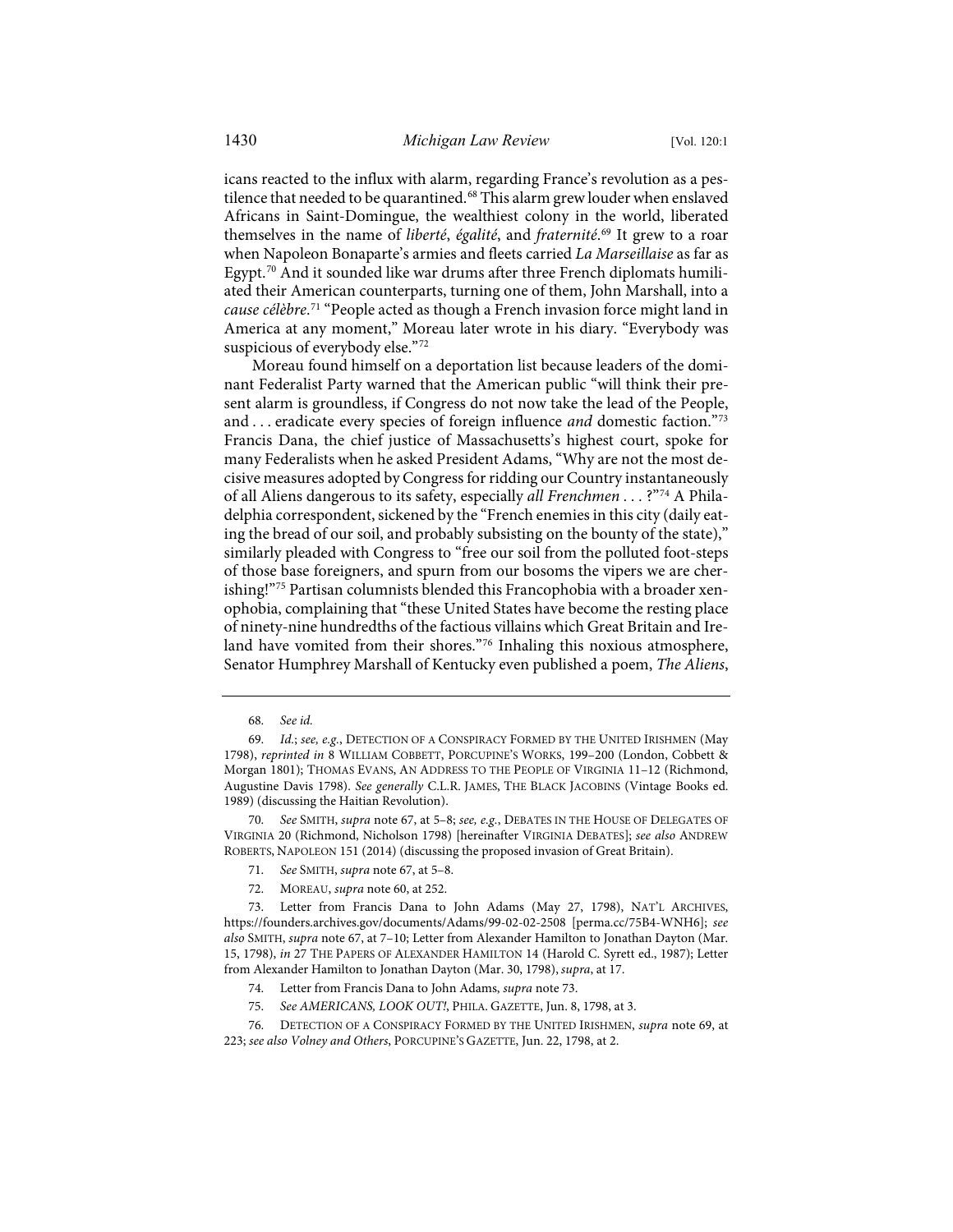icans reacted to the influx with alarm, regarding France's revolution as a pestilence that needed to be quarantined.[68] This alarm grew louder when enslaved Africans in Saint-Domingue, the wealthiest colony in the world, liberated themselves in the name of *liberté*, *égalité*, and *fraternité*.[69] It grew to a roar when Napoleon Bonaparte's armies and fleets carried *La Marseillaise* as far as Egypt.[70] And it sounded like war drums after three French diplomats humiliated their American counterparts, turning one of them, John Marshall, into a *cause célèbre*.[71] "People acted as though a French invasion force might land in America at any moment," Moreau later wrote in his diary. "Everybody was suspicious of everybody else."[72]

Moreau found himself on a deportation list because leaders of the dominant Federalist Party warned that the American public "will think their present alarm is groundless, if Congress do not now take the lead of the People, and . . . eradicate every species of foreign influence *and* domestic faction."[73] Francis Dana, the chief justice of Massachusetts's highest court, spoke for many Federalists when he asked President Adams, "Why are not the most decisive measures adopted by Congress for ridding our Country instantaneously of all Aliens dangerous to its safety, especially *all Frenchmen* . . . ?"[74] A Philadelphia correspondent, sickened by the "French enemies in this city (daily eating the bread of our soil, and probably subsisting on the bounty of the state)," similarly pleaded with Congress to "free our soil from the polluted foot-steps of those base foreigners, and spurn from our bosoms the vipers we are cherishing!"[75] Partisan columnists blended this Francophobia with a broader xenophobia, complaining that "these United States have become the resting place of ninety-nine hundredths of the factious villains which Great Britain and Ireland have vomited from their shores."[76] Inhaling this noxious atmosphere, Senator Humphrey Marshall of Kentucky even published a poem, *The Aliens*,

---

68. *See id.*

69. *Id.*; *see, e.g.*, DETECTION OF A CONSPIRACY FORMED BY THE UNITED IRISHMEN (May 1798), *reprinted in* 8 WILLIAM COBBETT, PORCUPINE'S WORKS, 199–200 (London, Cobbett & Morgan 1801); THOMAS EVANS, AN ADDRESS TO THE PEOPLE OF VIRGINIA 11–12 (Richmond, Augustine Davis 1798). *See generally* C.L.R. JAMES, THE BLACK JACOBINS (Vintage Books ed. 1989) (discussing the Haitian Revolution).

70. *See* SMITH, *supra* note 67, at 5–8; *see, e.g.*, DEBATES IN THE HOUSE OF DELEGATES OF VIRGINIA 20 (Richmond, Nicholson 1798) [hereinafter VIRGINIA DEBATES]; *see also* ANDREW ROBERTS, NAPOLEON 151 (2014) (discussing the proposed invasion of Great Britain).

71. *See* SMITH, *supra* note 67, at 5–8.

72. MOREAU, *supra* note 60, at 252.

73. Letter from Francis Dana to John Adams (May 27, 1798), NAT'L ARCHIVES, https://founders.archives.gov/documents/Adams/99-02-02-2508 [perma.cc/75B4-WNH6]; *see also* SMITH, *supra* note 67, at 7–10; Letter from Alexander Hamilton to Jonathan Dayton (Mar. 15, 1798), *in* 27 THE PAPERS OF ALEXANDER HAMILTON 14 (Harold C. Syrett ed., 1987); Letter from Alexander Hamilton to Jonathan Dayton (Mar. 30, 1798), *supra*, at 17.

74. Letter from Francis Dana to John Adams, *supra* note 73.

75. *See AMERICANS, LOOK OUT!*, PHILA. GAZETTE, Jun. 8, 1798, at 3.

76. DETECTION OF A CONSPIRACY FORMED BY THE UNITED IRISHMEN, *supra* note 69, at 223; *see also Volney and Others*, PORCUPINE'S GAZETTE, Jun. 22, 1798, at 2.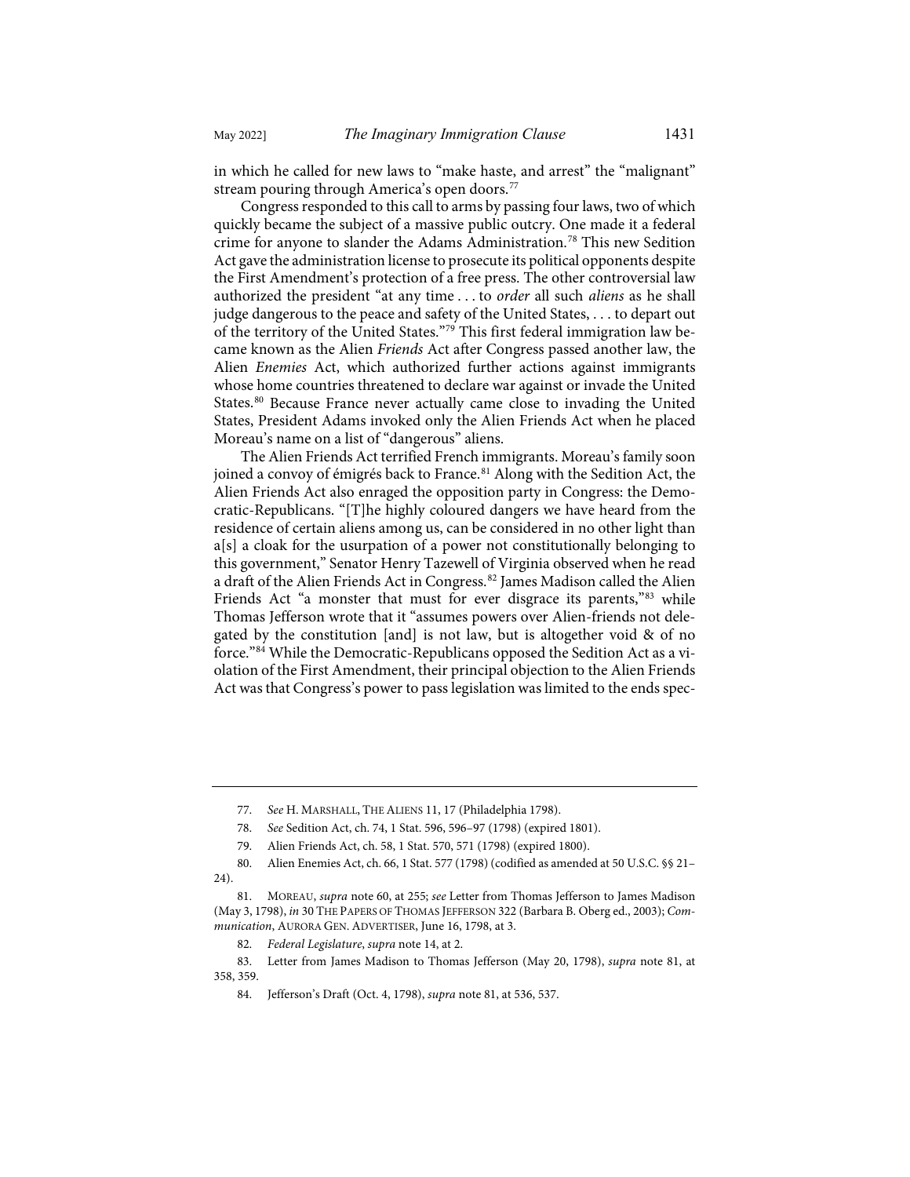in which he called for new laws to "make haste, and arrest" the "malignant" stream pouring through America's open doors.[77]

Congress responded to this call to arms by passing four laws, two of which quickly became the subject of a massive public outcry. One made it a federal crime for anyone to slander the Adams Administration.[78] This new Sedition Act gave the administration license to prosecute its political opponents despite the First Amendment's protection of a free press. The other controversial law authorized the president "at any time . . . to *order* all such *aliens* as he shall judge dangerous to the peace and safety of the United States, . . . to depart out of the territory of the United States."[79] This first federal immigration law became known as the Alien *Friends* Act after Congress passed another law, the Alien *Enemies* Act, which authorized further actions against immigrants whose home countries threatened to declare war against or invade the United States.[80] Because France never actually came close to invading the United States, President Adams invoked only the Alien Friends Act when he placed Moreau's name on a list of "dangerous" aliens.

The Alien Friends Act terrified French immigrants. Moreau's family soon joined a convoy of émigrés back to France.[81] Along with the Sedition Act, the Alien Friends Act also enraged the opposition party in Congress: the Democratic-Republicans. "[T]he highly coloured dangers we have heard from the residence of certain aliens among us, can be considered in no other light than a[s] a cloak for the usurpation of a power not constitutionally belonging to this government," Senator Henry Tazewell of Virginia observed when he read a draft of the Alien Friends Act in Congress.[82] James Madison called the Alien Friends Act "a monster that must for ever disgrace its parents,"[83] while Thomas Jefferson wrote that it "assumes powers over Alien-friends not delegated by the constitution [and] is not law, but is altogether void & of no force."[84] While the Democratic-Republicans opposed the Sedition Act as a violation of the First Amendment, their principal objection to the Alien Friends Act was that Congress's power to pass legislation was limited to the ends spec-

---

77. *See* H. MARSHALL, THE ALIENS 11, 17 (Philadelphia 1798).

78. *See* Sedition Act, ch. 74, 1 Stat. 596, 596–97 (1798) (expired 1801).

79. Alien Friends Act, ch. 58, 1 Stat. 570, 571 (1798) (expired 1800).

80. Alien Enemies Act, ch. 66, 1 Stat. 577 (1798) (codified as amended at 50 U.S.C. §§ 21–24).

81. MOREAU, *supra* note 60, at 255; *see* Letter from Thomas Jefferson to James Madison (May 3, 1798), *in* 30 THE PAPERS OF THOMAS JEFFERSON 322 (Barbara B. Oberg ed., 2003); *Communication*, AURORA GEN. ADVERTISER, June 16, 1798, at 3.

82. *Federal Legislature*, *supra* note 14, at 2.

83. Letter from James Madison to Thomas Jefferson (May 20, 1798), *supra* note 81, at 358, 359.

84. Jefferson's Draft (Oct. 4, 1798), *supra* note 81, at 536, 537.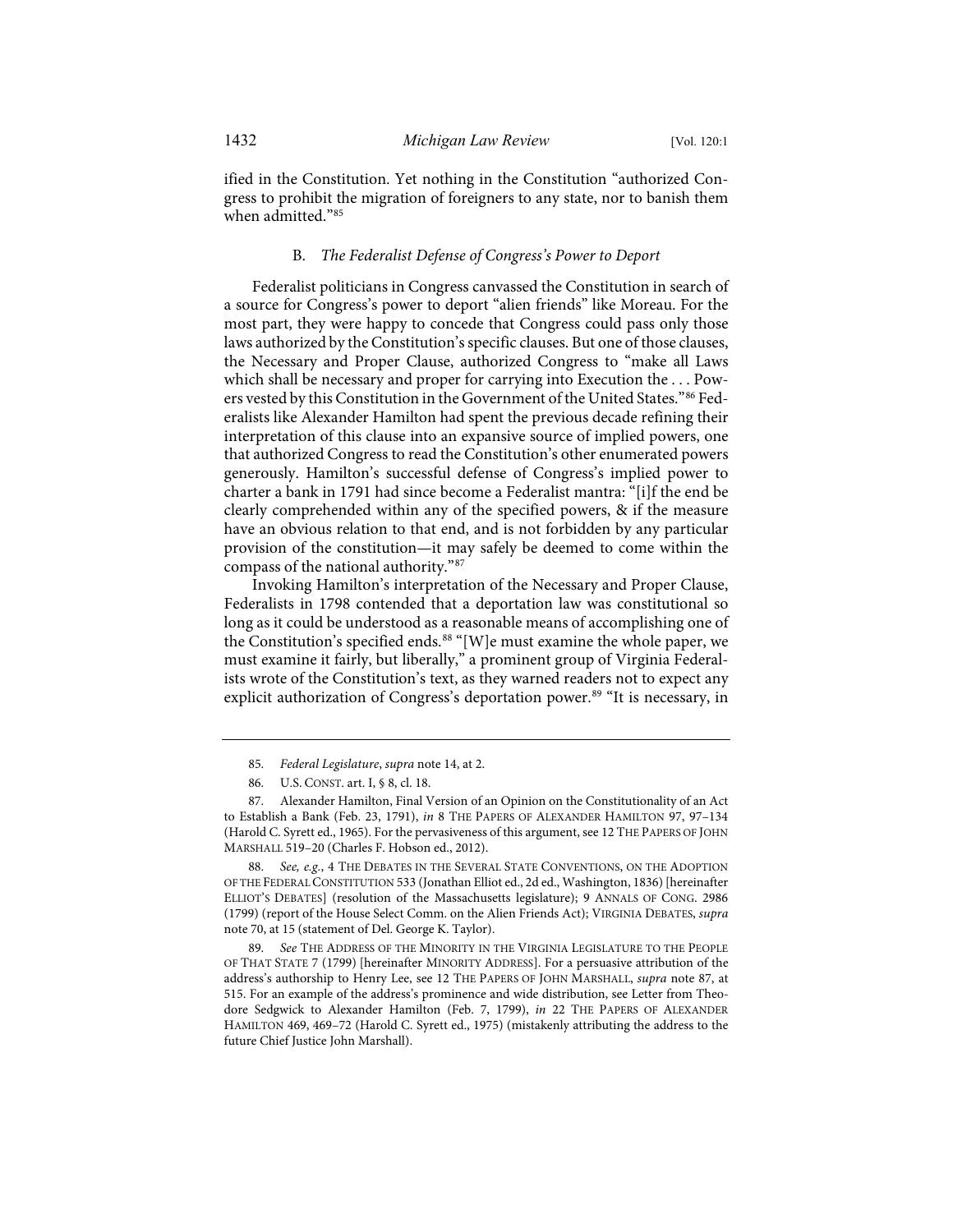ified in the Constitution. Yet nothing in the Constitution "authorized Congress to prohibit the migration of foreigners to any state, nor to banish them when admitted."[85]

### B. *The Federalist Defense of Congress's Power to Deport*

Federalist politicians in Congress canvassed the Constitution in search of a source for Congress's power to deport "alien friends" like Moreau. For the most part, they were happy to concede that Congress could pass only those laws authorized by the Constitution's specific clauses. But one of those clauses, the Necessary and Proper Clause, authorized Congress to "make all Laws which shall be necessary and proper for carrying into Execution the . . . Powers vested by this Constitution in the Government of the United States."[86] Federalists like Alexander Hamilton had spent the previous decade refining their interpretation of this clause into an expansive source of implied powers, one that authorized Congress to read the Constitution's other enumerated powers generously. Hamilton's successful defense of Congress's implied power to charter a bank in 1791 had since become a Federalist mantra: "[i]f the end be clearly comprehended within any of the specified powers, & if the measure have an obvious relation to that end, and is not forbidden by any particular provision of the constitution—it may safely be deemed to come within the compass of the national authority."[87]

Invoking Hamilton's interpretation of the Necessary and Proper Clause, Federalists in 1798 contended that a deportation law was constitutional so long as it could be understood as a reasonable means of accomplishing one of the Constitution's specified ends.[88] "[W]e must examine the whole paper, we must examine it fairly, but liberally," a prominent group of Virginia Federalists wrote of the Constitution's text, as they warned readers not to expect any explicit authorization of Congress's deportation power.[89] "It is necessary, in

---

85. *Federal Legislature*, *supra* note 14, at 2.

86. U.S. CONST. art. I, § 8, cl. 18.

87. Alexander Hamilton, Final Version of an Opinion on the Constitutionality of an Act to Establish a Bank (Feb. 23, 1791), *in* 8 THE PAPERS OF ALEXANDER HAMILTON 97, 97–134 (Harold C. Syrett ed., 1965). For the pervasiveness of this argument, see 12 THE PAPERS OF JOHN MARSHALL 519–20 (Charles F. Hobson ed., 2012).

88. *See, e.g.*, 4 THE DEBATES IN THE SEVERAL STATE CONVENTIONS, ON THE ADOPTION OF THE FEDERAL CONSTITUTION 533 (Jonathan Elliot ed., 2d ed., Washington, 1836) [hereinafter ELLIOT'S DEBATES] (resolution of the Massachusetts legislature); 9 ANNALS OF CONG. 2986 (1799) (report of the House Select Comm. on the Alien Friends Act); VIRGINIA DEBATES, *supra* note 70, at 15 (statement of Del. George K. Taylor).

89. *See* THE ADDRESS OF THE MINORITY IN THE VIRGINIA LEGISLATURE TO THE PEOPLE OF THAT STATE 7 (1799) [hereinafter MINORITY ADDRESS]. For a persuasive attribution of the address's authorship to Henry Lee, see 12 THE PAPERS OF JOHN MARSHALL, *supra* note 87, at 515. For an example of the address's prominence and wide distribution, see Letter from Theodore Sedgwick to Alexander Hamilton (Feb. 7, 1799), *in* 22 THE PAPERS OF ALEXANDER HAMILTON 469, 469–72 (Harold C. Syrett ed., 1975) (mistakenly attributing the address to the future Chief Justice John Marshall).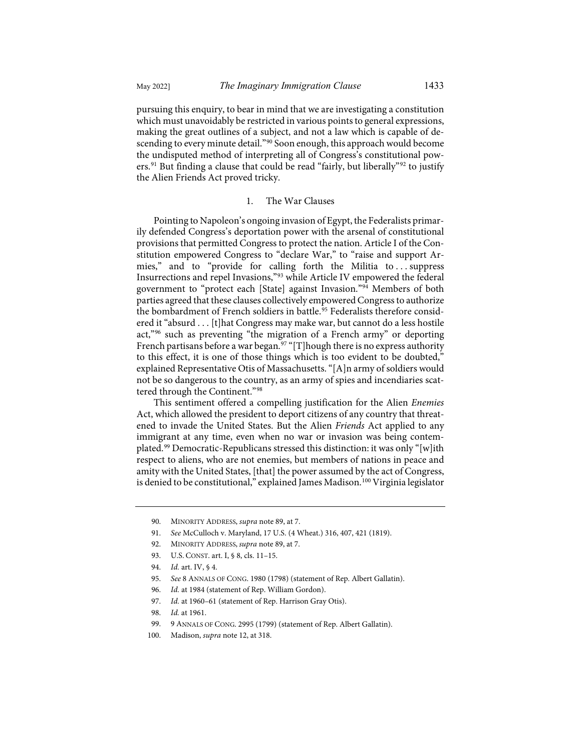pursuing this enquiry, to bear in mind that we are investigating a constitution which must unavoidably be restricted in various points to general expressions, making the great outlines of a subject, and not a law which is capable of descending to every minute detail."[90] Soon enough, this approach would become the undisputed method of interpreting all of Congress's constitutional powers.[91] But finding a clause that could be read "fairly, but liberally"[92] to justify the Alien Friends Act proved tricky.

### 1. The War Clauses

Pointing to Napoleon's ongoing invasion of Egypt, the Federalists primarily defended Congress's deportation power with the arsenal of constitutional provisions that permitted Congress to protect the nation. Article I of the Constitution empowered Congress to "declare War," to "raise and support Armies," and to "provide for calling forth the Militia to . . . suppress Insurrections and repel Invasions,"[93] while Article IV empowered the federal government to "protect each [State] against Invasion."[94] Members of both parties agreed that these clauses collectively empowered Congress to authorize the bombardment of French soldiers in battle.[95] Federalists therefore considered it "absurd . . . [t]hat Congress may make war, but cannot do a less hostile act,"[96] such as preventing "the migration of a French army" or deporting French partisans before a war began.[97] "[T]hough there is no express authority to this effect, it is one of those things which is too evident to be doubted," explained Representative Otis of Massachusetts. "[A]n army of soldiers would not be so dangerous to the country, as an army of spies and incendiaries scattered through the Continent."[98]

This sentiment offered a compelling justification for the Alien *Enemies* Act, which allowed the president to deport citizens of any country that threatened to invade the United States. But the Alien *Friends* Act applied to any immigrant at any time, even when no war or invasion was being contemplated.[99] Democratic-Republicans stressed this distinction: it was only "[w]ith respect to aliens, who are not enemies, but members of nations in peace and amity with the United States, [that] the power assumed by the act of Congress, is denied to be constitutional," explained James Madison.[100] Virginia legislator

---

90. MINORITY ADDRESS, *supra* note 89, at 7.

91. *See* McCulloch v. Maryland, 17 U.S. (4 Wheat.) 316, 407, 421 (1819).

92. MINORITY ADDRESS, *supra* note 89, at 7.

93. U.S. CONST. art. I, § 8, cls. 11–15.

94. *Id.* art. IV, § 4.

95. *See* 8 ANNALS OF CONG. 1980 (1798) (statement of Rep. Albert Gallatin).

96. *Id.* at 1984 (statement of Rep. William Gordon).

97. *Id.* at 1960–61 (statement of Rep. Harrison Gray Otis).

98. *Id.* at 1961.

99. 9 ANNALS OF CONG. 2995 (1799) (statement of Rep. Albert Gallatin).

100. Madison, *supra* note 12, at 318.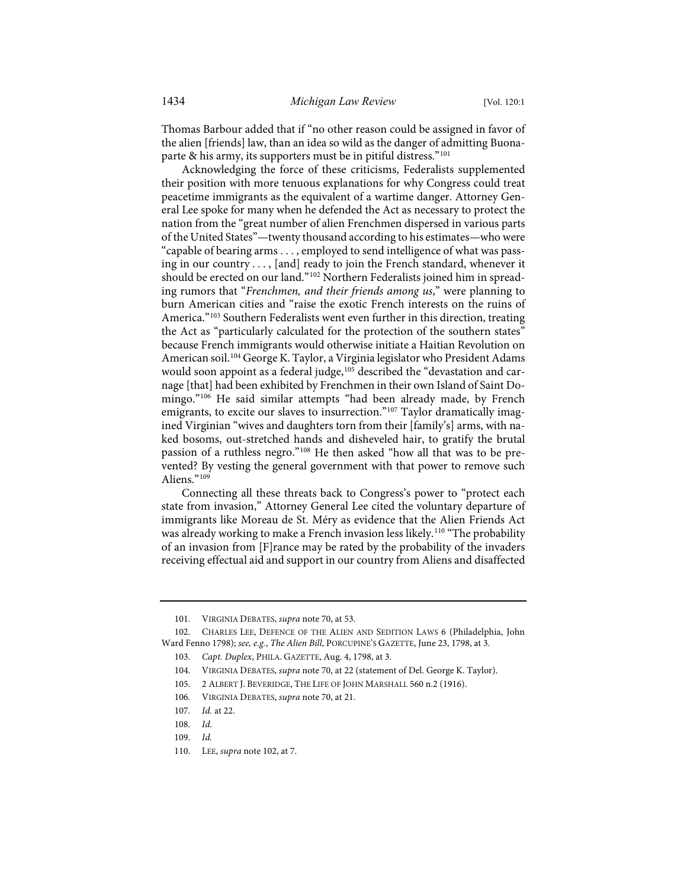Thomas Barbour added that if "no other reason could be assigned in favor of the alien [friends] law, than an idea so wild as the danger of admitting Buonaparte & his army, its supporters must be in pitiful distress."[101]

Acknowledging the force of these criticisms, Federalists supplemented their position with more tenuous explanations for why Congress could treat peacetime immigrants as the equivalent of a wartime danger. Attorney General Lee spoke for many when he defended the Act as necessary to protect the nation from the "great number of alien Frenchmen dispersed in various parts of the United States"—twenty thousand according to his estimates—who were "capable of bearing arms . . . , employed to send intelligence of what was passing in our country . . . , [and] ready to join the French standard, whenever it should be erected on our land."[102] Northern Federalists joined him in spreading rumors that "*Frenchmen, and their friends among us*," were planning to burn American cities and "raise the exotic French interests on the ruins of America."[103] Southern Federalists went even further in this direction, treating the Act as "particularly calculated for the protection of the southern states" because French immigrants would otherwise initiate a Haitian Revolution on American soil.[104] George K. Taylor, a Virginia legislator who President Adams would soon appoint as a federal judge,[105] described the "devastation and carnage [that] had been exhibited by Frenchmen in their own Island of Saint Domingo."[106] He said similar attempts "had been already made, by French emigrants, to excite our slaves to insurrection."[107] Taylor dramatically imagined Virginian "wives and daughters torn from their [family's] arms, with naked bosoms, out-stretched hands and disheveled hair, to gratify the brutal passion of a ruthless negro."[108] He then asked "how all that was to be prevented? By vesting the general government with that power to remove such Aliens."[109]

Connecting all these threats back to Congress's power to "protect each state from invasion," Attorney General Lee cited the voluntary departure of immigrants like Moreau de St. Méry as evidence that the Alien Friends Act was already working to make a French invasion less likely.[110] "The probability of an invasion from [F]rance may be rated by the probability of the invaders receiving effectual aid and support in our country from Aliens and disaffected

---

101. VIRGINIA DEBATES, *supra* note 70, at 53.

102. CHARLES LEE, DEFENCE OF THE ALIEN AND SEDITION LAWS 6 (Philadelphia, John Ward Fenno 1798); *see, e.g.*, *The Alien Bill*, PORCUPINE'S GAZETTE, June 23, 1798, at 3.

103. *Capt. Duplex*, PHILA. GAZETTE, Aug. 4, 1798, at 3.

104. VIRGINIA DEBATES, *supra* note 70, at 22 (statement of Del. George K. Taylor).

105. 2 ALBERT J. BEVERIDGE, THE LIFE OF JOHN MARSHALL 560 n.2 (1916).

106. VIRGINIA DEBATES, *supra* note 70, at 21.

107. *Id.* at 22.

108. *Id.*

109. *Id.*

110. LEE, *supra* note 102, at 7.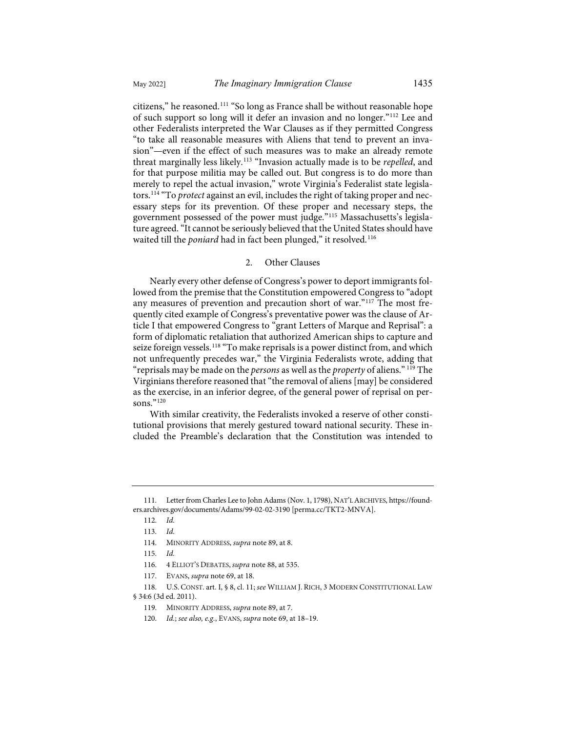citizens," he reasoned.[111] "So long as France shall be without reasonable hope of such support so long will it defer an invasion and no longer."[112] Lee and other Federalists interpreted the War Clauses as if they permitted Congress "to take all reasonable measures with Aliens that tend to prevent an invasion"—even if the effect of such measures was to make an already remote threat marginally less likely.[113] "Invasion actually made is to be *repelled*, and for that purpose militia may be called out. But congress is to do more than merely to repel the actual invasion," wrote Virginia's Federalist state legislators.[114] "To *protect* against an evil, includes the right of taking proper and necessary steps for its prevention. Of these proper and necessary steps, the government possessed of the power must judge."[115] Massachusetts's legislature agreed. "It cannot be seriously believed that the United States should have waited till the *poniard* had in fact been plunged," it resolved.[116]

### 2. Other Clauses

Nearly every other defense of Congress's power to deport immigrants followed from the premise that the Constitution empowered Congress to "adopt any measures of prevention and precaution short of war."[117] The most frequently cited example of Congress's preventative power was the clause of Article I that empowered Congress to "grant Letters of Marque and Reprisal": a form of diplomatic retaliation that authorized American ships to capture and seize foreign vessels.[118] "To make reprisals is a power distinct from, and which not unfrequently precedes war," the Virginia Federalists wrote, adding that "reprisals may be made on the *persons* as well as the *property* of aliens."[119] The Virginians therefore reasoned that "the removal of aliens [may] be considered as the exercise, in an inferior degree, of the general power of reprisal on persons."[120]

With similar creativity, the Federalists invoked a reserve of other constitutional provisions that merely gestured toward national security. These included the Preamble's declaration that the Constitution was intended to

---

111. Letter from Charles Lee to John Adams (Nov. 1, 1798), NAT'L ARCHIVES, https://founders.archives.gov/documents/Adams/99-02-02-3190 [perma.cc/TKT2-MNVA].

112. *Id.*

113. *Id.*

114. MINORITY ADDRESS, *supra* note 89, at 8.

115. *Id.*

116. 4 ELLIOT'S DEBATES, *supra* note 88, at 535.

117. EVANS, *supra* note 69, at 18.

118. U.S. CONST. art. I, § 8, cl. 11; *see* WILLIAM J. RICH, 3 MODERN CONSTITUTIONAL LAW § 34:6 (3d ed. 2011).

119. MINORITY ADDRESS, *supra* note 89, at 7.

120. *Id.*; *see also, e.g.*, EVANS, *supra* note 69, at 18–19.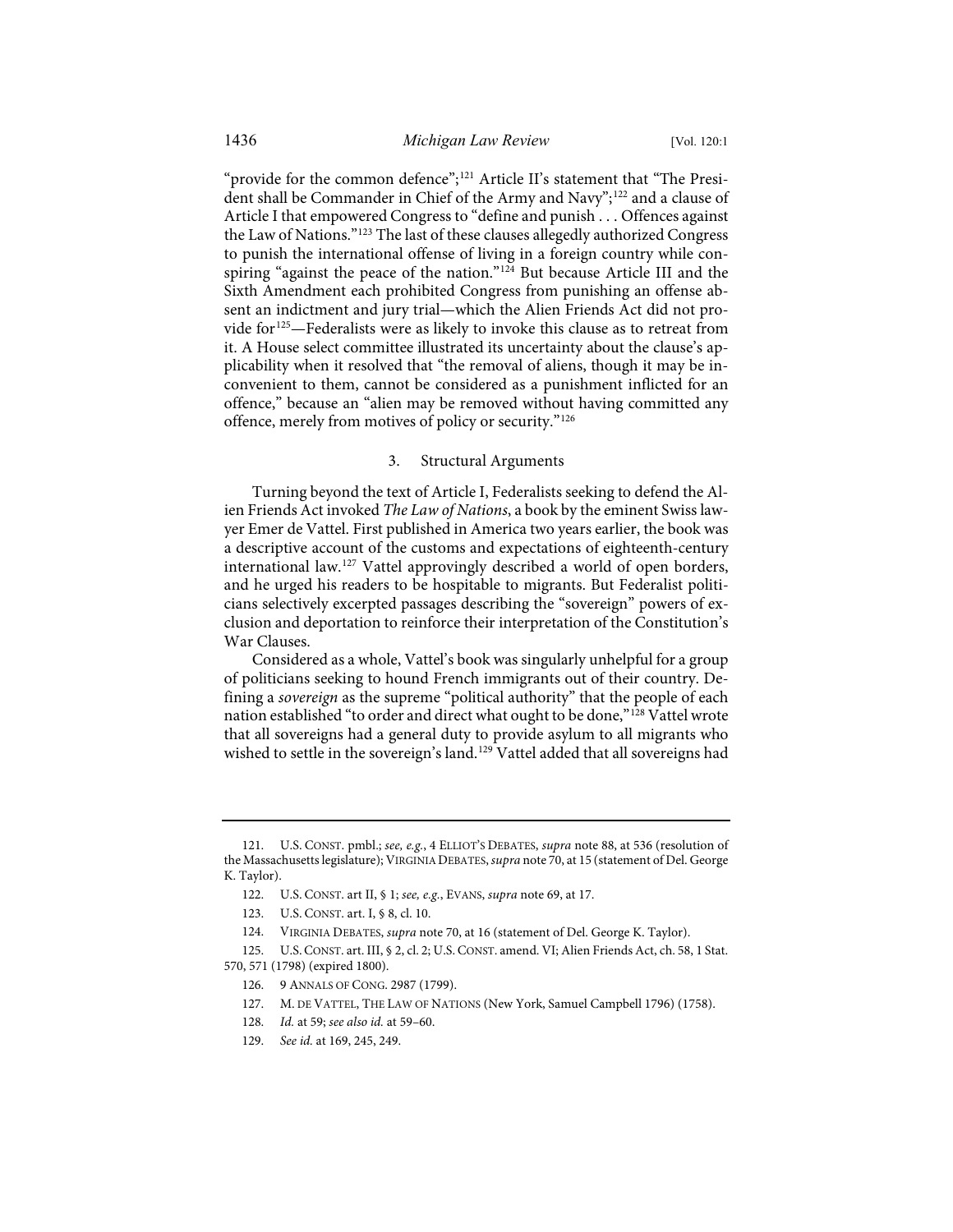"provide for the common defence";[121] Article II's statement that "The President shall be Commander in Chief of the Army and Navy";[122] and a clause of Article I that empowered Congress to "define and punish . . . Offences against the Law of Nations."[123] The last of these clauses allegedly authorized Congress to punish the international offense of living in a foreign country while conspiring "against the peace of the nation."[124] But because Article III and the Sixth Amendment each prohibited Congress from punishing an offense absent an indictment and jury trial—which the Alien Friends Act did not provide for[125]—Federalists were as likely to invoke this clause as to retreat from it. A House select committee illustrated its uncertainty about the clause's applicability when it resolved that "the removal of aliens, though it may be inconvenient to them, cannot be considered as a punishment inflicted for an offence," because an "alien may be removed without having committed any offence, merely from motives of policy or security."[126]

### 3. Structural Arguments

Turning beyond the text of Article I, Federalists seeking to defend the Alien Friends Act invoked *The Law of Nations*, a book by the eminent Swiss lawyer Emer de Vattel. First published in America two years earlier, the book was a descriptive account of the customs and expectations of eighteenth-century international law.[127] Vattel approvingly described a world of open borders, and he urged his readers to be hospitable to migrants. But Federalist politicians selectively excerpted passages describing the "sovereign" powers of exclusion and deportation to reinforce their interpretation of the Constitution's War Clauses.

Considered as a whole, Vattel's book was singularly unhelpful for a group of politicians seeking to hound French immigrants out of their country. Defining a *sovereign* as the supreme "political authority" that the people of each nation established "to order and direct what ought to be done,"[128] Vattel wrote that all sovereigns had a general duty to provide asylum to all migrants who wished to settle in the sovereign's land.[129] Vattel added that all sovereigns had

---

121. U.S. CONST. pmbl.; *see, e.g.*, 4 ELLIOT'S DEBATES, *supra* note 88, at 536 (resolution of the Massachusetts legislature); VIRGINIA DEBATES, *supra* note 70, at 15 (statement of Del. George K. Taylor).

122. U.S. CONST. art II, § 1; *see, e.g.*, EVANS, *supra* note 69, at 17.

123. U.S. CONST. art. I, § 8, cl. 10.

124. VIRGINIA DEBATES, *supra* note 70, at 16 (statement of Del. George K. Taylor).

125. U.S. CONST. art. III, § 2, cl. 2; U.S. CONST. amend. VI; Alien Friends Act, ch. 58, 1 Stat. 570, 571 (1798) (expired 1800).

126. 9 ANNALS OF CONG. 2987 (1799).

127. M. DE VATTEL, THE LAW OF NATIONS (New York, Samuel Campbell 1796) (1758).

128. *Id.* at 59; *see also id.* at 59–60.

129. *See id.* at 169, 245, 249.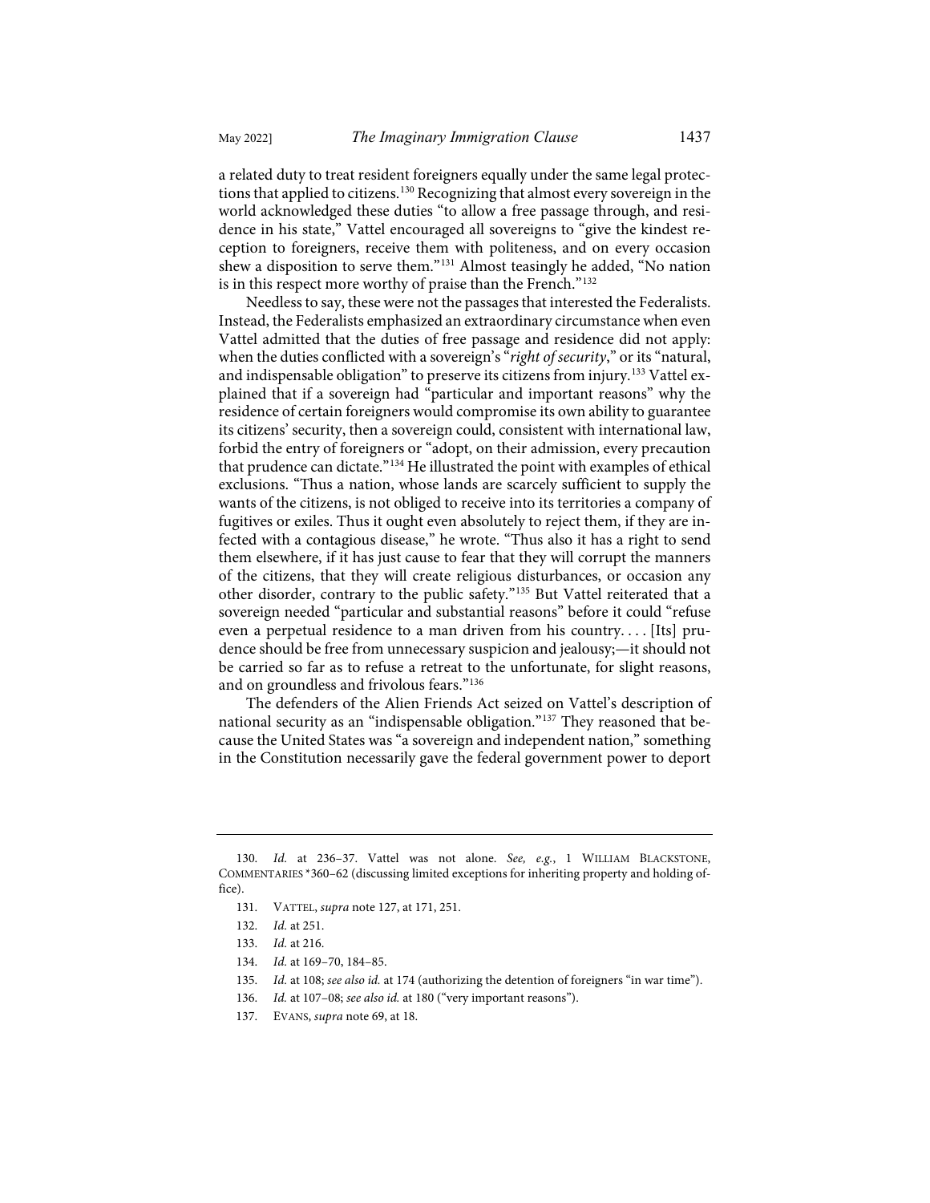a related duty to treat resident foreigners equally under the same legal protections that applied to citizens.[130] Recognizing that almost every sovereign in the world acknowledged these duties "to allow a free passage through, and residence in his state," Vattel encouraged all sovereigns to "give the kindest reception to foreigners, receive them with politeness, and on every occasion shew a disposition to serve them."[131] Almost teasingly he added, "No nation is in this respect more worthy of praise than the French."[132]

Needless to say, these were not the passages that interested the Federalists. Instead, the Federalists emphasized an extraordinary circumstance when even Vattel admitted that the duties of free passage and residence did not apply: when the duties conflicted with a sovereign's "*right of security*," or its "natural, and indispensable obligation" to preserve its citizens from injury.[133] Vattel explained that if a sovereign had "particular and important reasons" why the residence of certain foreigners would compromise its own ability to guarantee its citizens' security, then a sovereign could, consistent with international law, forbid the entry of foreigners or "adopt, on their admission, every precaution that prudence can dictate."[134] He illustrated the point with examples of ethical exclusions. "Thus a nation, whose lands are scarcely sufficient to supply the wants of the citizens, is not obliged to receive into its territories a company of fugitives or exiles. Thus it ought even absolutely to reject them, if they are infected with a contagious disease," he wrote. "Thus also it has a right to send them elsewhere, if it has just cause to fear that they will corrupt the manners of the citizens, that they will create religious disturbances, or occasion any other disorder, contrary to the public safety."[135] But Vattel reiterated that a sovereign needed "particular and substantial reasons" before it could "refuse even a perpetual residence to a man driven from his country. . . . [Its] prudence should be free from unnecessary suspicion and jealousy;—it should not be carried so far as to refuse a retreat to the unfortunate, for slight reasons, and on groundless and frivolous fears."[136]

The defenders of the Alien Friends Act seized on Vattel's description of national security as an "indispensable obligation."[137] They reasoned that because the United States was "a sovereign and independent nation," something in the Constitution necessarily gave the federal government power to deport

---

130. *Id.* at 236–37. Vattel was not alone. *See, e.g.*, 1 WILLIAM BLACKSTONE, COMMENTARIES *360–62 (discussing limited exceptions for inheriting property and holding office).

131. VATTEL, *supra* note 127, at 171, 251.

132. *Id.* at 251.

133. *Id.* at 216.

134. *Id.* at 169–70, 184–85.

135. *Id.* at 108; *see also id.* at 174 (authorizing the detention of foreigners "in war time").

136. *Id.* at 107–08; *see also id.* at 180 ("very important reasons").

137. EVANS, *supra* note 69, at 18.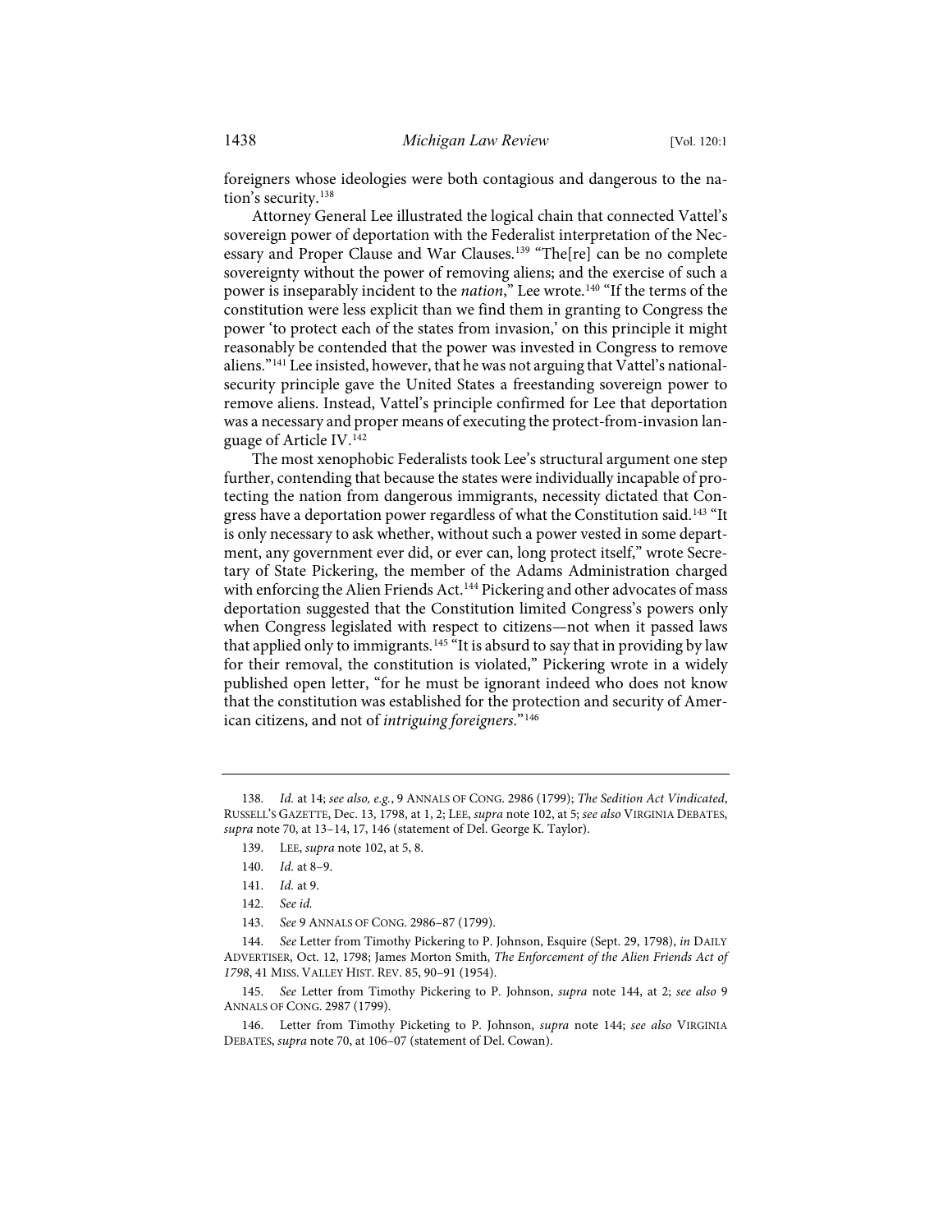foreigners whose ideologies were both contagious and dangerous to the nation's security.[138]

Attorney General Lee illustrated the logical chain that connected Vattel's sovereign power of deportation with the Federalist interpretation of the Necessary and Proper Clause and War Clauses.[139] "The[re] can be no complete sovereignty without the power of removing aliens; and the exercise of such a power is inseparably incident to the *nation*," Lee wrote.[140] "If the terms of the constitution were less explicit than we find them in granting to Congress the power 'to protect each of the states from invasion,' on this principle it might reasonably be contended that the power was invested in Congress to remove aliens."[141] Lee insisted, however, that he was not arguing that Vattel's national-security principle gave the United States a freestanding sovereign power to remove aliens. Instead, Vattel's principle confirmed for Lee that deportation was a necessary and proper means of executing the protect-from-invasion language of Article IV.[142]

The most xenophobic Federalists took Lee's structural argument one step further, contending that because the states were individually incapable of protecting the nation from dangerous immigrants, necessity dictated that Congress have a deportation power regardless of what the Constitution said.[143] "It is only necessary to ask whether, without such a power vested in some department, any government ever did, or ever can, long protect itself," wrote Secretary of State Pickering, the member of the Adams Administration charged with enforcing the Alien Friends Act.[144] Pickering and other advocates of mass deportation suggested that the Constitution limited Congress's powers only when Congress legislated with respect to citizens—not when it passed laws that applied only to immigrants.[145] "It is absurd to say that in providing by law for their removal, the constitution is violated," Pickering wrote in a widely published open letter, "for he must be ignorant indeed who does not know that the constitution was established for the protection and security of American citizens, and not of *intriguing foreigners*."[146]

---

138. *Id.* at 14; *see also, e.g.*, 9 ANNALS OF CONG. 2986 (1799); *The Sedition Act Vindicated*, RUSSELL'S GAZETTE, Dec. 13, 1798, at 1, 2; LEE, *supra* note 102, at 5; *see also* VIRGINIA DEBATES, *supra* note 70, at 13–14, 17, 146 (statement of Del. George K. Taylor).

139. LEE, *supra* note 102, at 5, 8.

140. *Id.* at 8–9.

141. *Id.* at 9.

142. *See id.*

143. *See* 9 ANNALS OF CONG. 2986–87 (1799).

144. *See* Letter from Timothy Pickering to P. Johnson, Esquire (Sept. 29, 1798), *in* DAILY ADVERTISER, Oct. 12, 1798; James Morton Smith, *The Enforcement of the Alien Friends Act of 1798*, 41 MISS. VALLEY HIST. REV. 85, 90–91 (1954).

145. *See* Letter from Timothy Pickering to P. Johnson, *supra* note 144, at 2; *see also* 9 ANNALS OF CONG. 2987 (1799).

146. Letter from Timothy Picketing to P. Johnson, *supra* note 144; *see also* VIRGINIA DEBATES, *supra* note 70, at 106–07 (statement of Del. Cowan).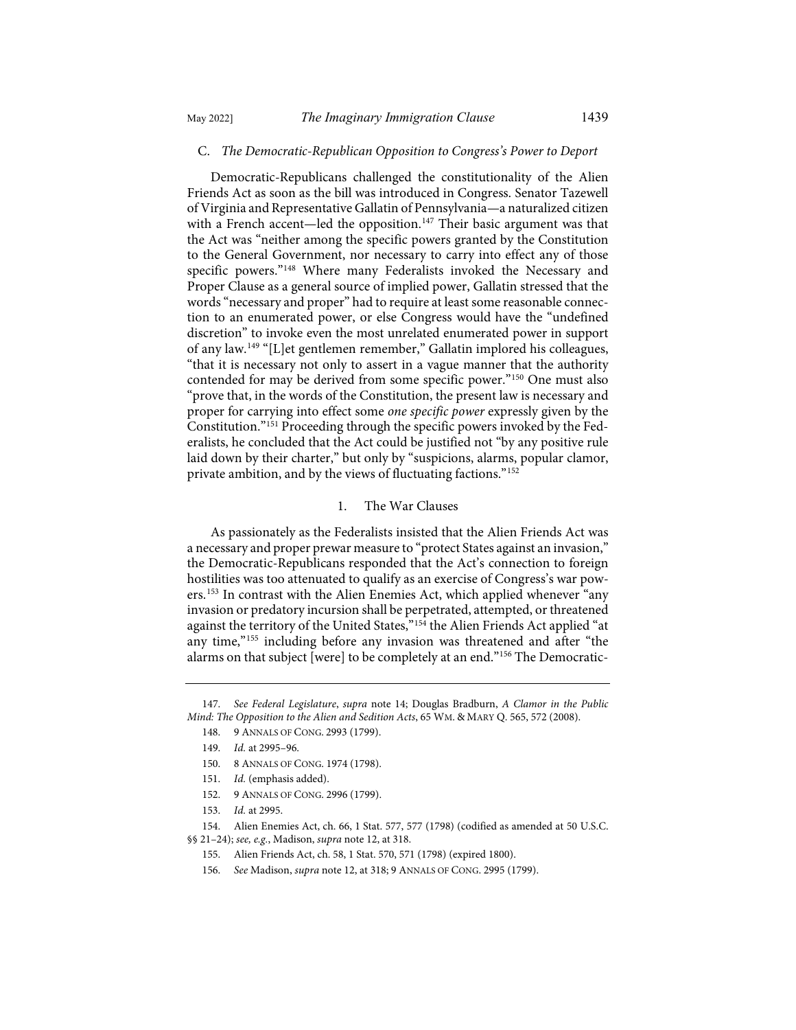### C. *The Democratic-Republican Opposition to Congress's Power to Deport*

Democratic-Republicans challenged the constitutionality of the Alien Friends Act as soon as the bill was introduced in Congress. Senator Tazewell of Virginia and Representative Gallatin of Pennsylvania—a naturalized citizen with a French accent—led the opposition.[147] Their basic argument was that the Act was "neither among the specific powers granted by the Constitution to the General Government, nor necessary to carry into effect any of those specific powers."[148] Where many Federalists invoked the Necessary and Proper Clause as a general source of implied power, Gallatin stressed that the words "necessary and proper" had to require at least some reasonable connection to an enumerated power, or else Congress would have the "undefined discretion" to invoke even the most unrelated enumerated power in support of any law.[149] "[L]et gentlemen remember," Gallatin implored his colleagues, "that it is necessary not only to assert in a vague manner that the authority contended for may be derived from some specific power."[150] One must also "prove that, in the words of the Constitution, the present law is necessary and proper for carrying into effect some *one specific power* expressly given by the Constitution."[151] Proceeding through the specific powers invoked by the Federalists, he concluded that the Act could be justified not "by any positive rule laid down by their charter," but only by "suspicions, alarms, popular clamor, private ambition, and by the views of fluctuating factions."[152]

#### 1. The War Clauses

As passionately as the Federalists insisted that the Alien Friends Act was a necessary and proper prewar measure to "protect States against an invasion," the Democratic-Republicans responded that the Act's connection to foreign hostilities was too attenuated to qualify as an exercise of Congress's war powers.[153] In contrast with the Alien Enemies Act, which applied whenever "any invasion or predatory incursion shall be perpetrated, attempted, or threatened against the territory of the United States,"[154] the Alien Friends Act applied "at any time,"[155] including before any invasion was threatened and after "the alarms on that subject [were] to be completely at an end."[156] The Democratic-

---

147. *See Federal Legislature*, *supra* note 14; Douglas Bradburn, *A Clamor in the Public Mind: The Opposition to the Alien and Sedition Acts*, 65 WM. & MARY Q. 565, 572 (2008).

148. 9 ANNALS OF CONG. 2993 (1799).

149. *Id.* at 2995–96.

150. 8 ANNALS OF CONG. 1974 (1798).

151. *Id.* (emphasis added).

152. 9 ANNALS OF CONG. 2996 (1799).

153. *Id.* at 2995.

154. Alien Enemies Act, ch. 66, 1 Stat. 577, 577 (1798) (codified as amended at 50 U.S.C. §§ 21–24); *see, e.g.*, Madison, *supra* note 12, at 318.

155. Alien Friends Act, ch. 58, 1 Stat. 570, 571 (1798) (expired 1800).

156. *See* Madison, *supra* note 12, at 318; 9 ANNALS OF CONG. 2995 (1799).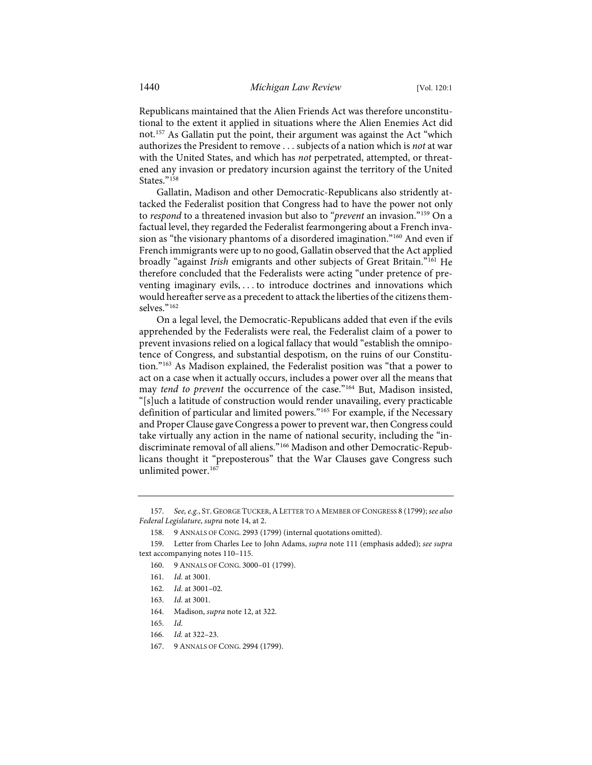Republicans maintained that the Alien Friends Act was therefore unconstitutional to the extent it applied in situations where the Alien Enemies Act did not.[157] As Gallatin put the point, their argument was against the Act "which authorizes the President to remove . . . subjects of a nation which is *not* at war with the United States, and which has *not* perpetrated, attempted, or threatened any invasion or predatory incursion against the territory of the United States."[158]

Gallatin, Madison and other Democratic-Republicans also stridently attacked the Federalist position that Congress had to have the power not only to *respond* to a threatened invasion but also to "*prevent* an invasion."[159] On a factual level, they regarded the Federalist fearmongering about a French invasion as "the visionary phantoms of a disordered imagination."[160] And even if French immigrants were up to no good, Gallatin observed that the Act applied broadly "against *Irish* emigrants and other subjects of Great Britain."[161] He therefore concluded that the Federalists were acting "under pretence of preventing imaginary evils, . . . to introduce doctrines and innovations which would hereafter serve as a precedent to attack the liberties of the citizens themselves."[162]

On a legal level, the Democratic-Republicans added that even if the evils apprehended by the Federalists were real, the Federalist claim of a power to prevent invasions relied on a logical fallacy that would "establish the omnipotence of Congress, and substantial despotism, on the ruins of our Constitution."[163] As Madison explained, the Federalist position was "that a power to act on a case when it actually occurs, includes a power over all the means that may *tend to prevent* the occurrence of the case."[164] But, Madison insisted, "[s]uch a latitude of construction would render unavailing, every practicable definition of particular and limited powers."[165] For example, if the Necessary and Proper Clause gave Congress a power to prevent war, then Congress could take virtually any action in the name of national security, including the "indiscriminate removal of all aliens."[166] Madison and other Democratic-Republicans thought it "preposterous" that the War Clauses gave Congress such unlimited power.[167]

---

157. *See, e.g.*, St. George Tucker, A Letter to a Member of Congress 8 (1799); *see also Federal Legislature*, *supra* note 14, at 2.

158. 9 Annals of Cong. 2993 (1799) (internal quotations omitted).

159. Letter from Charles Lee to John Adams, *supra* note 111 (emphasis added); *see supra* text accompanying notes 110–115.

160. 9 Annals of Cong. 3000–01 (1799).

161. *Id.* at 3001.

162. *Id.* at 3001–02.

163. *Id.* at 3001.

164. Madison, *supra* note 12, at 322.

165. *Id.*

166. *Id.* at 322–23.

167. 9 Annals of Cong. 2994 (1799).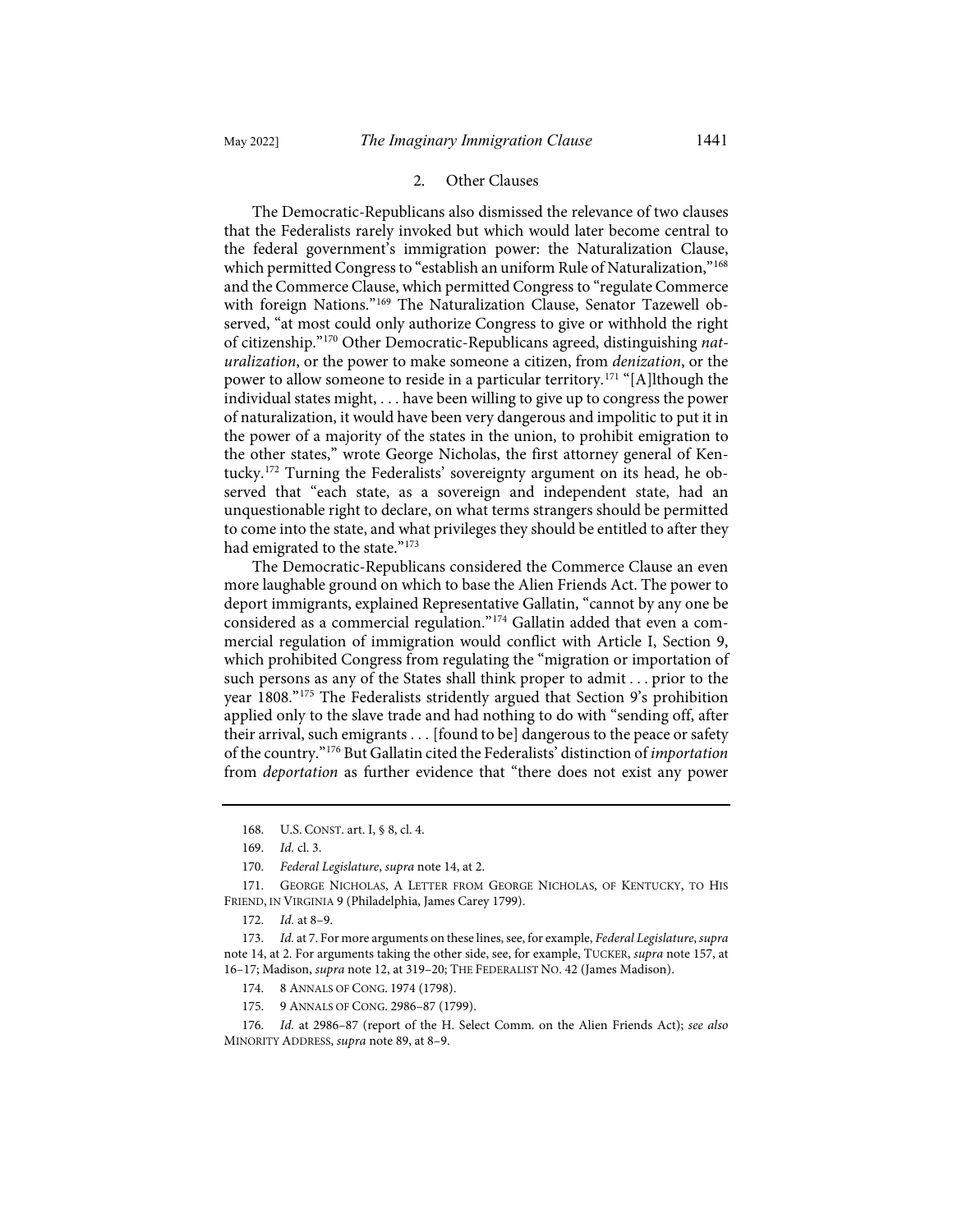### 2. Other Clauses

The Democratic-Republicans also dismissed the relevance of two clauses that the Federalists rarely invoked but which would later become central to the federal government's immigration power: the Naturalization Clause, which permitted Congress to "establish an uniform Rule of Naturalization,"[168] and the Commerce Clause, which permitted Congress to "regulate Commerce with foreign Nations."[169] The Naturalization Clause, Senator Tazewell observed, "at most could only authorize Congress to give or withhold the right of citizenship."[170] Other Democratic-Republicans agreed, distinguishing *naturalization*, or the power to make someone a citizen, from *denization*, or the power to allow someone to reside in a particular territory.[171] "[A]lthough the individual states might, . . . have been willing to give up to congress the power of naturalization, it would have been very dangerous and impolitic to put it in the power of a majority of the states in the union, to prohibit emigration to the other states," wrote George Nicholas, the first attorney general of Kentucky.[172] Turning the Federalists' sovereignty argument on its head, he observed that "each state, as a sovereign and independent state, had an unquestionable right to declare, on what terms strangers should be permitted to come into the state, and what privileges they should be entitled to after they had emigrated to the state."[173]

The Democratic-Republicans considered the Commerce Clause an even more laughable ground on which to base the Alien Friends Act. The power to deport immigrants, explained Representative Gallatin, "cannot by any one be considered as a commercial regulation."[174] Gallatin added that even a commercial regulation of immigration would conflict with Article I, Section 9, which prohibited Congress from regulating the "migration or importation of such persons as any of the States shall think proper to admit . . . prior to the year 1808."[175] The Federalists stridently argued that Section 9's prohibition applied only to the slave trade and had nothing to do with "sending off, after their arrival, such emigrants . . . [found to be] dangerous to the peace or safety of the country."[176] But Gallatin cited the Federalists' distinction of *importation* from *deportation* as further evidence that "there does not exist any power

---

168. U.S. CONST. art. I, § 8, cl. 4.

169. *Id.* cl. 3.

170. *Federal Legislature*, *supra* note 14, at 2.

171. GEORGE NICHOLAS, A LETTER FROM GEORGE NICHOLAS, OF KENTUCKY, TO HIS FRIEND, IN VIRGINIA 9 (Philadelphia, James Carey 1799).

172. *Id.* at 8–9.

173. *Id.* at 7. For more arguments on these lines, see, for example, *Federal Legislature*, *supra* note 14, at 2. For arguments taking the other side, see, for example, TUCKER, *supra* note 157, at 16–17; Madison, *supra* note 12, at 319–20; THE FEDERALIST NO. 42 (James Madison).

174. 8 ANNALS OF CONG. 1974 (1798).

175. 9 ANNALS OF CONG. 2986–87 (1799).

176. *Id.* at 2986–87 (report of the H. Select Comm. on the Alien Friends Act); *see also* MINORITY ADDRESS, *supra* note 89, at 8–9.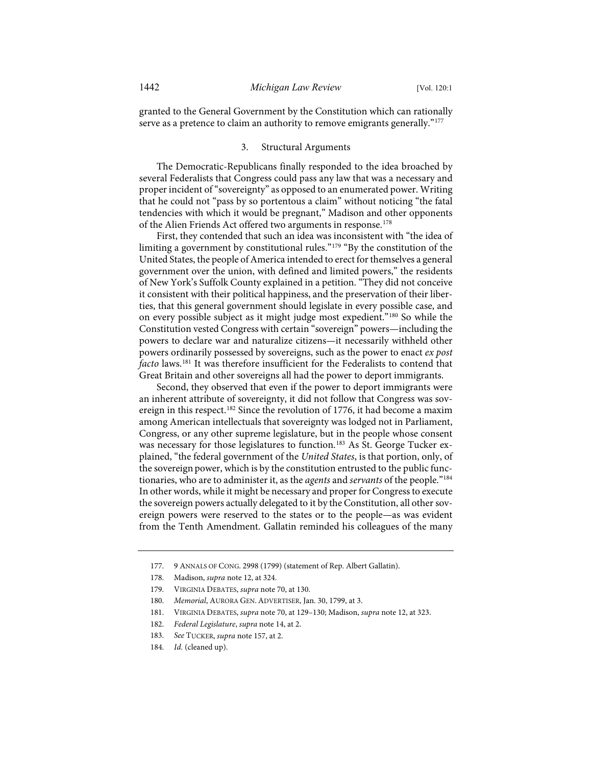granted to the General Government by the Constitution which can rationally serve as a pretence to claim an authority to remove emigrants generally."[177]

### 3. Structural Arguments

The Democratic-Republicans finally responded to the idea broached by several Federalists that Congress could pass any law that was a necessary and proper incident of "sovereignty" as opposed to an enumerated power. Writing that he could not "pass by so portentous a claim" without noticing "the fatal tendencies with which it would be pregnant," Madison and other opponents of the Alien Friends Act offered two arguments in response.[178]

First, they contended that such an idea was inconsistent with "the idea of limiting a government by constitutional rules."[179] "By the constitution of the United States, the people of America intended to erect for themselves a general government over the union, with defined and limited powers," the residents of New York's Suffolk County explained in a petition. "They did not conceive it consistent with their political happiness, and the preservation of their liberties, that this general government should legislate in every possible case, and on every possible subject as it might judge most expedient."[180] So while the Constitution vested Congress with certain "sovereign" powers—including the powers to declare war and naturalize citizens—it necessarily withheld other powers ordinarily possessed by sovereigns, such as the power to enact *ex post facto* laws.[181] It was therefore insufficient for the Federalists to contend that Great Britain and other sovereigns all had the power to deport immigrants.

Second, they observed that even if the power to deport immigrants were an inherent attribute of sovereignty, it did not follow that Congress was sovereign in this respect.[182] Since the revolution of 1776, it had become a maxim among American intellectuals that sovereignty was lodged not in Parliament, Congress, or any other supreme legislature, but in the people whose consent was necessary for those legislatures to function.[183] As St. George Tucker explained, "the federal government of the *United States*, is that portion, only, of the sovereign power, which is by the constitution entrusted to the public functionaries, who are to administer it, as the *agents* and *servants* of the people."[184] In other words, while it might be necessary and proper for Congress to execute the sovereign powers actually delegated to it by the Constitution, all other sovereign powers were reserved to the states or to the people—as was evident from the Tenth Amendment. Gallatin reminded his colleagues of the many

---

177. 9 ANNALS OF CONG. 2998 (1799) (statement of Rep. Albert Gallatin).

178. Madison, *supra* note 12, at 324.

179. VIRGINIA DEBATES, *supra* note 70, at 130.

180. *Memorial*, AURORA GEN. ADVERTISER, Jan. 30, 1799, at 3.

181. VIRGINIA DEBATES, *supra* note 70, at 129–130; Madison, *supra* note 12, at 323.

182. *Federal Legislature*, *supra* note 14, at 2.

183. *See* TUCKER, *supra* note 157, at 2.

184. *Id.* (cleaned up).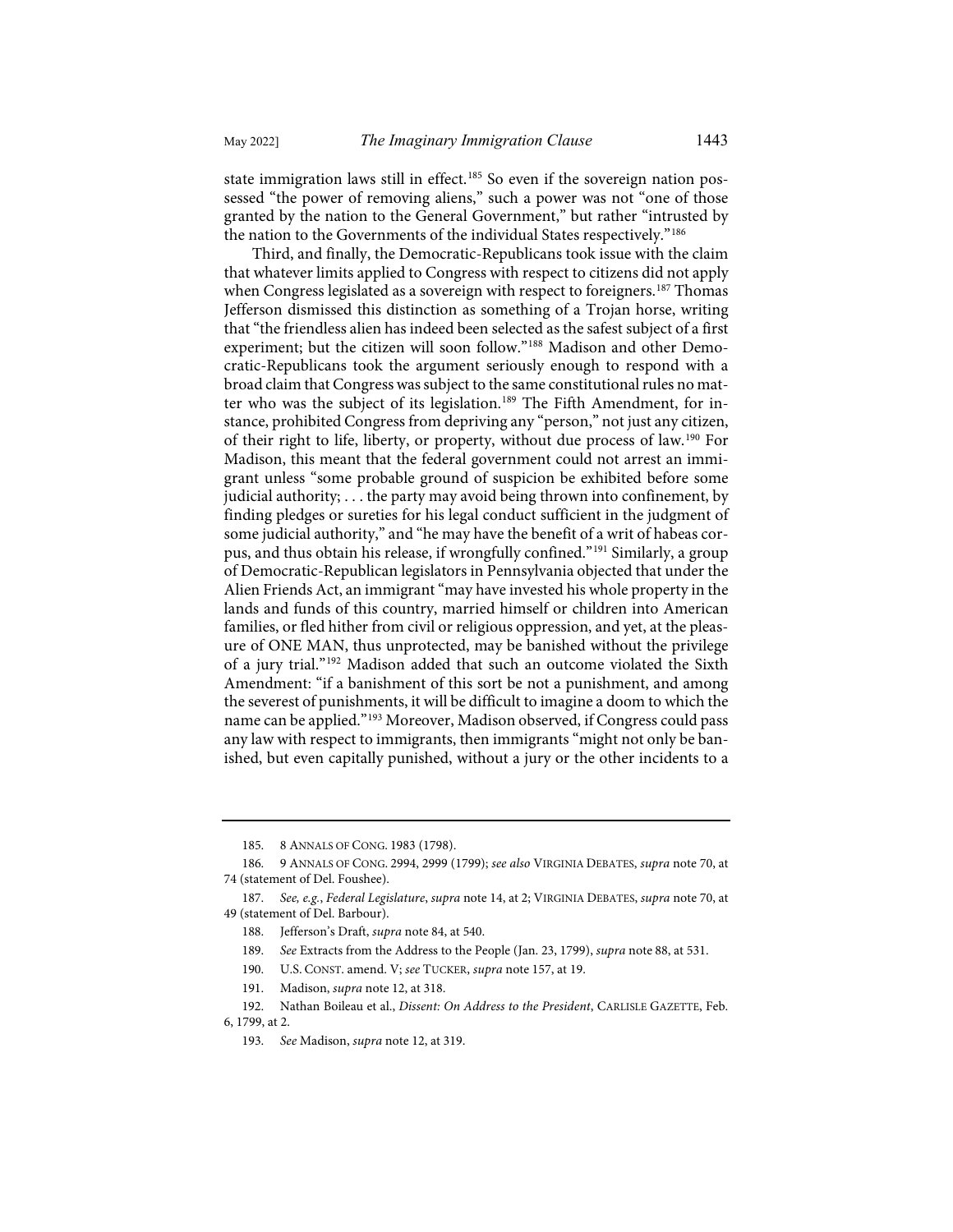state immigration laws still in effect.[185] So even if the sovereign nation possessed "the power of removing aliens," such a power was not "one of those granted by the nation to the General Government," but rather "intrusted by the nation to the Governments of the individual States respectively."[186]

Third, and finally, the Democratic-Republicans took issue with the claim that whatever limits applied to Congress with respect to citizens did not apply when Congress legislated as a sovereign with respect to foreigners.[187] Thomas Jefferson dismissed this distinction as something of a Trojan horse, writing that "the friendless alien has indeed been selected as the safest subject of a first experiment; but the citizen will soon follow."[188] Madison and other Democratic-Republicans took the argument seriously enough to respond with a broad claim that Congress was subject to the same constitutional rules no matter who was the subject of its legislation.[189] The Fifth Amendment, for instance, prohibited Congress from depriving any "person," not just any citizen, of their right to life, liberty, or property, without due process of law.[190] For Madison, this meant that the federal government could not arrest an immigrant unless "some probable ground of suspicion be exhibited before some judicial authority; . . . the party may avoid being thrown into confinement, by finding pledges or sureties for his legal conduct sufficient in the judgment of some judicial authority," and "he may have the benefit of a writ of habeas corpus, and thus obtain his release, if wrongfully confined."[191] Similarly, a group of Democratic-Republican legislators in Pennsylvania objected that under the Alien Friends Act, an immigrant "may have invested his whole property in the lands and funds of this country, married himself or children into American families, or fled hither from civil or religious oppression, and yet, at the pleasure of ONE MAN, thus unprotected, may be banished without the privilege of a jury trial."[192] Madison added that such an outcome violated the Sixth Amendment: "if a banishment of this sort be not a punishment, and among the severest of punishments, it will be difficult to imagine a doom to which the name can be applied."[193] Moreover, Madison observed, if Congress could pass any law with respect to immigrants, then immigrants "might not only be banished, but even capitally punished, without a jury or the other incidents to a

---

185. 8 ANNALS OF CONG. 1983 (1798).

186. 9 ANNALS OF CONG. 2994, 2999 (1799); *see also* VIRGINIA DEBATES, *supra* note 70, at 74 (statement of Del. Foushee).

187. *See, e.g.*, *Federal Legislature*, *supra* note 14, at 2; VIRGINIA DEBATES, *supra* note 70, at 49 (statement of Del. Barbour).

188. Jefferson's Draft, *supra* note 84, at 540.

189. *See* Extracts from the Address to the People (Jan. 23, 1799), *supra* note 88, at 531.

190. U.S. CONST. amend. V; *see* TUCKER, *supra* note 157, at 19.

191. Madison, *supra* note 12, at 318.

192. Nathan Boileau et al., *Dissent: On Address to the President*, CARLISLE GAZETTE, Feb. 6, 1799, at 2.

193. *See* Madison, *supra* note 12, at 319.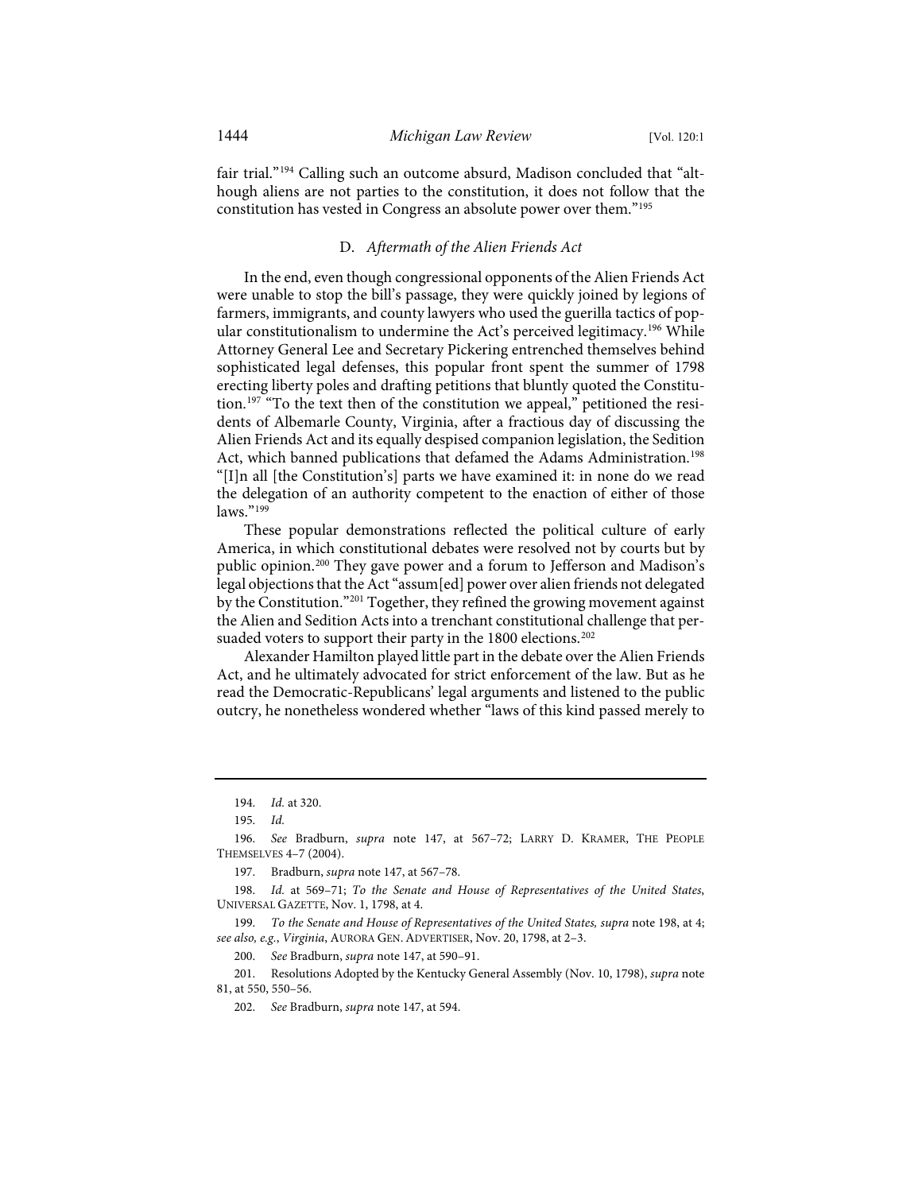fair trial."[194] Calling such an outcome absurd, Madison concluded that "although aliens are not parties to the constitution, it does not follow that the constitution has vested in Congress an absolute power over them."[195]

### D. *Aftermath of the Alien Friends Act*

In the end, even though congressional opponents of the Alien Friends Act were unable to stop the bill's passage, they were quickly joined by legions of farmers, immigrants, and county lawyers who used the guerilla tactics of popular constitutionalism to undermine the Act's perceived legitimacy.[196] While Attorney General Lee and Secretary Pickering entrenched themselves behind sophisticated legal defenses, this popular front spent the summer of 1798 erecting liberty poles and drafting petitions that bluntly quoted the Constitution.[197] "To the text then of the constitution we appeal," petitioned the residents of Albemarle County, Virginia, after a fractious day of discussing the Alien Friends Act and its equally despised companion legislation, the Sedition Act, which banned publications that defamed the Adams Administration.[198] "[I]n all [the Constitution's] parts we have examined it: in none do we read the delegation of an authority competent to the enaction of either of those laws."[199]

These popular demonstrations reflected the political culture of early America, in which constitutional debates were resolved not by courts but by public opinion.[200] They gave power and a forum to Jefferson and Madison's legal objections that the Act "assum[ed] power over alien friends not delegated by the Constitution."[201] Together, they refined the growing movement against the Alien and Sedition Acts into a trenchant constitutional challenge that persuaded voters to support their party in the 1800 elections.[202]

Alexander Hamilton played little part in the debate over the Alien Friends Act, and he ultimately advocated for strict enforcement of the law. But as he read the Democratic-Republicans' legal arguments and listened to the public outcry, he nonetheless wondered whether "laws of this kind passed merely to

---

194. *Id.* at 320.

195. *Id.*

196. *See* Bradburn, *supra* note 147, at 567–72; LARRY D. KRAMER, THE PEOPLE THEMSELVES 4–7 (2004).

197. Bradburn, *supra* note 147, at 567–78.

198. *Id.* at 569–71; *To the Senate and House of Representatives of the United States*, UNIVERSAL GAZETTE, Nov. 1, 1798, at 4.

199. *To the Senate and House of Representatives of the United States, supra* note 198, at 4; *see also, e.g.*, *Virginia*, AURORA GEN. ADVERTISER, Nov. 20, 1798, at 2–3.

200. *See* Bradburn, *supra* note 147, at 590–91.

201. Resolutions Adopted by the Kentucky General Assembly (Nov. 10, 1798), *supra* note 81, at 550, 550–56.

202. *See* Bradburn, *supra* note 147, at 594.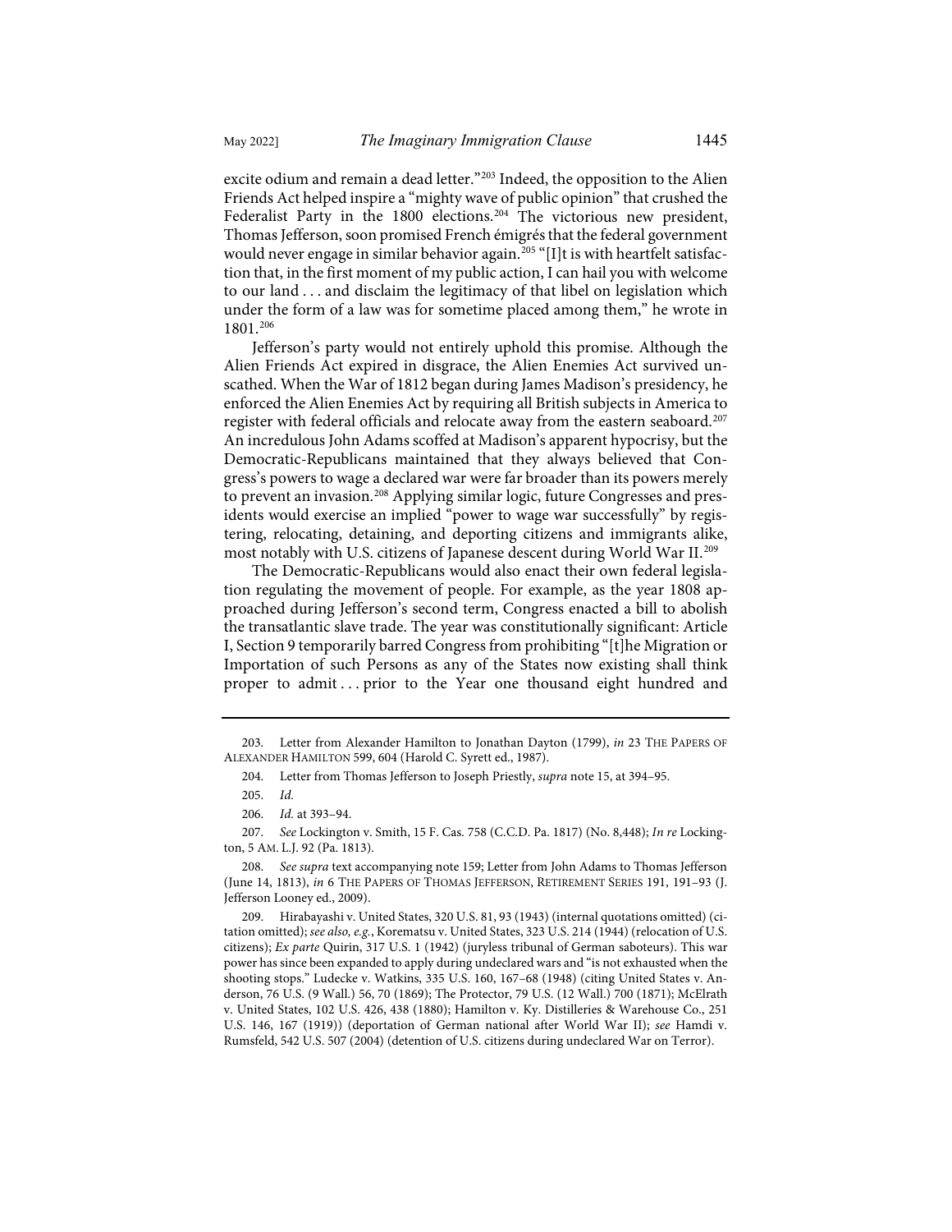excite odium and remain a dead letter."[203] Indeed, the opposition to the Alien Friends Act helped inspire a "mighty wave of public opinion" that crushed the Federalist Party in the 1800 elections.[204] The victorious new president, Thomas Jefferson, soon promised French émigrés that the federal government would never engage in similar behavior again.[205] "[I]t is with heartfelt satisfaction that, in the first moment of my public action, I can hail you with welcome to our land . . . and disclaim the legitimacy of that libel on legislation which under the form of a law was for sometime placed among them," he wrote in 1801.[206]

Jefferson's party would not entirely uphold this promise. Although the Alien Friends Act expired in disgrace, the Alien Enemies Act survived unscathed. When the War of 1812 began during James Madison's presidency, he enforced the Alien Enemies Act by requiring all British subjects in America to register with federal officials and relocate away from the eastern seaboard.[207] An incredulous John Adams scoffed at Madison's apparent hypocrisy, but the Democratic-Republicans maintained that they always believed that Congress's powers to wage a declared war were far broader than its powers merely to prevent an invasion.[208] Applying similar logic, future Congresses and presidents would exercise an implied "power to wage war successfully" by registering, relocating, detaining, and deporting citizens and immigrants alike, most notably with U.S. citizens of Japanese descent during World War II.[209]

The Democratic-Republicans would also enact their own federal legislation regulating the movement of people. For example, as the year 1808 approached during Jefferson's second term, Congress enacted a bill to abolish the transatlantic slave trade. The year was constitutionally significant: Article I, Section 9 temporarily barred Congress from prohibiting "[t]he Migration or Importation of such Persons as any of the States now existing shall think proper to admit . . . prior to the Year one thousand eight hundred and

---

203. Letter from Alexander Hamilton to Jonathan Dayton (1799), *in* 23 THE PAPERS OF ALEXANDER HAMILTON 599, 604 (Harold C. Syrett ed., 1987).

204. Letter from Thomas Jefferson to Joseph Priestly, *supra* note 15, at 394–95.

205. *Id.*

206. *Id.* at 393–94.

207. *See* Lockington v. Smith, 15 F. Cas. 758 (C.C.D. Pa. 1817) (No. 8,448); *In re* Lockington, 5 AM. L.J. 92 (Pa. 1813).

208. *See supra* text accompanying note 159; Letter from John Adams to Thomas Jefferson (June 14, 1813), *in* 6 THE PAPERS OF THOMAS JEFFERSON, RETIREMENT SERIES 191, 191–93 (J. Jefferson Looney ed., 2009).

209. Hirabayashi v. United States, 320 U.S. 81, 93 (1943) (internal quotations omitted) (citation omitted); *see also, e.g.*, Korematsu v. United States, 323 U.S. 214 (1944) (relocation of U.S. citizens); *Ex parte* Quirin, 317 U.S. 1 (1942) (juryless tribunal of German saboteurs). This war power has since been expanded to apply during undeclared wars and "is not exhausted when the shooting stops." Ludecke v. Watkins, 335 U.S. 160, 167–68 (1948) (citing United States v. Anderson, 76 U.S. (9 Wall.) 56, 70 (1869); The Protector, 79 U.S. (12 Wall.) 700 (1871); McElrath v. United States, 102 U.S. 426, 438 (1880); Hamilton v. Ky. Distilleries & Warehouse Co., 251 U.S. 146, 167 (1919)) (deportation of German national after World War II); *see* Hamdi v. Rumsfeld, 542 U.S. 507 (2004) (detention of U.S. citizens during undeclared War on Terror).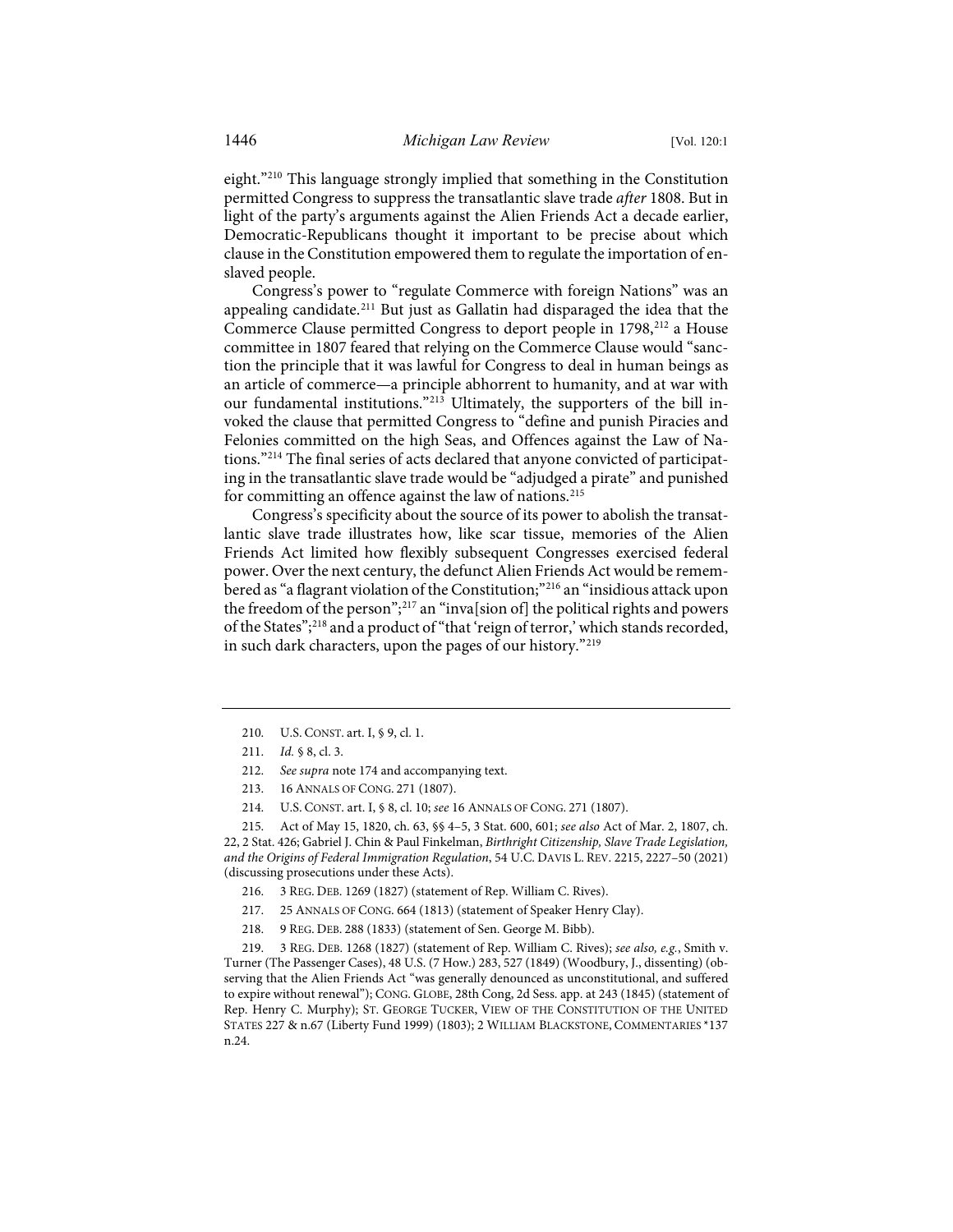eight."[210] This language strongly implied that something in the Constitution permitted Congress to suppress the transatlantic slave trade *after* 1808. But in light of the party's arguments against the Alien Friends Act a decade earlier, Democratic-Republicans thought it important to be precise about which clause in the Constitution empowered them to regulate the importation of enslaved people.

Congress's power to "regulate Commerce with foreign Nations" was an appealing candidate.[211] But just as Gallatin had disparaged the idea that the Commerce Clause permitted Congress to deport people in 1798,[212] a House committee in 1807 feared that relying on the Commerce Clause would "sanction the principle that it was lawful for Congress to deal in human beings as an article of commerce—a principle abhorrent to humanity, and at war with our fundamental institutions."[213] Ultimately, the supporters of the bill invoked the clause that permitted Congress to "define and punish Piracies and Felonies committed on the high Seas, and Offences against the Law of Nations."[214] The final series of acts declared that anyone convicted of participating in the transatlantic slave trade would be "adjudged a pirate" and punished for committing an offence against the law of nations.[215]

Congress's specificity about the source of its power to abolish the transatlantic slave trade illustrates how, like scar tissue, memories of the Alien Friends Act limited how flexibly subsequent Congresses exercised federal power. Over the next century, the defunct Alien Friends Act would be remembered as "a flagrant violation of the Constitution;"[216] an "insidious attack upon the freedom of the person";[217] an "inva[sion of] the political rights and powers of the States";[218] and a product of "that 'reign of terror,' which stands recorded, in such dark characters, upon the pages of our history."[219]

---

210. U.S. CONST. art. I, § 9, cl. 1.

211. *Id.* § 8, cl. 3.

212. *See supra* note 174 and accompanying text.

213. 16 ANNALS OF CONG. 271 (1807).

214. U.S. CONST. art. I, § 8, cl. 10; *see* 16 ANNALS OF CONG. 271 (1807).

215. Act of May 15, 1820, ch. 63, §§ 4–5, 3 Stat. 600, 601; *see also* Act of Mar. 2, 1807, ch. 22, 2 Stat. 426; Gabriel J. Chin & Paul Finkelman, *Birthright Citizenship, Slave Trade Legislation, and the Origins of Federal Immigration Regulation*, 54 U.C. DAVIS L. REV. 2215, 2227–50 (2021) (discussing prosecutions under these Acts).

216. 3 REG. DEB. 1269 (1827) (statement of Rep. William C. Rives).

217. 25 ANNALS OF CONG. 664 (1813) (statement of Speaker Henry Clay).

218. 9 REG. DEB. 288 (1833) (statement of Sen. George M. Bibb).

219. 3 REG. DEB. 1268 (1827) (statement of Rep. William C. Rives); *see also, e.g.*, Smith v. Turner (The Passenger Cases), 48 U.S. (7 How.) 283, 527 (1849) (Woodbury, J., dissenting) (observing that the Alien Friends Act "was generally denounced as unconstitutional, and suffered to expire without renewal"); CONG. GLOBE, 28th Cong, 2d Sess. app. at 243 (1845) (statement of Rep. Henry C. Murphy); ST. GEORGE TUCKER, VIEW OF THE CONSTITUTION OF THE UNITED STATES 227 & n.67 (Liberty Fund 1999) (1803); 2 WILLIAM BLACKSTONE, COMMENTARIES *137 n.24.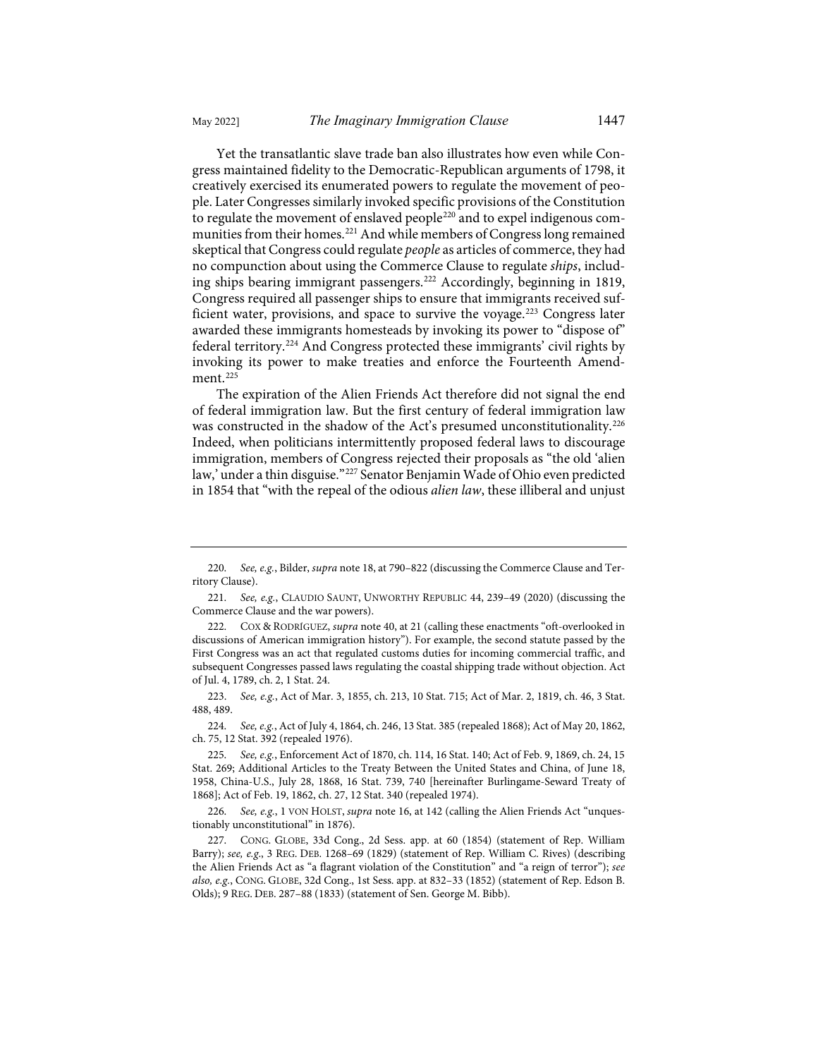Yet the transatlantic slave trade ban also illustrates how even while Congress maintained fidelity to the Democratic-Republican arguments of 1798, it creatively exercised its enumerated powers to regulate the movement of people. Later Congresses similarly invoked specific provisions of the Constitution to regulate the movement of enslaved people[220] and to expel indigenous communities from their homes.[221] And while members of Congress long remained skeptical that Congress could regulate *people* as articles of commerce, they had no compunction about using the Commerce Clause to regulate *ships*, including ships bearing immigrant passengers.[222] Accordingly, beginning in 1819, Congress required all passenger ships to ensure that immigrants received sufficient water, provisions, and space to survive the voyage.[223] Congress later awarded these immigrants homesteads by invoking its power to "dispose of" federal territory.[224] And Congress protected these immigrants' civil rights by invoking its power to make treaties and enforce the Fourteenth Amendment.[225]

The expiration of the Alien Friends Act therefore did not signal the end of federal immigration law. But the first century of federal immigration law was constructed in the shadow of the Act's presumed unconstitutionality.[226] Indeed, when politicians intermittently proposed federal laws to discourage immigration, members of Congress rejected their proposals as "the old 'alien law,' under a thin disguise."[227] Senator Benjamin Wade of Ohio even predicted in 1854 that "with the repeal of the odious *alien law*, these illiberal and unjust

---

220. *See, e.g.*, Bilder, *supra* note 18, at 790–822 (discussing the Commerce Clause and Territory Clause).

221. *See, e.g.*, CLAUDIO SAUNT, UNWORTHY REPUBLIC 44, 239–49 (2020) (discussing the Commerce Clause and the war powers).

222. COX & RODRÍGUEZ, *supra* note 40, at 21 (calling these enactments "oft-overlooked in discussions of American immigration history"). For example, the second statute passed by the First Congress was an act that regulated customs duties for incoming commercial traffic, and subsequent Congresses passed laws regulating the coastal shipping trade without objection. Act of Jul. 4, 1789, ch. 2, 1 Stat. 24.

223. *See, e.g.*, Act of Mar. 3, 1855, ch. 213, 10 Stat. 715; Act of Mar. 2, 1819, ch. 46, 3 Stat. 488, 489.

224. *See, e.g.*, Act of July 4, 1864, ch. 246, 13 Stat. 385 (repealed 1868); Act of May 20, 1862, ch. 75, 12 Stat. 392 (repealed 1976).

225. *See, e.g.*, Enforcement Act of 1870, ch. 114, 16 Stat. 140; Act of Feb. 9, 1869, ch. 24, 15 Stat. 269; Additional Articles to the Treaty Between the United States and China, of June 18, 1958, China-U.S., July 28, 1868, 16 Stat. 739, 740 [hereinafter Burlingame-Seward Treaty of 1868]; Act of Feb. 19, 1862, ch. 27, 12 Stat. 340 (repealed 1974).

226. *See, e.g.*, 1 VON HOLST, *supra* note 16, at 142 (calling the Alien Friends Act "unquestionably unconstitutional" in 1876).

227. CONG. GLOBE, 33d Cong., 2d Sess. app. at 60 (1854) (statement of Rep. William Barry); *see, e.g.*, 3 REG. DEB. 1268–69 (1829) (statement of Rep. William C. Rives) (describing the Alien Friends Act as "a flagrant violation of the Constitution" and "a reign of terror"); *see also, e.g.*, CONG. GLOBE, 32d Cong., 1st Sess. app. at 832–33 (1852) (statement of Rep. Edson B. Olds); 9 REG. DEB. 287–88 (1833) (statement of Sen. George M. Bibb).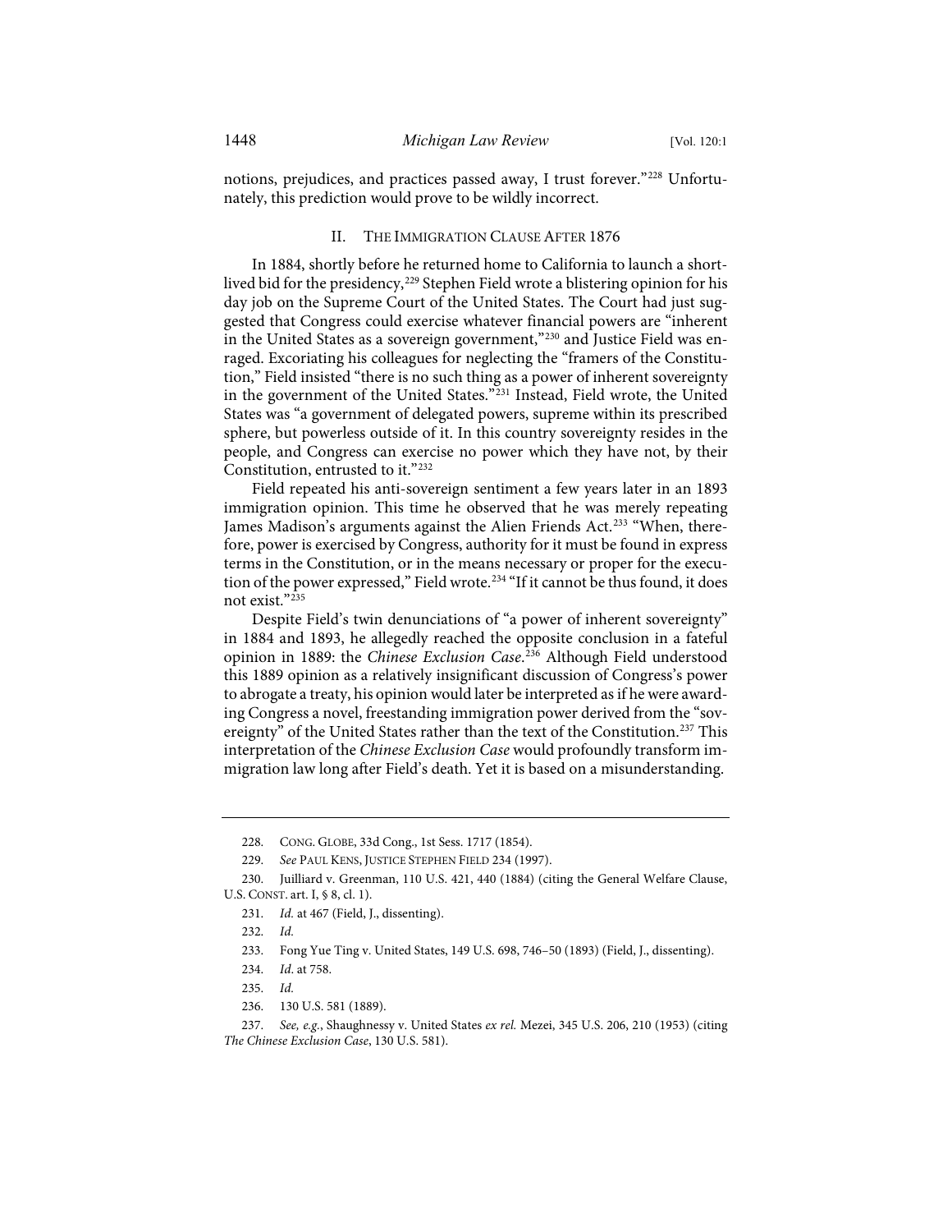notions, prejudices, and practices passed away, I trust forever."[228] Unfortunately, this prediction would prove to be wildly incorrect.

## II. THE IMMIGRATION CLAUSE AFTER 1876

In 1884, shortly before he returned home to California to launch a short-lived bid for the presidency,[229] Stephen Field wrote a blistering opinion for his day job on the Supreme Court of the United States. The Court had just suggested that Congress could exercise whatever financial powers are "inherent in the United States as a sovereign government,"[230] and Justice Field was enraged. Excoriating his colleagues for neglecting the "framers of the Constitution," Field insisted "there is no such thing as a power of inherent sovereignty in the government of the United States."[231] Instead, Field wrote, the United States was "a government of delegated powers, supreme within its prescribed sphere, but powerless outside of it. In this country sovereignty resides in the people, and Congress can exercise no power which they have not, by their Constitution, entrusted to it."[232]

Field repeated his anti-sovereign sentiment a few years later in an 1893 immigration opinion. This time he observed that he was merely repeating James Madison's arguments against the Alien Friends Act.[233] "When, therefore, power is exercised by Congress, authority for it must be found in express terms in the Constitution, or in the means necessary or proper for the execution of the power expressed," Field wrote.[234] "If it cannot be thus found, it does not exist."[235]

Despite Field's twin denunciations of "a power of inherent sovereignty" in 1884 and 1893, he allegedly reached the opposite conclusion in a fateful opinion in 1889: the *Chinese Exclusion Case*.[236] Although Field understood this 1889 opinion as a relatively insignificant discussion of Congress's power to abrogate a treaty, his opinion would later be interpreted as if he were awarding Congress a novel, freestanding immigration power derived from the "sovereignty" of the United States rather than the text of the Constitution.[237] This interpretation of the *Chinese Exclusion Case* would profoundly transform immigration law long after Field's death. Yet it is based on a misunderstanding.

---

228. CONG. GLOBE, 33d Cong., 1st Sess. 1717 (1854).

229. *See* PAUL KENS, JUSTICE STEPHEN FIELD 234 (1997).

230. Juilliard v. Greenman, 110 U.S. 421, 440 (1884) (citing the General Welfare Clause, U.S. CONST. art. I, § 8, cl. 1).

231. *Id.* at 467 (Field, J., dissenting).

232. *Id.*

233. Fong Yue Ting v. United States, 149 U.S. 698, 746–50 (1893) (Field, J., dissenting).

234. *Id.* at 758.

235. *Id.*

236. 130 U.S. 581 (1889).

237. *See, e.g.*, Shaughnessy v. United States *ex rel.* Mezei, 345 U.S. 206, 210 (1953) (citing *The Chinese Exclusion Case*, 130 U.S. 581).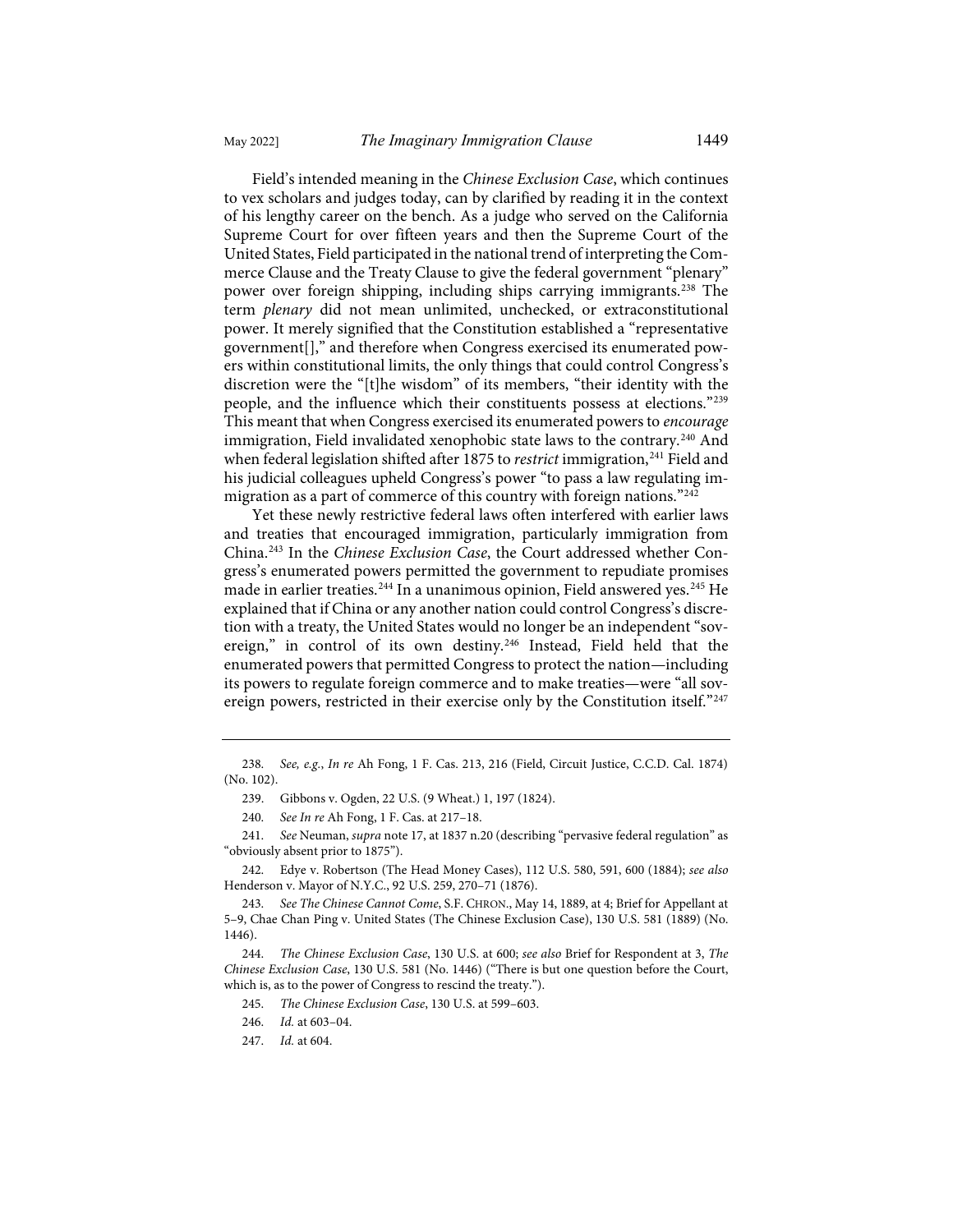Field's intended meaning in the *Chinese Exclusion Case*, which continues to vex scholars and judges today, can by clarified by reading it in the context of his lengthy career on the bench. As a judge who served on the California Supreme Court for over fifteen years and then the Supreme Court of the United States, Field participated in the national trend of interpreting the Commerce Clause and the Treaty Clause to give the federal government "plenary" power over foreign shipping, including ships carrying immigrants.[238] The term *plenary* did not mean unlimited, unchecked, or extraconstitutional power. It merely signified that the Constitution established a "representative government[]," and therefore when Congress exercised its enumerated powers within constitutional limits, the only things that could control Congress's discretion were the "[t]he wisdom" of its members, "their identity with the people, and the influence which their constituents possess at elections."[239] This meant that when Congress exercised its enumerated powers to *encourage* immigration, Field invalidated xenophobic state laws to the contrary.[240] And when federal legislation shifted after 1875 to *restrict* immigration,[241] Field and his judicial colleagues upheld Congress's power "to pass a law regulating immigration as a part of commerce of this country with foreign nations."[242]

Yet these newly restrictive federal laws often interfered with earlier laws and treaties that encouraged immigration, particularly immigration from China.[243] In the *Chinese Exclusion Case*, the Court addressed whether Congress's enumerated powers permitted the government to repudiate promises made in earlier treaties.[244] In a unanimous opinion, Field answered yes.[245] He explained that if China or any another nation could control Congress's discretion with a treaty, the United States would no longer be an independent "sovereign," in control of its own destiny.[246] Instead, Field held that the enumerated powers that permitted Congress to protect the nation—including its powers to regulate foreign commerce and to make treaties—were "all sovereign powers, restricted in their exercise only by the Constitution itself."[247]

---

238. *See, e.g.*, *In re* Ah Fong, 1 F. Cas. 213, 216 (Field, Circuit Justice, C.C.D. Cal. 1874) (No. 102).

239. Gibbons v. Ogden, 22 U.S. (9 Wheat.) 1, 197 (1824).

240. *See In re* Ah Fong, 1 F. Cas. at 217–18.

241. *See* Neuman, *supra* note 17, at 1837 n.20 (describing "pervasive federal regulation" as "obviously absent prior to 1875").

242. Edye v. Robertson (The Head Money Cases), 112 U.S. 580, 591, 600 (1884); *see also* Henderson v. Mayor of N.Y.C., 92 U.S. 259, 270–71 (1876).

243. *See The Chinese Cannot Come*, S.F. CHRON., May 14, 1889, at 4; Brief for Appellant at 5–9, Chae Chan Ping v. United States (The Chinese Exclusion Case), 130 U.S. 581 (1889) (No. 1446).

244. *The Chinese Exclusion Case*, 130 U.S. at 600; *see also* Brief for Respondent at 3, *The Chinese Exclusion Case*, 130 U.S. 581 (No. 1446) ("There is but one question before the Court, which is, as to the power of Congress to rescind the treaty.").

245. *The Chinese Exclusion Case*, 130 U.S. at 599–603.

246. *Id.* at 603–04.

247. *Id.* at 604.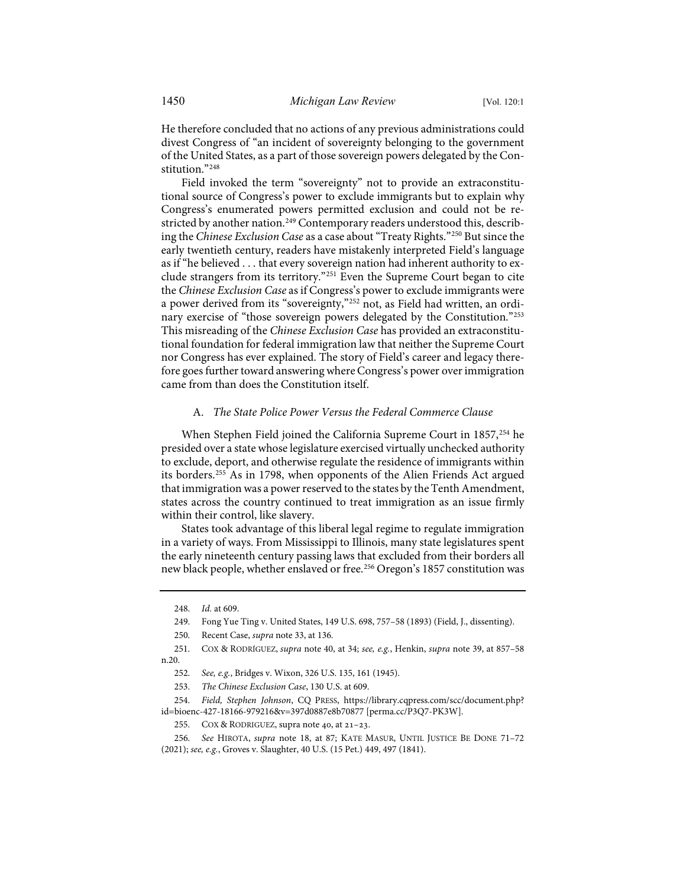He therefore concluded that no actions of any previous administrations could divest Congress of "an incident of sovereignty belonging to the government of the United States, as a part of those sovereign powers delegated by the Constitution."[248]

Field invoked the term "sovereignty" not to provide an extraconstitutional source of Congress's power to exclude immigrants but to explain why Congress's enumerated powers permitted exclusion and could not be restricted by another nation.[249] Contemporary readers understood this, describing the *Chinese Exclusion Case* as a case about "Treaty Rights."[250] But since the early twentieth century, readers have mistakenly interpreted Field's language as if "he believed . . . that every sovereign nation had inherent authority to exclude strangers from its territory."[251] Even the Supreme Court began to cite the *Chinese Exclusion Case* as if Congress's power to exclude immigrants were a power derived from its "sovereignty,"[252] not, as Field had written, an ordinary exercise of "those sovereign powers delegated by the Constitution."[253] This misreading of the *Chinese Exclusion Case* has provided an extraconstitutional foundation for federal immigration law that neither the Supreme Court nor Congress has ever explained. The story of Field's career and legacy therefore goes further toward answering where Congress's power over immigration came from than does the Constitution itself.

### A. *The State Police Power Versus the Federal Commerce Clause*

When Stephen Field joined the California Supreme Court in 1857,[254] he presided over a state whose legislature exercised virtually unchecked authority to exclude, deport, and otherwise regulate the residence of immigrants within its borders.[255] As in 1798, when opponents of the Alien Friends Act argued that immigration was a power reserved to the states by the Tenth Amendment, states across the country continued to treat immigration as an issue firmly within their control, like slavery.

States took advantage of this liberal legal regime to regulate immigration in a variety of ways. From Mississippi to Illinois, many state legislatures spent the early nineteenth century passing laws that excluded from their borders all new black people, whether enslaved or free.[256] Oregon's 1857 constitution was

---

248. *Id.* at 609.

249. Fong Yue Ting v. United States, 149 U.S. 698, 757–58 (1893) (Field, J., dissenting).

250. Recent Case, *supra* note 33, at 136.

251. COX & RODRÍGUEZ, *supra* note 40, at 34; *see, e.g.*, Henkin, *supra* note 39, at 857–58 n.20.

252. *See, e.g.*, Bridges v. Wixon, 326 U.S. 135, 161 (1945).

253. *The Chinese Exclusion Case*, 130 U.S. at 609.

254. *Field, Stephen Johnson*, CQ PRESS, https://library.cqpress.com/scc/document.php?id=bioenc-427-18166-979216&v=397d0887e8b70877 [perma.cc/P3Q7-PK3W].

255. COX & RODRIGUEZ, supra note 40, at 21–23.

256. *See* HIROTA, *supra* note 18, at 87; KATE MASUR, UNTIL JUSTICE BE DONE 71–72 (2021); *see, e.g.*, Groves v. Slaughter, 40 U.S. (15 Pet.) 449, 497 (1841).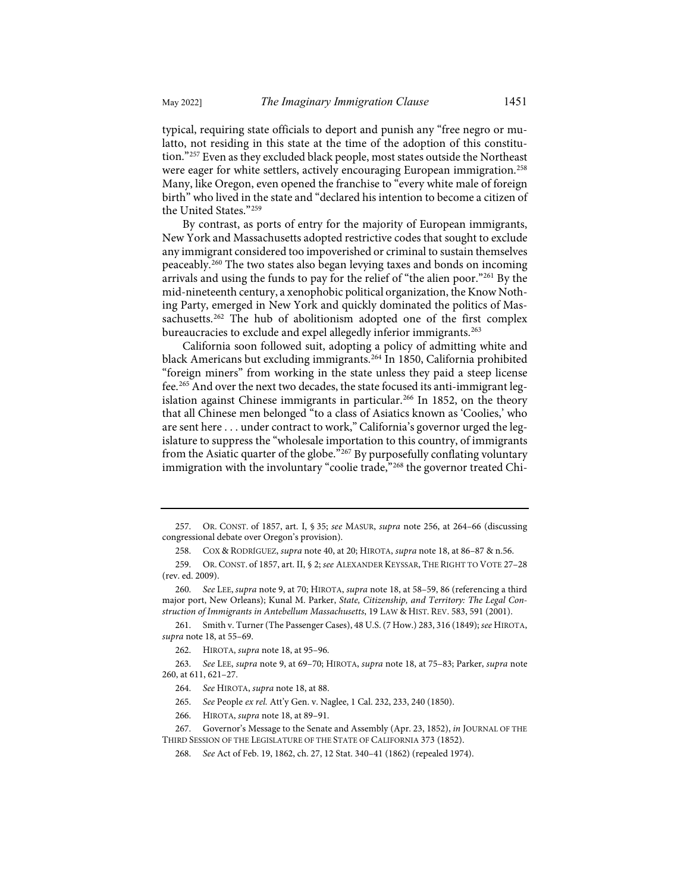typical, requiring state officials to deport and punish any "free negro or mulatto, not residing in this state at the time of the adoption of this constitution."[257] Even as they excluded black people, most states outside the Northeast were eager for white settlers, actively encouraging European immigration.[258] Many, like Oregon, even opened the franchise to "every white male of foreign birth" who lived in the state and "declared his intention to become a citizen of the United States."[259]

By contrast, as ports of entry for the majority of European immigrants, New York and Massachusetts adopted restrictive codes that sought to exclude any immigrant considered too impoverished or criminal to sustain themselves peaceably.[260] The two states also began levying taxes and bonds on incoming arrivals and using the funds to pay for the relief of "the alien poor."[261] By the mid-nineteenth century, a xenophobic political organization, the Know Nothing Party, emerged in New York and quickly dominated the politics of Massachusetts.[262] The hub of abolitionism adopted one of the first complex bureaucracies to exclude and expel allegedly inferior immigrants.[263]

California soon followed suit, adopting a policy of admitting white and black Americans but excluding immigrants.[264] In 1850, California prohibited "foreign miners" from working in the state unless they paid a steep license fee.[265] And over the next two decades, the state focused its anti-immigrant legislation against Chinese immigrants in particular.[266] In 1852, on the theory that all Chinese men belonged "to a class of Asiatics known as 'Coolies,' who are sent here . . . under contract to work," California's governor urged the legislature to suppress the "wholesale importation to this country, of immigrants from the Asiatic quarter of the globe."[267] By purposefully conflating voluntary immigration with the involuntary "coolie trade,"[268] the governor treated Chi-

---

257. OR. CONST. of 1857, art. I, § 35; *see* MASUR, *supra* note 256, at 264–66 (discussing congressional debate over Oregon's provision).

258. COX & RODRÍGUEZ, *supra* note 40, at 20; HIROTA, *supra* note 18, at 86–87 & n.56.

259. OR. CONST. of 1857, art. II, § 2; *see* ALEXANDER KEYSSAR, THE RIGHT TO VOTE 27–28 (rev. ed. 2009).

260. *See* LEE, *supra* note 9, at 70; HIROTA, *supra* note 18, at 58–59, 86 (referencing a third major port, New Orleans); Kunal M. Parker, *State, Citizenship, and Territory: The Legal Construction of Immigrants in Antebellum Massachusetts*, 19 LAW & HIST. REV. 583, 591 (2001).

261. Smith v. Turner (The Passenger Cases), 48 U.S. (7 How.) 283, 316 (1849); *see* HIROTA, *supra* note 18, at 55–69.

262. HIROTA, *supra* note 18, at 95–96.

263. *See* LEE, *supra* note 9, at 69–70; HIROTA, *supra* note 18, at 75–83; Parker, *supra* note 260, at 611, 621–27.

264. *See* HIROTA, *supra* note 18, at 88.

265. *See* People *ex rel.* Att'y Gen. v. Naglee, 1 Cal. 232, 233, 240 (1850).

266. HIROTA, *supra* note 18, at 89–91.

267. Governor's Message to the Senate and Assembly (Apr. 23, 1852), *in* JOURNAL OF THE THIRD SESSION OF THE LEGISLATURE OF THE STATE OF CALIFORNIA 373 (1852).

268. *See* Act of Feb. 19, 1862, ch. 27, 12 Stat. 340–41 (1862) (repealed 1974).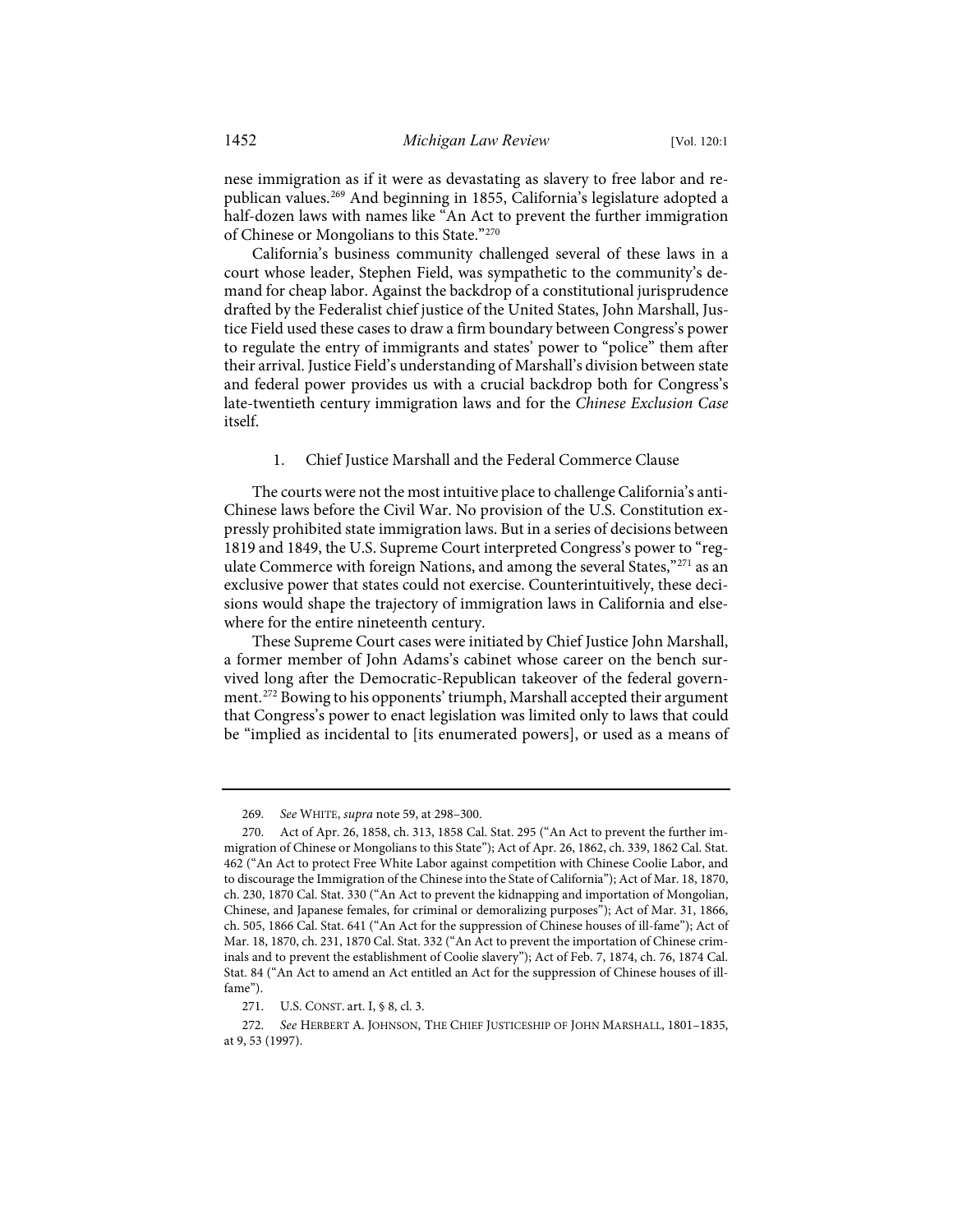nese immigration as if it were as devastating as slavery to free labor and republican values.[269] And beginning in 1855, California's legislature adopted a half-dozen laws with names like "An Act to prevent the further immigration of Chinese or Mongolians to this State."[270]

California's business community challenged several of these laws in a court whose leader, Stephen Field, was sympathetic to the community's demand for cheap labor. Against the backdrop of a constitutional jurisprudence drafted by the Federalist chief justice of the United States, John Marshall, Justice Field used these cases to draw a firm boundary between Congress's power to regulate the entry of immigrants and states' power to "police" them after their arrival. Justice Field's understanding of Marshall's division between state and federal power provides us with a crucial backdrop both for Congress's late-twentieth century immigration laws and for the *Chinese Exclusion Case* itself.

### 1. Chief Justice Marshall and the Federal Commerce Clause

The courts were not the most intuitive place to challenge California's anti-Chinese laws before the Civil War. No provision of the U.S. Constitution expressly prohibited state immigration laws. But in a series of decisions between 1819 and 1849, the U.S. Supreme Court interpreted Congress's power to "regulate Commerce with foreign Nations, and among the several States,"[271] as an exclusive power that states could not exercise. Counterintuitively, these decisions would shape the trajectory of immigration laws in California and elsewhere for the entire nineteenth century.

These Supreme Court cases were initiated by Chief Justice John Marshall, a former member of John Adams's cabinet whose career on the bench survived long after the Democratic-Republican takeover of the federal government.[272] Bowing to his opponents' triumph, Marshall accepted their argument that Congress's power to enact legislation was limited only to laws that could be "implied as incidental to [its enumerated powers], or used as a means of

---

269. *See* WHITE, *supra* note 59, at 298–300.

270. Act of Apr. 26, 1858, ch. 313, 1858 Cal. Stat. 295 ("An Act to prevent the further immigration of Chinese or Mongolians to this State"); Act of Apr. 26, 1862, ch. 339, 1862 Cal. Stat. 462 ("An Act to protect Free White Labor against competition with Chinese Coolie Labor, and to discourage the Immigration of the Chinese into the State of California"); Act of Mar. 18, 1870, ch. 230, 1870 Cal. Stat. 330 ("An Act to prevent the kidnapping and importation of Mongolian, Chinese, and Japanese females, for criminal or demoralizing purposes"); Act of Mar. 31, 1866, ch. 505, 1866 Cal. Stat. 641 ("An Act for the suppression of Chinese houses of ill-fame"); Act of Mar. 18, 1870, ch. 231, 1870 Cal. Stat. 332 ("An Act to prevent the importation of Chinese criminals and to prevent the establishment of Coolie slavery"); Act of Feb. 7, 1874, ch. 76, 1874 Cal. Stat. 84 ("An Act to amend an Act entitled an Act for the suppression of Chinese houses of ill-fame").

271. U.S. CONST. art. I, § 8, cl. 3.

272. *See* HERBERT A. JOHNSON, THE CHIEF JUSTICESHIP OF JOHN MARSHALL, 1801–1835, at 9, 53 (1997).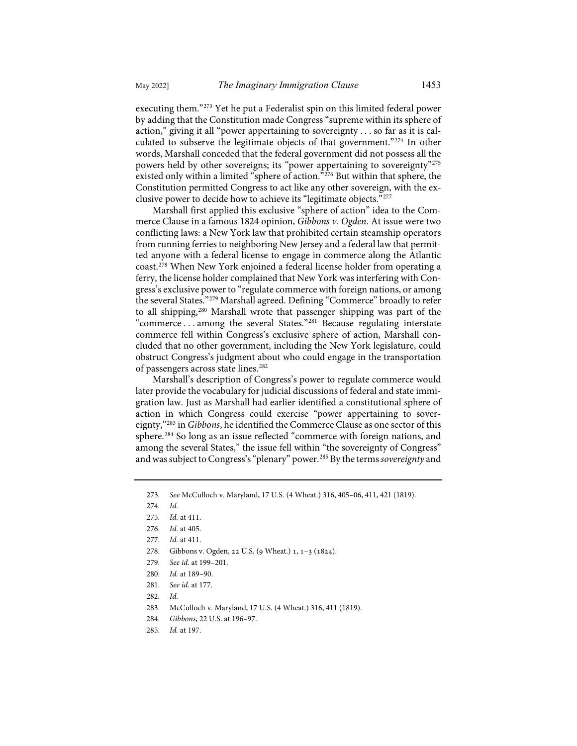executing them."[273] Yet he put a Federalist spin on this limited federal power by adding that the Constitution made Congress "supreme within its sphere of action," giving it all "power appertaining to sovereignty . . . so far as it is calculated to subserve the legitimate objects of that government."[274] In other words, Marshall conceded that the federal government did not possess all the powers held by other sovereigns; its "power appertaining to sovereignty"[275] existed only within a limited "sphere of action."[276] But within that sphere, the Constitution permitted Congress to act like any other sovereign, with the exclusive power to decide how to achieve its "legitimate objects."[277]

Marshall first applied this exclusive "sphere of action" idea to the Commerce Clause in a famous 1824 opinion, *Gibbons v. Ogden*. At issue were two conflicting laws: a New York law that prohibited certain steamship operators from running ferries to neighboring New Jersey and a federal law that permitted anyone with a federal license to engage in commerce along the Atlantic coast.[278] When New York enjoined a federal license holder from operating a ferry, the license holder complained that New York was interfering with Congress's exclusive power to "regulate commerce with foreign nations, or among the several States."[279] Marshall agreed. Defining "Commerce" broadly to refer to all shipping,[280] Marshall wrote that passenger shipping was part of the "commerce . . . among the several States."[281] Because regulating interstate commerce fell within Congress's exclusive sphere of action, Marshall concluded that no other government, including the New York legislature, could obstruct Congress's judgment about who could engage in the transportation of passengers across state lines.[282]

Marshall's description of Congress's power to regulate commerce would later provide the vocabulary for judicial discussions of federal and state immigration law. Just as Marshall had earlier identified a constitutional sphere of action in which Congress could exercise "power appertaining to sovereignty,"[283] in *Gibbons*, he identified the Commerce Clause as one sector of this sphere.[284] So long as an issue reflected "commerce with foreign nations, and among the several States," the issue fell within "the sovereignty of Congress" and was subject to Congress's "plenary" power.[285] By the terms *sovereignty* and

---

273. *See* McCulloch v. Maryland, 17 U.S. (4 Wheat.) 316, 405–06, 411, 421 (1819).

274. *Id.*

275. *Id.* at 411.

276. *Id.* at 405.

277. *Id.* at 411.

278. Gibbons v. Ogden, 22 U.S. (9 Wheat.) 1, 1–3 (1824).

279. *See id.* at 199–201.

280. *Id.* at 189–90.

281. *See id.* at 177.

282. *Id.*

283. McCulloch v. Maryland, 17 U.S. (4 Wheat.) 316, 411 (1819).

284. *Gibbons*, 22 U.S. at 196–97.

285. *Id.* at 197.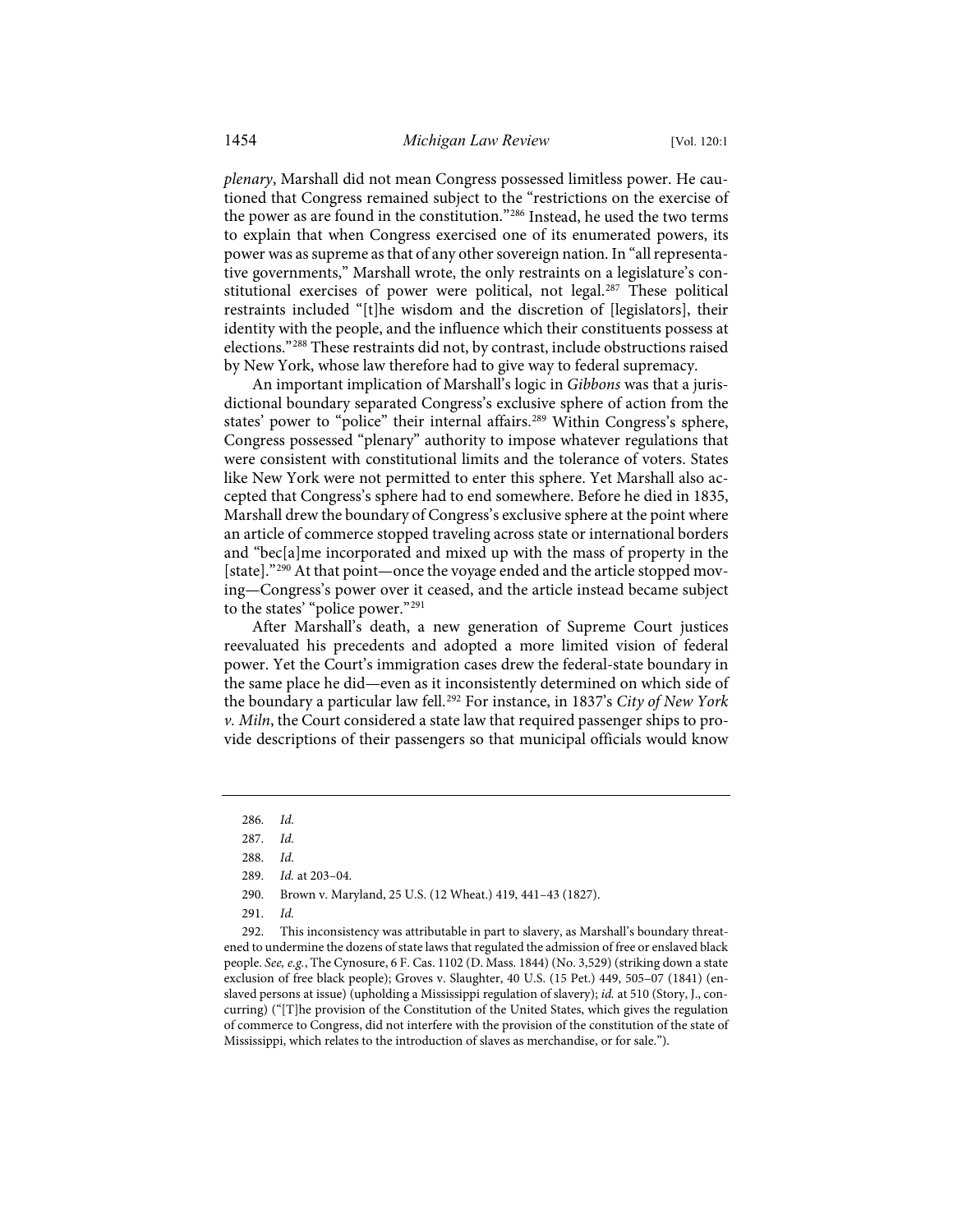*plenary*, Marshall did not mean Congress possessed limitless power. He cautioned that Congress remained subject to the "restrictions on the exercise of the power as are found in the constitution."[286] Instead, he used the two terms to explain that when Congress exercised one of its enumerated powers, its power was as supreme as that of any other sovereign nation. In "all representative governments," Marshall wrote, the only restraints on a legislature's constitutional exercises of power were political, not legal.[287] These political restraints included "[t]he wisdom and the discretion of [legislators], their identity with the people, and the influence which their constituents possess at elections."[288] These restraints did not, by contrast, include obstructions raised by New York, whose law therefore had to give way to federal supremacy.

An important implication of Marshall's logic in *Gibbons* was that a jurisdictional boundary separated Congress's exclusive sphere of action from the states' power to "police" their internal affairs.[289] Within Congress's sphere, Congress possessed "plenary" authority to impose whatever regulations that were consistent with constitutional limits and the tolerance of voters. States like New York were not permitted to enter this sphere. Yet Marshall also accepted that Congress's sphere had to end somewhere. Before he died in 1835, Marshall drew the boundary of Congress's exclusive sphere at the point where an article of commerce stopped traveling across state or international borders and "bec[a]me incorporated and mixed up with the mass of property in the [state]."[290] At that point—once the voyage ended and the article stopped moving—Congress's power over it ceased, and the article instead became subject to the states' "police power."[291]

After Marshall's death, a new generation of Supreme Court justices reevaluated his precedents and adopted a more limited vision of federal power. Yet the Court's immigration cases drew the federal-state boundary in the same place he did—even as it inconsistently determined on which side of the boundary a particular law fell.[292] For instance, in 1837's *City of New York v. Miln*, the Court considered a state law that required passenger ships to provide descriptions of their passengers so that municipal officials would know

---

286. *Id.*

287. *Id.*

288. *Id.*

289. *Id.* at 203–04.

290. Brown v. Maryland, 25 U.S. (12 Wheat.) 419, 441–43 (1827).

291. *Id.*

292. This inconsistency was attributable in part to slavery, as Marshall's boundary threatened to undermine the dozens of state laws that regulated the admission of free or enslaved black people. *See, e.g.*, The Cynosure, 6 F. Cas. 1102 (D. Mass. 1844) (No. 3,529) (striking down a state exclusion of free black people); Groves v. Slaughter, 40 U.S. (15 Pet.) 449, 505–07 (1841) (enslaved persons at issue) (upholding a Mississippi regulation of slavery); *id.* at 510 (Story, J., concurring) ("[T]he provision of the Constitution of the United States, which gives the regulation of commerce to Congress, did not interfere with the provision of the constitution of the state of Mississippi, which relates to the introduction of slaves as merchandise, or for sale.").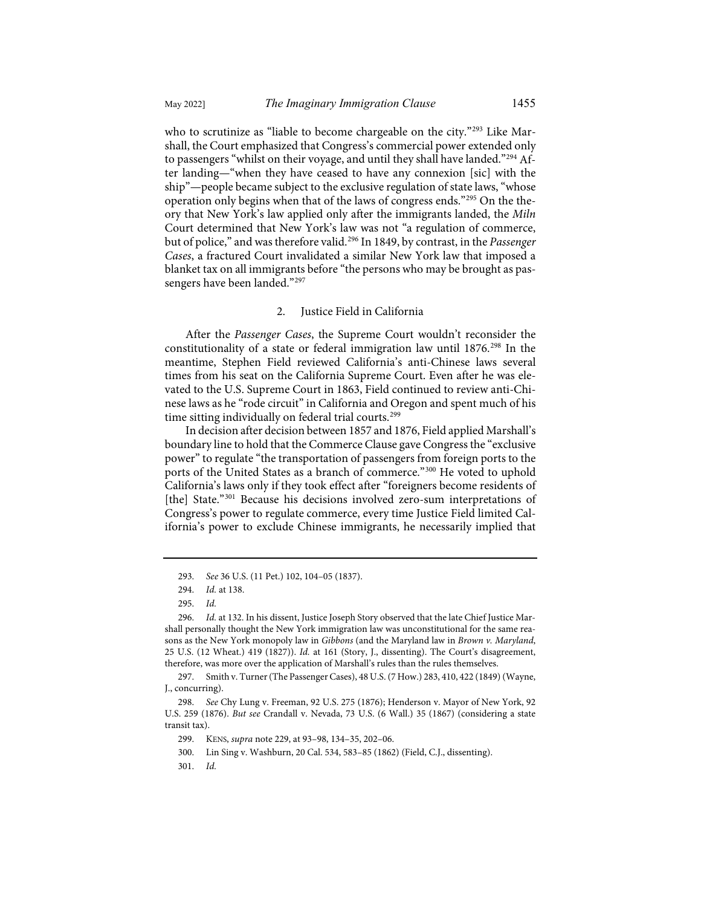who to scrutinize as "liable to become chargeable on the city."[293] Like Marshall, the Court emphasized that Congress's commercial power extended only to passengers "whilst on their voyage, and until they shall have landed."[294] After landing—"when they have ceased to have any connexion [sic] with the ship"—people became subject to the exclusive regulation of state laws, "whose operation only begins when that of the laws of congress ends."[295] On the theory that New York's law applied only after the immigrants landed, the *Miln* Court determined that New York's law was not "a regulation of commerce, but of police," and was therefore valid.[296] In 1849, by contrast, in the *Passenger Cases*, a fractured Court invalidated a similar New York law that imposed a blanket tax on all immigrants before "the persons who may be brought as passengers have been landed."[297]

### 2. Justice Field in California

After the *Passenger Cases*, the Supreme Court wouldn't reconsider the constitutionality of a state or federal immigration law until 1876.[298] In the meantime, Stephen Field reviewed California's anti-Chinese laws several times from his seat on the California Supreme Court. Even after he was elevated to the U.S. Supreme Court in 1863, Field continued to review anti-Chinese laws as he "rode circuit" in California and Oregon and spent much of his time sitting individually on federal trial courts.[299]

In decision after decision between 1857 and 1876, Field applied Marshall's boundary line to hold that the Commerce Clause gave Congress the "exclusive power" to regulate "the transportation of passengers from foreign ports to the ports of the United States as a branch of commerce."[300] He voted to uphold California's laws only if they took effect after "foreigners become residents of [the] State."[301] Because his decisions involved zero-sum interpretations of Congress's power to regulate commerce, every time Justice Field limited California's power to exclude Chinese immigrants, he necessarily implied that

---

293. *See* 36 U.S. (11 Pet.) 102, 104–05 (1837).

294. *Id.* at 138.

295. *Id.*

296. *Id.* at 132. In his dissent, Justice Joseph Story observed that the late Chief Justice Marshall personally thought the New York immigration law was unconstitutional for the same reasons as the New York monopoly law in *Gibbons* (and the Maryland law in *Brown v. Maryland*, 25 U.S. (12 Wheat.) 419 (1827)). *Id.* at 161 (Story, J., dissenting). The Court's disagreement, therefore, was more over the application of Marshall's rules than the rules themselves.

297. Smith v. Turner (The Passenger Cases), 48 U.S. (7 How.) 283, 410, 422 (1849) (Wayne, J., concurring).

298. *See* Chy Lung v. Freeman, 92 U.S. 275 (1876); Henderson v. Mayor of New York, 92 U.S. 259 (1876). *But see* Crandall v. Nevada, 73 U.S. (6 Wall.) 35 (1867) (considering a state transit tax).

299. KENS, *supra* note 229, at 93–98, 134–35, 202–06.

300. Lin Sing v. Washburn, 20 Cal. 534, 583–85 (1862) (Field, C.J., dissenting).

301. *Id.*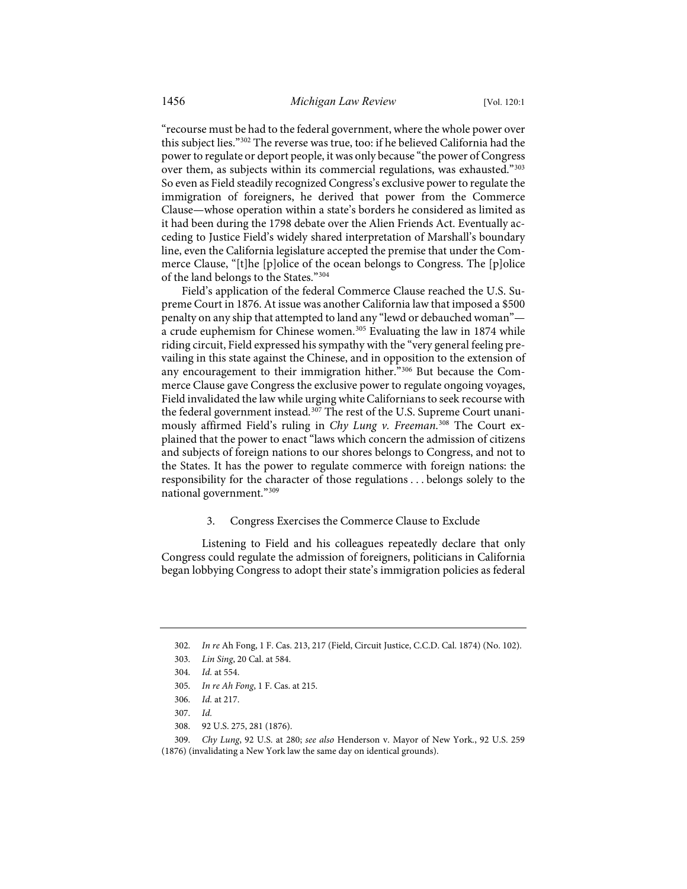"recourse must be had to the federal government, where the whole power over this subject lies."[302] The reverse was true, too: if he believed California had the power to regulate or deport people, it was only because "the power of Congress over them, as subjects within its commercial regulations, was exhausted."[303] So even as Field steadily recognized Congress's exclusive power to regulate the immigration of foreigners, he derived that power from the Commerce Clause—whose operation within a state's borders he considered as limited as it had been during the 1798 debate over the Alien Friends Act. Eventually acceding to Justice Field's widely shared interpretation of Marshall's boundary line, even the California legislature accepted the premise that under the Commerce Clause, "[t]he [p]olice of the ocean belongs to Congress. The [p]olice of the land belongs to the States."[304]

Field's application of the federal Commerce Clause reached the U.S. Supreme Court in 1876. At issue was another California law that imposed a $500 penalty on any ship that attempted to land any "lewd or debauched woman"—a crude euphemism for Chinese women.[305] Evaluating the law in 1874 while riding circuit, Field expressed his sympathy with the "very general feeling prevailing in this state against the Chinese, and in opposition to the extension of any encouragement to their immigration hither."[306] But because the Commerce Clause gave Congress the exclusive power to regulate ongoing voyages, Field invalidated the law while urging white Californians to seek recourse with the federal government instead.[307] The rest of the U.S. Supreme Court unanimously affirmed Field's ruling in *Chy Lung v. Freeman*.[308] The Court explained that the power to enact "laws which concern the admission of citizens and subjects of foreign nations to our shores belongs to Congress, and not to the States. It has the power to regulate commerce with foreign nations: the responsibility for the character of those regulations . . . belongs solely to the national government."[309]

### 3. Congress Exercises the Commerce Clause to Exclude

Listening to Field and his colleagues repeatedly declare that only Congress could regulate the admission of foreigners, politicians in California began lobbying Congress to adopt their state's immigration policies as federal

---

302. *In re* Ah Fong, 1 F. Cas. 213, 217 (Field, Circuit Justice, C.C.D. Cal. 1874) (No. 102).

303. *Lin Sing*, 20 Cal. at 584.

304. *Id.* at 554.

305. *In re Ah Fong*, 1 F. Cas. at 215.

306. *Id.* at 217.

307. *Id.*

308. 92 U.S. 275, 281 (1876).

309. *Chy Lung*, 92 U.S. at 280; *see also* Henderson v. Mayor of New York., 92 U.S. 259 (1876) (invalidating a New York law the same day on identical grounds).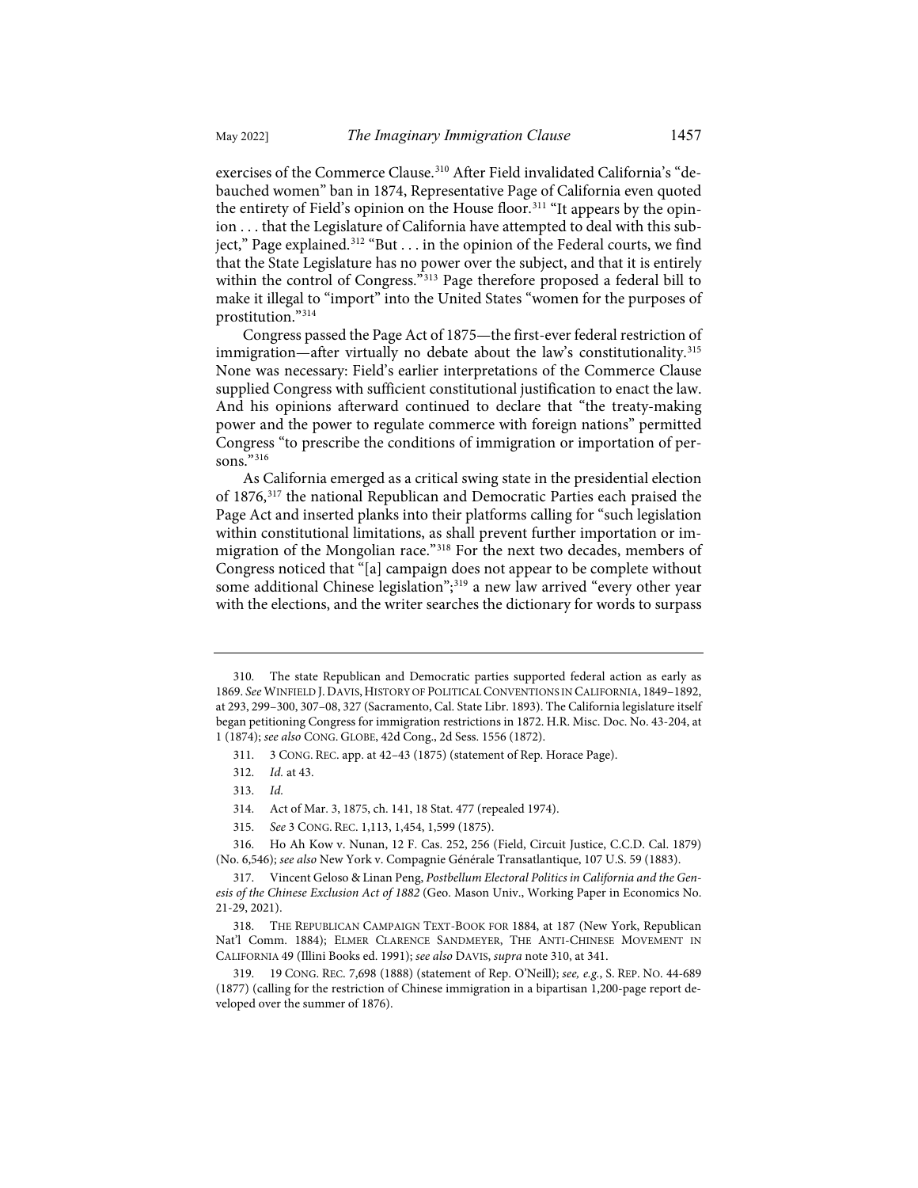exercises of the Commerce Clause.[310] After Field invalidated California's "debauched women" ban in 1874, Representative Page of California even quoted the entirety of Field's opinion on the House floor.[311] "It appears by the opinion . . . that the Legislature of California have attempted to deal with this subject," Page explained.[312] "But . . . in the opinion of the Federal courts, we find that the State Legislature has no power over the subject, and that it is entirely within the control of Congress."[313] Page therefore proposed a federal bill to make it illegal to "import" into the United States "women for the purposes of prostitution."[314]

Congress passed the Page Act of 1875—the first-ever federal restriction of immigration—after virtually no debate about the law's constitutionality.[315] None was necessary: Field's earlier interpretations of the Commerce Clause supplied Congress with sufficient constitutional justification to enact the law. And his opinions afterward continued to declare that "the treaty-making power and the power to regulate commerce with foreign nations" permitted Congress "to prescribe the conditions of immigration or importation of persons."[316]

As California emerged as a critical swing state in the presidential election of 1876,[317] the national Republican and Democratic Parties each praised the Page Act and inserted planks into their platforms calling for "such legislation within constitutional limitations, as shall prevent further importation or immigration of the Mongolian race."[318] For the next two decades, members of Congress noticed that "[a] campaign does not appear to be complete without some additional Chinese legislation";[319] a new law arrived "every other year with the elections, and the writer searches the dictionary for words to surpass

---

310. The state Republican and Democratic parties supported federal action as early as 1869. *See* WINFIELD J. DAVIS, HISTORY OF POLITICAL CONVENTIONS IN CALIFORNIA, 1849–1892, at 293, 299–300, 307–08, 327 (Sacramento, Cal. State Libr. 1893). The California legislature itself began petitioning Congress for immigration restrictions in 1872. H.R. Misc. Doc. No. 43-204, at 1 (1874); *see also* CONG. GLOBE, 42d Cong., 2d Sess. 1556 (1872).

311. 3 CONG. REC. app. at 42–43 (1875) (statement of Rep. Horace Page).

312. *Id.* at 43.

313. *Id.*

314. Act of Mar. 3, 1875, ch. 141, 18 Stat. 477 (repealed 1974).

315. *See* 3 CONG. REC. 1,113, 1,454, 1,599 (1875).

316. Ho Ah Kow v. Nunan, 12 F. Cas. 252, 256 (Field, Circuit Justice, C.C.D. Cal. 1879) (No. 6,546); *see also* New York v. Compagnie Générale Transatlantique, 107 U.S. 59 (1883).

317. Vincent Geloso & Linan Peng, *Postbellum Electoral Politics in California and the Genesis of the Chinese Exclusion Act of 1882* (Geo. Mason Univ., Working Paper in Economics No. 21-29, 2021).

318. THE REPUBLICAN CAMPAIGN TEXT-BOOK FOR 1884, at 187 (New York, Republican Nat'l Comm. 1884); ELMER CLARENCE SANDMEYER, THE ANTI-CHINESE MOVEMENT IN CALIFORNIA 49 (Illini Books ed. 1991); *see also* DAVIS, *supra* note 310, at 341.

319. 19 CONG. REC. 7,698 (1888) (statement of Rep. O'Neill); *see, e.g.*, S. REP. NO. 44-689 (1877) (calling for the restriction of Chinese immigration in a bipartisan 1,200-page report developed over the summer of 1876).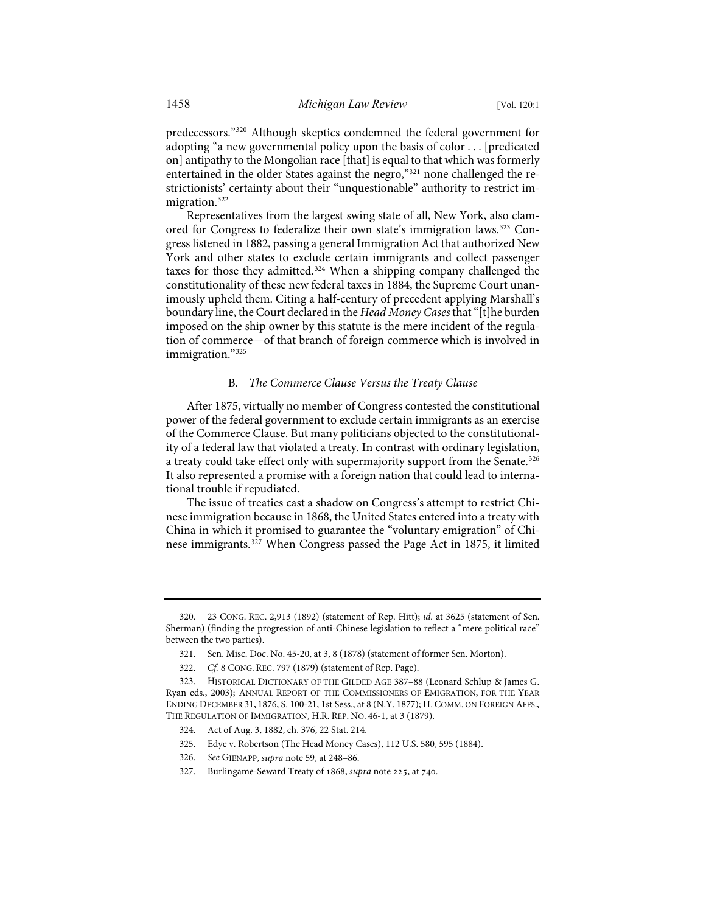predecessors."[320] Although skeptics condemned the federal government for adopting "a new governmental policy upon the basis of color . . . [predicated on] antipathy to the Mongolian race [that] is equal to that which was formerly entertained in the older States against the negro,"[321] none challenged the restrictionists' certainty about their "unquestionable" authority to restrict immigration.[322]

Representatives from the largest swing state of all, New York, also clamored for Congress to federalize their own state's immigration laws.[323] Congress listened in 1882, passing a general Immigration Act that authorized New York and other states to exclude certain immigrants and collect passenger taxes for those they admitted.[324] When a shipping company challenged the constitutionality of these new federal taxes in 1884, the Supreme Court unanimously upheld them. Citing a half-century of precedent applying Marshall's boundary line, the Court declared in the *Head Money Cases* that "[t]he burden imposed on the ship owner by this statute is the mere incident of the regulation of commerce—of that branch of foreign commerce which is involved in immigration."[325]

### B. *The Commerce Clause Versus the Treaty Clause*

After 1875, virtually no member of Congress contested the constitutional power of the federal government to exclude certain immigrants as an exercise of the Commerce Clause. But many politicians objected to the constitutionality of a federal law that violated a treaty. In contrast with ordinary legislation, a treaty could take effect only with supermajority support from the Senate.[326] It also represented a promise with a foreign nation that could lead to international trouble if repudiated.

The issue of treaties cast a shadow on Congress's attempt to restrict Chinese immigration because in 1868, the United States entered into a treaty with China in which it promised to guarantee the "voluntary emigration" of Chinese immigrants.[327] When Congress passed the Page Act in 1875, it limited

---

320. 23 CONG. REC. 2,913 (1892) (statement of Rep. Hitt); *id.* at 3625 (statement of Sen. Sherman) (finding the progression of anti-Chinese legislation to reflect a "mere political race" between the two parties).

321. Sen. Misc. Doc. No. 45-20, at 3, 8 (1878) (statement of former Sen. Morton).

322. *Cf.* 8 CONG. REC. 797 (1879) (statement of Rep. Page).

323. HISTORICAL DICTIONARY OF THE GILDED AGE 387–88 (Leonard Schlup & James G. Ryan eds., 2003); ANNUAL REPORT OF THE COMMISSIONERS OF EMIGRATION, FOR THE YEAR ENDING DECEMBER 31, 1876, S. 100-21, 1st Sess., at 8 (N.Y. 1877); H. COMM. ON FOREIGN AFFS., THE REGULATION OF IMMIGRATION, H.R. REP. NO. 46-1, at 3 (1879).

324. Act of Aug. 3, 1882, ch. 376, 22 Stat. 214.

325. Edye v. Robertson (The Head Money Cases), 112 U.S. 580, 595 (1884).

326. *See* GIENAPP, *supra* note 59, at 248–86.

327. Burlingame-Seward Treaty of 1868, *supra* note 225, at 740.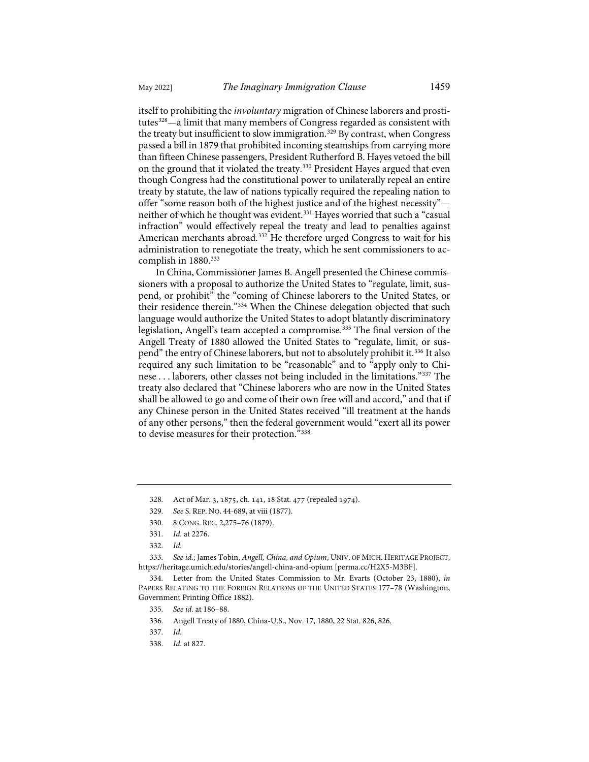itself to prohibiting the *involuntary* migration of Chinese laborers and prostitutes[328]—a limit that many members of Congress regarded as consistent with the treaty but insufficient to slow immigration.[329] By contrast, when Congress passed a bill in 1879 that prohibited incoming steamships from carrying more than fifteen Chinese passengers, President Rutherford B. Hayes vetoed the bill on the ground that it violated the treaty.[330] President Hayes argued that even though Congress had the constitutional power to unilaterally repeal an entire treaty by statute, the law of nations typically required the repealing nation to offer "some reason both of the highest justice and of the highest necessity"—neither of which he thought was evident.[331] Hayes worried that such a "casual infraction" would effectively repeal the treaty and lead to penalties against American merchants abroad.[332] He therefore urged Congress to wait for his administration to renegotiate the treaty, which he sent commissioners to accomplish in 1880.[333]

In China, Commissioner James B. Angell presented the Chinese commissioners with a proposal to authorize the United States to "regulate, limit, suspend, or prohibit" the "coming of Chinese laborers to the United States, or their residence therein."[334] When the Chinese delegation objected that such language would authorize the United States to adopt blatantly discriminatory legislation, Angell's team accepted a compromise.[335] The final version of the Angell Treaty of 1880 allowed the United States to "regulate, limit, or suspend" the entry of Chinese laborers, but not to absolutely prohibit it.[336] It also required any such limitation to be "reasonable" and to "apply only to Chinese . . . laborers, other classes not being included in the limitations."[337] The treaty also declared that "Chinese laborers who are now in the United States shall be allowed to go and come of their own free will and accord," and that if any Chinese person in the United States received "ill treatment at the hands of any other persons," then the federal government would "exert all its power to devise measures for their protection."[338]

---

328. Act of Mar. 3, 1875, ch. 141, 18 Stat. 477 (repealed 1974).

329. *See* S. REP. NO. 44-689, at viii (1877).

330. 8 CONG. REC. 2,275–76 (1879).

331. *Id.* at 2276.

332. *Id.*

333. *See id.*; James Tobin, *Angell, China, and Opium*, UNIV. OF MICH. HERITAGE PROJECT, https://heritage.umich.edu/stories/angell-china-and-opium [perma.cc/H2X5-M3BF].

334. Letter from the United States Commission to Mr. Evarts (October 23, 1880), *in* PAPERS RELATING TO THE FOREIGN RELATIONS OF THE UNITED STATES 177–78 (Washington, Government Printing Office 1882).

335. *See id.* at 186–88.

336. Angell Treaty of 1880, China-U.S., Nov. 17, 1880, 22 Stat. 826, 826.

337. *Id.*

338. *Id.* at 827.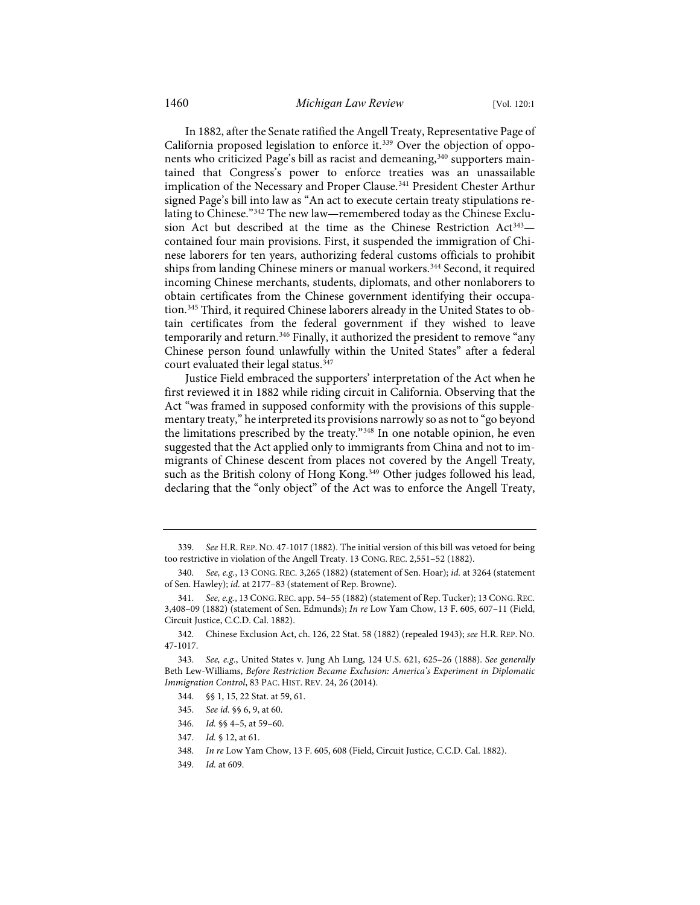In 1882, after the Senate ratified the Angell Treaty, Representative Page of California proposed legislation to enforce it.[339] Over the objection of opponents who criticized Page's bill as racist and demeaning,[340] supporters maintained that Congress's power to enforce treaties was an unassailable implication of the Necessary and Proper Clause.[341] President Chester Arthur signed Page's bill into law as "An act to execute certain treaty stipulations relating to Chinese."[342] The new law—remembered today as the Chinese Exclusion Act but described at the time as the Chinese Restriction Act[343]—contained four main provisions. First, it suspended the immigration of Chinese laborers for ten years, authorizing federal customs officials to prohibit ships from landing Chinese miners or manual workers.[344] Second, it required incoming Chinese merchants, students, diplomats, and other nonlaborers to obtain certificates from the Chinese government identifying their occupation.[345] Third, it required Chinese laborers already in the United States to obtain certificates from the federal government if they wished to leave temporarily and return.[346] Finally, it authorized the president to remove "any Chinese person found unlawfully within the United States" after a federal court evaluated their legal status.[347]

Justice Field embraced the supporters' interpretation of the Act when he first reviewed it in 1882 while riding circuit in California. Observing that the Act "was framed in supposed conformity with the provisions of this supplementary treaty," he interpreted its provisions narrowly so as not to "go beyond the limitations prescribed by the treaty."[348] In one notable opinion, he even suggested that the Act applied only to immigrants from China and not to immigrants of Chinese descent from places not covered by the Angell Treaty, such as the British colony of Hong Kong.[349] Other judges followed his lead, declaring that the "only object" of the Act was to enforce the Angell Treaty,

---

339. *See* H.R. REP. NO. 47-1017 (1882). The initial version of this bill was vetoed for being too restrictive in violation of the Angell Treaty. 13 CONG. REC. 2,551–52 (1882).

340. *See, e.g.*, 13 CONG. REC. 3,265 (1882) (statement of Sen. Hoar); *id.* at 3264 (statement of Sen. Hawley); *id.* at 2177–83 (statement of Rep. Browne).

341. *See, e.g.*, 13 CONG. REC. app. 54–55 (1882) (statement of Rep. Tucker); 13 CONG. REC. 3,408–09 (1882) (statement of Sen. Edmunds); *In re* Low Yam Chow, 13 F. 605, 607–11 (Field, Circuit Justice, C.C.D. Cal. 1882).

342. Chinese Exclusion Act, ch. 126, 22 Stat. 58 (1882) (repealed 1943); *see* H.R. REP. NO. 47-1017.

343. *See, e.g.*, United States v. Jung Ah Lung, 124 U.S. 621, 625–26 (1888). *See generally* Beth Lew-Williams, *Before Restriction Became Exclusion: America's Experiment in Diplomatic Immigration Control*, 83 PAC. HIST. REV. 24, 26 (2014).

344. §§ 1, 15, 22 Stat. at 59, 61.

345. *See id.* §§ 6, 9, at 60.

346. *Id.* §§ 4–5, at 59–60.

347. *Id.* § 12, at 61.

348. *In re* Low Yam Chow, 13 F. 605, 608 (Field, Circuit Justice, C.C.D. Cal. 1882).

349. *Id.* at 609.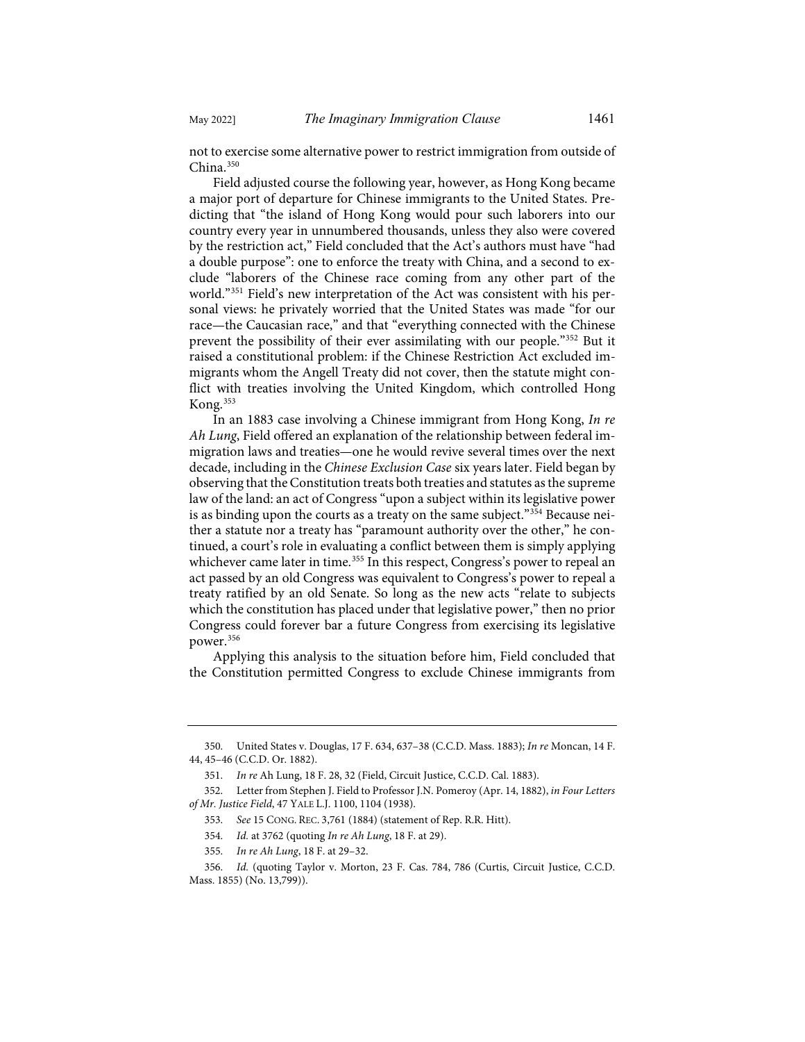not to exercise some alternative power to restrict immigration from outside of China.[350]

Field adjusted course the following year, however, as Hong Kong became a major port of departure for Chinese immigrants to the United States. Predicting that "the island of Hong Kong would pour such laborers into our country every year in unnumbered thousands, unless they also were covered by the restriction act," Field concluded that the Act's authors must have "had a double purpose": one to enforce the treaty with China, and a second to exclude "laborers of the Chinese race coming from any other part of the world."[351] Field's new interpretation of the Act was consistent with his personal views: he privately worried that the United States was made "for our race—the Caucasian race," and that "everything connected with the Chinese prevent the possibility of their ever assimilating with our people."[352] But it raised a constitutional problem: if the Chinese Restriction Act excluded immigrants whom the Angell Treaty did not cover, then the statute might conflict with treaties involving the United Kingdom, which controlled Hong Kong.[353]

In an 1883 case involving a Chinese immigrant from Hong Kong, *In re Ah Lung*, Field offered an explanation of the relationship between federal immigration laws and treaties—one he would revive several times over the next decade, including in the *Chinese Exclusion Case* six years later. Field began by observing that the Constitution treats both treaties and statutes as the supreme law of the land: an act of Congress "upon a subject within its legislative power is as binding upon the courts as a treaty on the same subject."[354] Because neither a statute nor a treaty has "paramount authority over the other," he continued, a court's role in evaluating a conflict between them is simply applying whichever came later in time.[355] In this respect, Congress's power to repeal an act passed by an old Congress was equivalent to Congress's power to repeal a treaty ratified by an old Senate. So long as the new acts "relate to subjects which the constitution has placed under that legislative power," then no prior Congress could forever bar a future Congress from exercising its legislative power.[356]

Applying this analysis to the situation before him, Field concluded that the Constitution permitted Congress to exclude Chinese immigrants from

---

350. United States v. Douglas, 17 F. 634, 637–38 (C.C.D. Mass. 1883); *In re* Moncan, 14 F. 44, 45–46 (C.C.D. Or. 1882).

351. *In re* Ah Lung, 18 F. 28, 32 (Field, Circuit Justice, C.C.D. Cal. 1883).

352. Letter from Stephen J. Field to Professor J.N. Pomeroy (Apr. 14, 1882), *in Four Letters of Mr. Justice Field*, 47 YALE L.J. 1100, 1104 (1938).

353. *See* 15 CONG. REC. 3,761 (1884) (statement of Rep. R.R. Hitt).

354. *Id.* at 3762 (quoting *In re Ah Lung*, 18 F. at 29).

355. *In re Ah Lung*, 18 F. at 29–32.

356. *Id.* (quoting Taylor v. Morton, 23 F. Cas. 784, 786 (Curtis, Circuit Justice, C.C.D. Mass. 1855) (No. 13,799)).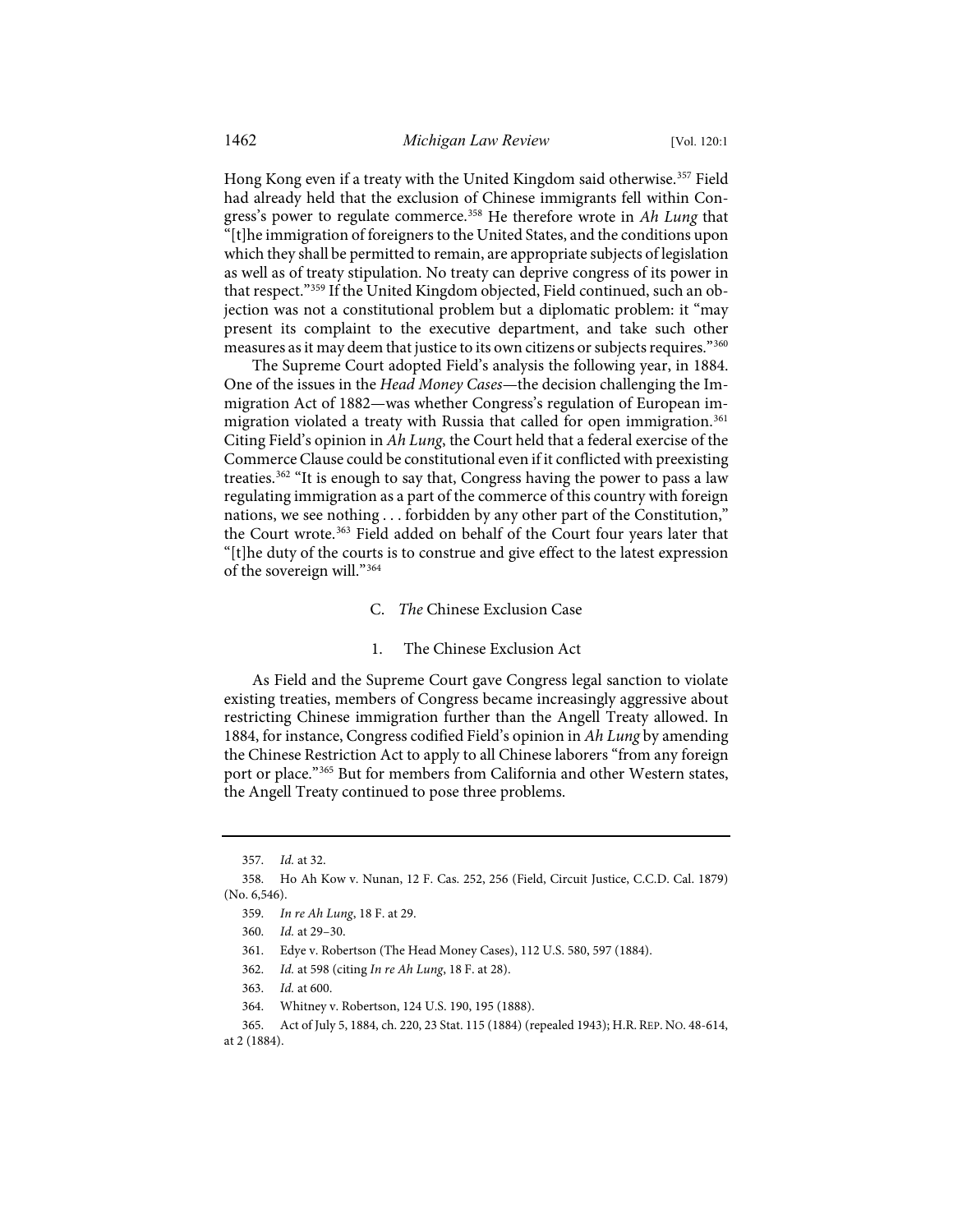Hong Kong even if a treaty with the United Kingdom said otherwise.[357] Field had already held that the exclusion of Chinese immigrants fell within Congress's power to regulate commerce.[358] He therefore wrote in *Ah Lung* that "[t]he immigration of foreigners to the United States, and the conditions upon which they shall be permitted to remain, are appropriate subjects of legislation as well as of treaty stipulation. No treaty can deprive congress of its power in that respect."[359] If the United Kingdom objected, Field continued, such an objection was not a constitutional problem but a diplomatic problem: it "may present its complaint to the executive department, and take such other measures as it may deem that justice to its own citizens or subjects requires."[360]

The Supreme Court adopted Field's analysis the following year, in 1884. One of the issues in the *Head Money Cases*—the decision challenging the Immigration Act of 1882—was whether Congress's regulation of European immigration violated a treaty with Russia that called for open immigration.[361] Citing Field's opinion in *Ah Lung*, the Court held that a federal exercise of the Commerce Clause could be constitutional even if it conflicted with preexisting treaties.[362] "It is enough to say that, Congress having the power to pass a law regulating immigration as a part of the commerce of this country with foreign nations, we see nothing . . . forbidden by any other part of the Constitution," the Court wrote.[363] Field added on behalf of the Court four years later that "[t]he duty of the courts is to construe and give effect to the latest expression of the sovereign will."[364]

### C. *The* Chinese Exclusion Case

#### 1. The Chinese Exclusion Act

As Field and the Supreme Court gave Congress legal sanction to violate existing treaties, members of Congress became increasingly aggressive about restricting Chinese immigration further than the Angell Treaty allowed. In 1884, for instance, Congress codified Field's opinion in *Ah Lung* by amending the Chinese Restriction Act to apply to all Chinese laborers "from any foreign port or place."[365] But for members from California and other Western states, the Angell Treaty continued to pose three problems.

---

357. *Id.* at 32.

358. Ho Ah Kow v. Nunan, 12 F. Cas. 252, 256 (Field, Circuit Justice, C.C.D. Cal. 1879) (No. 6,546).

359. *In re Ah Lung*, 18 F. at 29.

360. *Id.* at 29–30.

361. Edye v. Robertson (The Head Money Cases), 112 U.S. 580, 597 (1884).

362. *Id.* at 598 (citing *In re Ah Lung*, 18 F. at 28).

363. *Id.* at 600.

364. Whitney v. Robertson, 124 U.S. 190, 195 (1888).

365. Act of July 5, 1884, ch. 220, 23 Stat. 115 (1884) (repealed 1943); H.R. REP. NO. 48-614, at 2 (1884).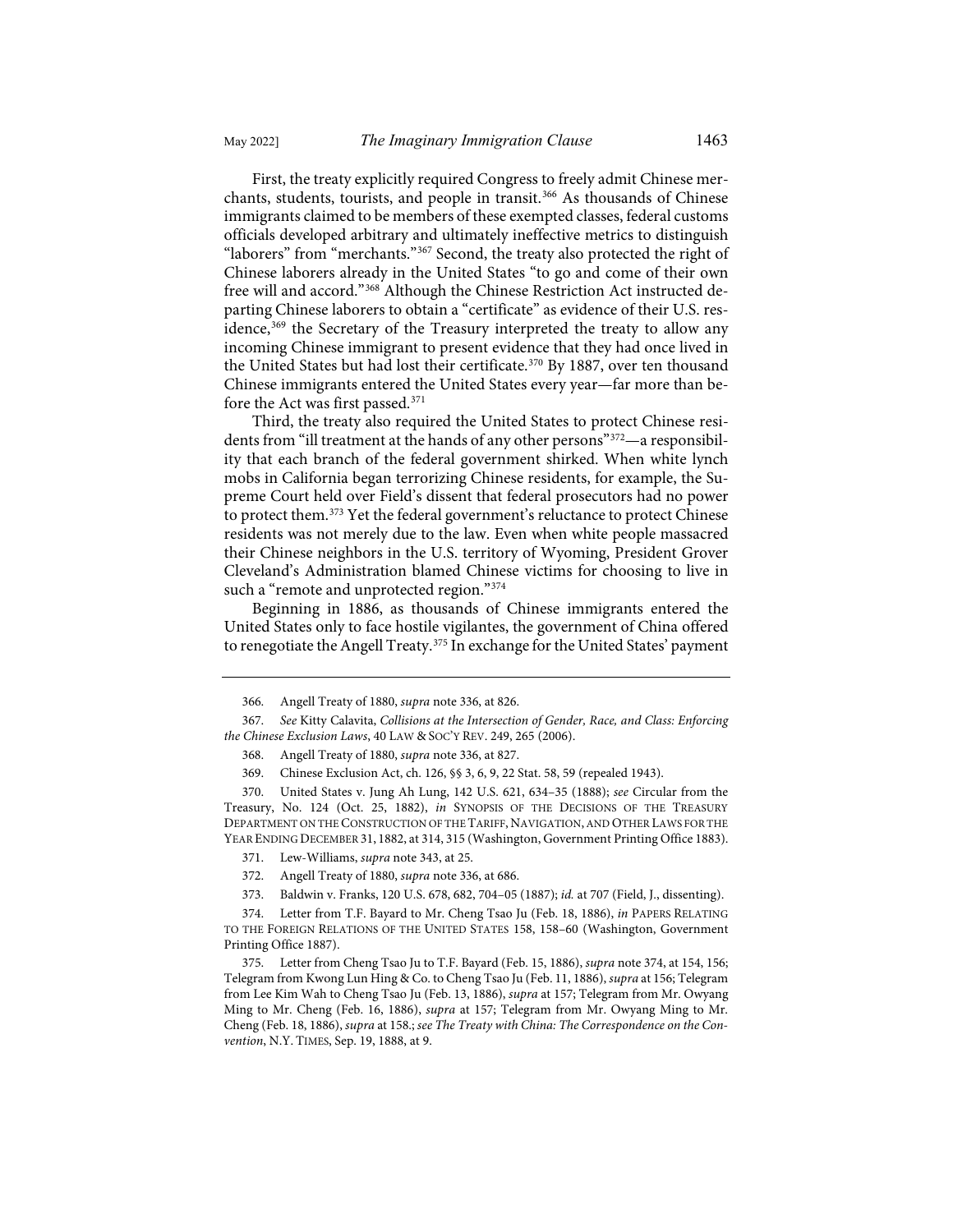First, the treaty explicitly required Congress to freely admit Chinese merchants, students, tourists, and people in transit.[366] As thousands of Chinese immigrants claimed to be members of these exempted classes, federal customs officials developed arbitrary and ultimately ineffective metrics to distinguish "laborers" from "merchants."[367] Second, the treaty also protected the right of Chinese laborers already in the United States "to go and come of their own free will and accord."[368] Although the Chinese Restriction Act instructed departing Chinese laborers to obtain a "certificate" as evidence of their U.S. residence,[369] the Secretary of the Treasury interpreted the treaty to allow any incoming Chinese immigrant to present evidence that they had once lived in the United States but had lost their certificate.[370] By 1887, over ten thousand Chinese immigrants entered the United States every year—far more than before the Act was first passed.[371]

Third, the treaty also required the United States to protect Chinese residents from "ill treatment at the hands of any other persons"[372]—a responsibility that each branch of the federal government shirked. When white lynch mobs in California began terrorizing Chinese residents, for example, the Supreme Court held over Field's dissent that federal prosecutors had no power to protect them.[373] Yet the federal government's reluctance to protect Chinese residents was not merely due to the law. Even when white people massacred their Chinese neighbors in the U.S. territory of Wyoming, President Grover Cleveland's Administration blamed Chinese victims for choosing to live in such a "remote and unprotected region."[374]

Beginning in 1886, as thousands of Chinese immigrants entered the United States only to face hostile vigilantes, the government of China offered to renegotiate the Angell Treaty.[375] In exchange for the United States' payment

---

366. Angell Treaty of 1880, *supra* note 336, at 826.

367. *See* Kitty Calavita, *Collisions at the Intersection of Gender, Race, and Class: Enforcing the Chinese Exclusion Laws*, 40 LAW & SOC'Y REV. 249, 265 (2006).

368. Angell Treaty of 1880, *supra* note 336, at 827.

369. Chinese Exclusion Act, ch. 126, §§ 3, 6, 9, 22 Stat. 58, 59 (repealed 1943).

370. United States v. Jung Ah Lung, 142 U.S. 621, 634–35 (1888); *see* Circular from the Treasury, No. 124 (Oct. 25, 1882), *in* SYNOPSIS OF THE DECISIONS OF THE TREASURY DEPARTMENT ON THE CONSTRUCTION OF THE TARIFF, NAVIGATION, AND OTHER LAWS FOR THE YEAR ENDING DECEMBER 31, 1882, at 314, 315 (Washington, Government Printing Office 1883).

371. Lew-Williams, *supra* note 343, at 25.

372. Angell Treaty of 1880, *supra* note 336, at 686.

373. Baldwin v. Franks, 120 U.S. 678, 682, 704–05 (1887); *id.* at 707 (Field, J., dissenting).

374. Letter from T.F. Bayard to Mr. Cheng Tsao Ju (Feb. 18, 1886), *in* PAPERS RELATING TO THE FOREIGN RELATIONS OF THE UNITED STATES 158, 158–60 (Washington, Government Printing Office 1887).

375. Letter from Cheng Tsao Ju to T.F. Bayard (Feb. 15, 1886), *supra* note 374, at 154, 156; Telegram from Kwong Lun Hing & Co. to Cheng Tsao Ju (Feb. 11, 1886), *supra* at 156; Telegram from Lee Kim Wah to Cheng Tsao Ju (Feb. 13, 1886), *supra* at 157; Telegram from Mr. Owyang Ming to Mr. Cheng (Feb. 16, 1886), *supra* at 157; Telegram from Mr. Owyang Ming to Mr. Cheng (Feb. 18, 1886), *supra* at 158.; *see The Treaty with China: The Correspondence on the Convention*, N.Y. TIMES, Sep. 19, 1888, at 9.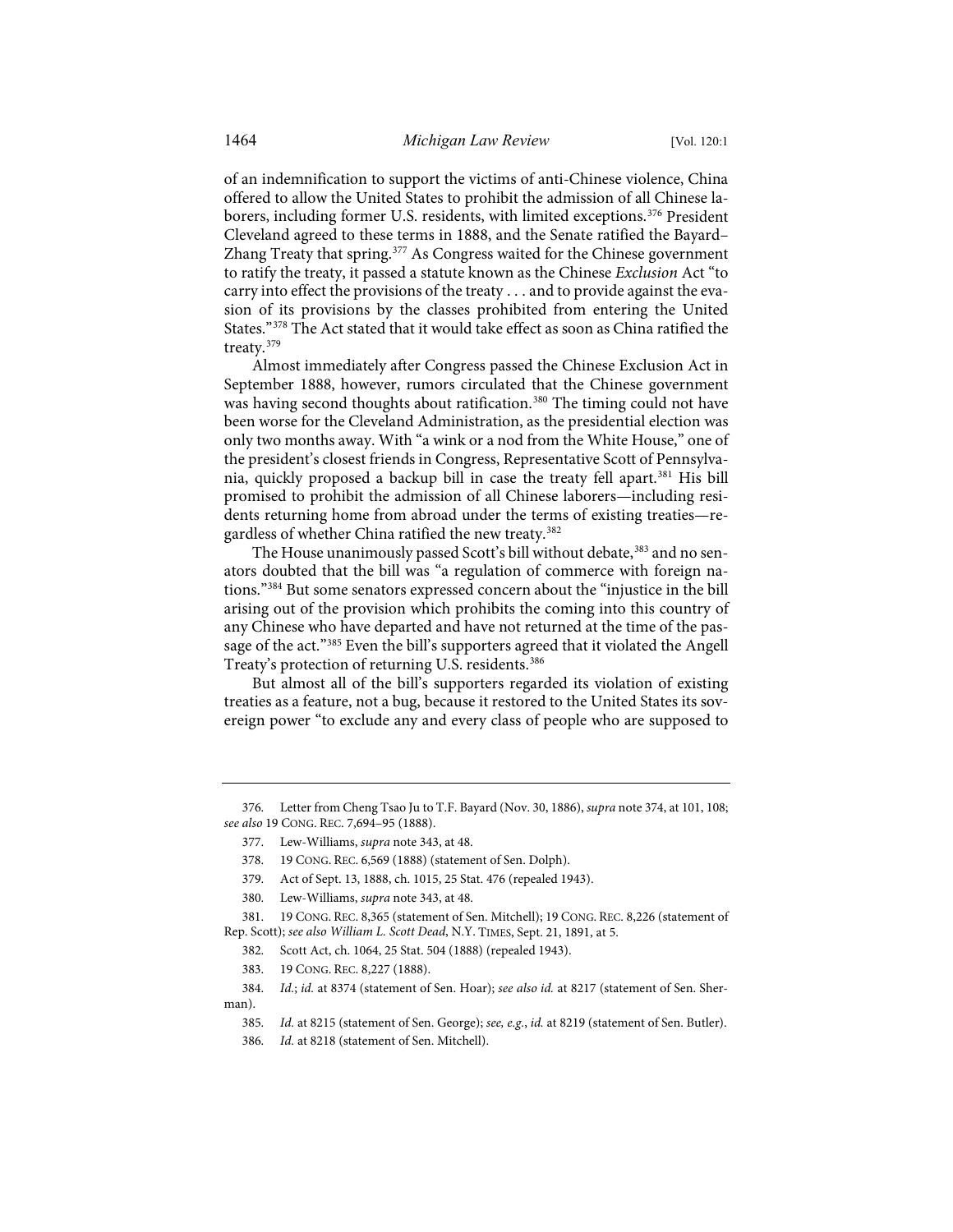of an indemnification to support the victims of anti-Chinese violence, China offered to allow the United States to prohibit the admission of all Chinese laborers, including former U.S. residents, with limited exceptions.[376] President Cleveland agreed to these terms in 1888, and the Senate ratified the Bayard–Zhang Treaty that spring.[377] As Congress waited for the Chinese government to ratify the treaty, it passed a statute known as the Chinese *Exclusion* Act "to carry into effect the provisions of the treaty . . . and to provide against the evasion of its provisions by the classes prohibited from entering the United States."[378] The Act stated that it would take effect as soon as China ratified the treaty.[379]

Almost immediately after Congress passed the Chinese Exclusion Act in September 1888, however, rumors circulated that the Chinese government was having second thoughts about ratification.[380] The timing could not have been worse for the Cleveland Administration, as the presidential election was only two months away. With "a wink or a nod from the White House," one of the president's closest friends in Congress, Representative Scott of Pennsylvania, quickly proposed a backup bill in case the treaty fell apart.[381] His bill promised to prohibit the admission of all Chinese laborers—including residents returning home from abroad under the terms of existing treaties—regardless of whether China ratified the new treaty.[382]

The House unanimously passed Scott's bill without debate,[383] and no senators doubted that the bill was "a regulation of commerce with foreign nations."[384] But some senators expressed concern about the "injustice in the bill arising out of the provision which prohibits the coming into this country of any Chinese who have departed and have not returned at the time of the passage of the act."[385] Even the bill's supporters agreed that it violated the Angell Treaty's protection of returning U.S. residents.[386]

But almost all of the bill's supporters regarded its violation of existing treaties as a feature, not a bug, because it restored to the United States its sovereign power "to exclude any and every class of people who are supposed to

---

376. Letter from Cheng Tsao Ju to T.F. Bayard (Nov. 30, 1886), *supra* note 374, at 101, 108; *see also* 19 CONG. REC. 7,694–95 (1888).

377. Lew-Williams, *supra* note 343, at 48.

378. 19 CONG. REC. 6,569 (1888) (statement of Sen. Dolph).

379. Act of Sept. 13, 1888, ch. 1015, 25 Stat. 476 (repealed 1943).

380. Lew-Williams, *supra* note 343, at 48.

381. 19 CONG. REC. 8,365 (statement of Sen. Mitchell); 19 CONG. REC. 8,226 (statement of Rep. Scott); *see also William L. Scott Dead*, N.Y. TIMES, Sept. 21, 1891, at 5.

382. Scott Act, ch. 1064, 25 Stat. 504 (1888) (repealed 1943).

383. 19 CONG. REC. 8,227 (1888).

384. *Id.*; *id.* at 8374 (statement of Sen. Hoar); *see also id.* at 8217 (statement of Sen. Sherman).

385. *Id.* at 8215 (statement of Sen. George); *see, e.g.*, *id.* at 8219 (statement of Sen. Butler).

386. *Id.* at 8218 (statement of Sen. Mitchell).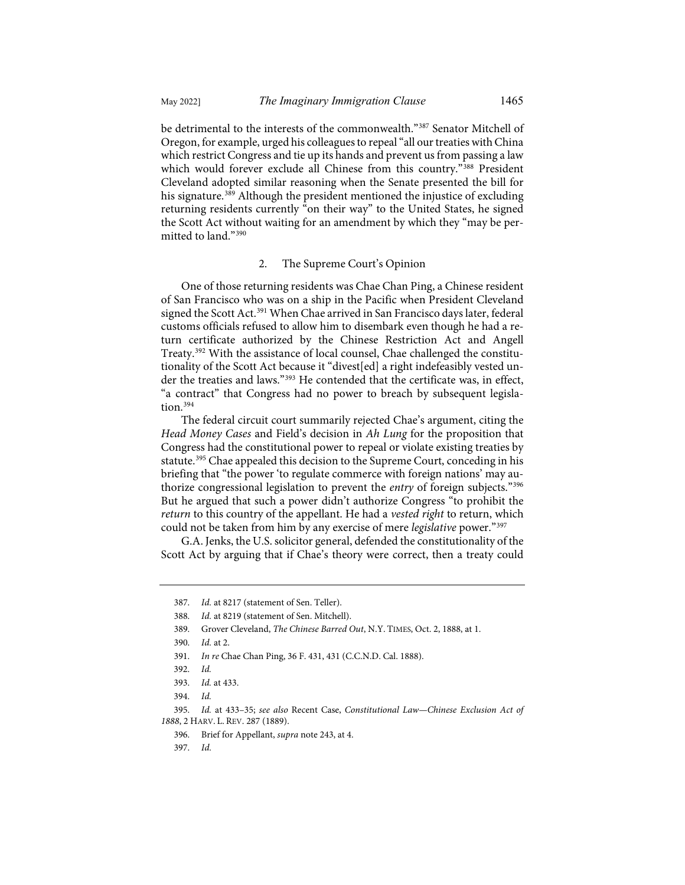be detrimental to the interests of the commonwealth."[387] Senator Mitchell of Oregon, for example, urged his colleagues to repeal "all our treaties with China which restrict Congress and tie up its hands and prevent us from passing a law which would forever exclude all Chinese from this country."[388] President Cleveland adopted similar reasoning when the Senate presented the bill for his signature.[389] Although the president mentioned the injustice of excluding returning residents currently "on their way" to the United States, he signed the Scott Act without waiting for an amendment by which they "may be permitted to land."[390]

### 2. The Supreme Court's Opinion

One of those returning residents was Chae Chan Ping, a Chinese resident of San Francisco who was on a ship in the Pacific when President Cleveland signed the Scott Act.[391] When Chae arrived in San Francisco days later, federal customs officials refused to allow him to disembark even though he had a return certificate authorized by the Chinese Restriction Act and Angell Treaty.[392] With the assistance of local counsel, Chae challenged the constitutionality of the Scott Act because it "divest[ed] a right indefeasibly vested under the treaties and laws."[393] He contended that the certificate was, in effect, "a contract" that Congress had no power to breach by subsequent legislation.[394]

The federal circuit court summarily rejected Chae's argument, citing the *Head Money Cases* and Field's decision in *Ah Lung* for the proposition that Congress had the constitutional power to repeal or violate existing treaties by statute.[395] Chae appealed this decision to the Supreme Court, conceding in his briefing that "the power 'to regulate commerce with foreign nations' may authorize congressional legislation to prevent the *entry* of foreign subjects."[396] But he argued that such a power didn't authorize Congress "to prohibit the *return* to this country of the appellant. He had a *vested right* to return, which could not be taken from him by any exercise of mere *legislative* power."[397]

G.A. Jenks, the U.S. solicitor general, defended the constitutionality of the Scott Act by arguing that if Chae's theory were correct, then a treaty could

---

387. *Id.* at 8217 (statement of Sen. Teller).

388. *Id.* at 8219 (statement of Sen. Mitchell).

389. Grover Cleveland, *The Chinese Barred Out*, N.Y. TIMES, Oct. 2, 1888, at 1.

390. *Id.* at 2.

391. *In re* Chae Chan Ping, 36 F. 431, 431 (C.C.N.D. Cal. 1888).

392. *Id.*

393. *Id.* at 433.

394. *Id.*

395. *Id.* at 433–35; *see also* Recent Case, *Constitutional Law—Chinese Exclusion Act of 1888*, 2 HARV. L. REV. 287 (1889).

396. Brief for Appellant, *supra* note 243, at 4.

397. *Id.*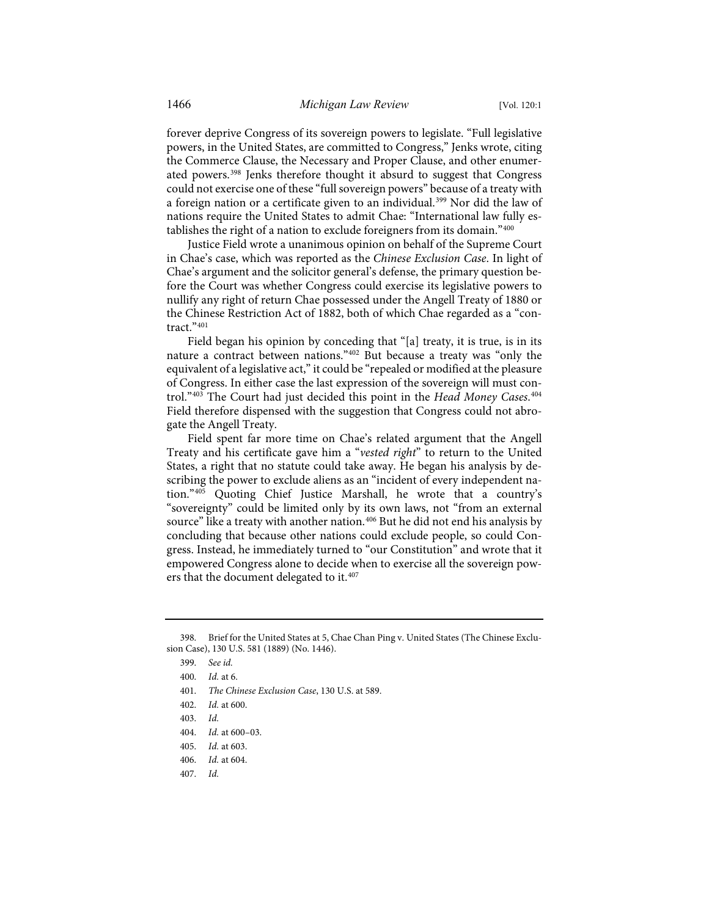forever deprive Congress of its sovereign powers to legislate. "Full legislative powers, in the United States, are committed to Congress," Jenks wrote, citing the Commerce Clause, the Necessary and Proper Clause, and other enumerated powers.[398] Jenks therefore thought it absurd to suggest that Congress could not exercise one of these "full sovereign powers" because of a treaty with a foreign nation or a certificate given to an individual.[399] Nor did the law of nations require the United States to admit Chae: "International law fully establishes the right of a nation to exclude foreigners from its domain."[400]

Justice Field wrote a unanimous opinion on behalf of the Supreme Court in Chae's case, which was reported as the *Chinese Exclusion Case*. In light of Chae's argument and the solicitor general's defense, the primary question before the Court was whether Congress could exercise its legislative powers to nullify any right of return Chae possessed under the Angell Treaty of 1880 or the Chinese Restriction Act of 1882, both of which Chae regarded as a "contract."[401]

Field began his opinion by conceding that "[a] treaty, it is true, is in its nature a contract between nations."[402] But because a treaty was "only the equivalent of a legislative act," it could be "repealed or modified at the pleasure of Congress. In either case the last expression of the sovereign will must control."[403] The Court had just decided this point in the *Head Money Cases*.[404] Field therefore dispensed with the suggestion that Congress could not abrogate the Angell Treaty.

Field spent far more time on Chae's related argument that the Angell Treaty and his certificate gave him a "*vested right*" to return to the United States, a right that no statute could take away. He began his analysis by describing the power to exclude aliens as an "incident of every independent nation."[405] Quoting Chief Justice Marshall, he wrote that a country's "sovereignty" could be limited only by its own laws, not "from an external source" like a treaty with another nation.[406] But he did not end his analysis by concluding that because other nations could exclude people, so could Congress. Instead, he immediately turned to "our Constitution" and wrote that it empowered Congress alone to decide when to exercise all the sovereign powers that the document delegated to it.[407]

---

398. Brief for the United States at 5, Chae Chan Ping v. United States (The Chinese Exclusion Case), 130 U.S. 581 (1889) (No. 1446).

399. *See id.*

400. *Id.* at 6.

401. *The Chinese Exclusion Case*, 130 U.S. at 589.

402. *Id.* at 600.

403. *Id.*

404. *Id.* at 600–03.

405. *Id.* at 603.

406. *Id.* at 604.

407. *Id.*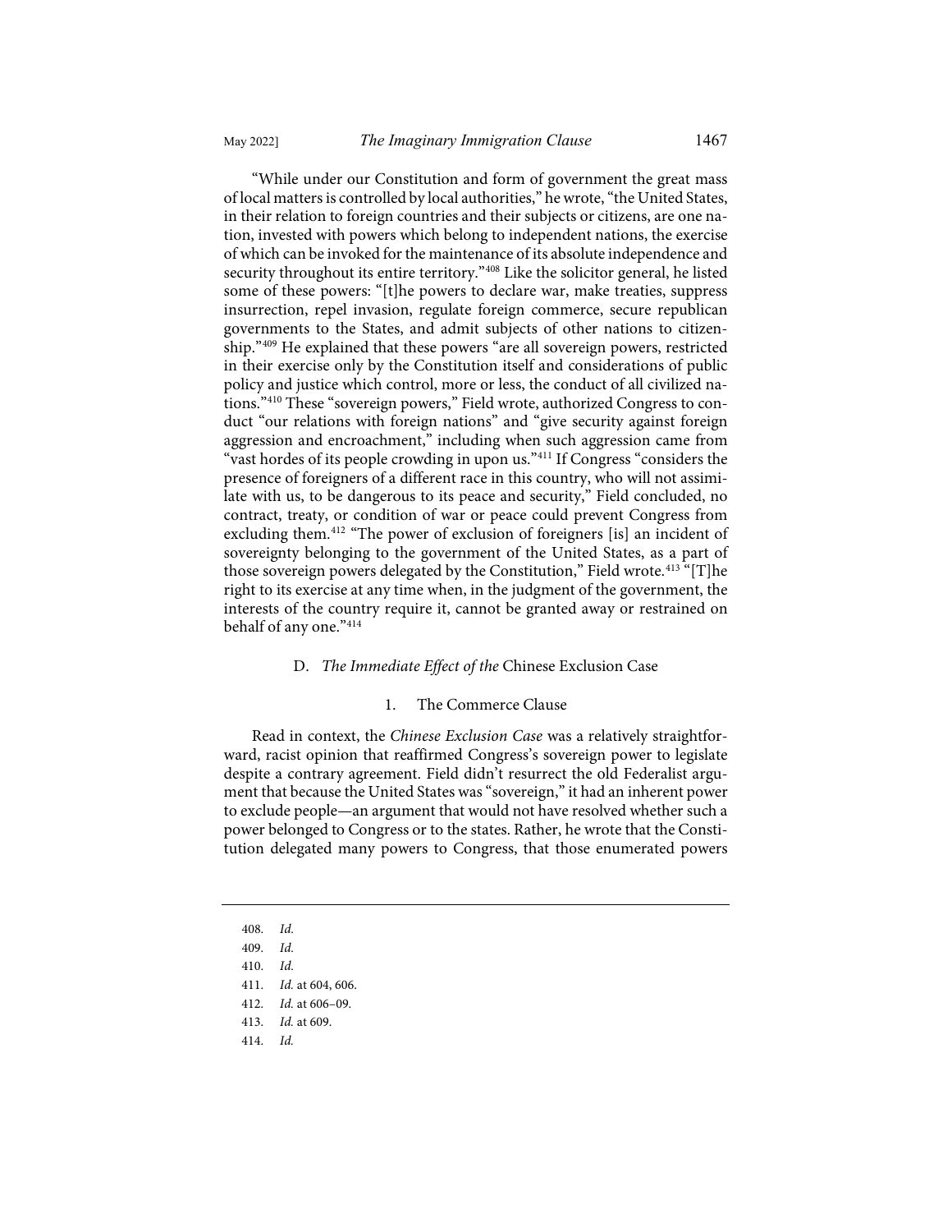"While under our Constitution and form of government the great mass of local matters is controlled by local authorities," he wrote, "the United States, in their relation to foreign countries and their subjects or citizens, are one nation, invested with powers which belong to independent nations, the exercise of which can be invoked for the maintenance of its absolute independence and security throughout its entire territory."[408] Like the solicitor general, he listed some of these powers: "[t]he powers to declare war, make treaties, suppress insurrection, repel invasion, regulate foreign commerce, secure republican governments to the States, and admit subjects of other nations to citizenship."[409] He explained that these powers "are all sovereign powers, restricted in their exercise only by the Constitution itself and considerations of public policy and justice which control, more or less, the conduct of all civilized nations."[410] These "sovereign powers," Field wrote, authorized Congress to conduct "our relations with foreign nations" and "give security against foreign aggression and encroachment," including when such aggression came from "vast hordes of its people crowding in upon us."[411] If Congress "considers the presence of foreigners of a different race in this country, who will not assimilate with us, to be dangerous to its peace and security," Field concluded, no contract, treaty, or condition of war or peace could prevent Congress from excluding them.[412] "The power of exclusion of foreigners [is] an incident of sovereignty belonging to the government of the United States, as a part of those sovereign powers delegated by the Constitution," Field wrote.[413] "[T]he right to its exercise at any time when, in the judgment of the government, the interests of the country require it, cannot be granted away or restrained on behalf of any one."[414]

### D. *The Immediate Effect of the* Chinese Exclusion Case

#### 1. The Commerce Clause

Read in context, the *Chinese Exclusion Case* was a relatively straightforward, racist opinion that reaffirmed Congress's sovereign power to legislate despite a contrary agreement. Field didn't resurrect the old Federalist argument that because the United States was "sovereign," it had an inherent power to exclude people—an argument that would not have resolved whether such a power belonged to Congress or to the states. Rather, he wrote that the Constitution delegated many powers to Congress, that those enumerated powers

---

408. *Id.*

409. *Id.*

410. *Id.*

411. *Id.* at 604, 606.

412. *Id.* at 606–09.

413. *Id.* at 609.

414. *Id.*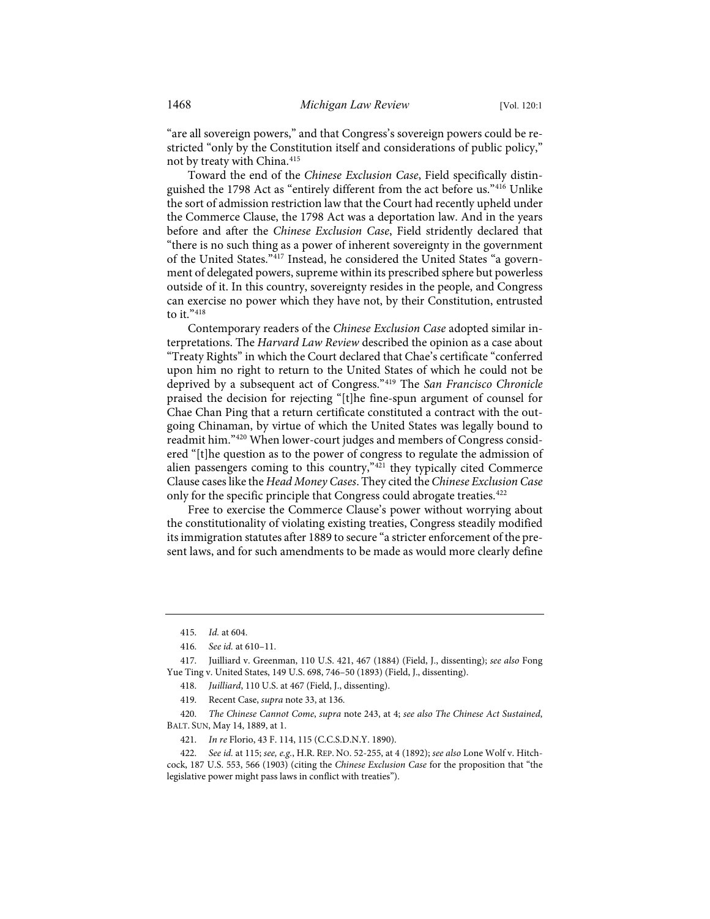"are all sovereign powers," and that Congress's sovereign powers could be restricted "only by the Constitution itself and considerations of public policy," not by treaty with China.[415]

Toward the end of the *Chinese Exclusion Case*, Field specifically distinguished the 1798 Act as "entirely different from the act before us."[416] Unlike the sort of admission restriction law that the Court had recently upheld under the Commerce Clause, the 1798 Act was a deportation law. And in the years before and after the *Chinese Exclusion Case*, Field stridently declared that "there is no such thing as a power of inherent sovereignty in the government of the United States."[417] Instead, he considered the United States "a government of delegated powers, supreme within its prescribed sphere but powerless outside of it. In this country, sovereignty resides in the people, and Congress can exercise no power which they have not, by their Constitution, entrusted to it."[418]

Contemporary readers of the *Chinese Exclusion Case* adopted similar interpretations. The *Harvard Law Review* described the opinion as a case about "Treaty Rights" in which the Court declared that Chae's certificate "conferred upon him no right to return to the United States of which he could not be deprived by a subsequent act of Congress."[419] The *San Francisco Chronicle* praised the decision for rejecting "[t]he fine-spun argument of counsel for Chae Chan Ping that a return certificate constituted a contract with the outgoing Chinaman, by virtue of which the United States was legally bound to readmit him."[420] When lower-court judges and members of Congress considered "[t]he question as to the power of congress to regulate the admission of alien passengers coming to this country,"[421] they typically cited Commerce Clause cases like the *Head Money Cases*. They cited the *Chinese Exclusion Case* only for the specific principle that Congress could abrogate treaties.[422]

Free to exercise the Commerce Clause's power without worrying about the constitutionality of violating existing treaties, Congress steadily modified its immigration statutes after 1889 to secure "a stricter enforcement of the present laws, and for such amendments to be made as would more clearly define

---

415. *Id.* at 604.

416. *See id.* at 610–11.

417. Juilliard v. Greenman, 110 U.S. 421, 467 (1884) (Field, J., dissenting); *see also* Fong Yue Ting v. United States, 149 U.S. 698, 746–50 (1893) (Field, J., dissenting).

418. *Juilliard*, 110 U.S. at 467 (Field, J., dissenting).

419. Recent Case, *supra* note 33, at 136.

420. *The Chinese Cannot Come*, *supra* note 243, at 4; *see also The Chinese Act Sustained*, BALT. SUN, May 14, 1889, at 1.

421. *In re* Florio, 43 F. 114, 115 (C.C.S.D.N.Y. 1890).

422. *See id.* at 115; *see, e.g.*, H.R. REP. NO. 52-255, at 4 (1892); *see also* Lone Wolf v. Hitchcock, 187 U.S. 553, 566 (1903) (citing the *Chinese Exclusion Case* for the proposition that "the legislative power might pass laws in conflict with treaties").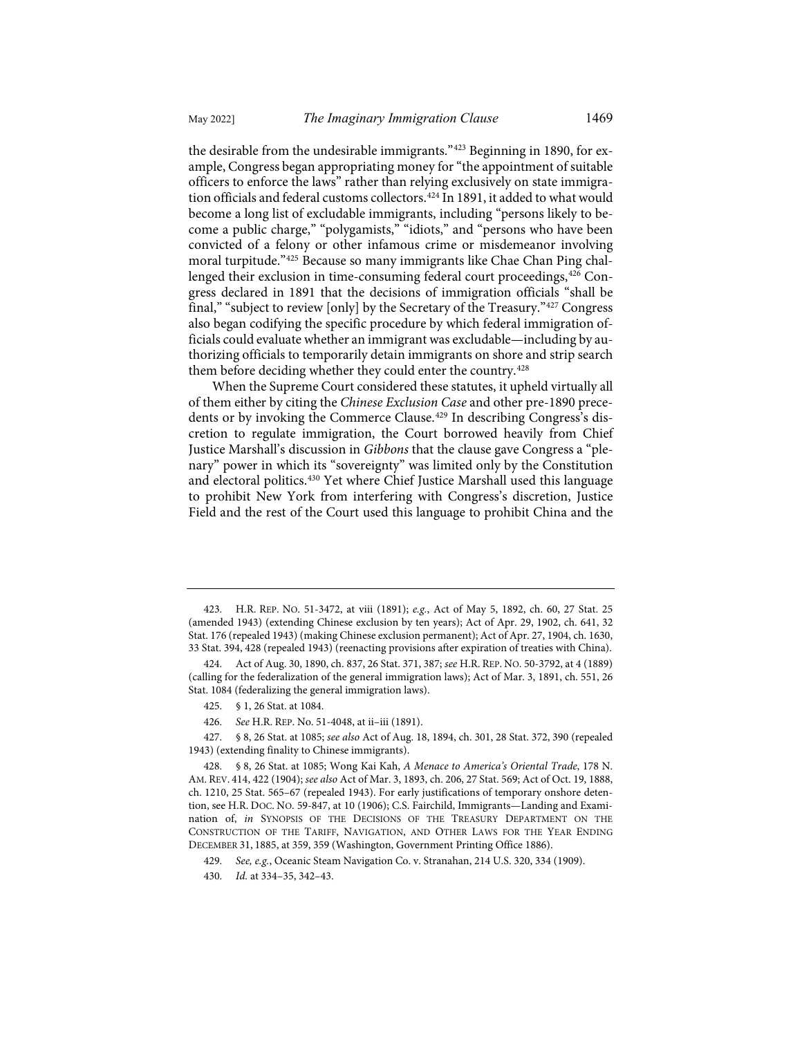the desirable from the undesirable immigrants."[423] Beginning in 1890, for example, Congress began appropriating money for "the appointment of suitable officers to enforce the laws" rather than relying exclusively on state immigration officials and federal customs collectors.[424] In 1891, it added to what would become a long list of excludable immigrants, including "persons likely to become a public charge," "polygamists," "idiots," and "persons who have been convicted of a felony or other infamous crime or misdemeanor involving moral turpitude."[425] Because so many immigrants like Chae Chan Ping challenged their exclusion in time-consuming federal court proceedings,[426] Congress declared in 1891 that the decisions of immigration officials "shall be final," "subject to review [only] by the Secretary of the Treasury."[427] Congress also began codifying the specific procedure by which federal immigration officials could evaluate whether an immigrant was excludable—including by authorizing officials to temporarily detain immigrants on shore and strip search them before deciding whether they could enter the country.[428]

When the Supreme Court considered these statutes, it upheld virtually all of them either by citing the *Chinese Exclusion Case* and other pre-1890 precedents or by invoking the Commerce Clause.[429] In describing Congress's discretion to regulate immigration, the Court borrowed heavily from Chief Justice Marshall's discussion in *Gibbons* that the clause gave Congress a "plenary" power in which its "sovereignty" was limited only by the Constitution and electoral politics.[430] Yet where Chief Justice Marshall used this language to prohibit New York from interfering with Congress's discretion, Justice Field and the rest of the Court used this language to prohibit China and the

---

423. H.R. REP. NO. 51-3472, at viii (1891); *e.g.*, Act of May 5, 1892, ch. 60, 27 Stat. 25 (amended 1943) (extending Chinese exclusion by ten years); Act of Apr. 29, 1902, ch. 641, 32 Stat. 176 (repealed 1943) (making Chinese exclusion permanent); Act of Apr. 27, 1904, ch. 1630, 33 Stat. 394, 428 (repealed 1943) (reenacting provisions after expiration of treaties with China).

424. Act of Aug. 30, 1890, ch. 837, 26 Stat. 371, 387; *see* H.R. REP. NO. 50-3792, at 4 (1889) (calling for the federalization of the general immigration laws); Act of Mar. 3, 1891, ch. 551, 26 Stat. 1084 (federalizing the general immigration laws).

425. § 1, 26 Stat. at 1084.

426. *See* H.R. REP. No. 51-4048, at ii–iii (1891).

427. § 8, 26 Stat. at 1085; *see also* Act of Aug. 18, 1894, ch. 301, 28 Stat. 372, 390 (repealed 1943) (extending finality to Chinese immigrants).

428. § 8, 26 Stat. at 1085; Wong Kai Kah, *A Menace to America's Oriental Trade*, 178 N. AM. REV. 414, 422 (1904); *see also* Act of Mar. 3, 1893, ch. 206, 27 Stat. 569; Act of Oct. 19, 1888, ch. 1210, 25 Stat. 565–67 (repealed 1943). For early justifications of temporary onshore detention, see H.R. DOC. NO. 59-847, at 10 (1906); C.S. Fairchild, Immigrants—Landing and Examination of, *in* SYNOPSIS OF THE DECISIONS OF THE TREASURY DEPARTMENT ON THE CONSTRUCTION OF THE TARIFF, NAVIGATION, AND OTHER LAWS FOR THE YEAR ENDING DECEMBER 31, 1885, at 359, 359 (Washington, Government Printing Office 1886).

429. *See, e.g.*, Oceanic Steam Navigation Co. v. Stranahan, 214 U.S. 320, 334 (1909).

430. *Id.* at 334–35, 342–43.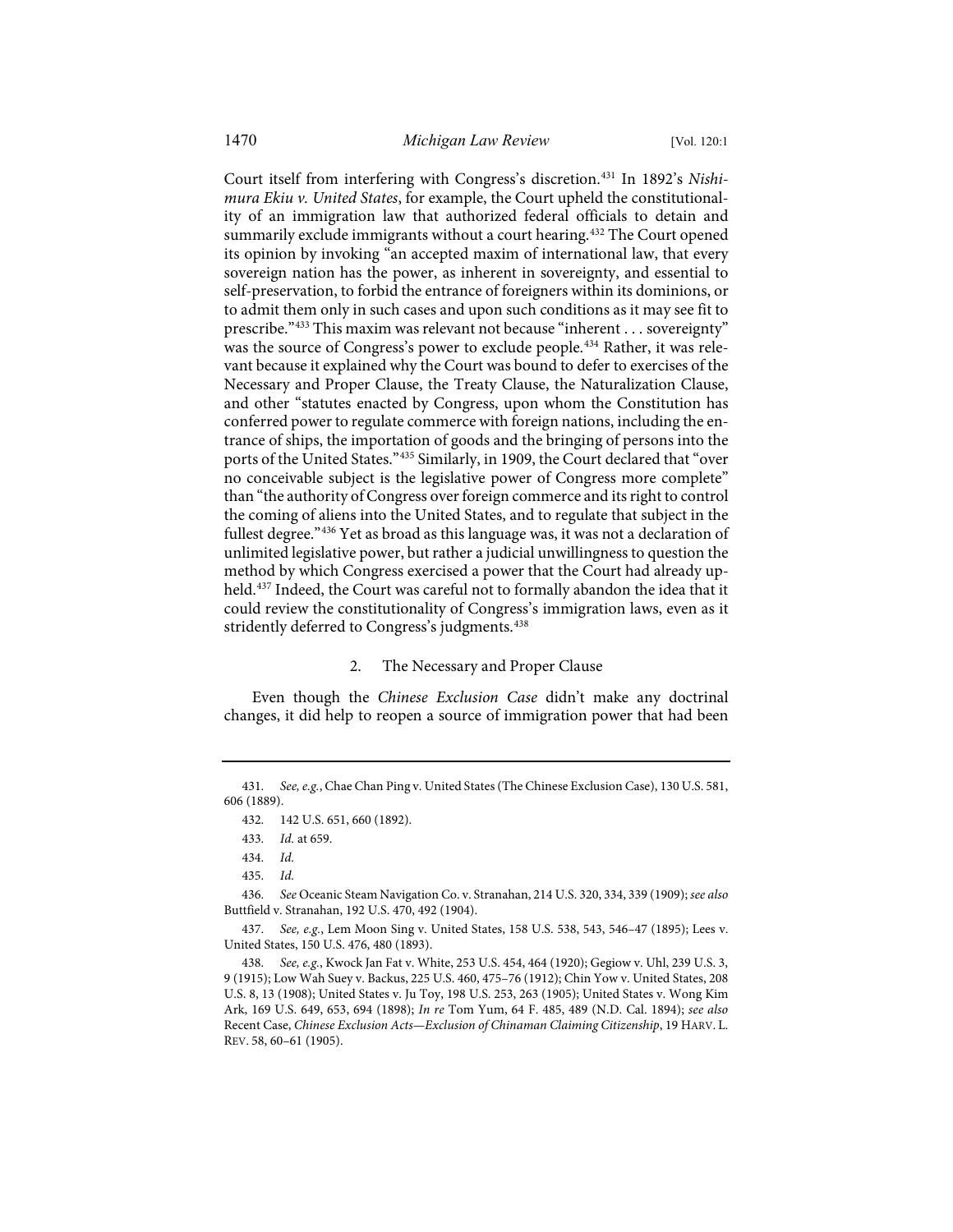Court itself from interfering with Congress's discretion.[431] In 1892's *Nishimura Ekiu v. United States*, for example, the Court upheld the constitutionality of an immigration law that authorized federal officials to detain and summarily exclude immigrants without a court hearing.[432] The Court opened its opinion by invoking "an accepted maxim of international law, that every sovereign nation has the power, as inherent in sovereignty, and essential to self-preservation, to forbid the entrance of foreigners within its dominions, or to admit them only in such cases and upon such conditions as it may see fit to prescribe."[433] This maxim was relevant not because "inherent . . . sovereignty" was the source of Congress's power to exclude people.[434] Rather, it was relevant because it explained why the Court was bound to defer to exercises of the Necessary and Proper Clause, the Treaty Clause, the Naturalization Clause, and other "statutes enacted by Congress, upon whom the Constitution has conferred power to regulate commerce with foreign nations, including the entrance of ships, the importation of goods and the bringing of persons into the ports of the United States."[435] Similarly, in 1909, the Court declared that "over no conceivable subject is the legislative power of Congress more complete" than "the authority of Congress over foreign commerce and its right to control the coming of aliens into the United States, and to regulate that subject in the fullest degree."[436] Yet as broad as this language was, it was not a declaration of unlimited legislative power, but rather a judicial unwillingness to question the method by which Congress exercised a power that the Court had already upheld.[437] Indeed, the Court was careful not to formally abandon the idea that it could review the constitutionality of Congress's immigration laws, even as it stridently deferred to Congress's judgments.[438]

### 2. The Necessary and Proper Clause

Even though the *Chinese Exclusion Case* didn't make any doctrinal changes, it did help to reopen a source of immigration power that had been

---

431. *See, e.g.*, Chae Chan Ping v. United States (The Chinese Exclusion Case), 130 U.S. 581, 606 (1889).

432. 142 U.S. 651, 660 (1892).

433. *Id.* at 659.

434. *Id.*

435. *Id.*

436. *See* Oceanic Steam Navigation Co. v. Stranahan, 214 U.S. 320, 334, 339 (1909); *see also* Buttfield v. Stranahan, 192 U.S. 470, 492 (1904).

437. *See, e.g.*, Lem Moon Sing v. United States, 158 U.S. 538, 543, 546–47 (1895); Lees v. United States, 150 U.S. 476, 480 (1893).

438. *See, e.g.*, Kwock Jan Fat v. White, 253 U.S. 454, 464 (1920); Gegiow v. Uhl, 239 U.S. 3, 9 (1915); Low Wah Suey v. Backus, 225 U.S. 460, 475–76 (1912); Chin Yow v. United States, 208 U.S. 8, 13 (1908); United States v. Ju Toy, 198 U.S. 253, 263 (1905); United States v. Wong Kim Ark, 169 U.S. 649, 653, 694 (1898); *In re* Tom Yum, 64 F. 485, 489 (N.D. Cal. 1894); *see also* Recent Case, *Chinese Exclusion Acts—Exclusion of Chinaman Claiming Citizenship*, 19 HARV. L. REV. 58, 60–61 (1905).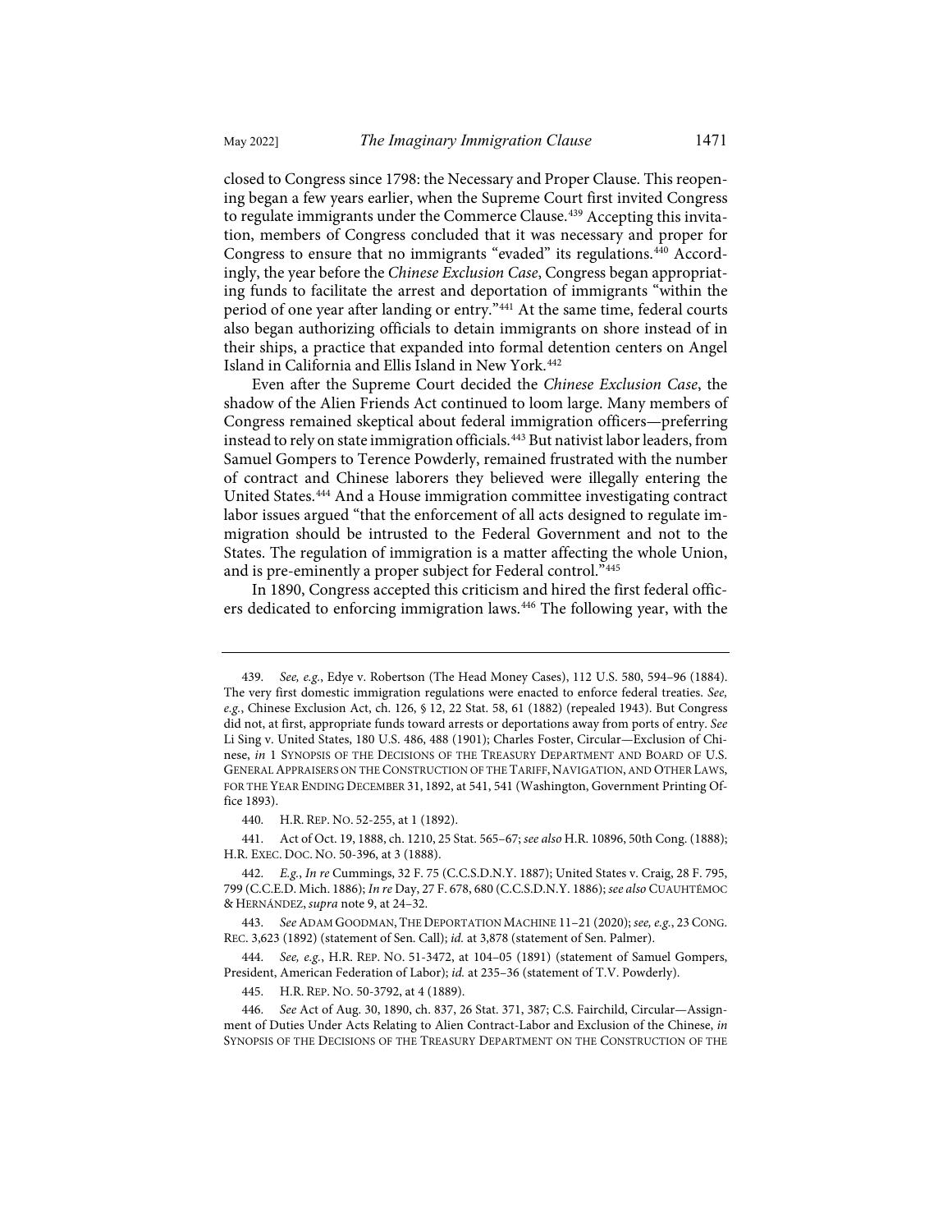closed to Congress since 1798: the Necessary and Proper Clause. This reopening began a few years earlier, when the Supreme Court first invited Congress to regulate immigrants under the Commerce Clause.[439] Accepting this invitation, members of Congress concluded that it was necessary and proper for Congress to ensure that no immigrants "evaded" its regulations.[440] Accordingly, the year before the *Chinese Exclusion Case*, Congress began appropriating funds to facilitate the arrest and deportation of immigrants "within the period of one year after landing or entry."[441] At the same time, federal courts also began authorizing officials to detain immigrants on shore instead of in their ships, a practice that expanded into formal detention centers on Angel Island in California and Ellis Island in New York.[442]

Even after the Supreme Court decided the *Chinese Exclusion Case*, the shadow of the Alien Friends Act continued to loom large. Many members of Congress remained skeptical about federal immigration officers—preferring instead to rely on state immigration officials.[443] But nativist labor leaders, from Samuel Gompers to Terence Powderly, remained frustrated with the number of contract and Chinese laborers they believed were illegally entering the United States.[444] And a House immigration committee investigating contract labor issues argued "that the enforcement of all acts designed to regulate immigration should be intrusted to the Federal Government and not to the States. The regulation of immigration is a matter affecting the whole Union, and is pre-eminently a proper subject for Federal control."[445]

In 1890, Congress accepted this criticism and hired the first federal officers dedicated to enforcing immigration laws.[446] The following year, with the

---

439. *See, e.g.*, Edye v. Robertson (The Head Money Cases), 112 U.S. 580, 594–96 (1884). The very first domestic immigration regulations were enacted to enforce federal treaties. *See, e.g.*, Chinese Exclusion Act, ch. 126, § 12, 22 Stat. 58, 61 (1882) (repealed 1943). But Congress did not, at first, appropriate funds toward arrests or deportations away from ports of entry. *See* Li Sing v. United States, 180 U.S. 486, 488 (1901); Charles Foster, Circular—Exclusion of Chinese, *in* 1 SYNOPSIS OF THE DECISIONS OF THE TREASURY DEPARTMENT AND BOARD OF U.S. GENERAL APPRAISERS ON THE CONSTRUCTION OF THE TARIFF, NAVIGATION, AND OTHER LAWS, FOR THE YEAR ENDING DECEMBER 31, 1892, at 541, 541 (Washington, Government Printing Office 1893).

440. H.R. REP. NO. 52-255, at 1 (1892).

441. Act of Oct. 19, 1888, ch. 1210, 25 Stat. 565–67; *see also* H.R. 10896, 50th Cong. (1888); H.R. EXEC. DOC. NO. 50-396, at 3 (1888).

442. *E.g.*, *In re* Cummings, 32 F. 75 (C.C.S.D.N.Y. 1887); United States v. Craig, 28 F. 795, 799 (C.C.E.D. Mich. 1886); *In re* Day, 27 F. 678, 680 (C.C.S.D.N.Y. 1886); *see also* CUAUHTÉMOC & HERNÁNDEZ, *supra* note 9, at 24–32.

443. *See* ADAM GOODMAN, THE DEPORTATION MACHINE 11–21 (2020); *see, e.g.*, 23 CONG. REC. 3,623 (1892) (statement of Sen. Call); *id.* at 3,878 (statement of Sen. Palmer).

444. *See, e.g.*, H.R. REP. NO. 51-3472, at 104–05 (1891) (statement of Samuel Gompers, President, American Federation of Labor); *id.* at 235–36 (statement of T.V. Powderly).

445. H.R. REP. NO. 50-3792, at 4 (1889).

446. *See* Act of Aug. 30, 1890, ch. 837, 26 Stat. 371, 387; C.S. Fairchild, Circular—Assignment of Duties Under Acts Relating to Alien Contract-Labor and Exclusion of the Chinese, *in* SYNOPSIS OF THE DECISIONS OF THE TREASURY DEPARTMENT ON THE CONSTRUCTION OF THE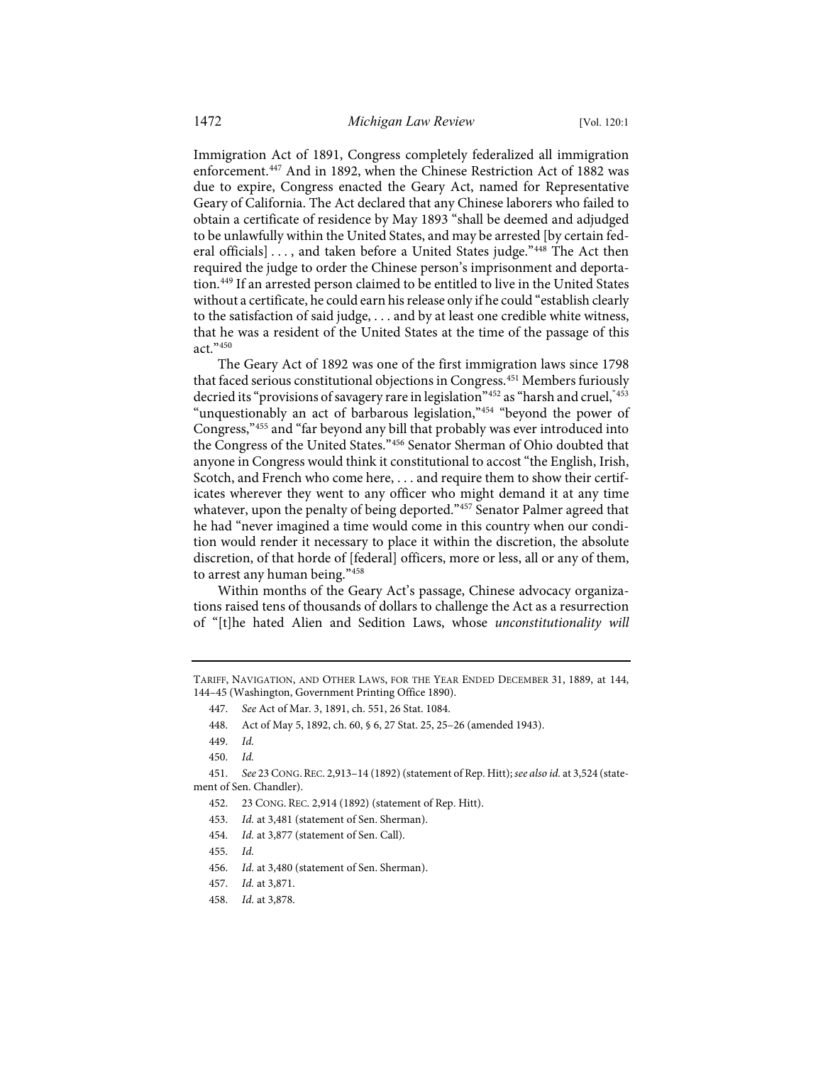Immigration Act of 1891, Congress completely federalized all immigration enforcement.[447] And in 1892, when the Chinese Restriction Act of 1882 was due to expire, Congress enacted the Geary Act, named for Representative Geary of California. The Act declared that any Chinese laborers who failed to obtain a certificate of residence by May 1893 "shall be deemed and adjudged to be unlawfully within the United States, and may be arrested [by certain federal officials] . . . , and taken before a United States judge."[448] The Act then required the judge to order the Chinese person's imprisonment and deportation.[449] If an arrested person claimed to be entitled to live in the United States without a certificate, he could earn his release only if he could "establish clearly to the satisfaction of said judge, . . . and by at least one credible white witness, that he was a resident of the United States at the time of the passage of this act."[450]

The Geary Act of 1892 was one of the first immigration laws since 1798 that faced serious constitutional objections in Congress.[451] Members furiously decried its "provisions of savagery rare in legislation"[452] as "harsh and cruel,"[453] "unquestionably an act of barbarous legislation,"[454] "beyond the power of Congress,"[455] and "far beyond any bill that probably was ever introduced into the Congress of the United States."[456] Senator Sherman of Ohio doubted that anyone in Congress would think it constitutional to accost "the English, Irish, Scotch, and French who come here, . . . and require them to show their certificates wherever they went to any officer who might demand it at any time whatever, upon the penalty of being deported."[457] Senator Palmer agreed that he had "never imagined a time would come in this country when our condition would render it necessary to place it within the discretion, the absolute discretion, of that horde of [federal] officers, more or less, all or any of them, to arrest any human being."[458]

Within months of the Geary Act's passage, Chinese advocacy organizations raised tens of thousands of dollars to challenge the Act as a resurrection of "[t]he hated Alien and Sedition Laws, whose *unconstitutionality will*

---

TARIFF, NAVIGATION, AND OTHER LAWS, FOR THE YEAR ENDED DECEMBER 31, 1889, at 144, 144–45 (Washington, Government Printing Office 1890).

447. *See* Act of Mar. 3, 1891, ch. 551, 26 Stat. 1084.

448. Act of May 5, 1892, ch. 60, § 6, 27 Stat. 25, 25–26 (amended 1943).

449. *Id.*

450. *Id.*

451. *See* 23 CONG. REC. 2,913–14 (1892) (statement of Rep. Hitt); *see also id.* at 3,524 (statement of Sen. Chandler).

452. 23 CONG. REC. 2,914 (1892) (statement of Rep. Hitt).

453. *Id.* at 3,481 (statement of Sen. Sherman).

454. *Id.* at 3,877 (statement of Sen. Call).

455. *Id.*

456. *Id.* at 3,480 (statement of Sen. Sherman).

457. *Id.* at 3,871.

458. *Id.* at 3,878.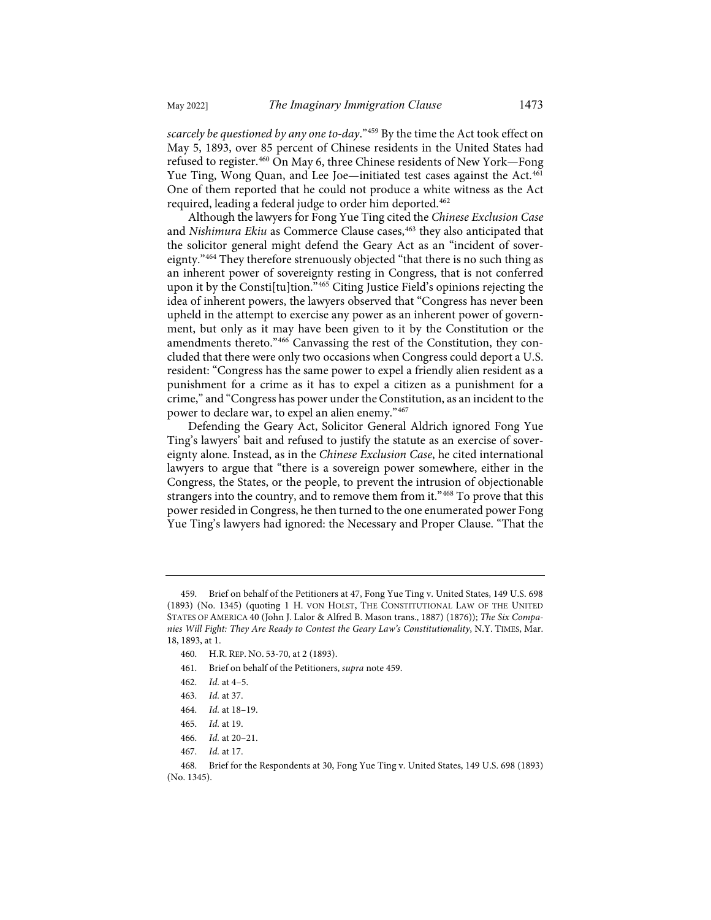*scarcely be questioned by any one to-day*."[459] By the time the Act took effect on May 5, 1893, over 85 percent of Chinese residents in the United States had refused to register.[460] On May 6, three Chinese residents of New York—Fong Yue Ting, Wong Quan, and Lee Joe—initiated test cases against the Act.[461] One of them reported that he could not produce a white witness as the Act required, leading a federal judge to order him deported.[462]

Although the lawyers for Fong Yue Ting cited the *Chinese Exclusion Case* and *Nishimura Ekiu* as Commerce Clause cases,[463] they also anticipated that the solicitor general might defend the Geary Act as an "incident of sovereignty."[464] They therefore strenuously objected "that there is no such thing as an inherent power of sovereignty resting in Congress, that is not conferred upon it by the Consti[tu]tion."[465] Citing Justice Field's opinions rejecting the idea of inherent powers, the lawyers observed that "Congress has never been upheld in the attempt to exercise any power as an inherent power of government, but only as it may have been given to it by the Constitution or the amendments thereto."[466] Canvassing the rest of the Constitution, they concluded that there were only two occasions when Congress could deport a U.S. resident: "Congress has the same power to expel a friendly alien resident as a punishment for a crime as it has to expel a citizen as a punishment for a crime," and "Congress has power under the Constitution, as an incident to the power to declare war, to expel an alien enemy."[467]

Defending the Geary Act, Solicitor General Aldrich ignored Fong Yue Ting's lawyers' bait and refused to justify the statute as an exercise of sovereignty alone. Instead, as in the *Chinese Exclusion Case*, he cited international lawyers to argue that "there is a sovereign power somewhere, either in the Congress, the States, or the people, to prevent the intrusion of objectionable strangers into the country, and to remove them from it."[468] To prove that this power resided in Congress, he then turned to the one enumerated power Fong Yue Ting's lawyers had ignored: the Necessary and Proper Clause. "That the

---

459. Brief on behalf of the Petitioners at 47, Fong Yue Ting v. United States, 149 U.S. 698 (1893) (No. 1345) (quoting 1 H. VON HOLST, THE CONSTITUTIONAL LAW OF THE UNITED STATES OF AMERICA 40 (John J. Lalor & Alfred B. Mason trans., 1887) (1876)); *The Six Companies Will Fight: They Are Ready to Contest the Geary Law's Constitutionality*, N.Y. TIMES, Mar. 18, 1893, at 1.

460. H.R. REP. NO. 53-70, at 2 (1893).

461. Brief on behalf of the Petitioners, *supra* note 459.

462. *Id.* at 4–5.

463. *Id.* at 37.

464. *Id.* at 18–19.

465. *Id.* at 19.

466. *Id.* at 20–21.

467. *Id.* at 17.

468. Brief for the Respondents at 30, Fong Yue Ting v. United States, 149 U.S. 698 (1893) (No. 1345).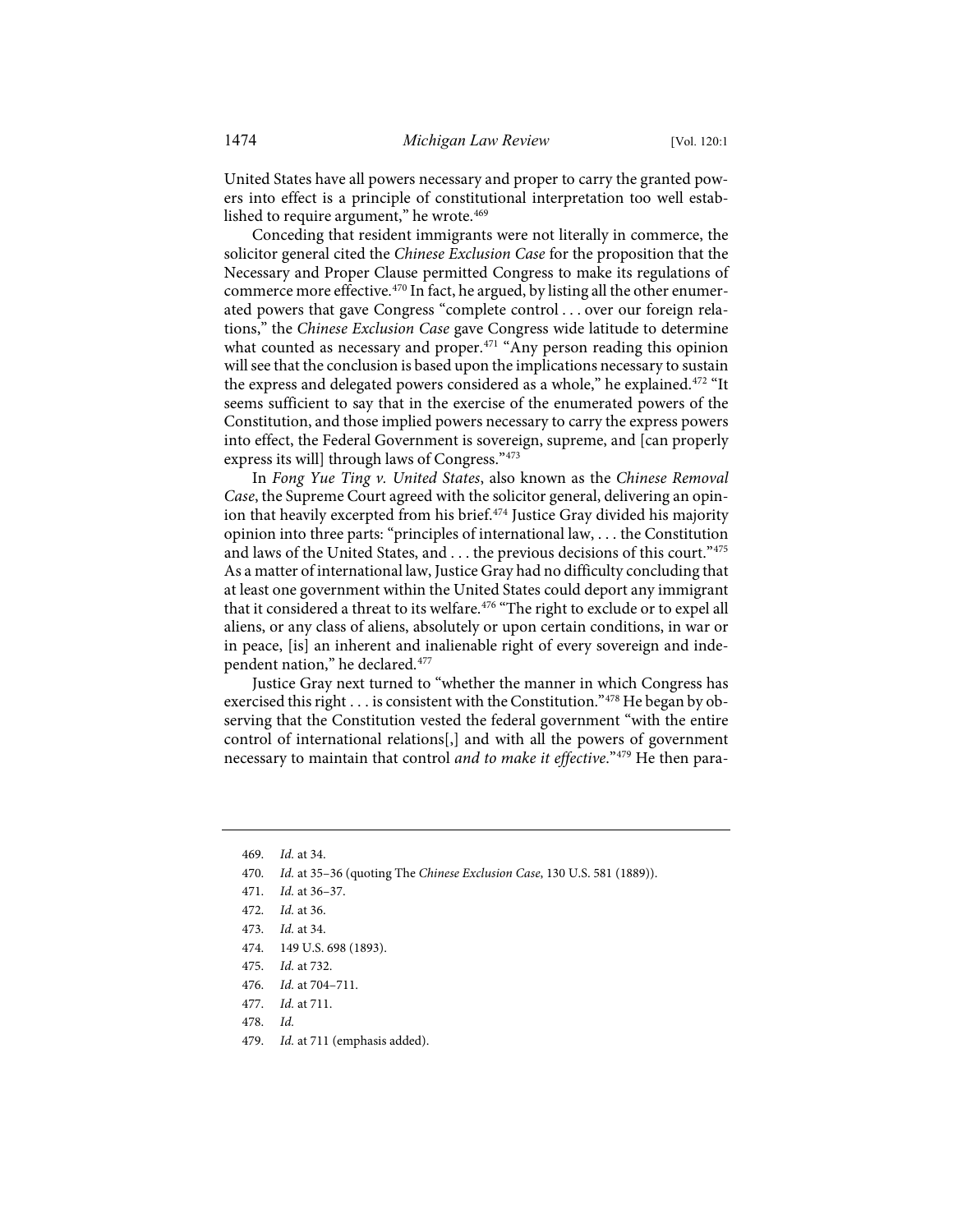United States have all powers necessary and proper to carry the granted powers into effect is a principle of constitutional interpretation too well established to require argument," he wrote.[469]

Conceding that resident immigrants were not literally in commerce, the solicitor general cited the *Chinese Exclusion Case* for the proposition that the Necessary and Proper Clause permitted Congress to make its regulations of commerce more effective.[470] In fact, he argued, by listing all the other enumerated powers that gave Congress "complete control . . . over our foreign relations," the *Chinese Exclusion Case* gave Congress wide latitude to determine what counted as necessary and proper.[471] "Any person reading this opinion will see that the conclusion is based upon the implications necessary to sustain the express and delegated powers considered as a whole," he explained.[472] "It seems sufficient to say that in the exercise of the enumerated powers of the Constitution, and those implied powers necessary to carry the express powers into effect, the Federal Government is sovereign, supreme, and [can properly express its will] through laws of Congress."[473]

In *Fong Yue Ting v. United States*, also known as the *Chinese Removal Case*, the Supreme Court agreed with the solicitor general, delivering an opinion that heavily excerpted from his brief.[474] Justice Gray divided his majority opinion into three parts: "principles of international law, . . . the Constitution and laws of the United States, and . . . the previous decisions of this court."[475] As a matter of international law, Justice Gray had no difficulty concluding that at least one government within the United States could deport any immigrant that it considered a threat to its welfare.[476] "The right to exclude or to expel all aliens, or any class of aliens, absolutely or upon certain conditions, in war or in peace, [is] an inherent and inalienable right of every sovereign and independent nation," he declared.[477]

Justice Gray next turned to "whether the manner in which Congress has exercised this right . . . is consistent with the Constitution."[478] He began by observing that the Constitution vested the federal government "with the entire control of international relations[,] and with all the powers of government necessary to maintain that control *and to make it effective*."[479] He then para-

---

469. *Id.* at 34.

470. *Id.* at 35–36 (quoting The *Chinese Exclusion Case*, 130 U.S. 581 (1889)).

471. *Id.* at 36–37.

472. *Id.* at 36.

473. *Id.* at 34.

474. 149 U.S. 698 (1893).

475. *Id.* at 732.

476. *Id.* at 704–711.

477. *Id.* at 711.

478. *Id.*

479. *Id.* at 711 (emphasis added).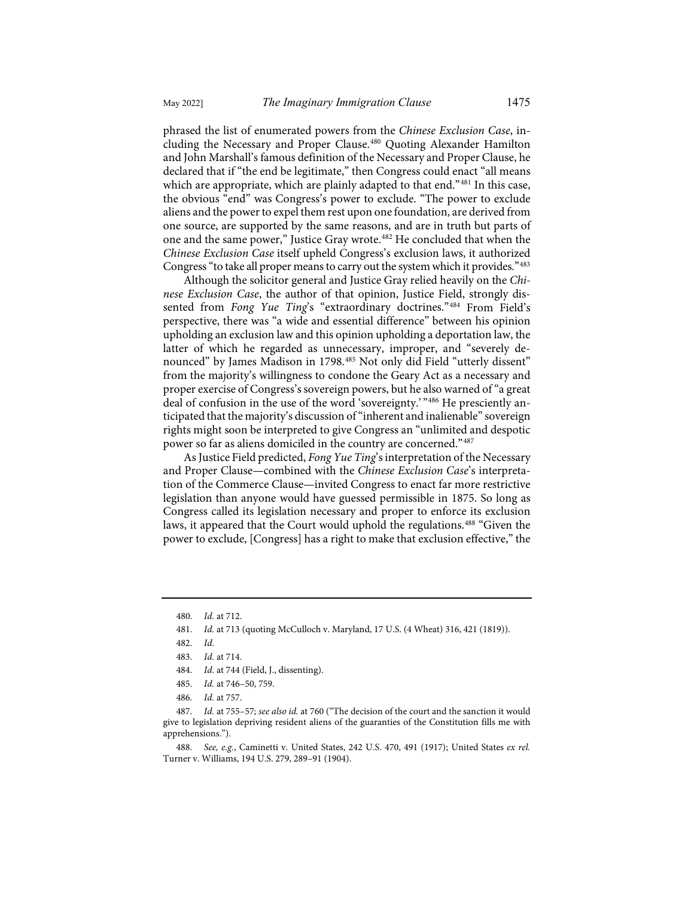phrased the list of enumerated powers from the *Chinese Exclusion Case*, including the Necessary and Proper Clause.[480] Quoting Alexander Hamilton and John Marshall's famous definition of the Necessary and Proper Clause, he declared that if "the end be legitimate," then Congress could enact "all means which are appropriate, which are plainly adapted to that end."[481] In this case, the obvious "end" was Congress's power to exclude. "The power to exclude aliens and the power to expel them rest upon one foundation, are derived from one source, are supported by the same reasons, and are in truth but parts of one and the same power," Justice Gray wrote.[482] He concluded that when the *Chinese Exclusion Case* itself upheld Congress's exclusion laws, it authorized Congress "to take all proper means to carry out the system which it provides."[483]

Although the solicitor general and Justice Gray relied heavily on the *Chinese Exclusion Case*, the author of that opinion, Justice Field, strongly dissented from *Fong Yue Ting*'s "extraordinary doctrines."[484] From Field's perspective, there was "a wide and essential difference" between his opinion upholding an exclusion law and this opinion upholding a deportation law, the latter of which he regarded as unnecessary, improper, and "severely denounced" by James Madison in 1798.[485] Not only did Field "utterly dissent" from the majority's willingness to condone the Geary Act as a necessary and proper exercise of Congress's sovereign powers, but he also warned of "a great deal of confusion in the use of the word 'sovereignty.'"[486] He presciently anticipated that the majority's discussion of "inherent and inalienable" sovereign rights might soon be interpreted to give Congress an "unlimited and despotic power so far as aliens domiciled in the country are concerned."[487]

As Justice Field predicted, *Fong Yue Ting*'s interpretation of the Necessary and Proper Clause—combined with the *Chinese Exclusion Case*'s interpretation of the Commerce Clause—invited Congress to enact far more restrictive legislation than anyone would have guessed permissible in 1875. So long as Congress called its legislation necessary and proper to enforce its exclusion laws, it appeared that the Court would uphold the regulations.[488] "Given the power to exclude, [Congress] has a right to make that exclusion effective," the

---

480. *Id.* at 712.

481. *Id.* at 713 (quoting McCulloch v. Maryland, 17 U.S. (4 Wheat) 316, 421 (1819)).

482. *Id.*

483. *Id.* at 714.

484. *Id.* at 744 (Field, J., dissenting).

485. *Id.* at 746–50, 759.

486. *Id.* at 757.

487. *Id.* at 755–57; *see also id.* at 760 ("The decision of the court and the sanction it would give to legislation depriving resident aliens of the guaranties of the Constitution fills me with apprehensions.").

488. *See, e.g.*, Caminetti v. United States, 242 U.S. 470, 491 (1917); United States *ex rel.* Turner v. Williams, 194 U.S. 279, 289–91 (1904).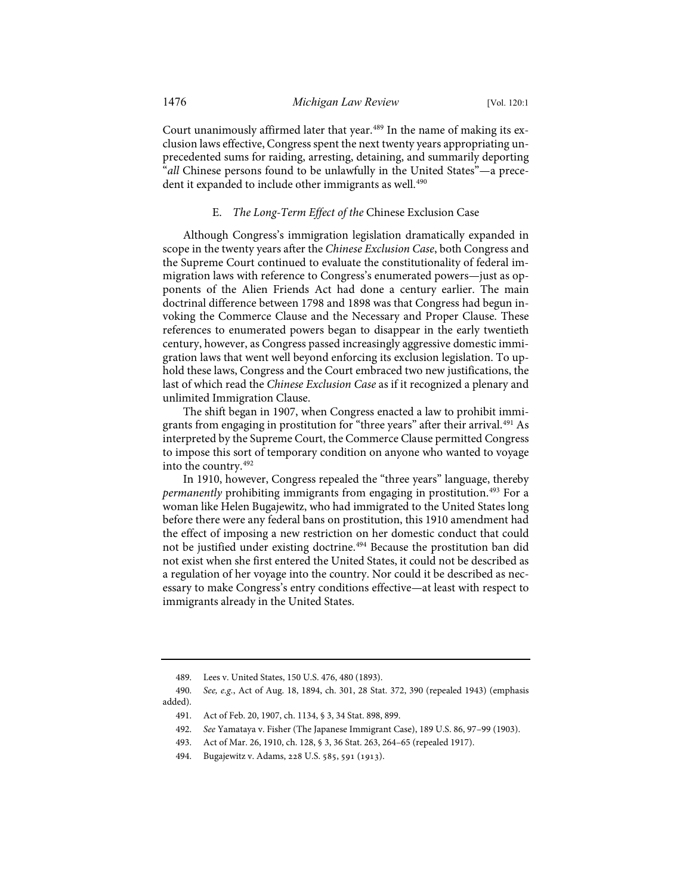Court unanimously affirmed later that year.[489] In the name of making its exclusion laws effective, Congress spent the next twenty years appropriating unprecedented sums for raiding, arresting, detaining, and summarily deporting "*all* Chinese persons found to be unlawfully in the United States"—a precedent it expanded to include other immigrants as well.[490]

### E. *The Long-Term Effect of the* Chinese Exclusion Case

Although Congress's immigration legislation dramatically expanded in scope in the twenty years after the *Chinese Exclusion Case*, both Congress and the Supreme Court continued to evaluate the constitutionality of federal immigration laws with reference to Congress's enumerated powers—just as opponents of the Alien Friends Act had done a century earlier. The main doctrinal difference between 1798 and 1898 was that Congress had begun invoking the Commerce Clause and the Necessary and Proper Clause. These references to enumerated powers began to disappear in the early twentieth century, however, as Congress passed increasingly aggressive domestic immigration laws that went well beyond enforcing its exclusion legislation. To uphold these laws, Congress and the Court embraced two new justifications, the last of which read the *Chinese Exclusion Case* as if it recognized a plenary and unlimited Immigration Clause.

The shift began in 1907, when Congress enacted a law to prohibit immigrants from engaging in prostitution for "three years" after their arrival.[491] As interpreted by the Supreme Court, the Commerce Clause permitted Congress to impose this sort of temporary condition on anyone who wanted to voyage into the country.[492]

In 1910, however, Congress repealed the "three years" language, thereby *permanently* prohibiting immigrants from engaging in prostitution.[493] For a woman like Helen Bugajewitz, who had immigrated to the United States long before there were any federal bans on prostitution, this 1910 amendment had the effect of imposing a new restriction on her domestic conduct that could not be justified under existing doctrine.[494] Because the prostitution ban did not exist when she first entered the United States, it could not be described as a regulation of her voyage into the country. Nor could it be described as necessary to make Congress's entry conditions effective—at least with respect to immigrants already in the United States.

---

489. Lees v. United States, 150 U.S. 476, 480 (1893).

490. *See, e.g.*, Act of Aug. 18, 1894, ch. 301, 28 Stat. 372, 390 (repealed 1943) (emphasis added).

491. Act of Feb. 20, 1907, ch. 1134, § 3, 34 Stat. 898, 899.

492. *See* Yamataya v. Fisher (The Japanese Immigrant Case), 189 U.S. 86, 97–99 (1903).

493. Act of Mar. 26, 1910, ch. 128, § 3, 36 Stat. 263, 264–65 (repealed 1917).

494. Bugajewitz v. Adams, 228 U.S. 585, 591 (1913).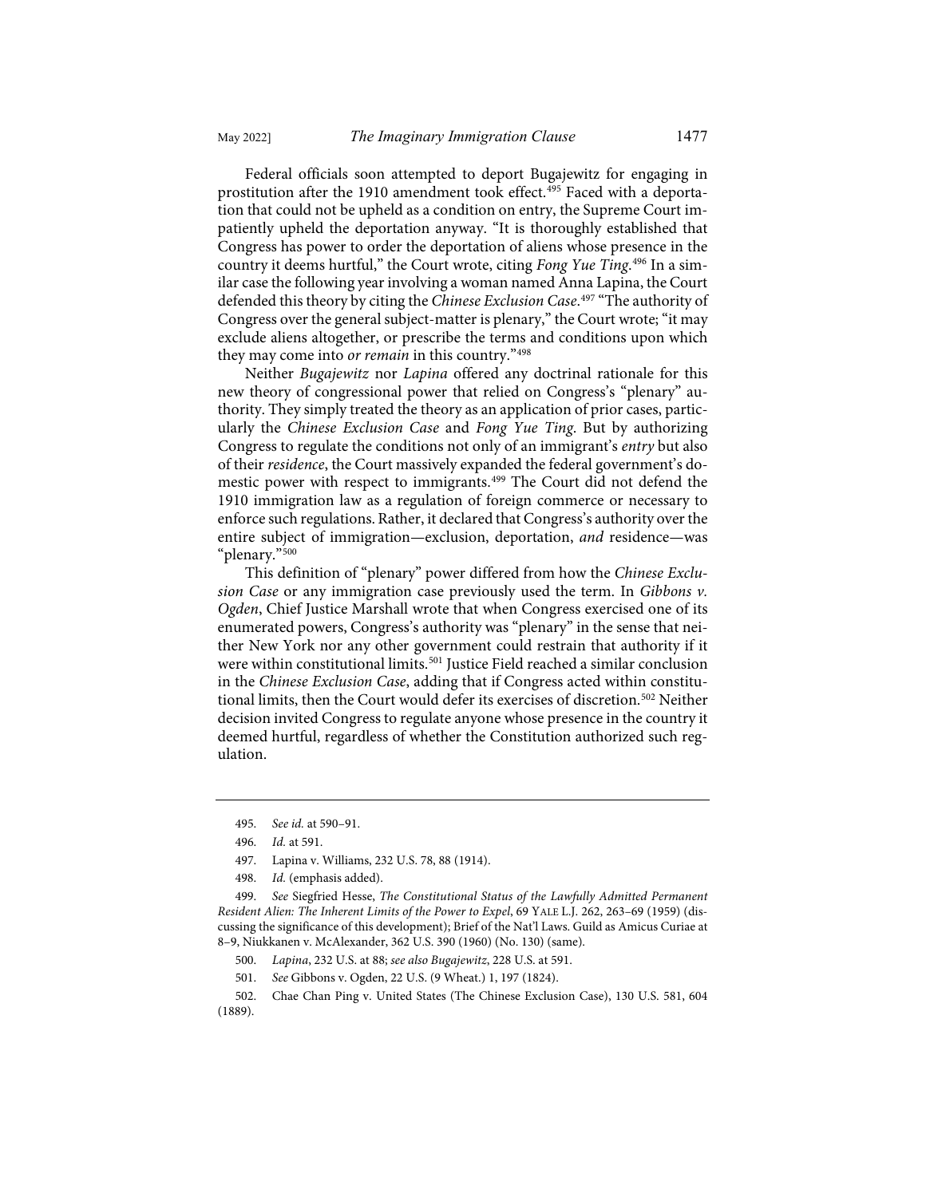Federal officials soon attempted to deport Bugajewitz for engaging in prostitution after the 1910 amendment took effect.[495] Faced with a deportation that could not be upheld as a condition on entry, the Supreme Court impatiently upheld the deportation anyway. "It is thoroughly established that Congress has power to order the deportation of aliens whose presence in the country it deems hurtful," the Court wrote, citing *Fong Yue Ting*.[496] In a similar case the following year involving a woman named Anna Lapina, the Court defended this theory by citing the *Chinese Exclusion Case*.[497] "The authority of Congress over the general subject-matter is plenary," the Court wrote; "it may exclude aliens altogether, or prescribe the terms and conditions upon which they may come into *or remain* in this country."[498]

Neither *Bugajewitz* nor *Lapina* offered any doctrinal rationale for this new theory of congressional power that relied on Congress's "plenary" authority. They simply treated the theory as an application of prior cases, particularly the *Chinese Exclusion Case* and *Fong Yue Ting*. But by authorizing Congress to regulate the conditions not only of an immigrant's *entry* but also of their *residence*, the Court massively expanded the federal government's domestic power with respect to immigrants.[499] The Court did not defend the 1910 immigration law as a regulation of foreign commerce or necessary to enforce such regulations. Rather, it declared that Congress's authority over the entire subject of immigration—exclusion, deportation, *and* residence—was "plenary."[500]

This definition of "plenary" power differed from how the *Chinese Exclusion Case* or any immigration case previously used the term. In *Gibbons v. Ogden*, Chief Justice Marshall wrote that when Congress exercised one of its enumerated powers, Congress's authority was "plenary" in the sense that neither New York nor any other government could restrain that authority if it were within constitutional limits.[501] Justice Field reached a similar conclusion in the *Chinese Exclusion Case*, adding that if Congress acted within constitutional limits, then the Court would defer its exercises of discretion.[502] Neither decision invited Congress to regulate anyone whose presence in the country it deemed hurtful, regardless of whether the Constitution authorized such regulation.

---

495. *See id.* at 590–91.

496. *Id.* at 591.

497. Lapina v. Williams, 232 U.S. 78, 88 (1914).

498. *Id.* (emphasis added).

499. *See* Siegfried Hesse, *The Constitutional Status of the Lawfully Admitted Permanent Resident Alien: The Inherent Limits of the Power to Expel*, 69 YALE L.J. 262, 263–69 (1959) (discussing the significance of this development); Brief of the Nat'l Laws. Guild as Amicus Curiae at 8–9, Niukkanen v. McAlexander, 362 U.S. 390 (1960) (No. 130) (same).

500. *Lapina*, 232 U.S. at 88; *see also Bugajewitz*, 228 U.S. at 591.

501. *See* Gibbons v. Ogden, 22 U.S. (9 Wheat.) 1, 197 (1824).

502. Chae Chan Ping v. United States (The Chinese Exclusion Case), 130 U.S. 581, 604 (1889).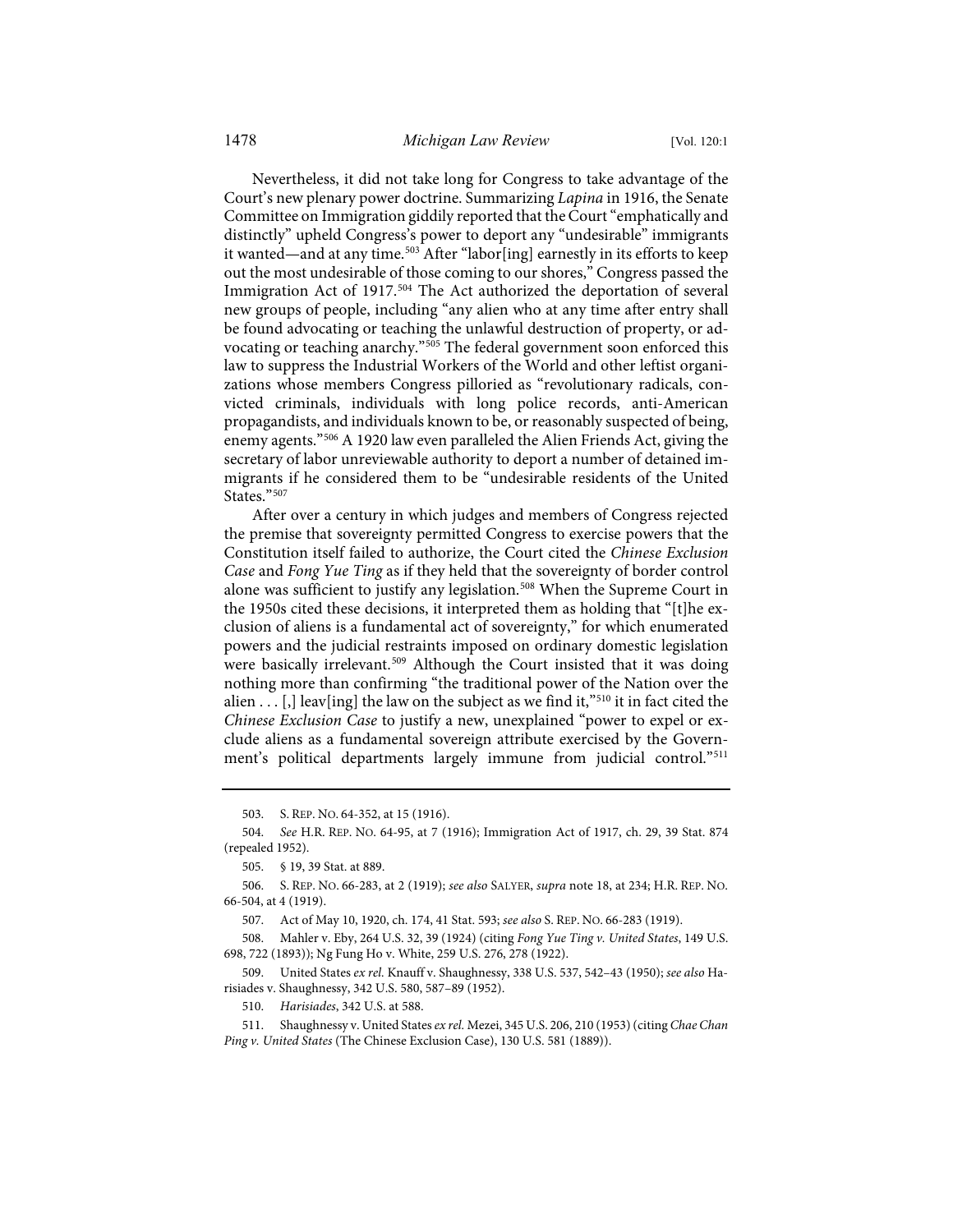Nevertheless, it did not take long for Congress to take advantage of the Court's new plenary power doctrine. Summarizing *Lapina* in 1916, the Senate Committee on Immigration giddily reported that the Court "emphatically and distinctly" upheld Congress's power to deport any "undesirable" immigrants it wanted—and at any time.[503] After "labor[ing] earnestly in its efforts to keep out the most undesirable of those coming to our shores," Congress passed the Immigration Act of 1917.[504] The Act authorized the deportation of several new groups of people, including "any alien who at any time after entry shall be found advocating or teaching the unlawful destruction of property, or advocating or teaching anarchy."[505] The federal government soon enforced this law to suppress the Industrial Workers of the World and other leftist organizations whose members Congress pilloried as "revolutionary radicals, convicted criminals, individuals with long police records, anti-American propagandists, and individuals known to be, or reasonably suspected of being, enemy agents."[506] A 1920 law even paralleled the Alien Friends Act, giving the secretary of labor unreviewable authority to deport a number of detained immigrants if he considered them to be "undesirable residents of the United States."[507]

After over a century in which judges and members of Congress rejected the premise that sovereignty permitted Congress to exercise powers that the Constitution itself failed to authorize, the Court cited the *Chinese Exclusion Case* and *Fong Yue Ting* as if they held that the sovereignty of border control alone was sufficient to justify any legislation.[508] When the Supreme Court in the 1950s cited these decisions, it interpreted them as holding that "[t]he exclusion of aliens is a fundamental act of sovereignty," for which enumerated powers and the judicial restraints imposed on ordinary domestic legislation were basically irrelevant.[509] Although the Court insisted that it was doing nothing more than confirming "the traditional power of the Nation over the alien . . . [,] leav[ing] the law on the subject as we find it,"[510] it in fact cited the *Chinese Exclusion Case* to justify a new, unexplained "power to expel or exclude aliens as a fundamental sovereign attribute exercised by the Government's political departments largely immune from judicial control."[511]

---

503. S. REP. NO. 64-352, at 15 (1916).

504. *See* H.R. REP. NO. 64-95, at 7 (1916); Immigration Act of 1917, ch. 29, 39 Stat. 874 (repealed 1952).

505. § 19, 39 Stat. at 889.

506. S. REP. NO. 66-283, at 2 (1919); *see also* SALYER, *supra* note 18, at 234; H.R. REP. NO. 66-504, at 4 (1919).

507. Act of May 10, 1920, ch. 174, 41 Stat. 593; *see also* S. REP. NO. 66-283 (1919).

508. Mahler v. Eby, 264 U.S. 32, 39 (1924) (citing *Fong Yue Ting v. United States*, 149 U.S. 698, 722 (1893)); Ng Fung Ho v. White, 259 U.S. 276, 278 (1922).

509. United States *ex rel.* Knauff v. Shaughnessy, 338 U.S. 537, 542–43 (1950); *see also* Harisiades v. Shaughnessy, 342 U.S. 580, 587–89 (1952).

510. *Harisiades*, 342 U.S. at 588.

511. Shaughnessy v. United States *ex rel.* Mezei, 345 U.S. 206, 210 (1953) (citing *Chae Chan Ping v. United States* (The Chinese Exclusion Case), 130 U.S. 581 (1889)).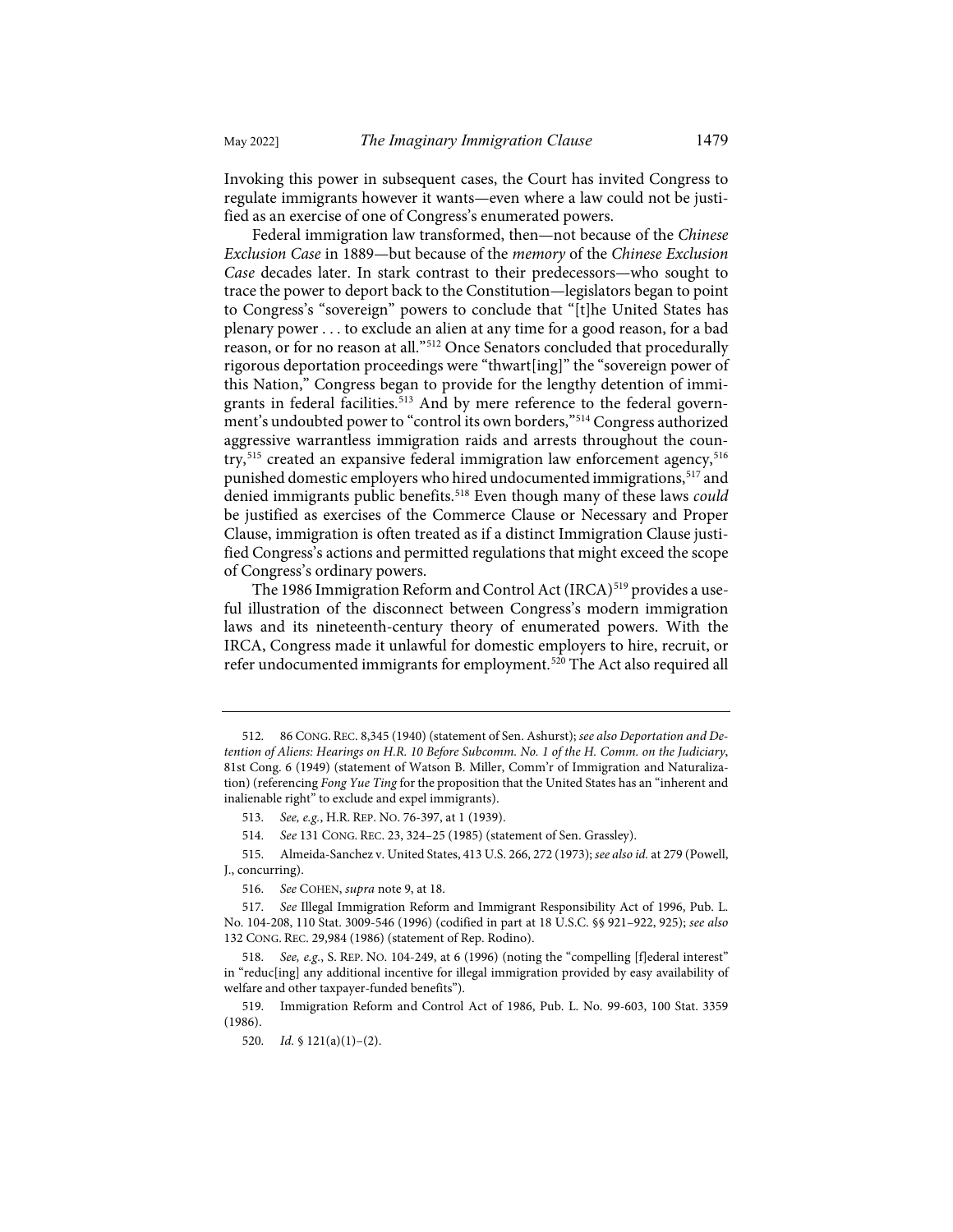Invoking this power in subsequent cases, the Court has invited Congress to regulate immigrants however it wants—even where a law could not be justified as an exercise of one of Congress's enumerated powers.

Federal immigration law transformed, then—not because of the *Chinese Exclusion Case* in 1889—but because of the *memory* of the *Chinese Exclusion Case* decades later. In stark contrast to their predecessors—who sought to trace the power to deport back to the Constitution—legislators began to point to Congress's "sovereign" powers to conclude that "[t]he United States has plenary power . . . to exclude an alien at any time for a good reason, for a bad reason, or for no reason at all."[512] Once Senators concluded that procedurally rigorous deportation proceedings were "thwart[ing]" the "sovereign power of this Nation," Congress began to provide for the lengthy detention of immigrants in federal facilities.[513] And by mere reference to the federal government's undoubted power to "control its own borders,"[514] Congress authorized aggressive warrantless immigration raids and arrests throughout the country,[515] created an expansive federal immigration law enforcement agency,[516] punished domestic employers who hired undocumented immigrations,[517] and denied immigrants public benefits.[518] Even though many of these laws *could* be justified as exercises of the Commerce Clause or Necessary and Proper Clause, immigration is often treated as if a distinct Immigration Clause justified Congress's actions and permitted regulations that might exceed the scope of Congress's ordinary powers.

The 1986 Immigration Reform and Control Act (IRCA)[519] provides a useful illustration of the disconnect between Congress's modern immigration laws and its nineteenth-century theory of enumerated powers. With the IRCA, Congress made it unlawful for domestic employers to hire, recruit, or refer undocumented immigrants for employment.[520] The Act also required all

---

512. 86 CONG. REC. 8,345 (1940) (statement of Sen. Ashurst); *see also Deportation and Detention of Aliens: Hearings on H.R. 10 Before Subcomm. No. 1 of the H. Comm. on the Judiciary*, 81st Cong. 6 (1949) (statement of Watson B. Miller, Comm'r of Immigration and Naturalization) (referencing *Fong Yue Ting* for the proposition that the United States has an "inherent and inalienable right" to exclude and expel immigrants).

513. *See, e.g.*, H.R. REP. NO. 76-397, at 1 (1939).

514. *See* 131 CONG. REC. 23, 324–25 (1985) (statement of Sen. Grassley).

515. Almeida-Sanchez v. United States, 413 U.S. 266, 272 (1973); *see also id.* at 279 (Powell, J., concurring).

516. *See* COHEN, *supra* note 9, at 18.

517. *See* Illegal Immigration Reform and Immigrant Responsibility Act of 1996, Pub. L. No. 104-208, 110 Stat. 3009-546 (1996) (codified in part at 18 U.S.C. §§ 921–922, 925); *see also* 132 CONG. REC. 29,984 (1986) (statement of Rep. Rodino).

518. *See, e.g.*, S. REP. NO. 104-249, at 6 (1996) (noting the "compelling [f]ederal interest" in "reduc[ing] any additional incentive for illegal immigration provided by easy availability of welfare and other taxpayer-funded benefits").

519. Immigration Reform and Control Act of 1986, Pub. L. No. 99-603, 100 Stat. 3359 (1986).

520. *Id.* § 121(a)(1)–(2).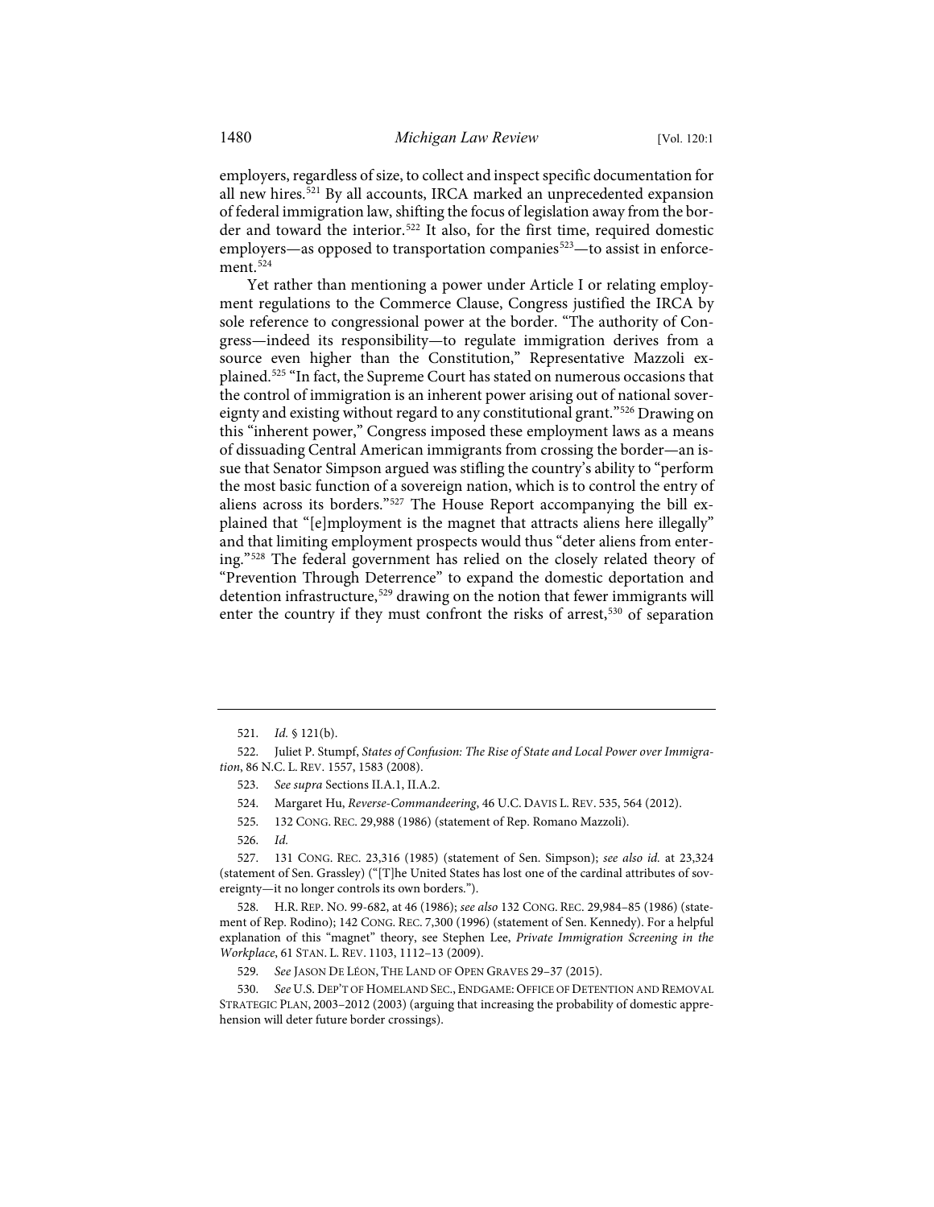employers, regardless of size, to collect and inspect specific documentation for all new hires.[521] By all accounts, IRCA marked an unprecedented expansion of federal immigration law, shifting the focus of legislation away from the border and toward the interior.[522] It also, for the first time, required domestic employers—as opposed to transportation companies[523]—to assist in enforcement.[524]

Yet rather than mentioning a power under Article I or relating employment regulations to the Commerce Clause, Congress justified the IRCA by sole reference to congressional power at the border. "The authority of Congress—indeed its responsibility—to regulate immigration derives from a source even higher than the Constitution," Representative Mazzoli explained.[525] "In fact, the Supreme Court has stated on numerous occasions that the control of immigration is an inherent power arising out of national sovereignty and existing without regard to any constitutional grant."[526] Drawing on this "inherent power," Congress imposed these employment laws as a means of dissuading Central American immigrants from crossing the border—an issue that Senator Simpson argued was stifling the country's ability to "perform the most basic function of a sovereign nation, which is to control the entry of aliens across its borders."[527] The House Report accompanying the bill explained that "[e]mployment is the magnet that attracts aliens here illegally" and that limiting employment prospects would thus "deter aliens from entering."[528] The federal government has relied on the closely related theory of "Prevention Through Deterrence" to expand the domestic deportation and detention infrastructure,[529] drawing on the notion that fewer immigrants will enter the country if they must confront the risks of arrest,[530] of separation

---

521. *Id.* § 121(b).

522. Juliet P. Stumpf, *States of Confusion: The Rise of State and Local Power over Immigration*, 86 N.C. L. REV. 1557, 1583 (2008).

523. *See supra* Sections II.A.1, II.A.2.

524. Margaret Hu, *Reverse-Commandeering*, 46 U.C. DAVIS L. REV. 535, 564 (2012).

525. 132 CONG. REC. 29,988 (1986) (statement of Rep. Romano Mazzoli).

526. *Id.*

527. 131 CONG. REC. 23,316 (1985) (statement of Sen. Simpson); *see also id.* at 23,324 (statement of Sen. Grassley) ("[T]he United States has lost one of the cardinal attributes of sovereignty—it no longer controls its own borders.").

528. H.R. REP. NO. 99-682, at 46 (1986); *see also* 132 CONG. REC. 29,984–85 (1986) (statement of Rep. Rodino); 142 CONG. REC. 7,300 (1996) (statement of Sen. Kennedy). For a helpful explanation of this "magnet" theory, see Stephen Lee, *Private Immigration Screening in the Workplace*, 61 STAN. L. REV. 1103, 1112–13 (2009).

529. *See* JASON DE LEÓN, THE LAND OF OPEN GRAVES 29–37 (2015).

530. *See* U.S. DEP'T OF HOMELAND SEC., ENDGAME: OFFICE OF DETENTION AND REMOVAL STRATEGIC PLAN, 2003–2012 (2003) (arguing that increasing the probability of domestic apprehension will deter future border crossings).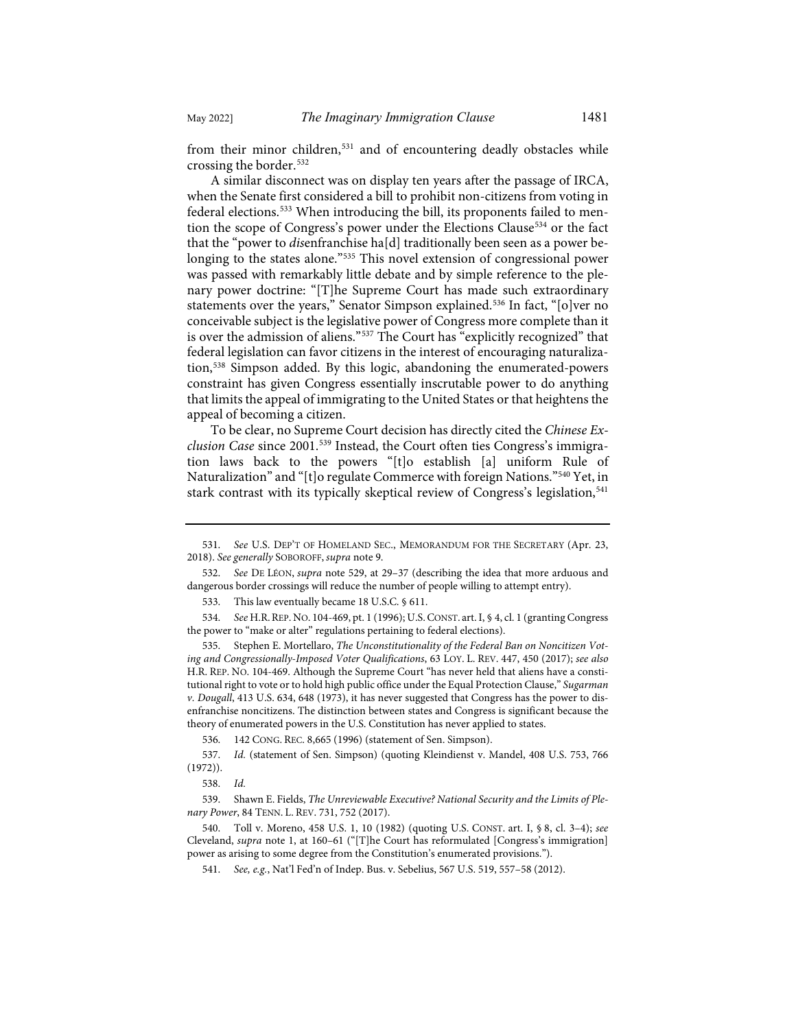from their minor children,[531] and of encountering deadly obstacles while crossing the border.[532]

A similar disconnect was on display ten years after the passage of IRCA, when the Senate first considered a bill to prohibit non-citizens from voting in federal elections.[533] When introducing the bill, its proponents failed to mention the scope of Congress's power under the Elections Clause[534] or the fact that the "power to *dis*enfranchise ha[d] traditionally been seen as a power belonging to the states alone."[535] This novel extension of congressional power was passed with remarkably little debate and by simple reference to the plenary power doctrine: "[T]he Supreme Court has made such extraordinary statements over the years," Senator Simpson explained.[536] In fact, "[o]ver no conceivable subject is the legislative power of Congress more complete than it is over the admission of aliens."[537] The Court has "explicitly recognized" that federal legislation can favor citizens in the interest of encouraging naturalization,[538] Simpson added. By this logic, abandoning the enumerated-powers constraint has given Congress essentially inscrutable power to do anything that limits the appeal of immigrating to the United States or that heightens the appeal of becoming a citizen.

To be clear, no Supreme Court decision has directly cited the *Chinese Exclusion Case* since 2001.[539] Instead, the Court often ties Congress's immigration laws back to the powers "[t]o establish [a] uniform Rule of Naturalization" and "[t]o regulate Commerce with foreign Nations."[540] Yet, in stark contrast with its typically skeptical review of Congress's legislation,[541]

---

531. *See* U.S. DEP'T OF HOMELAND SEC., MEMORANDUM FOR THE SECRETARY (Apr. 23, 2018). *See generally* SOBOROFF, *supra* note 9.

532. *See* DE LÉON, *supra* note 529, at 29–37 (describing the idea that more arduous and dangerous border crossings will reduce the number of people willing to attempt entry).

533. This law eventually became 18 U.S.C. § 611.

534. *See* H.R. REP. NO. 104-469, pt. 1 (1996); U.S. CONST. art. I, § 4, cl. 1 (granting Congress the power to "make or alter" regulations pertaining to federal elections).

535. Stephen E. Mortellaro, *The Unconstitutionality of the Federal Ban on Noncitizen Voting and Congressionally-Imposed Voter Qualifications*, 63 LOY. L. REV. 447, 450 (2017); *see also* H.R. REP. NO. 104-469. Although the Supreme Court "has never held that aliens have a constitutional right to vote or to hold high public office under the Equal Protection Clause," *Sugarman v. Dougall*, 413 U.S. 634, 648 (1973), it has never suggested that Congress has the power to disenfranchise noncitizens. The distinction between states and Congress is significant because the theory of enumerated powers in the U.S. Constitution has never applied to states.

536. 142 CONG. REC. 8,665 (1996) (statement of Sen. Simpson).

537. *Id.* (statement of Sen. Simpson) (quoting Kleindienst v. Mandel, 408 U.S. 753, 766 (1972)).

538. *Id.*

539. Shawn E. Fields, *The Unreviewable Executive? National Security and the Limits of Plenary Power*, 84 TENN. L. REV. 731, 752 (2017).

540. Toll v. Moreno, 458 U.S. 1, 10 (1982) (quoting U.S. CONST. art. I, § 8, cl. 3–4); *see* Cleveland, *supra* note 1, at 160–61 ("[T]he Court has reformulated [Congress's immigration] power as arising to some degree from the Constitution's enumerated provisions.").

541. *See, e.g.*, Nat'l Fed'n of Indep. Bus. v. Sebelius, 567 U.S. 519, 557–58 (2012).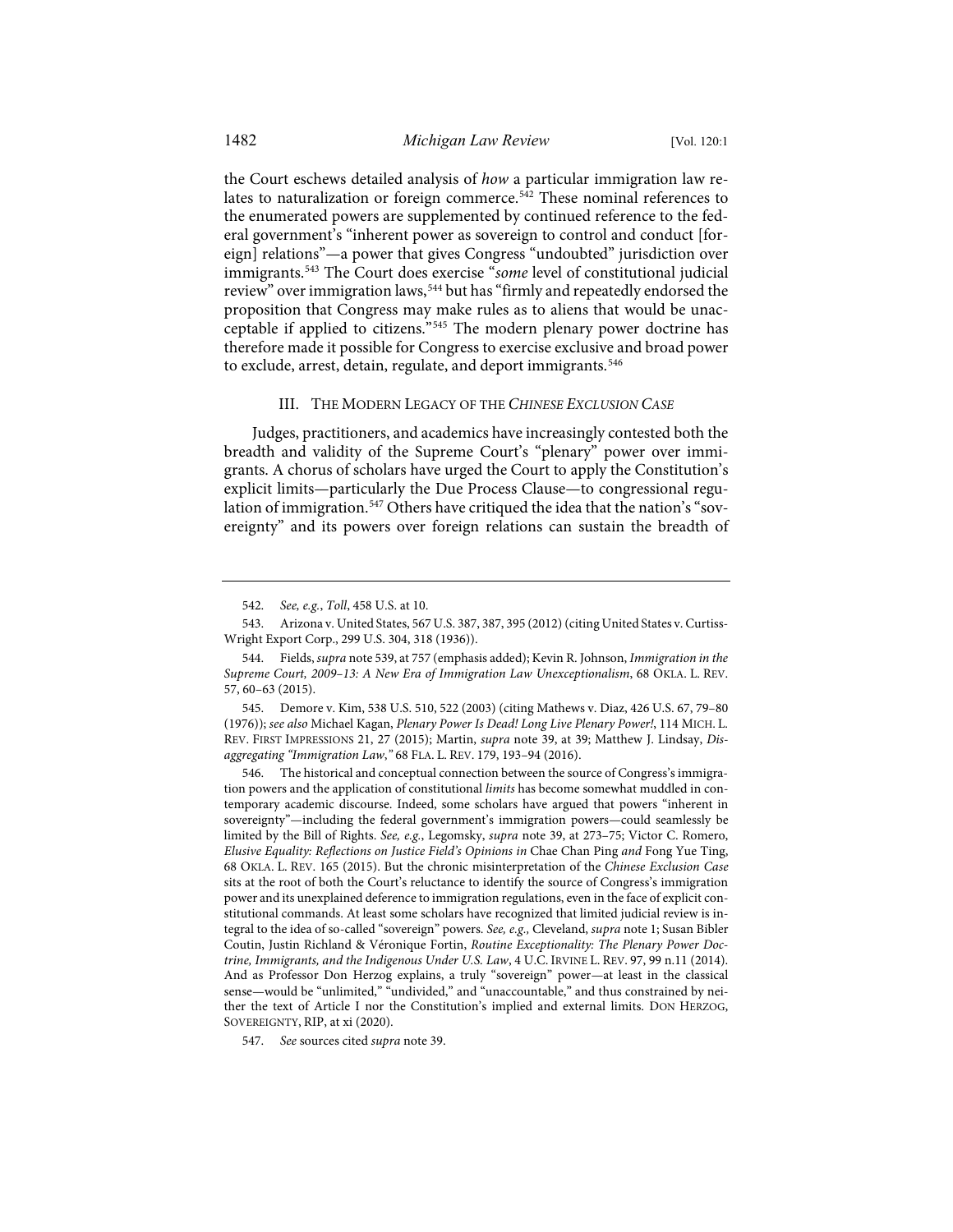the Court eschews detailed analysis of *how* a particular immigration law relates to naturalization or foreign commerce.[542] These nominal references to the enumerated powers are supplemented by continued reference to the federal government's "inherent power as sovereign to control and conduct [foreign] relations"—a power that gives Congress "undoubted" jurisdiction over immigrants.[543] The Court does exercise "*some* level of constitutional judicial review" over immigration laws,[544] but has "firmly and repeatedly endorsed the proposition that Congress may make rules as to aliens that would be unacceptable if applied to citizens."[545] The modern plenary power doctrine has therefore made it possible for Congress to exercise exclusive and broad power to exclude, arrest, detain, regulate, and deport immigrants.[546]

## III. THE MODERN LEGACY OF THE *CHINESE EXCLUSION CASE*

Judges, practitioners, and academics have increasingly contested both the breadth and validity of the Supreme Court's "plenary" power over immigrants. A chorus of scholars have urged the Court to apply the Constitution's explicit limits—particularly the Due Process Clause—to congressional regulation of immigration.[547] Others have critiqued the idea that the nation's "sovereignty" and its powers over foreign relations can sustain the breadth of

---

542. *See, e.g.*, *Toll*, 458 U.S. at 10.

543. Arizona v. United States, 567 U.S. 387, 387, 395 (2012) (citing United States v. Curtiss-Wright Export Corp., 299 U.S. 304, 318 (1936)).

544. Fields, *supra* note 539, at 757 (emphasis added); Kevin R. Johnson, *Immigration in the Supreme Court, 2009–13: A New Era of Immigration Law Unexceptionalism*, 68 OKLA. L. REV. 57, 60–63 (2015).

545. Demore v. Kim, 538 U.S. 510, 522 (2003) (citing Mathews v. Diaz, 426 U.S. 67, 79–80 (1976)); *see also* Michael Kagan, *Plenary Power Is Dead! Long Live Plenary Power!*, 114 MICH. L. REV. FIRST IMPRESSIONS 21, 27 (2015); Martin, *supra* note 39, at 39; Matthew J. Lindsay, *Disaggregating "Immigration Law*,*"* 68 FLA. L. REV. 179, 193–94 (2016).

546. The historical and conceptual connection between the source of Congress's immigration powers and the application of constitutional *limits* has become somewhat muddled in contemporary academic discourse. Indeed, some scholars have argued that powers "inherent in sovereignty"—including the federal government's immigration powers—could seamlessly be limited by the Bill of Rights. *See, e.g.*, Legomsky, *supra* note 39, at 273–75; Victor C. Romero, *Elusive Equality: Reflections on Justice Field's Opinions in* Chae Chan Ping *and* Fong Yue Ting, 68 OKLA. L. REV. 165 (2015). But the chronic misinterpretation of the *Chinese Exclusion Case* sits at the root of both the Court's reluctance to identify the source of Congress's immigration power and its unexplained deference to immigration regulations, even in the face of explicit constitutional commands. At least some scholars have recognized that limited judicial review is integral to the idea of so-called "sovereign" powers. *See, e.g.,* Cleveland, *supra* note 1; Susan Bibler Coutin, Justin Richland & Véronique Fortin, *Routine Exceptionality: The Plenary Power Doctrine, Immigrants, and the Indigenous Under U.S. Law*, 4 U.C. IRVINE L. REV. 97, 99 n.11 (2014). And as Professor Don Herzog explains, a truly "sovereign" power—at least in the classical sense—would be "unlimited," "undivided," and "unaccountable," and thus constrained by neither the text of Article I nor the Constitution's implied and external limits. DON HERZOG, SOVEREIGNTY, RIP, at xi (2020).

547. *See* sources cited *supra* note 39.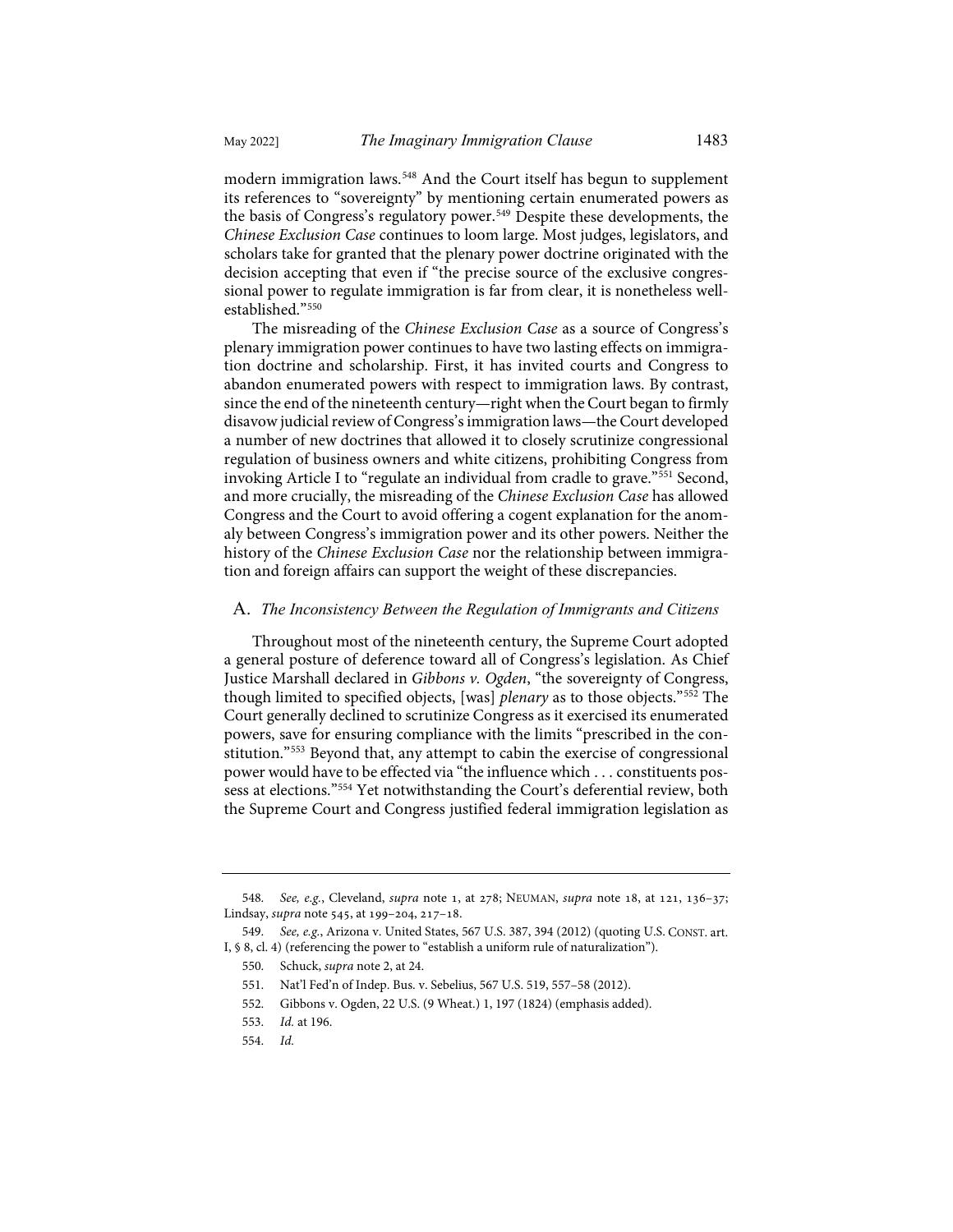modern immigration laws.[548] And the Court itself has begun to supplement its references to "sovereignty" by mentioning certain enumerated powers as the basis of Congress's regulatory power.[549] Despite these developments, the *Chinese Exclusion Case* continues to loom large. Most judges, legislators, and scholars take for granted that the plenary power doctrine originated with the decision accepting that even if "the precise source of the exclusive congressional power to regulate immigration is far from clear, it is nonetheless well-established."[550]

The misreading of the *Chinese Exclusion Case* as a source of Congress's plenary immigration power continues to have two lasting effects on immigration doctrine and scholarship. First, it has invited courts and Congress to abandon enumerated powers with respect to immigration laws. By contrast, since the end of the nineteenth century—right when the Court began to firmly disavow judicial review of Congress's immigration laws—the Court developed a number of new doctrines that allowed it to closely scrutinize congressional regulation of business owners and white citizens, prohibiting Congress from invoking Article I to "regulate an individual from cradle to grave."[551] Second, and more crucially, the misreading of the *Chinese Exclusion Case* has allowed Congress and the Court to avoid offering a cogent explanation for the anomaly between Congress's immigration power and its other powers. Neither the history of the *Chinese Exclusion Case* nor the relationship between immigration and foreign affairs can support the weight of these discrepancies.

## A. *The Inconsistency Between the Regulation of Immigrants and Citizens*

Throughout most of the nineteenth century, the Supreme Court adopted a general posture of deference toward all of Congress's legislation. As Chief Justice Marshall declared in *Gibbons v. Ogden*, "the sovereignty of Congress, though limited to specified objects, [was] *plenary* as to those objects."[552] The Court generally declined to scrutinize Congress as it exercised its enumerated powers, save for ensuring compliance with the limits "prescribed in the constitution."[553] Beyond that, any attempt to cabin the exercise of congressional power would have to be effected via "the influence which . . . constituents possess at elections."[554] Yet notwithstanding the Court's deferential review, both the Supreme Court and Congress justified federal immigration legislation as

---

548. *See, e.g.*, Cleveland, *supra* note 1, at 278; NEUMAN, *supra* note 18, at 121, 136–37; Lindsay, *supra* note 545, at 199–204, 217–18.

549. *See, e.g.*, Arizona v. United States, 567 U.S. 387, 394 (2012) (quoting U.S. CONST. art. I, § 8, cl. 4) (referencing the power to "establish a uniform rule of naturalization").

550. Schuck, *supra* note 2, at 24.

551. Nat'l Fed'n of Indep. Bus. v. Sebelius, 567 U.S. 519, 557–58 (2012).

552. Gibbons v. Ogden, 22 U.S. (9 Wheat.) 1, 197 (1824) (emphasis added).

553. *Id.* at 196.

554. *Id.*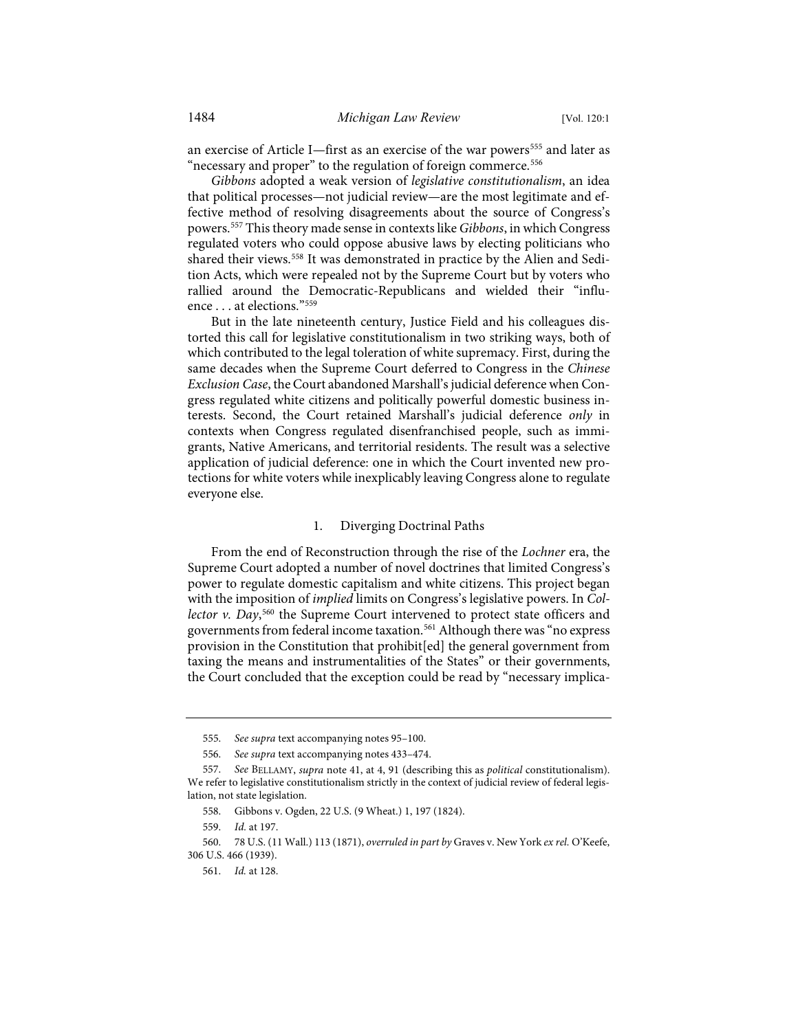an exercise of Article I—first as an exercise of the war powers[555] and later as "necessary and proper" to the regulation of foreign commerce.[556]

*Gibbons* adopted a weak version of *legislative constitutionalism*, an idea that political processes—not judicial review—are the most legitimate and effective method of resolving disagreements about the source of Congress's powers.[557] This theory made sense in contexts like *Gibbons*, in which Congress regulated voters who could oppose abusive laws by electing politicians who shared their views.[558] It was demonstrated in practice by the Alien and Sedition Acts, which were repealed not by the Supreme Court but by voters who rallied around the Democratic-Republicans and wielded their "influence . . . at elections."[559]

But in the late nineteenth century, Justice Field and his colleagues distorted this call for legislative constitutionalism in two striking ways, both of which contributed to the legal toleration of white supremacy. First, during the same decades when the Supreme Court deferred to Congress in the *Chinese Exclusion Case*, the Court abandoned Marshall's judicial deference when Congress regulated white citizens and politically powerful domestic business interests. Second, the Court retained Marshall's judicial deference *only* in contexts when Congress regulated disenfranchised people, such as immigrants, Native Americans, and territorial residents. The result was a selective application of judicial deference: one in which the Court invented new protections for white voters while inexplicably leaving Congress alone to regulate everyone else.

### 1. Diverging Doctrinal Paths

From the end of Reconstruction through the rise of the *Lochner* era, the Supreme Court adopted a number of novel doctrines that limited Congress's power to regulate domestic capitalism and white citizens. This project began with the imposition of *implied* limits on Congress's legislative powers. In *Collector v. Day*,[560] the Supreme Court intervened to protect state officers and governments from federal income taxation.[561] Although there was "no express provision in the Constitution that prohibit[ed] the general government from taxing the means and instrumentalities of the States" or their governments, the Court concluded that the exception could be read by "necessary implica-

---

555. *See supra* text accompanying notes 95–100.

556. *See supra* text accompanying notes 433–474.

557. *See* BELLAMY, *supra* note 41, at 4, 91 (describing this as *political* constitutionalism). We refer to legislative constitutionalism strictly in the context of judicial review of federal legislation, not state legislation.

558. Gibbons v. Ogden, 22 U.S. (9 Wheat.) 1, 197 (1824).

559. *Id.* at 197.

560. 78 U.S. (11 Wall.) 113 (1871), *overruled in part by* Graves v. New York *ex rel.* O'Keefe, 306 U.S. 466 (1939).

561. *Id.* at 128.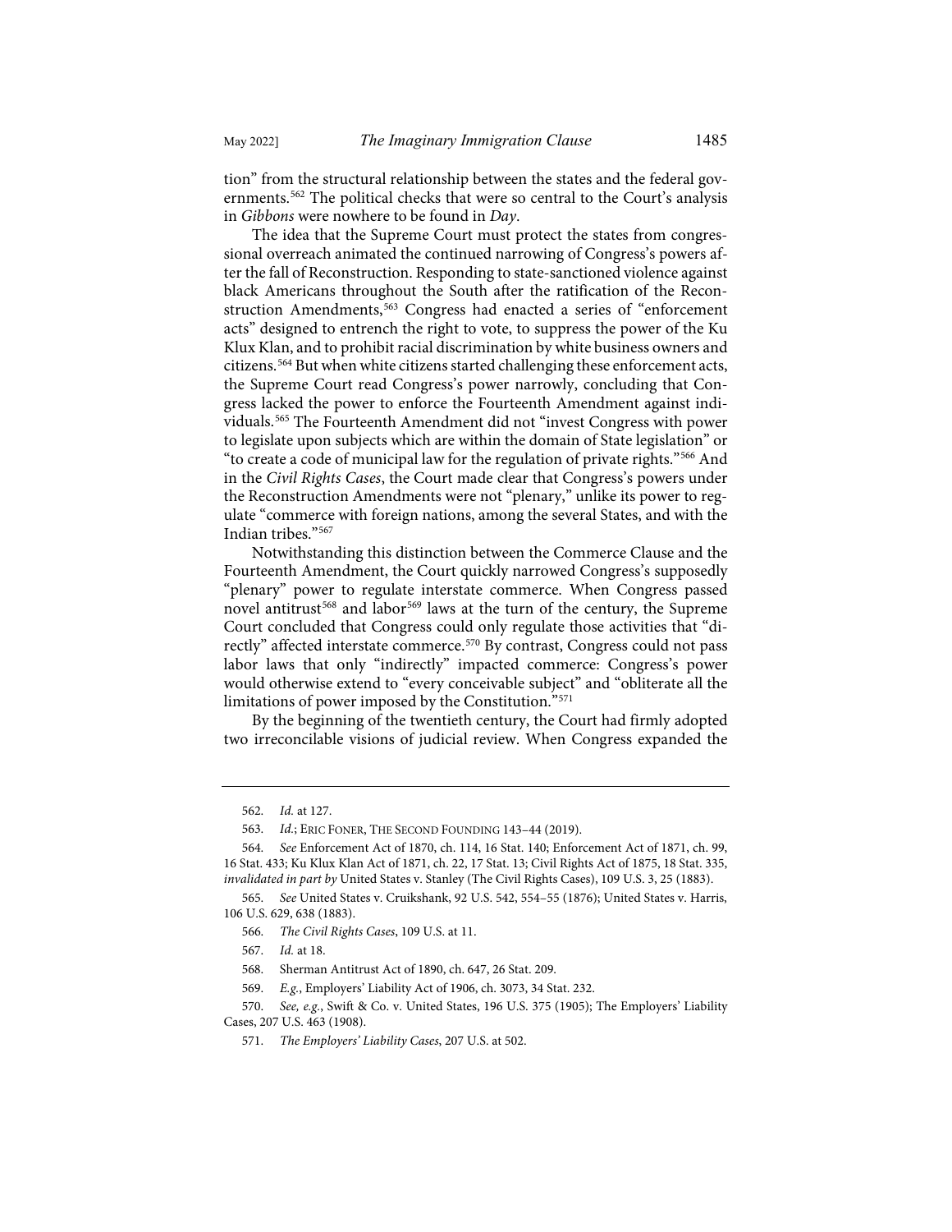tion" from the structural relationship between the states and the federal governments.[562] The political checks that were so central to the Court's analysis in *Gibbons* were nowhere to be found in *Day*.

The idea that the Supreme Court must protect the states from congressional overreach animated the continued narrowing of Congress's powers after the fall of Reconstruction. Responding to state-sanctioned violence against black Americans throughout the South after the ratification of the Reconstruction Amendments,[563] Congress had enacted a series of "enforcement acts" designed to entrench the right to vote, to suppress the power of the Ku Klux Klan, and to prohibit racial discrimination by white business owners and citizens.[564] But when white citizens started challenging these enforcement acts, the Supreme Court read Congress's power narrowly, concluding that Congress lacked the power to enforce the Fourteenth Amendment against individuals.[565] The Fourteenth Amendment did not "invest Congress with power to legislate upon subjects which are within the domain of State legislation" or "to create a code of municipal law for the regulation of private rights."[566] And in the *Civil Rights Cases*, the Court made clear that Congress's powers under the Reconstruction Amendments were not "plenary," unlike its power to regulate "commerce with foreign nations, among the several States, and with the Indian tribes."[567]

Notwithstanding this distinction between the Commerce Clause and the Fourteenth Amendment, the Court quickly narrowed Congress's supposedly "plenary" power to regulate interstate commerce. When Congress passed novel antitrust[568] and labor[569] laws at the turn of the century, the Supreme Court concluded that Congress could only regulate those activities that "directly" affected interstate commerce.[570] By contrast, Congress could not pass labor laws that only "indirectly" impacted commerce: Congress's power would otherwise extend to "every conceivable subject" and "obliterate all the limitations of power imposed by the Constitution."[571]

By the beginning of the twentieth century, the Court had firmly adopted two irreconcilable visions of judicial review. When Congress expanded the

---

562. *Id.* at 127.

563. *Id.*; ERIC FONER, THE SECOND FOUNDING 143–44 (2019).

564. *See* Enforcement Act of 1870, ch. 114, 16 Stat. 140; Enforcement Act of 1871, ch. 99, 16 Stat. 433; Ku Klux Klan Act of 1871, ch. 22, 17 Stat. 13; Civil Rights Act of 1875, 18 Stat. 335, *invalidated in part by* United States v. Stanley (The Civil Rights Cases), 109 U.S. 3, 25 (1883).

565. *See* United States v. Cruikshank, 92 U.S. 542, 554–55 (1876); United States v. Harris, 106 U.S. 629, 638 (1883).

566. *The Civil Rights Cases*, 109 U.S. at 11.

567. *Id.* at 18.

568. Sherman Antitrust Act of 1890, ch. 647, 26 Stat. 209.

569. *E.g.*, Employers' Liability Act of 1906, ch. 3073, 34 Stat. 232.

570. *See, e.g.*, Swift & Co. v. United States, 196 U.S. 375 (1905); The Employers' Liability Cases, 207 U.S. 463 (1908).

571. *The Employers' Liability Cases*, 207 U.S. at 502.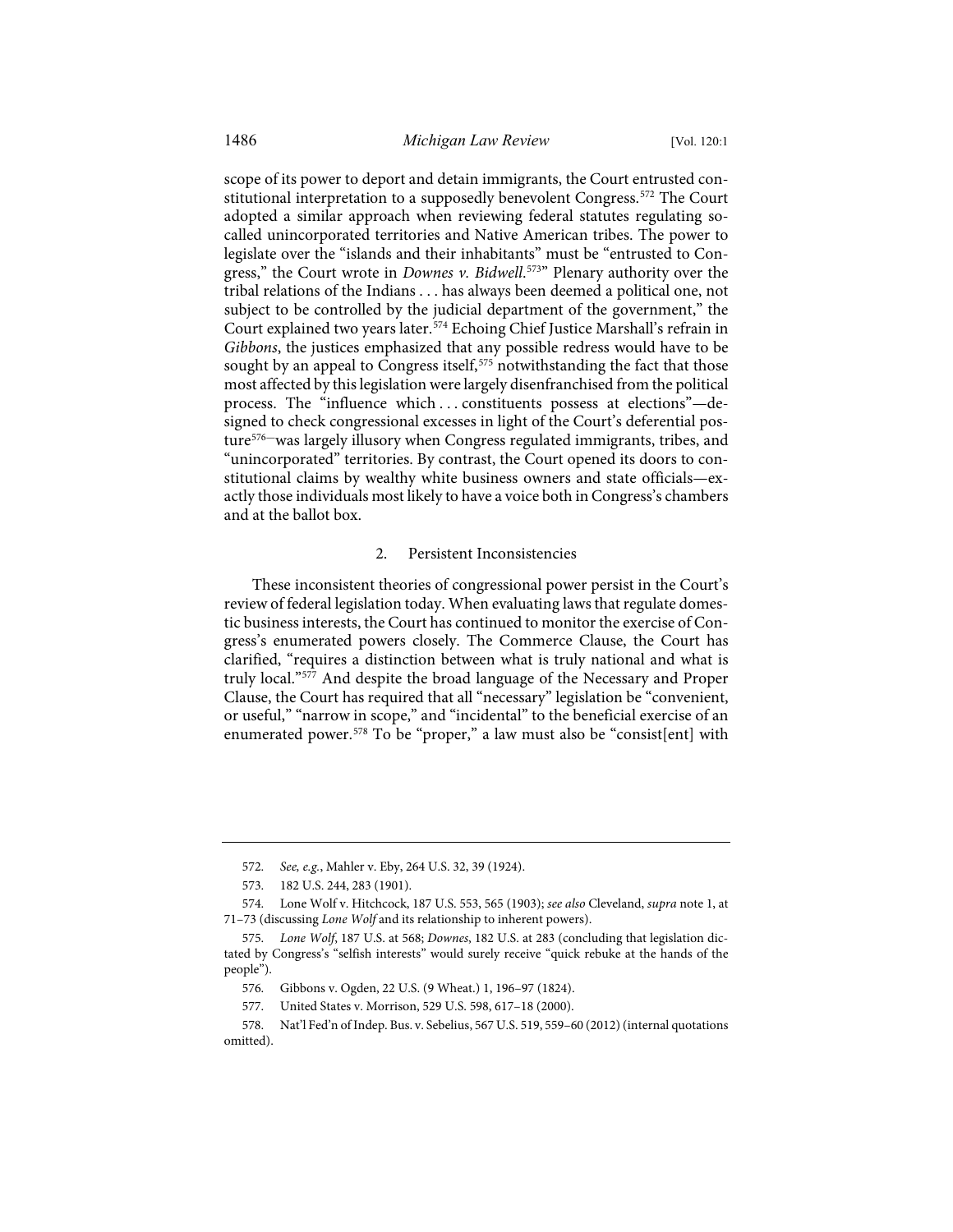scope of its power to deport and detain immigrants, the Court entrusted constitutional interpretation to a supposedly benevolent Congress.[572] The Court adopted a similar approach when reviewing federal statutes regulating so-called unincorporated territories and Native American tribes. The power to legislate over the "islands and their inhabitants" must be "entrusted to Congress," the Court wrote in *Downes v. Bidwell*.[573]" Plenary authority over the tribal relations of the Indians . . . has always been deemed a political one, not subject to be controlled by the judicial department of the government," the Court explained two years later.[574] Echoing Chief Justice Marshall's refrain in *Gibbons*, the justices emphasized that any possible redress would have to be sought by an appeal to Congress itself,[575] notwithstanding the fact that those most affected by this legislation were largely disenfranchised from the political process. The "influence which . . . constituents possess at elections"—designed to check congressional excesses in light of the Court's deferential posture[576]—was largely illusory when Congress regulated immigrants, tribes, and "unincorporated" territories. By contrast, the Court opened its doors to constitutional claims by wealthy white business owners and state officials—exactly those individuals most likely to have a voice both in Congress's chambers and at the ballot box.

### 2. Persistent Inconsistencies

These inconsistent theories of congressional power persist in the Court's review of federal legislation today. When evaluating laws that regulate domestic business interests, the Court has continued to monitor the exercise of Congress's enumerated powers closely. The Commerce Clause, the Court has clarified, "requires a distinction between what is truly national and what is truly local."[577] And despite the broad language of the Necessary and Proper Clause, the Court has required that all "necessary" legislation be "convenient, or useful," "narrow in scope," and "incidental" to the beneficial exercise of an enumerated power.[578] To be "proper," a law must also be "consist[ent] with

---

572. *See, e.g.*, Mahler v. Eby, 264 U.S. 32, 39 (1924).

573. 182 U.S. 244, 283 (1901).

574. Lone Wolf v. Hitchcock, 187 U.S. 553, 565 (1903); *see also* Cleveland, *supra* note 1, at 71–73 (discussing *Lone Wolf* and its relationship to inherent powers).

575. *Lone Wolf*, 187 U.S. at 568; *Downes*, 182 U.S. at 283 (concluding that legislation dictated by Congress's "selfish interests" would surely receive "quick rebuke at the hands of the people").

576. Gibbons v. Ogden, 22 U.S. (9 Wheat.) 1, 196–97 (1824).

577. United States v. Morrison, 529 U.S. 598, 617–18 (2000).

578. Nat'l Fed'n of Indep. Bus. v. Sebelius, 567 U.S. 519, 559–60 (2012) (internal quotations omitted).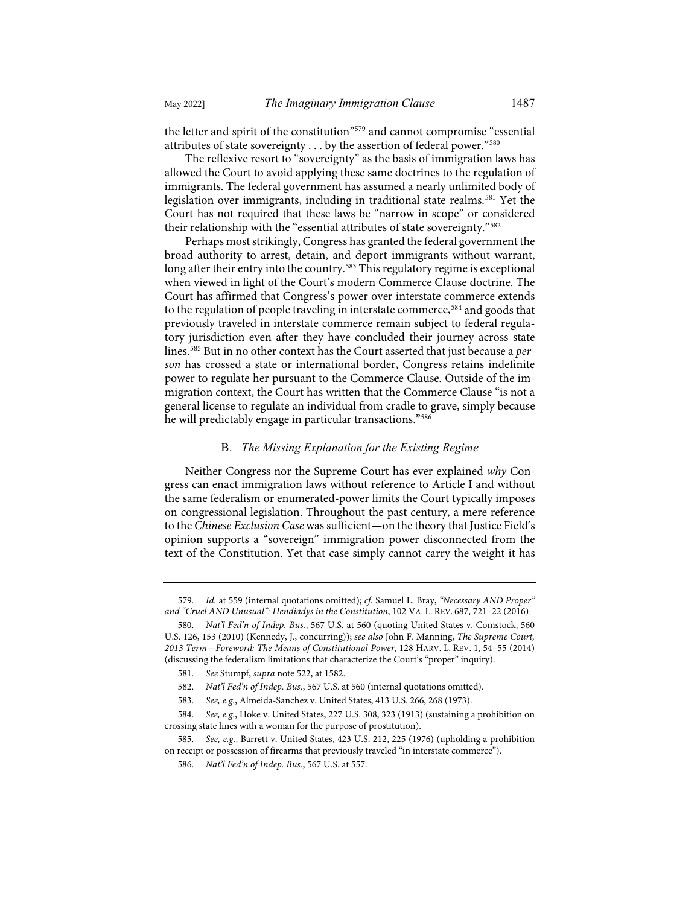the letter and spirit of the constitution"[579] and cannot compromise "essential attributes of state sovereignty . . . by the assertion of federal power."[580]

The reflexive resort to "sovereignty" as the basis of immigration laws has allowed the Court to avoid applying these same doctrines to the regulation of immigrants. The federal government has assumed a nearly unlimited body of legislation over immigrants, including in traditional state realms.[581] Yet the Court has not required that these laws be "narrow in scope" or considered their relationship with the "essential attributes of state sovereignty."[582]

Perhaps most strikingly, Congress has granted the federal government the broad authority to arrest, detain, and deport immigrants without warrant, long after their entry into the country.[583] This regulatory regime is exceptional when viewed in light of the Court's modern Commerce Clause doctrine. The Court has affirmed that Congress's power over interstate commerce extends to the regulation of people traveling in interstate commerce,[584] and goods that previously traveled in interstate commerce remain subject to federal regulatory jurisdiction even after they have concluded their journey across state lines.[585] But in no other context has the Court asserted that just because a *person* has crossed a state or international border, Congress retains indefinite power to regulate her pursuant to the Commerce Clause. Outside of the immigration context, the Court has written that the Commerce Clause "is not a general license to regulate an individual from cradle to grave, simply because he will predictably engage in particular transactions."[586]

### B. *The Missing Explanation for the Existing Regime*

Neither Congress nor the Supreme Court has ever explained *why* Congress can enact immigration laws without reference to Article I and without the same federalism or enumerated-power limits the Court typically imposes on congressional legislation. Throughout the past century, a mere reference to the *Chinese Exclusion Case* was sufficient—on the theory that Justice Field's opinion supports a "sovereign" immigration power disconnected from the text of the Constitution. Yet that case simply cannot carry the weight it has

---

579. *Id.* at 559 (internal quotations omitted); *cf.* Samuel L. Bray, *"Necessary AND Proper" and "Cruel AND Unusual": Hendiadys in the Constitution*, 102 VA. L. REV. 687, 721–22 (2016).

580. *Nat'l Fed'n of Indep. Bus.*, 567 U.S. at 560 (quoting United States v. Comstock, 560 U.S. 126, 153 (2010) (Kennedy, J., concurring)); *see also* John F. Manning, *The Supreme Court, 2013 Term—Foreword: The Means of Constitutional Power*, 128 HARV. L. REV. 1, 54–55 (2014) (discussing the federalism limitations that characterize the Court's "proper" inquiry).

581. *See* Stumpf, *supra* note 522, at 1582.

582. *Nat'l Fed'n of Indep. Bus.*, 567 U.S. at 560 (internal quotations omitted).

583. *See, e.g.*, Almeida-Sanchez v. United States, 413 U.S. 266, 268 (1973).

584. *See, e.g.*, Hoke v. United States, 227 U.S. 308, 323 (1913) (sustaining a prohibition on crossing state lines with a woman for the purpose of prostitution).

585. *See, e.g.*, Barrett v. United States, 423 U.S. 212, 225 (1976) (upholding a prohibition on receipt or possession of firearms that previously traveled "in interstate commerce").

586. *Nat'l Fed'n of Indep. Bus.*, 567 U.S. at 557.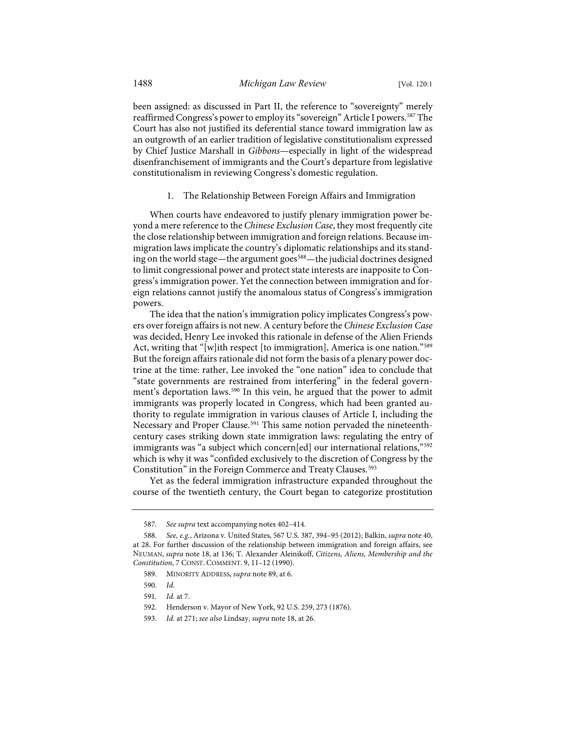been assigned: as discussed in Part II, the reference to "sovereignty" merely reaffirmed Congress's power to employ its "sovereign" Article I powers.[587] The Court has also not justified its deferential stance toward immigration law as an outgrowth of an earlier tradition of legislative constitutionalism expressed by Chief Justice Marshall in *Gibbons*—especially in light of the widespread disenfranchisement of immigrants and the Court's departure from legislative constitutionalism in reviewing Congress's domestic regulation.

### 1. The Relationship Between Foreign Affairs and Immigration

When courts have endeavored to justify plenary immigration power beyond a mere reference to the *Chinese Exclusion Case*, they most frequently cite the close relationship between immigration and foreign relations. Because immigration laws implicate the country's diplomatic relationships and its standing on the world stage—the argument goes[588]—the judicial doctrines designed to limit congressional power and protect state interests are inapposite to Congress's immigration power. Yet the connection between immigration and foreign relations cannot justify the anomalous status of Congress's immigration powers.

The idea that the nation's immigration policy implicates Congress's powers over foreign affairs is not new. A century before the *Chinese Exclusion Case* was decided, Henry Lee invoked this rationale in defense of the Alien Friends Act, writing that "[w]ith respect [to immigration], America is one nation."[589] But the foreign affairs rationale did not form the basis of a plenary power doctrine at the time: rather, Lee invoked the "one nation" idea to conclude that "state governments are restrained from interfering" in the federal government's deportation laws.[590] In this vein, he argued that the power to admit immigrants was properly located in Congress, which had been granted authority to regulate immigration in various clauses of Article I, including the Necessary and Proper Clause.[591] This same notion pervaded the nineteenth-century cases striking down state immigration laws: regulating the entry of immigrants was "a subject which concern[ed] our international relations,"[592] which is why it was "confided exclusively to the discretion of Congress by the Constitution" in the Foreign Commerce and Treaty Clauses.[593]

Yet as the federal immigration infrastructure expanded throughout the course of the twentieth century, the Court began to categorize prostitution

---

587. *See supra* text accompanying notes 402–414.

588. *See, e.g.*, Arizona v. United States, 567 U.S. 387, 394–95 (2012); Balkin, *supra* note 40, at 28. For further discussion of the relationship between immigration and foreign affairs, see NEUMAN, *supra* note 18, at 136; T. Alexander Aleinikoff, *Citizens, Aliens, Membership and the Constitution*, 7 CONST. COMMENT. 9, 11–12 (1990).

589. MINORITY ADDRESS, *supra* note 89, at 6.

590. *Id.*

591. *Id.* at 7.

592. Henderson v. Mayor of New York, 92 U.S. 259, 273 (1876).

593. *Id.* at 271; *see also* Lindsay, *supra* note 18, at 26.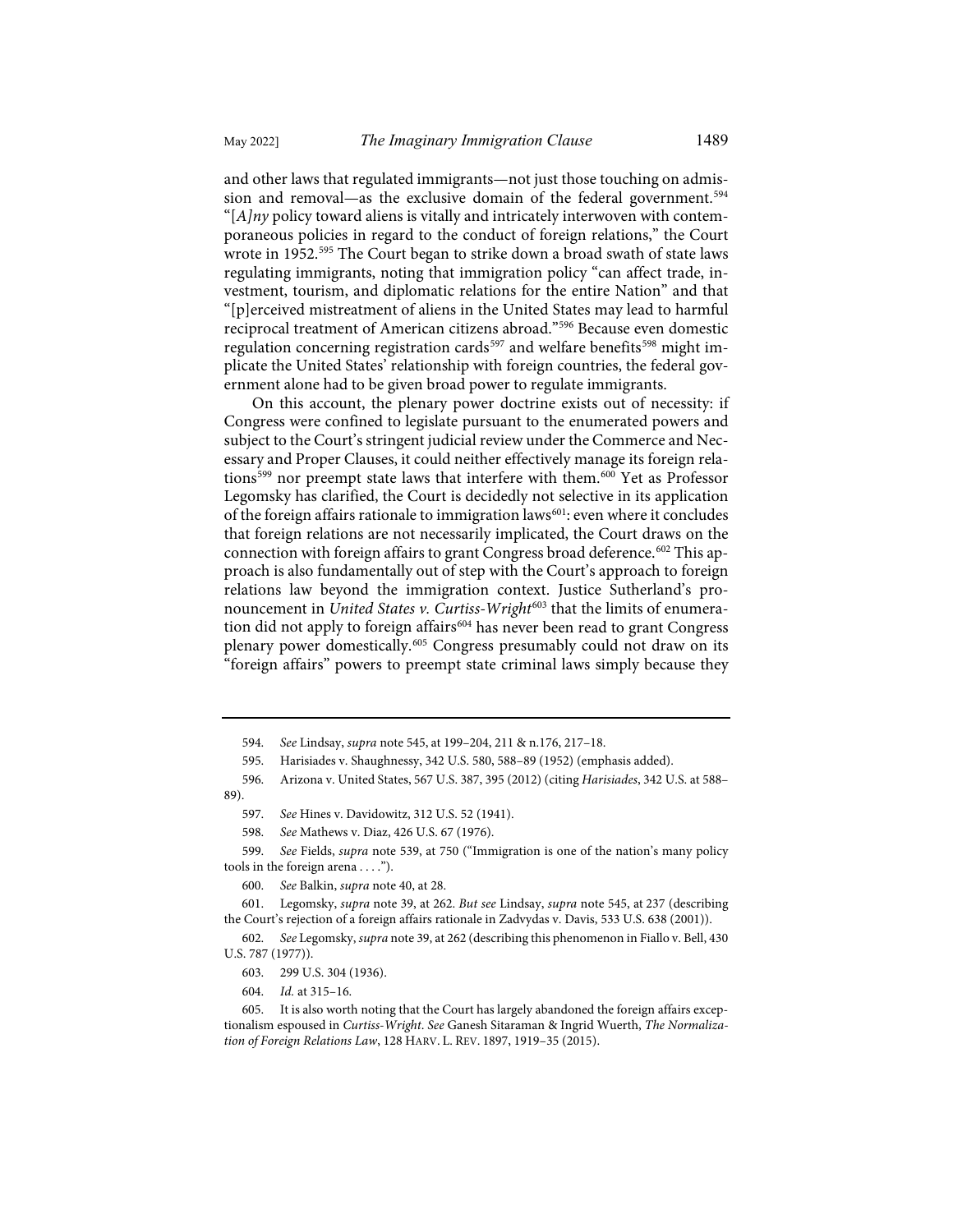and other laws that regulated immigrants—not just those touching on admission and removal—as the exclusive domain of the federal government.[594] "[*A*]*ny* policy toward aliens is vitally and intricately interwoven with contemporaneous policies in regard to the conduct of foreign relations," the Court wrote in 1952.[595] The Court began to strike down a broad swath of state laws regulating immigrants, noting that immigration policy "can affect trade, investment, tourism, and diplomatic relations for the entire Nation" and that "[p]erceived mistreatment of aliens in the United States may lead to harmful reciprocal treatment of American citizens abroad."[596] Because even domestic regulation concerning registration cards[597] and welfare benefits[598] might implicate the United States' relationship with foreign countries, the federal government alone had to be given broad power to regulate immigrants.

On this account, the plenary power doctrine exists out of necessity: if Congress were confined to legislate pursuant to the enumerated powers and subject to the Court's stringent judicial review under the Commerce and Necessary and Proper Clauses, it could neither effectively manage its foreign relations[599] nor preempt state laws that interfere with them.[600] Yet as Professor Legomsky has clarified, the Court is decidedly not selective in its application of the foreign affairs rationale to immigration laws[601]: even where it concludes that foreign relations are not necessarily implicated, the Court draws on the connection with foreign affairs to grant Congress broad deference.[602] This approach is also fundamentally out of step with the Court's approach to foreign relations law beyond the immigration context. Justice Sutherland's pronouncement in *United States v. Curtiss-Wright*[603] that the limits of enumeration did not apply to foreign affairs[604] has never been read to grant Congress plenary power domestically.[605] Congress presumably could not draw on its "foreign affairs" powers to preempt state criminal laws simply because they

---

594. *See* Lindsay, *supra* note 545, at 199–204, 211 & n.176, 217–18.

595. Harisiades v. Shaughnessy, 342 U.S. 580, 588–89 (1952) (emphasis added).

596. Arizona v. United States, 567 U.S. 387, 395 (2012) (citing *Harisiades*, 342 U.S. at 588–89).

597. *See* Hines v. Davidowitz, 312 U.S. 52 (1941).

598. *See* Mathews v. Diaz, 426 U.S. 67 (1976).

599. *See* Fields, *supra* note 539, at 750 ("Immigration is one of the nation's many policy tools in the foreign arena . . . .").

600. *See* Balkin, *supra* note 40, at 28.

601. Legomsky, *supra* note 39, at 262. *But see* Lindsay, *supra* note 545, at 237 (describing the Court's rejection of a foreign affairs rationale in Zadvydas v. Davis, 533 U.S. 638 (2001)).

602. *See* Legomsky, *supra* note 39, at 262 (describing this phenomenon in Fiallo v. Bell, 430 U.S. 787 (1977)).

603. 299 U.S. 304 (1936).

604. *Id.* at 315–16.

605. It is also worth noting that the Court has largely abandoned the foreign affairs exceptionalism espoused in *Curtiss-Wright*. *See* Ganesh Sitaraman & Ingrid Wuerth, *The Normalization of Foreign Relations Law*, 128 HARV. L. REV. 1897, 1919–35 (2015).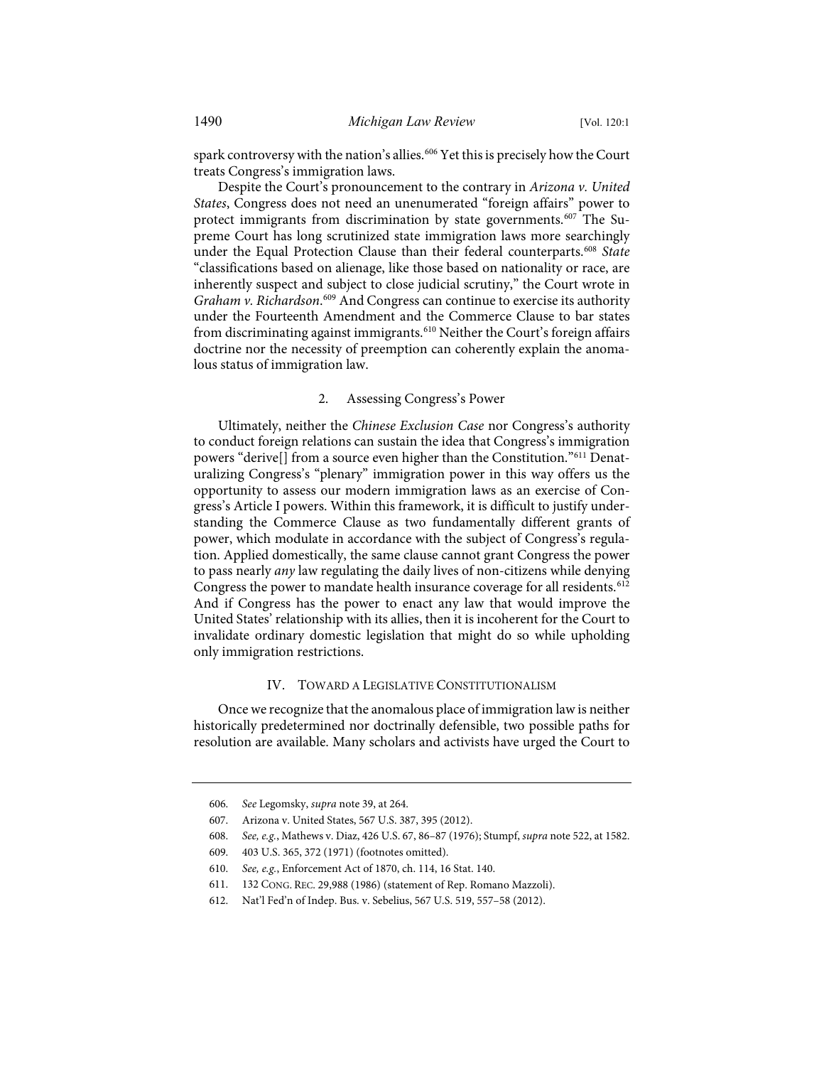spark controversy with the nation's allies.[606] Yet this is precisely how the Court treats Congress's immigration laws.

Despite the Court's pronouncement to the contrary in *Arizona v. United States*, Congress does not need an unenumerated "foreign affairs" power to protect immigrants from discrimination by state governments.[607] The Supreme Court has long scrutinized state immigration laws more searchingly under the Equal Protection Clause than their federal counterparts.[608] *State* "classifications based on alienage, like those based on nationality or race, are inherently suspect and subject to close judicial scrutiny," the Court wrote in *Graham v. Richardson*.[609] And Congress can continue to exercise its authority under the Fourteenth Amendment and the Commerce Clause to bar states from discriminating against immigrants.[610] Neither the Court's foreign affairs doctrine nor the necessity of preemption can coherently explain the anomalous status of immigration law.

### 2. Assessing Congress's Power

Ultimately, neither the *Chinese Exclusion Case* nor Congress's authority to conduct foreign relations can sustain the idea that Congress's immigration powers "derive[] from a source even higher than the Constitution."[611] Denaturalizing Congress's "plenary" immigration power in this way offers us the opportunity to assess our modern immigration laws as an exercise of Congress's Article I powers. Within this framework, it is difficult to justify understanding the Commerce Clause as two fundamentally different grants of power, which modulate in accordance with the subject of Congress's regulation. Applied domestically, the same clause cannot grant Congress the power to pass nearly *any* law regulating the daily lives of non-citizens while denying Congress the power to mandate health insurance coverage for all residents.[612] And if Congress has the power to enact any law that would improve the United States' relationship with its allies, then it is incoherent for the Court to invalidate ordinary domestic legislation that might do so while upholding only immigration restrictions.

## IV. Toward a Legislative Constitutionalism

Once we recognize that the anomalous place of immigration law is neither historically predetermined nor doctrinally defensible, two possible paths for resolution are available. Many scholars and activists have urged the Court to

---

606. *See* Legomsky, *supra* note 39, at 264.

607. Arizona v. United States, 567 U.S. 387, 395 (2012).

608. *See, e.g.*, Mathews v. Diaz, 426 U.S. 67, 86–87 (1976); Stumpf, *supra* note 522, at 1582.

609. 403 U.S. 365, 372 (1971) (footnotes omitted).

610. *See, e.g.*, Enforcement Act of 1870, ch. 114, 16 Stat. 140.

611. 132 Cong. Rec. 29,988 (1986) (statement of Rep. Romano Mazzoli).

612. Nat'l Fed'n of Indep. Bus. v. Sebelius, 567 U.S. 519, 557–58 (2012).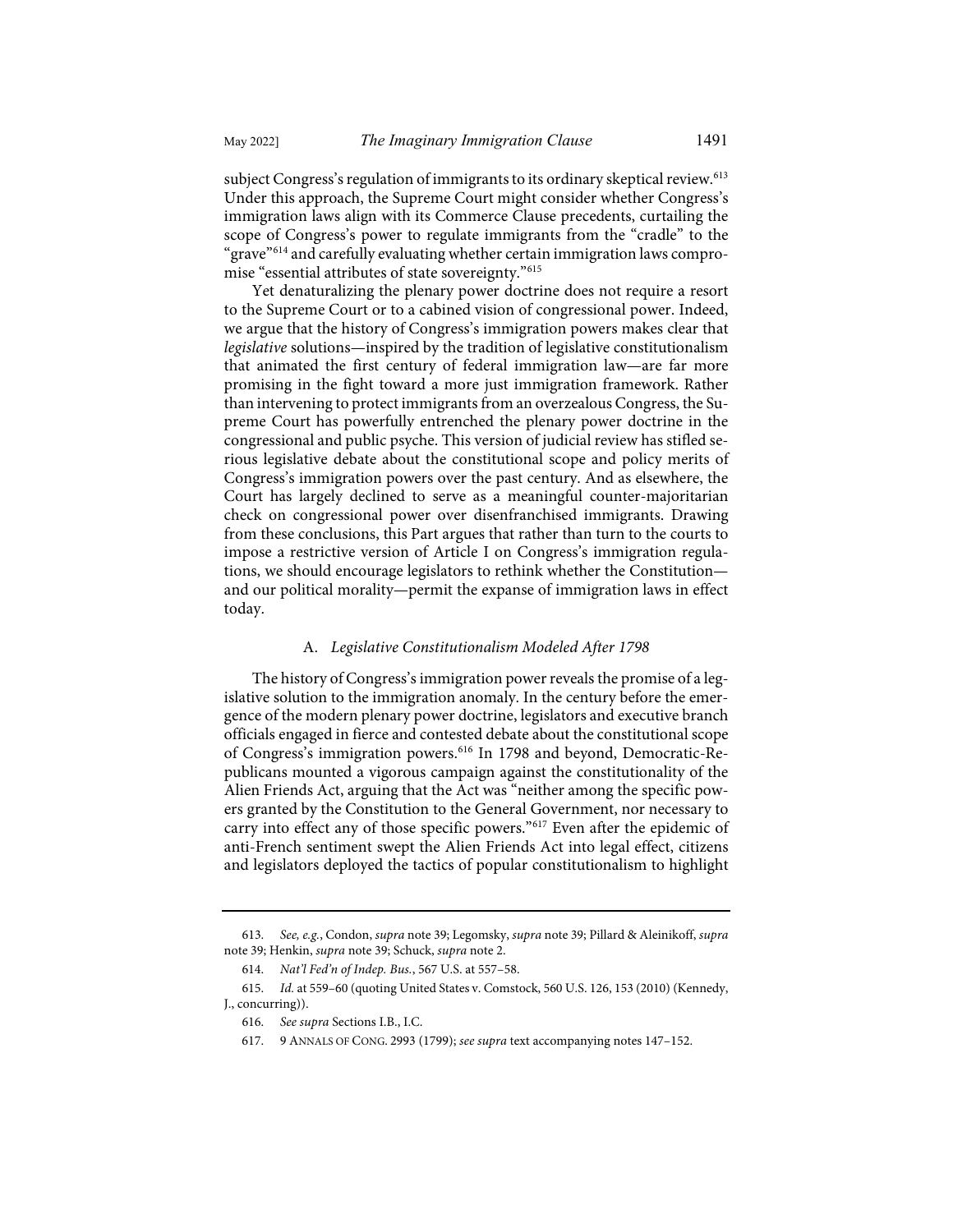subject Congress's regulation of immigrants to its ordinary skeptical review.[613] Under this approach, the Supreme Court might consider whether Congress's immigration laws align with its Commerce Clause precedents, curtailing the scope of Congress's power to regulate immigrants from the "cradle" to the "grave"[614] and carefully evaluating whether certain immigration laws compromise "essential attributes of state sovereignty."[615]

Yet denaturalizing the plenary power doctrine does not require a resort to the Supreme Court or to a cabined vision of congressional power. Indeed, we argue that the history of Congress's immigration powers makes clear that *legislative* solutions—inspired by the tradition of legislative constitutionalism that animated the first century of federal immigration law—are far more promising in the fight toward a more just immigration framework. Rather than intervening to protect immigrants from an overzealous Congress, the Supreme Court has powerfully entrenched the plenary power doctrine in the congressional and public psyche. This version of judicial review has stifled serious legislative debate about the constitutional scope and policy merits of Congress's immigration powers over the past century. And as elsewhere, the Court has largely declined to serve as a meaningful counter-majoritarian check on congressional power over disenfranchised immigrants. Drawing from these conclusions, this Part argues that rather than turn to the courts to impose a restrictive version of Article I on Congress's immigration regulations, we should encourage legislators to rethink whether the Constitution—and our political morality—permit the expanse of immigration laws in effect today.

### A. *Legislative Constitutionalism Modeled After 1798*

The history of Congress's immigration power reveals the promise of a legislative solution to the immigration anomaly. In the century before the emergence of the modern plenary power doctrine, legislators and executive branch officials engaged in fierce and contested debate about the constitutional scope of Congress's immigration powers.[616] In 1798 and beyond, Democratic-Republicans mounted a vigorous campaign against the constitutionality of the Alien Friends Act, arguing that the Act was "neither among the specific powers granted by the Constitution to the General Government, nor necessary to carry into effect any of those specific powers."[617] Even after the epidemic of anti-French sentiment swept the Alien Friends Act into legal effect, citizens and legislators deployed the tactics of popular constitutionalism to highlight

---

613. *See, e.g.*, Condon, *supra* note 39; Legomsky, *supra* note 39; Pillard & Aleinikoff, *supra* note 39; Henkin, *supra* note 39; Schuck, *supra* note 2.

614. *Nat'l Fed'n of Indep. Bus.*, 567 U.S. at 557–58.

615. *Id.* at 559–60 (quoting United States v. Comstock, 560 U.S. 126, 153 (2010) (Kennedy, J., concurring)).

616. *See supra* Sections I.B., I.C.

617. 9 ANNALS OF CONG. 2993 (1799); *see supra* text accompanying notes 147–152.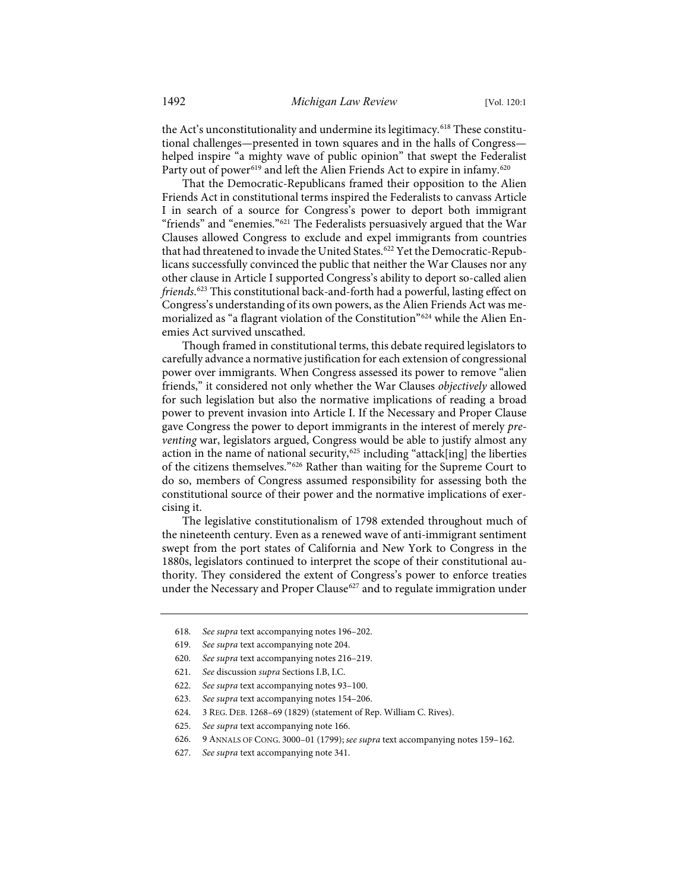the Act's unconstitutionality and undermine its legitimacy.[618] These constitutional challenges—presented in town squares and in the halls of Congress—helped inspire "a mighty wave of public opinion" that swept the Federalist Party out of power[619] and left the Alien Friends Act to expire in infamy.[620]

That the Democratic-Republicans framed their opposition to the Alien Friends Act in constitutional terms inspired the Federalists to canvass Article I in search of a source for Congress's power to deport both immigrant "friends" and "enemies."[621] The Federalists persuasively argued that the War Clauses allowed Congress to exclude and expel immigrants from countries that had threatened to invade the United States.[622] Yet the Democratic-Republicans successfully convinced the public that neither the War Clauses nor any other clause in Article I supported Congress's ability to deport so-called alien *friends*.[623] This constitutional back-and-forth had a powerful, lasting effect on Congress's understanding of its own powers, as the Alien Friends Act was memorialized as "a flagrant violation of the Constitution"[624] while the Alien Enemies Act survived unscathed.

Though framed in constitutional terms, this debate required legislators to carefully advance a normative justification for each extension of congressional power over immigrants. When Congress assessed its power to remove "alien friends," it considered not only whether the War Clauses *objectively* allowed for such legislation but also the normative implications of reading a broad power to prevent invasion into Article I. If the Necessary and Proper Clause gave Congress the power to deport immigrants in the interest of merely *preventing* war, legislators argued, Congress would be able to justify almost any action in the name of national security,[625] including "attack[ing] the liberties of the citizens themselves."[626] Rather than waiting for the Supreme Court to do so, members of Congress assumed responsibility for assessing both the constitutional source of their power and the normative implications of exercising it.

The legislative constitutionalism of 1798 extended throughout much of the nineteenth century. Even as a renewed wave of anti-immigrant sentiment swept from the port states of California and New York to Congress in the 1880s, legislators continued to interpret the scope of their constitutional authority. They considered the extent of Congress's power to enforce treaties under the Necessary and Proper Clause[627] and to regulate immigration under

---

618. *See supra* text accompanying notes 196–202.

619. *See supra* text accompanying note 204.

620. *See supra* text accompanying notes 216–219.

621. *See* discussion *supra* Sections I.B, I.C.

622. *See supra* text accompanying notes 93–100.

623. *See supra* text accompanying notes 154–206.

624. 3 REG. DEB. 1268–69 (1829) (statement of Rep. William C. Rives).

625. *See supra* text accompanying note 166.

626. 9 ANNALS OF CONG. 3000–01 (1799); *see supra* text accompanying notes 159–162.

627. *See supra* text accompanying note 341.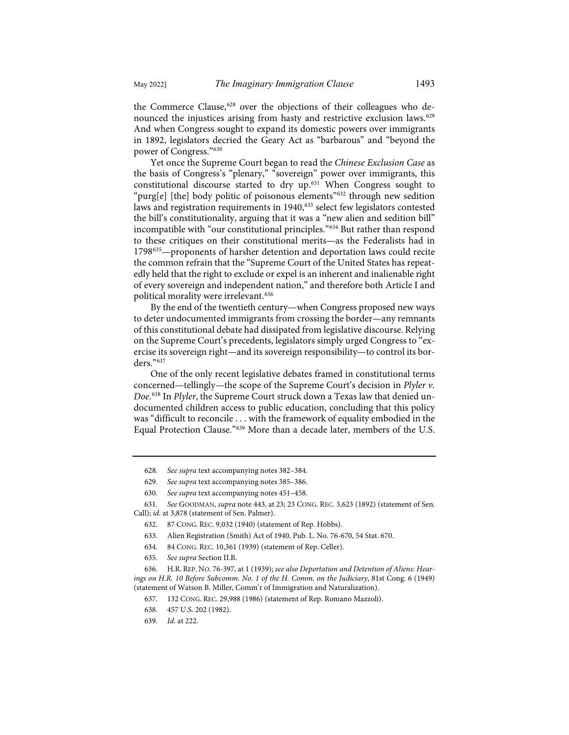the Commerce Clause,[628] over the objections of their colleagues who denounced the injustices arising from hasty and restrictive exclusion laws.[629] And when Congress sought to expand its domestic powers over immigrants in 1892, legislators decried the Geary Act as "barbarous" and "beyond the power of Congress."[630]

Yet once the Supreme Court began to read the *Chinese Exclusion Case* as the basis of Congress's "plenary," "sovereign" power over immigrants, this constitutional discourse started to dry up.[631] When Congress sought to "purg[e] [the] body politic of poisonous elements"[632] through new sedition laws and registration requirements in 1940,[633] select few legislators contested the bill's constitutionality, arguing that it was a "new alien and sedition bill" incompatible with "our constitutional principles."[634] But rather than respond to these critiques on their constitutional merits—as the Federalists had in 1798[635]—proponents of harsher detention and deportation laws could recite the common refrain that the "Supreme Court of the United States has repeatedly held that the right to exclude or expel is an inherent and inalienable right of every sovereign and independent nation," and therefore both Article I and political morality were irrelevant.[636]

By the end of the twentieth century—when Congress proposed new ways to deter undocumented immigrants from crossing the border—any remnants of this constitutional debate had dissipated from legislative discourse. Relying on the Supreme Court's precedents, legislators simply urged Congress to "exercise its sovereign right—and its sovereign responsibility—to control its borders."[637]

One of the only recent legislative debates framed in constitutional terms concerned—tellingly—the scope of the Supreme Court's decision in *Plyler v. Doe*.[638] In *Plyler*, the Supreme Court struck down a Texas law that denied undocumented children access to public education, concluding that this policy was "difficult to reconcile . . . with the framework of equality embodied in the Equal Protection Clause."[639] More than a decade later, members of the U.S.

---

628. *See supra* text accompanying notes 382–384.

629. *See supra* text accompanying notes 385–386.

630. *See supra* text accompanying notes 451–458.

631. *See* GOODMAN, *supra* note 443, at 23; 23 CONG. REC. 3,623 (1892) (statement of Sen. Call); *id.* at 3,878 (statement of Sen. Palmer).

632. 87 CONG. REC. 9,032 (1940) (statement of Rep. Hobbs).

633. Alien Registration (Smith) Act of 1940, Pub. L. No. 76-670, 54 Stat. 670.

634. 84 CONG. REC. 10,361 (1939) (statement of Rep. Celler).

635. *See supra* Section II.B.

636. H.R. REP. NO. 76-397, at 1 (1939); *see also Deportation and Detention of Aliens: Hearings on H.R. 10 Before Subcomm. No. 1 of the H. Comm. on the Judiciary*, 81st Cong. 6 (1949) (statement of Watson B. Miller, Comm'r of Immigration and Naturalization).

637. 132 CONG. REC. 29,988 (1986) (statement of Rep. Romano Mazzoli).

638. 457 U.S. 202 (1982).

639. *Id.* at 222.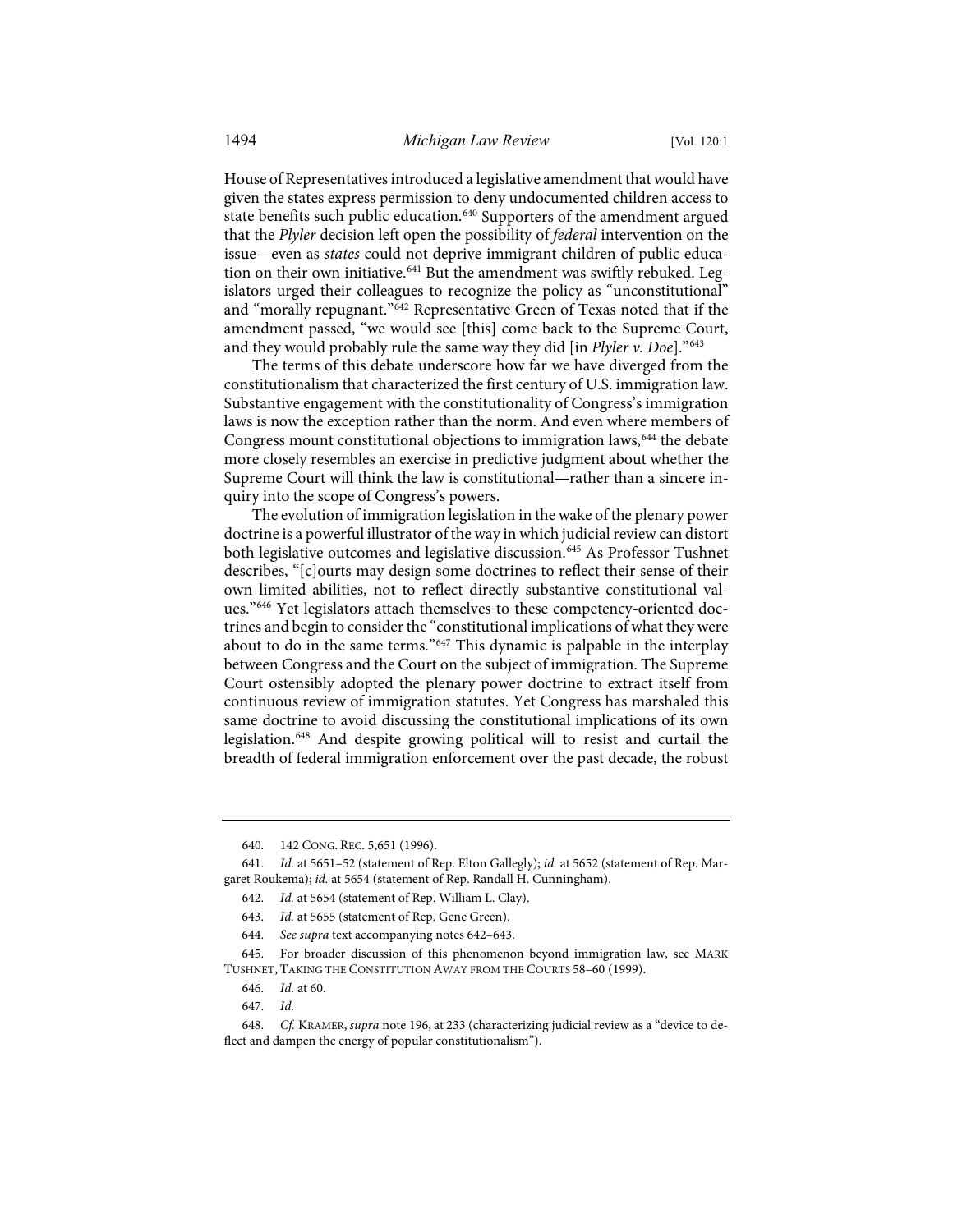House of Representatives introduced a legislative amendment that would have given the states express permission to deny undocumented children access to state benefits such public education.[640] Supporters of the amendment argued that the *Plyler* decision left open the possibility of *federal* intervention on the issue—even as *states* could not deprive immigrant children of public education on their own initiative.[641] But the amendment was swiftly rebuked. Legislators urged their colleagues to recognize the policy as "unconstitutional" and "morally repugnant."[642] Representative Green of Texas noted that if the amendment passed, "we would see [this] come back to the Supreme Court, and they would probably rule the same way they did [in *Plyler v. Doe*]."[643]

The terms of this debate underscore how far we have diverged from the constitutionalism that characterized the first century of U.S. immigration law. Substantive engagement with the constitutionality of Congress's immigration laws is now the exception rather than the norm. And even where members of Congress mount constitutional objections to immigration laws,[644] the debate more closely resembles an exercise in predictive judgment about whether the Supreme Court will think the law is constitutional—rather than a sincere inquiry into the scope of Congress's powers.

The evolution of immigration legislation in the wake of the plenary power doctrine is a powerful illustrator of the way in which judicial review can distort both legislative outcomes and legislative discussion.[645] As Professor Tushnet describes, "[c]ourts may design some doctrines to reflect their sense of their own limited abilities, not to reflect directly substantive constitutional values."[646] Yet legislators attach themselves to these competency-oriented doctrines and begin to consider the "constitutional implications of what they were about to do in the same terms."[647] This dynamic is palpable in the interplay between Congress and the Court on the subject of immigration. The Supreme Court ostensibly adopted the plenary power doctrine to extract itself from continuous review of immigration statutes. Yet Congress has marshaled this same doctrine to avoid discussing the constitutional implications of its own legislation.[648] And despite growing political will to resist and curtail the breadth of federal immigration enforcement over the past decade, the robust

---

640. 142 CONG. REC. 5,651 (1996).

641. *Id.* at 5651–52 (statement of Rep. Elton Gallegly); *id.* at 5652 (statement of Rep. Margaret Roukema); *id.* at 5654 (statement of Rep. Randall H. Cunningham).

642. *Id.* at 5654 (statement of Rep. William L. Clay).

643. *Id.* at 5655 (statement of Rep. Gene Green).

644. *See supra* text accompanying notes 642–643.

645. For broader discussion of this phenomenon beyond immigration law, see MARK TUSHNET, TAKING THE CONSTITUTION AWAY FROM THE COURTS 58–60 (1999).

646. *Id.* at 60.

647. *Id.*

648. *Cf.* KRAMER, *supra* note 196, at 233 (characterizing judicial review as a "device to deflect and dampen the energy of popular constitutionalism").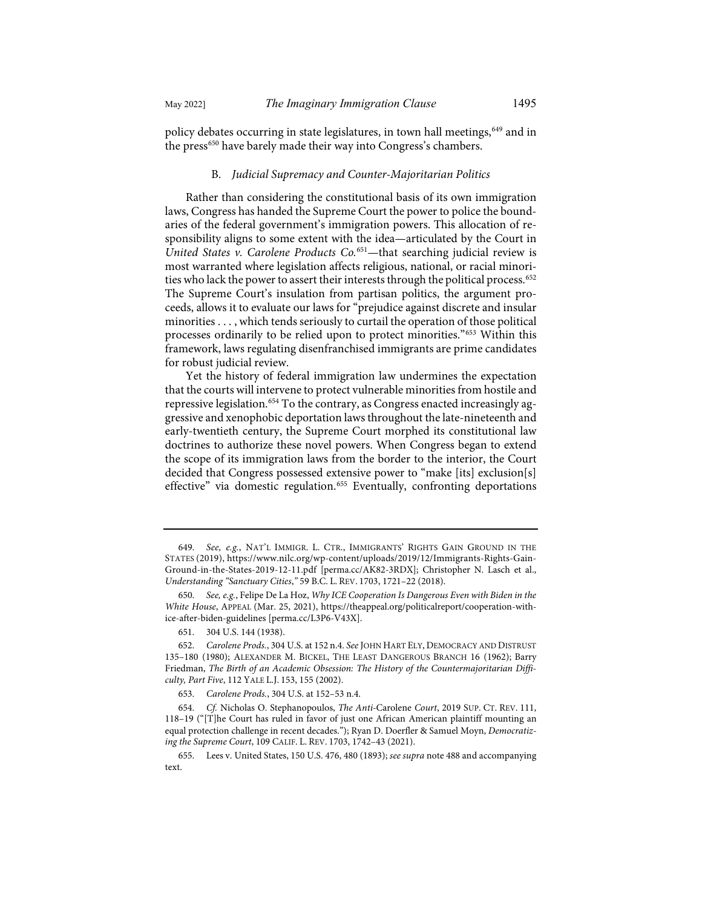policy debates occurring in state legislatures, in town hall meetings,[649] and in the press[650] have barely made their way into Congress's chambers.

### B. *Judicial Supremacy and Counter-Majoritarian Politics*

Rather than considering the constitutional basis of its own immigration laws, Congress has handed the Supreme Court the power to police the boundaries of the federal government's immigration powers. This allocation of responsibility aligns to some extent with the idea—articulated by the Court in *United States v. Carolene Products Co.*[651]—that searching judicial review is most warranted where legislation affects religious, national, or racial minorities who lack the power to assert their interests through the political process.[652] The Supreme Court's insulation from partisan politics, the argument proceeds, allows it to evaluate our laws for "prejudice against discrete and insular minorities . . . , which tends seriously to curtail the operation of those political processes ordinarily to be relied upon to protect minorities."[653] Within this framework, laws regulating disenfranchised immigrants are prime candidates for robust judicial review.

Yet the history of federal immigration law undermines the expectation that the courts will intervene to protect vulnerable minorities from hostile and repressive legislation.[654] To the contrary, as Congress enacted increasingly aggressive and xenophobic deportation laws throughout the late-nineteenth and early-twentieth century, the Supreme Court morphed its constitutional law doctrines to authorize these novel powers. When Congress began to extend the scope of its immigration laws from the border to the interior, the Court decided that Congress possessed extensive power to "make [its] exclusion[s] effective" via domestic regulation.[655] Eventually, confronting deportations

---

649. *See, e.g.*, NAT'L IMMIGR. L. CTR., IMMIGRANTS' RIGHTS GAIN GROUND IN THE STATES (2019), https://www.nilc.org/wp-content/uploads/2019/12/Immigrants-Rights-Gain-Ground-in-the-States-2019-12-11.pdf [perma.cc/AK82-3RDX]; Christopher N. Lasch et al., *Understanding "Sanctuary Cities*,*"* 59 B.C. L. REV. 1703, 1721–22 (2018).

650. *See, e.g.*, Felipe De La Hoz, *Why ICE Cooperation Is Dangerous Even with Biden in the White House*, APPEAL (Mar. 25, 2021), https://theappeal.org/politicalreport/cooperation-with-ice-after-biden-guidelines [perma.cc/L3P6-V43X].

651. 304 U.S. 144 (1938).

652. *Carolene Prods.*, 304 U.S. at 152 n.4. *See* JOHN HART ELY, DEMOCRACY AND DISTRUST 135–180 (1980); ALEXANDER M. BICKEL, THE LEAST DANGEROUS BRANCH 16 (1962); Barry Friedman, *The Birth of an Academic Obsession: The History of the Countermajoritarian Difficulty, Part Five*, 112 YALE L.J. 153, 155 (2002).

653. *Carolene Prods.*, 304 U.S. at 152–53 n.4.

654. *Cf.* Nicholas O. Stephanopoulos, *The Anti-*Carolene *Court*, 2019 SUP. CT. REV. 111, 118–19 ("[T]he Court has ruled in favor of just one African American plaintiff mounting an equal protection challenge in recent decades."); Ryan D. Doerfler & Samuel Moyn, *Democratizing the Supreme Court*, 109 CALIF. L. REV. 1703, 1742–43 (2021).

655. Lees v. United States, 150 U.S. 476, 480 (1893); *see supra* note 488 and accompanying text.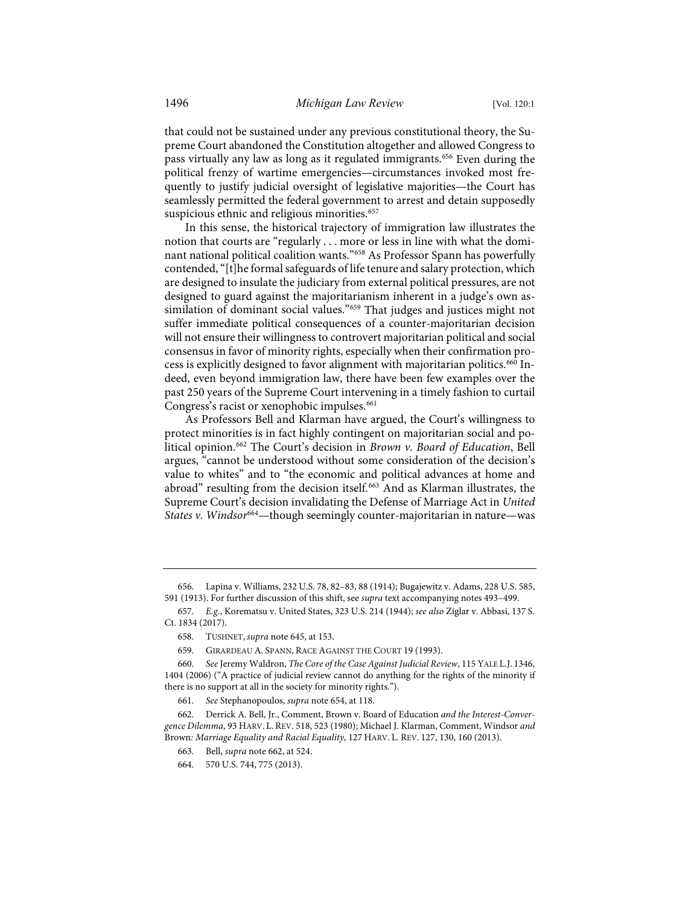that could not be sustained under any previous constitutional theory, the Supreme Court abandoned the Constitution altogether and allowed Congress to pass virtually any law as long as it regulated immigrants.[656] Even during the political frenzy of wartime emergencies—circumstances invoked most frequently to justify judicial oversight of legislative majorities—the Court has seamlessly permitted the federal government to arrest and detain supposedly suspicious ethnic and religious minorities.[657]

In this sense, the historical trajectory of immigration law illustrates the notion that courts are "regularly . . . more or less in line with what the dominant national political coalition wants."[658] As Professor Spann has powerfully contended, "[t]he formal safeguards of life tenure and salary protection, which are designed to insulate the judiciary from external political pressures, are not designed to guard against the majoritarianism inherent in a judge's own assimilation of dominant social values."[659] That judges and justices might not suffer immediate political consequences of a counter-majoritarian decision will not ensure their willingness to controvert majoritarian political and social consensus in favor of minority rights, especially when their confirmation process is explicitly designed to favor alignment with majoritarian politics.[660] Indeed, even beyond immigration law, there have been few examples over the past 250 years of the Supreme Court intervening in a timely fashion to curtail Congress's racist or xenophobic impulses.[661]

As Professors Bell and Klarman have argued, the Court's willingness to protect minorities is in fact highly contingent on majoritarian social and political opinion.[662] The Court's decision in *Brown v. Board of Education*, Bell argues, "cannot be understood without some consideration of the decision's value to whites" and to "the economic and political advances at home and abroad" resulting from the decision itself.[663] And as Klarman illustrates, the Supreme Court's decision invalidating the Defense of Marriage Act in *United States v. Windsor*[664]—though seemingly counter-majoritarian in nature—was

---

656. Lapina v. Williams, 232 U.S. 78, 82–83, 88 (1914); Bugajewitz v. Adams, 228 U.S. 585, 591 (1913). For further discussion of this shift, see *supra* text accompanying notes 493–499.

657. *E.g.*, Korematsu v. United States, 323 U.S. 214 (1944); *see also* Ziglar v. Abbasi, 137 S. Ct. 1834 (2017).

658. TUSHNET, *supra* note 645, at 153.

659. GIRARDEAU A. SPANN, RACE AGAINST THE COURT 19 (1993).

660. *See* Jeremy Waldron, *The Core of the Case Against Judicial Review*, 115 YALE L.J. 1346, 1404 (2006) ("A practice of judicial review cannot do anything for the rights of the minority if there is no support at all in the society for minority rights.").

661. *See* Stephanopoulos, *supra* note 654, at 118.

662. Derrick A. Bell, Jr., Comment, Brown v. Board of Education *and the Interest-Convergence Dilemma*, 93 HARV. L. REV. 518, 523 (1980); Michael J. Klarman, Comment, Windsor *and* Brown*: Marriage Equality and Racial Equality*, 127 HARV. L. REV. 127, 130, 160 (2013).

663. Bell, *supra* note 662, at 524.

664. 570 U.S. 744, 775 (2013).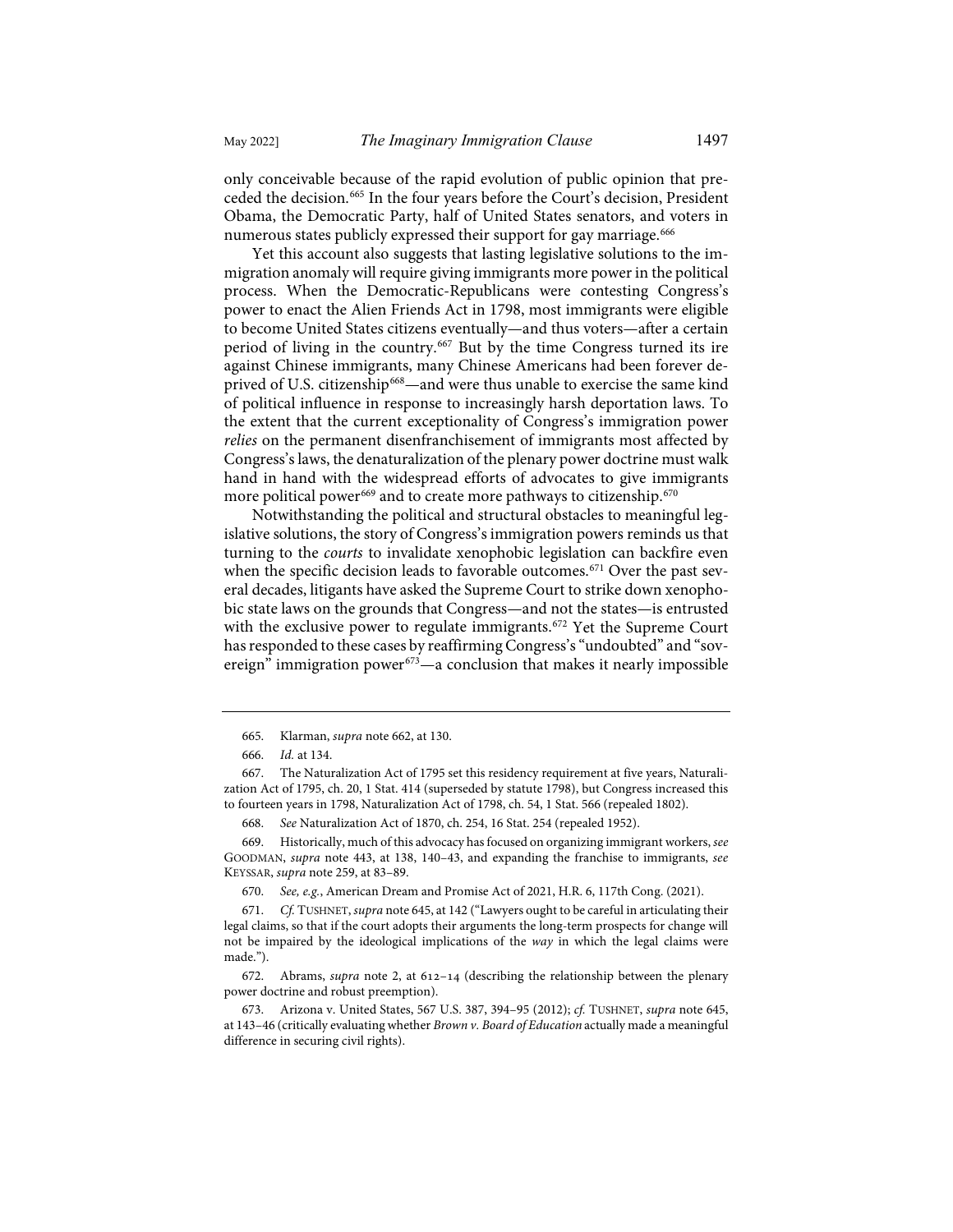only conceivable because of the rapid evolution of public opinion that preceded the decision.[665] In the four years before the Court's decision, President Obama, the Democratic Party, half of United States senators, and voters in numerous states publicly expressed their support for gay marriage.[666]

Yet this account also suggests that lasting legislative solutions to the immigration anomaly will require giving immigrants more power in the political process. When the Democratic-Republicans were contesting Congress's power to enact the Alien Friends Act in 1798, most immigrants were eligible to become United States citizens eventually—and thus voters—after a certain period of living in the country.[667] But by the time Congress turned its ire against Chinese immigrants, many Chinese Americans had been forever deprived of U.S. citizenship[668]—and were thus unable to exercise the same kind of political influence in response to increasingly harsh deportation laws. To the extent that the current exceptionality of Congress's immigration power *relies* on the permanent disenfranchisement of immigrants most affected by Congress's laws, the denaturalization of the plenary power doctrine must walk hand in hand with the widespread efforts of advocates to give immigrants more political power[669] and to create more pathways to citizenship.[670]

Notwithstanding the political and structural obstacles to meaningful legislative solutions, the story of Congress's immigration powers reminds us that turning to the *courts* to invalidate xenophobic legislation can backfire even when the specific decision leads to favorable outcomes.[671] Over the past several decades, litigants have asked the Supreme Court to strike down xenophobic state laws on the grounds that Congress—and not the states—is entrusted with the exclusive power to regulate immigrants.[672] Yet the Supreme Court has responded to these cases by reaffirming Congress's "undoubted" and "sovereign" immigration power[673]—a conclusion that makes it nearly impossible

---

665. Klarman, *supra* note 662, at 130.

666. *Id.* at 134.

667. The Naturalization Act of 1795 set this residency requirement at five years, Naturalization Act of 1795, ch. 20, 1 Stat. 414 (superseded by statute 1798), but Congress increased this to fourteen years in 1798, Naturalization Act of 1798, ch. 54, 1 Stat. 566 (repealed 1802).

668. *See* Naturalization Act of 1870, ch. 254, 16 Stat. 254 (repealed 1952).

669. Historically, much of this advocacy has focused on organizing immigrant workers, *see* GOODMAN, *supra* note 443, at 138, 140–43, and expanding the franchise to immigrants, *see* KEYSSAR, *supra* note 259, at 83–89.

670. *See, e.g.*, American Dream and Promise Act of 2021, H.R. 6, 117th Cong. (2021).

671. *Cf.* TUSHNET, *supra* note 645, at 142 ("Lawyers ought to be careful in articulating their legal claims, so that if the court adopts their arguments the long-term prospects for change will not be impaired by the ideological implications of the *way* in which the legal claims were made.").

672. Abrams, *supra* note 2, at 612–14 (describing the relationship between the plenary power doctrine and robust preemption).

673. Arizona v. United States, 567 U.S. 387, 394–95 (2012); *cf.* TUSHNET, *supra* note 645, at 143–46 (critically evaluating whether *Brown v. Board of Education* actually made a meaningful difference in securing civil rights).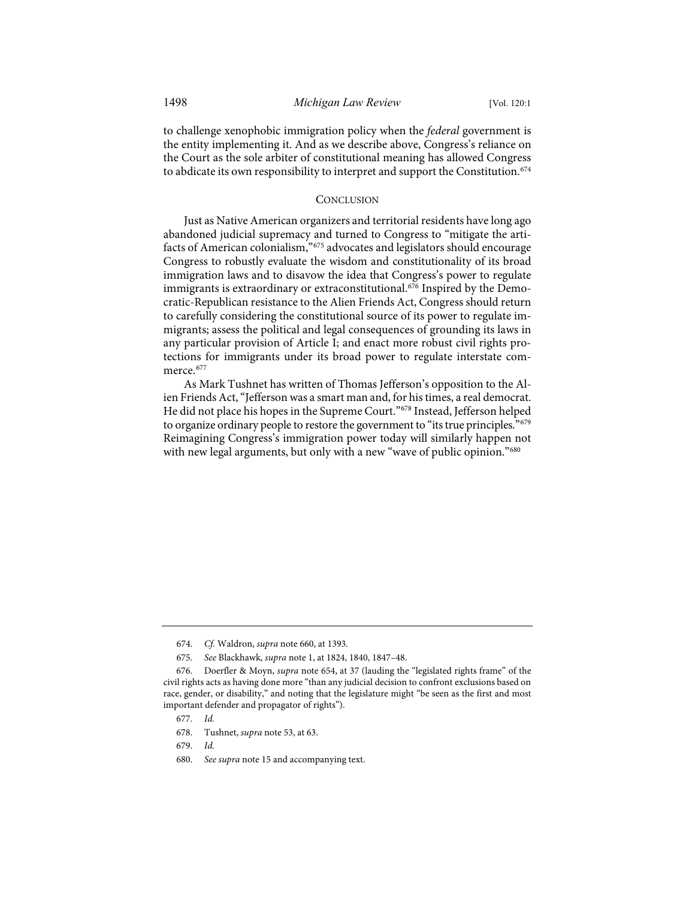to challenge xenophobic immigration policy when the *federal* government is the entity implementing it. And as we describe above, Congress's reliance on the Court as the sole arbiter of constitutional meaning has allowed Congress to abdicate its own responsibility to interpret and support the Constitution.[674]

## CONCLUSION

Just as Native American organizers and territorial residents have long ago abandoned judicial supremacy and turned to Congress to "mitigate the artifacts of American colonialism,"[675] advocates and legislators should encourage Congress to robustly evaluate the wisdom and constitutionality of its broad immigration laws and to disavow the idea that Congress's power to regulate immigrants is extraordinary or extraconstitutional.[676] Inspired by the Democratic-Republican resistance to the Alien Friends Act, Congress should return to carefully considering the constitutional source of its power to regulate immigrants; assess the political and legal consequences of grounding its laws in any particular provision of Article I; and enact more robust civil rights protections for immigrants under its broad power to regulate interstate commerce.[677]

As Mark Tushnet has written of Thomas Jefferson's opposition to the Alien Friends Act, "Jefferson was a smart man and, for his times, a real democrat. He did not place his hopes in the Supreme Court."[678] Instead, Jefferson helped to organize ordinary people to restore the government to "its true principles."[679] Reimagining Congress's immigration power today will similarly happen not with new legal arguments, but only with a new "wave of public opinion."[680]

---

674. *Cf.* Waldron, *supra* note 660, at 1393.

675. *See* Blackhawk, *supra* note 1, at 1824, 1840, 1847–48.

676. Doerfler & Moyn, *supra* note 654, at 37 (lauding the "legislated rights frame" of the civil rights acts as having done more "than any judicial decision to confront exclusions based on race, gender, or disability," and noting that the legislature might "be seen as the first and most important defender and propagator of rights").

677. *Id.*

678. Tushnet, *supra* note 53, at 63.

679. *Id.*

680. *See supra* note 15 and accompanying text.